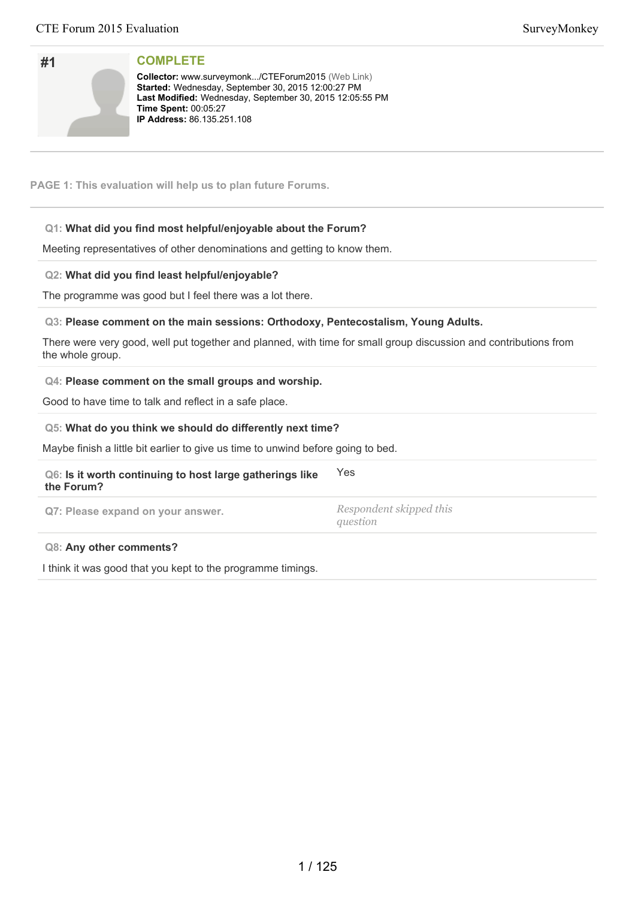# #1

## COMPLETE

**Collector:** www.surveymonk.../CTEForum2015 (Web Link)
**Started:** Wednesday, September 30, 2015 12:00:27 PM
**Last Modified:** Wednesday, September 30, 2015 12:05:55 PM
**Time Spent:** 00:05:27
**IP Address:** 86.135.251.108

**PAGE 1: This evaluation will help us to plan future Forums.**

**Q1: What did you find most helpful/enjoyable about the Forum?**

Meeting representatives of other denominations and getting to know them.

**Q2: What did you find least helpful/enjoyable?**

The programme was good but I feel there was a lot there.

**Q3: Please comment on the main sessions: Orthodoxy, Pentecostalism, Young Adults.**

There were very good, well put together and planned, with time for small group discussion and contributions from the whole group.

**Q4: Please comment on the small groups and worship.**

Good to have time to talk and reflect in a safe place.

**Q5: What do you think we should do differently next time?**

Maybe finish a little bit earlier to give us time to unwind before going to bed.

**Q6: Is it worth continuing to host large gatherings like the Forum?** Yes

**Q7: Please expand on your answer.** *Respondent skipped this question*

**Q8: Any other comments?**

I think it was good that you kept to the programme timings.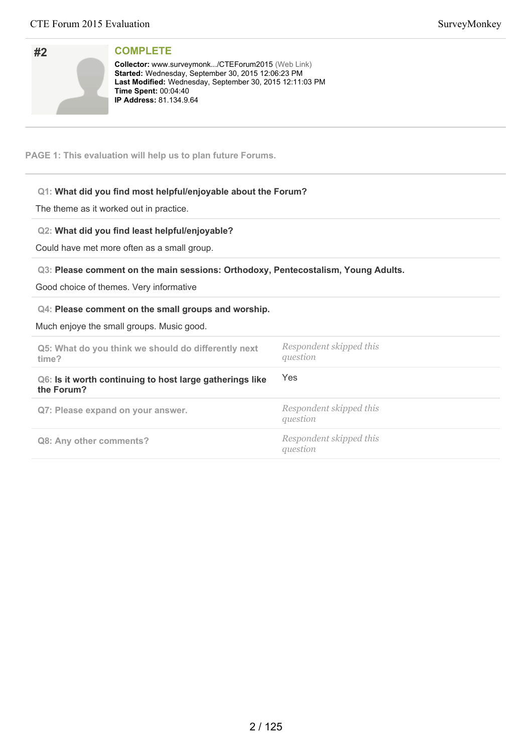## #2

**COMPLETE**

**Collector:** www.surveymonk.../CTEForum2015 (Web Link)
**Started:** Wednesday, September 30, 2015 12:06:23 PM
**Last Modified:** Wednesday, September 30, 2015 12:11:03 PM
**Time Spent:** 00:04:40
**IP Address:** 81.134.9.64

**PAGE 1: This evaluation will help us to plan future Forums.**

**Q1: What did you find most helpful/enjoyable about the Forum?**

The theme as it worked out in practice.

**Q2: What did you find least helpful/enjoyable?**

Could have met more often as a small group.

**Q3: Please comment on the main sessions: Orthodoxy, Pentecostalism, Young Adults.**

Good choice of themes. Very informative

**Q4: Please comment on the small groups and worship.**

Much enjoye the small groups. Music good.

**Q5: What do you think we should do differently next time?** *Respondent skipped this question*

**Q6: Is it worth continuing to host large gatherings like the Forum?** Yes

**Q7: Please expand on your answer.** *Respondent skipped this question*

**Q8: Any other comments?** *Respondent skipped this question*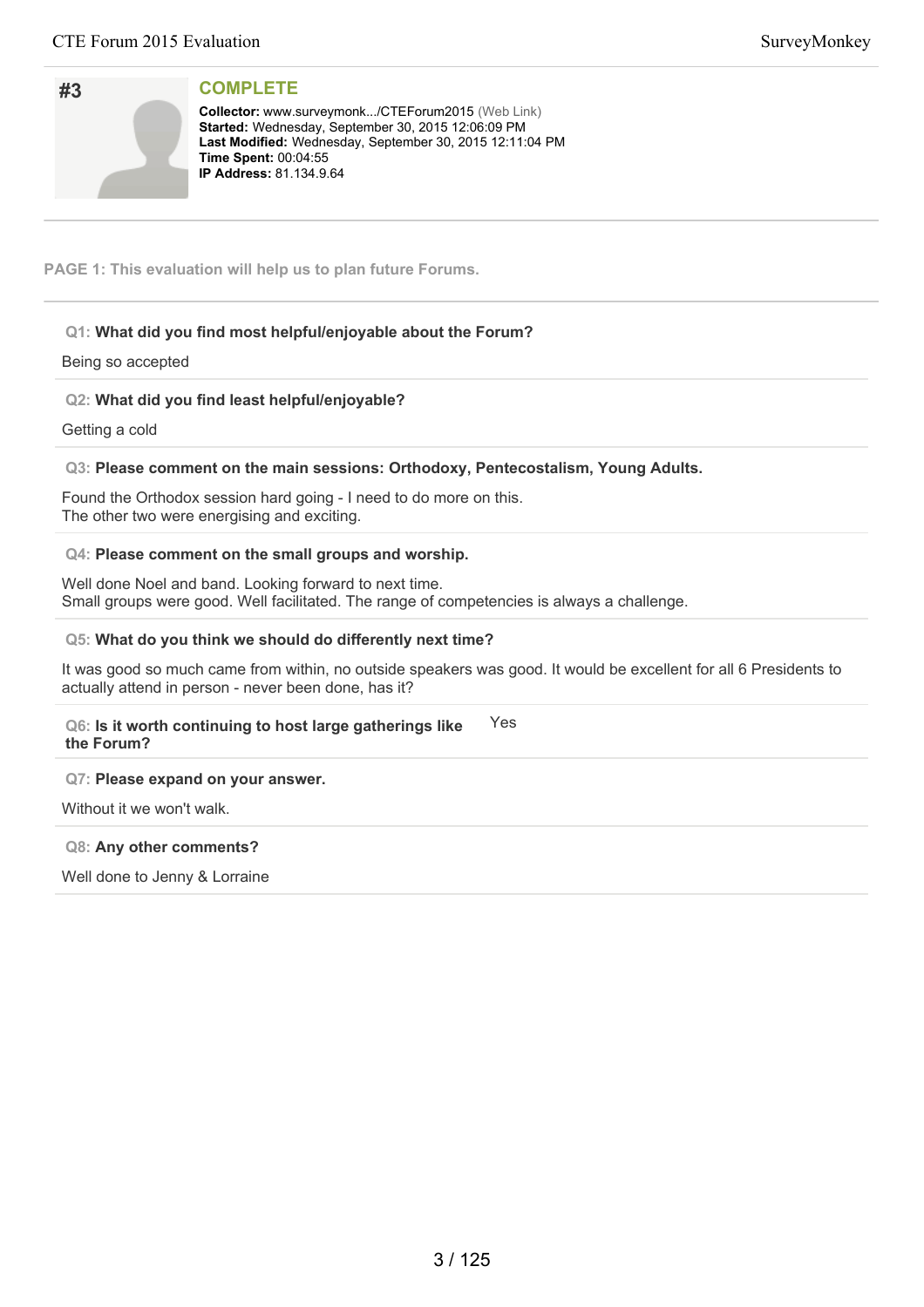## #3

**COMPLETE**

**Collector:** www.surveymonk.../CTEForum2015 (Web Link)
**Started:** Wednesday, September 30, 2015 12:06:09 PM
**Last Modified:** Wednesday, September 30, 2015 12:11:04 PM
**Time Spent:** 00:04:55
**IP Address:** 81.134.9.64

**PAGE 1: This evaluation will help us to plan future Forums.**

**Q1: What did you find most helpful/enjoyable about the Forum?**

Being so accepted

**Q2: What did you find least helpful/enjoyable?**

Getting a cold

**Q3: Please comment on the main sessions: Orthodoxy, Pentecostalism, Young Adults.**

Found the Orthodox session hard going - I need to do more on this.
The other two were energising and exciting.

**Q4: Please comment on the small groups and worship.**

Well done Noel and band. Looking forward to next time.
Small groups were good. Well facilitated. The range of competencies is always a challenge.

**Q5: What do you think we should do differently next time?**

It was good so much came from within, no outside speakers was good. It would be excellent for all 6 Presidents to actually attend in person - never been done, has it?

**Q6: Is it worth continuing to host large gatherings like the Forum?**

Yes

**Q7: Please expand on your answer.**

Without it we won't walk.

**Q8: Any other comments?**

Well done to Jenny & Lorraine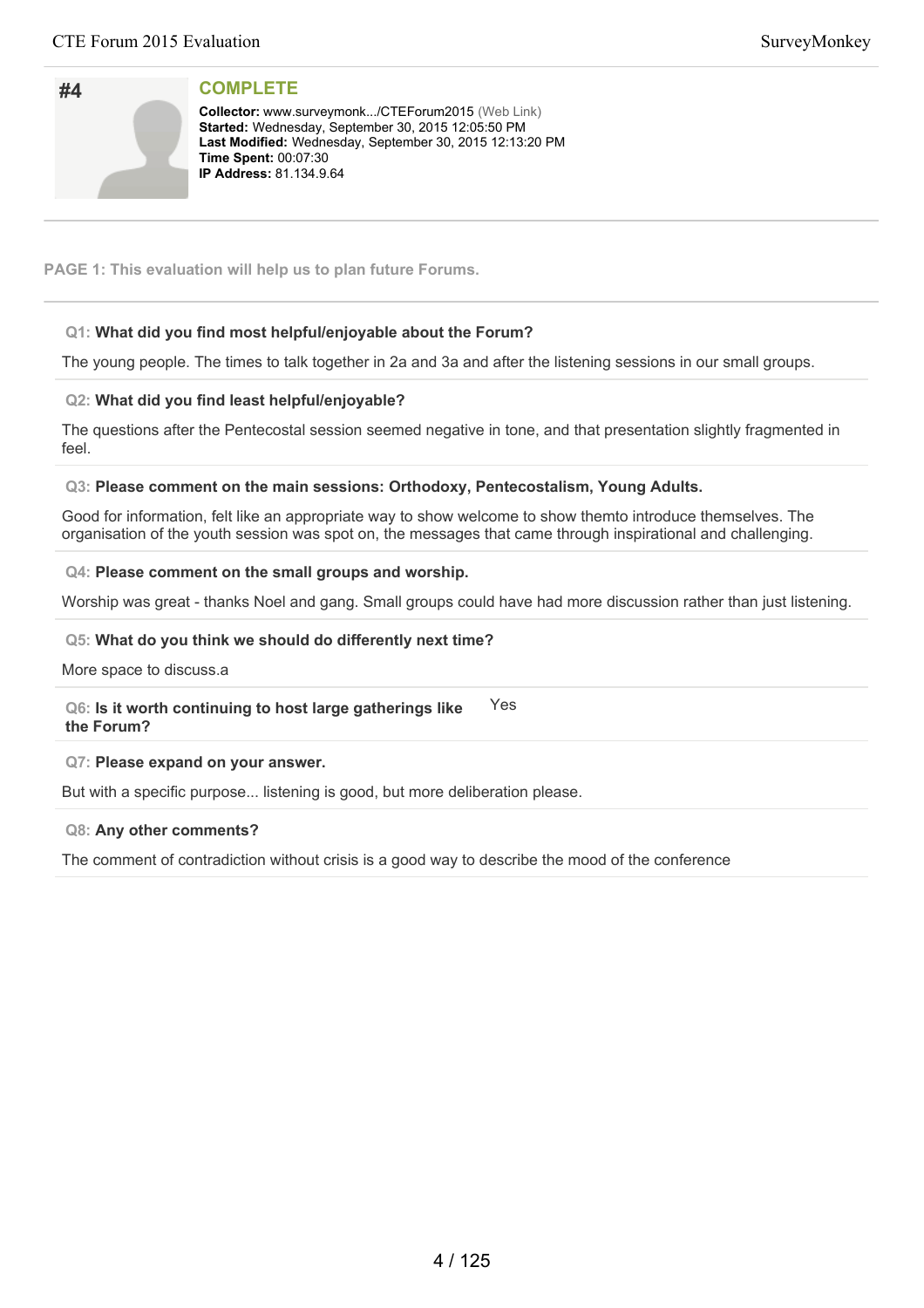## #4

**COMPLETE**

**Collector:** www.surveymonk.../CTEForum2015 (Web Link)
**Started:** Wednesday, September 30, 2015 12:05:50 PM
**Last Modified:** Wednesday, September 30, 2015 12:13:20 PM
**Time Spent:** 00:07:30
**IP Address:** 81.134.9.64

**PAGE 1: This evaluation will help us to plan future Forums.**

**Q1: What did you find most helpful/enjoyable about the Forum?**

The young people. The times to talk together in 2a and 3a and after the listening sessions in our small groups.

**Q2: What did you find least helpful/enjoyable?**

The questions after the Pentecostal session seemed negative in tone, and that presentation slightly fragmented in feel.

**Q3: Please comment on the main sessions: Orthodoxy, Pentecostalism, Young Adults.**

Good for information, felt like an appropriate way to show welcome to show themto introduce themselves. The organisation of the youth session was spot on, the messages that came through inspirational and challenging.

**Q4: Please comment on the small groups and worship.**

Worship was great - thanks Noel and gang. Small groups could have had more discussion rather than just listening.

**Q5: What do you think we should do differently next time?**

More space to discuss.a

**Q6: Is it worth continuing to host large gatherings like the Forum?**

Yes

**Q7: Please expand on your answer.**

But with a specific purpose... listening is good, but more deliberation please.

**Q8: Any other comments?**

The comment of contradiction without crisis is a good way to describe the mood of the conference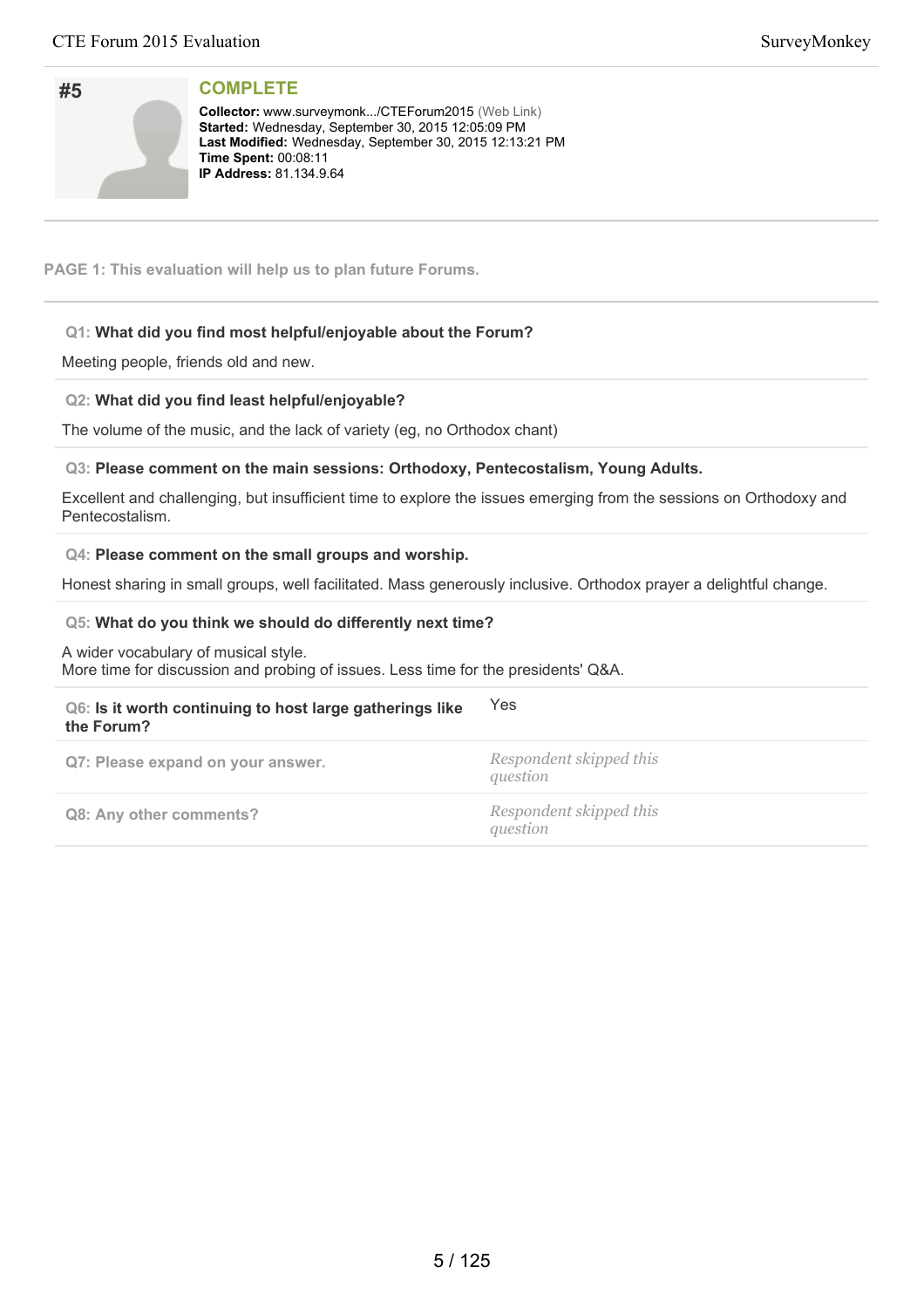## #5

**COMPLETE**

**Collector:** www.surveymonk.../CTEForum2015 (Web Link)
**Started:** Wednesday, September 30, 2015 12:05:09 PM
**Last Modified:** Wednesday, September 30, 2015 12:13:21 PM
**Time Spent:** 00:08:11
**IP Address:** 81.134.9.64

**PAGE 1: This evaluation will help us to plan future Forums.**

**Q1: What did you find most helpful/enjoyable about the Forum?**

Meeting people, friends old and new.

**Q2: What did you find least helpful/enjoyable?**

The volume of the music, and the lack of variety (eg, no Orthodox chant)

**Q3: Please comment on the main sessions: Orthodoxy, Pentecostalism, Young Adults.**

Excellent and challenging, but insufficient time to explore the issues emerging from the sessions on Orthodoxy and Pentecostalism.

**Q4: Please comment on the small groups and worship.**

Honest sharing in small groups, well facilitated. Mass generously inclusive. Orthodox prayer a delightful change.

**Q5: What do you think we should do differently next time?**

A wider vocabulary of musical style.
More time for discussion and probing of issues. Less time for the presidents' Q&A.

**Q6: Is it worth continuing to host large gatherings like the Forum?** Yes

**Q7: Please expand on your answer.** *Respondent skipped this question*

**Q8: Any other comments?** *Respondent skipped this question*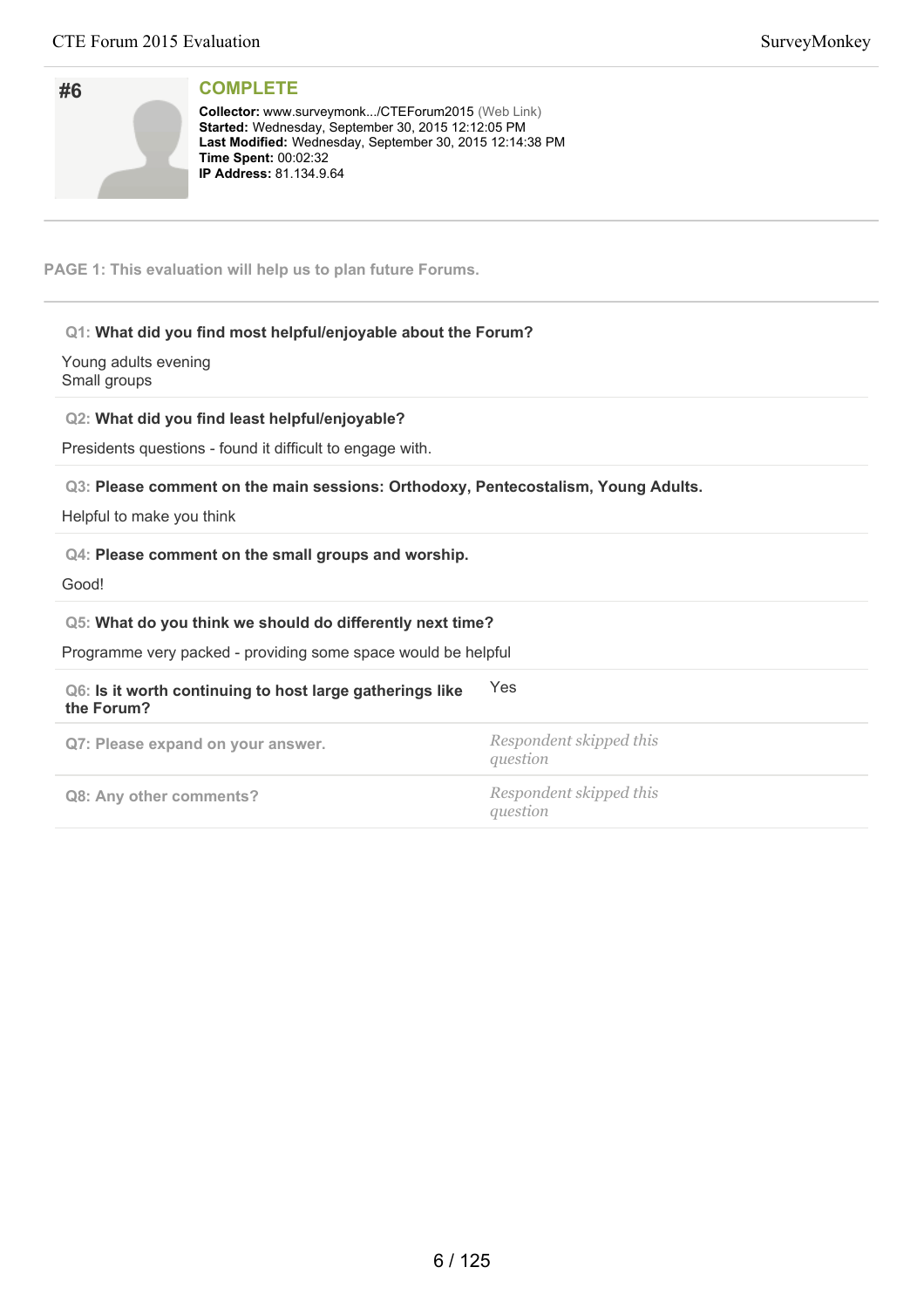## #6

**COMPLETE**

**Collector:** www.surveymonk.../CTEForum2015 (Web Link)
**Started:** Wednesday, September 30, 2015 12:12:05 PM
**Last Modified:** Wednesday, September 30, 2015 12:14:38 PM
**Time Spent:** 00:02:32
**IP Address:** 81.134.9.64

---

**PAGE 1: This evaluation will help us to plan future Forums.**

---

**Q1: What did you find most helpful/enjoyable about the Forum?**

Young adults evening
Small groups

**Q2: What did you find least helpful/enjoyable?**

Presidents questions - found it difficult to engage with.

**Q3: Please comment on the main sessions: Orthodoxy, Pentecostalism, Young Adults.**

Helpful to make you think

**Q4: Please comment on the small groups and worship.**

Good!

**Q5: What do you think we should do differently next time?**

Programme very packed - providing some space would be helpful

**Q6: Is it worth continuing to host large gatherings like the Forum?** Yes

**Q7: Please expand on your answer.** *Respondent skipped this question*

**Q8: Any other comments?** *Respondent skipped this question*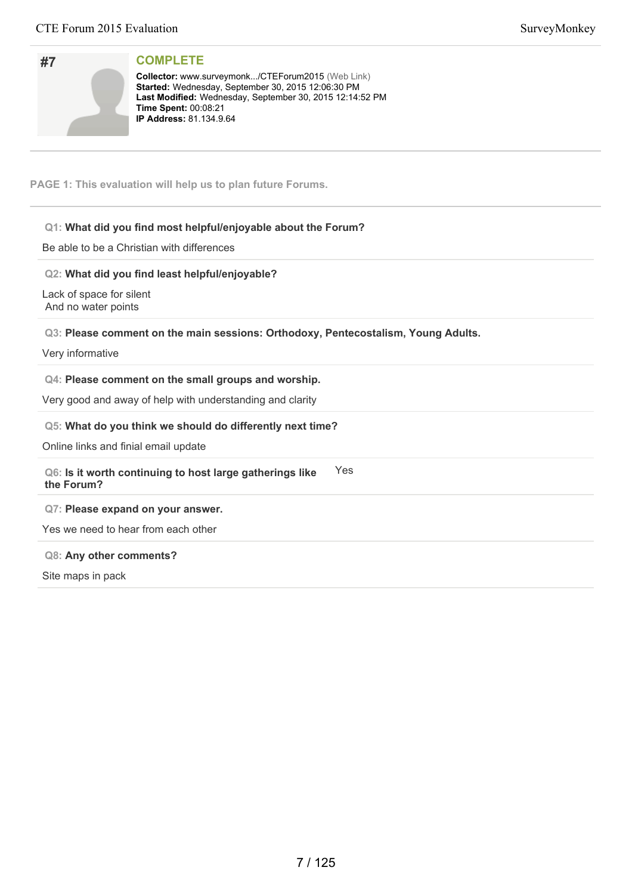#7

## COMPLETE

**Collector:** www.surveymonk.../CTEForum2015 (Web Link)
**Started:** Wednesday, September 30, 2015 12:06:30 PM
**Last Modified:** Wednesday, September 30, 2015 12:14:52 PM
**Time Spent:** 00:08:21
**IP Address:** 81.134.9.64

**PAGE 1: This evaluation will help us to plan future Forums.**

**Q1: What did you find most helpful/enjoyable about the Forum?**

Be able to be a Christian with differences

**Q2: What did you find least helpful/enjoyable?**

Lack of space for silent
And no water points

**Q3: Please comment on the main sessions: Orthodoxy, Pentecostalism, Young Adults.**

Very informative

**Q4: Please comment on the small groups and worship.**

Very good and away of help with understanding and clarity

**Q5: What do you think we should do differently next time?**

Online links and finial email update

**Q6: Is it worth continuing to host large gatherings like the Forum?**

Yes

**Q7: Please expand on your answer.**

Yes we need to hear from each other

**Q8: Any other comments?**

Site maps in pack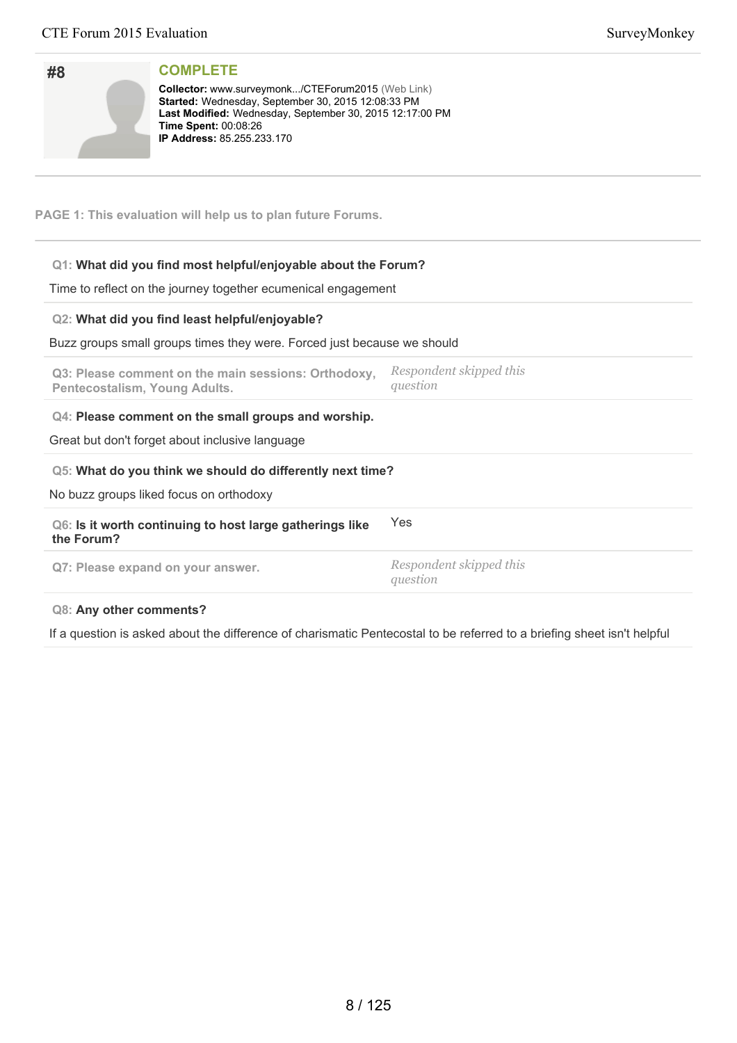## #8

### COMPLETE

**Collector:** www.surveymonk.../CTEForum2015 (Web Link)
**Started:** Wednesday, September 30, 2015 12:08:33 PM
**Last Modified:** Wednesday, September 30, 2015 12:17:00 PM
**Time Spent:** 00:08:26
**IP Address:** 85.255.233.170

**PAGE 1: This evaluation will help us to plan future Forums.**

**Q1: What did you find most helpful/enjoyable about the Forum?**

Time to reflect on the journey together ecumenical engagement

**Q2: What did you find least helpful/enjoyable?**

Buzz groups small groups times they were. Forced just because we should

**Q3: Please comment on the main sessions: Orthodoxy, Pentecostalism, Young Adults.**

*Respondent skipped this question*

**Q4: Please comment on the small groups and worship.**

Great but don't forget about inclusive language

**Q5: What do you think we should do differently next time?**

No buzz groups liked focus on orthodoxy

**Q6: Is it worth continuing to host large gatherings like the Forum?**

Yes

**Q7: Please expand on your answer.**

*Respondent skipped this question*

**Q8: Any other comments?**

If a question is asked about the difference of charismatic Pentecostal to be referred to a briefing sheet isn't helpful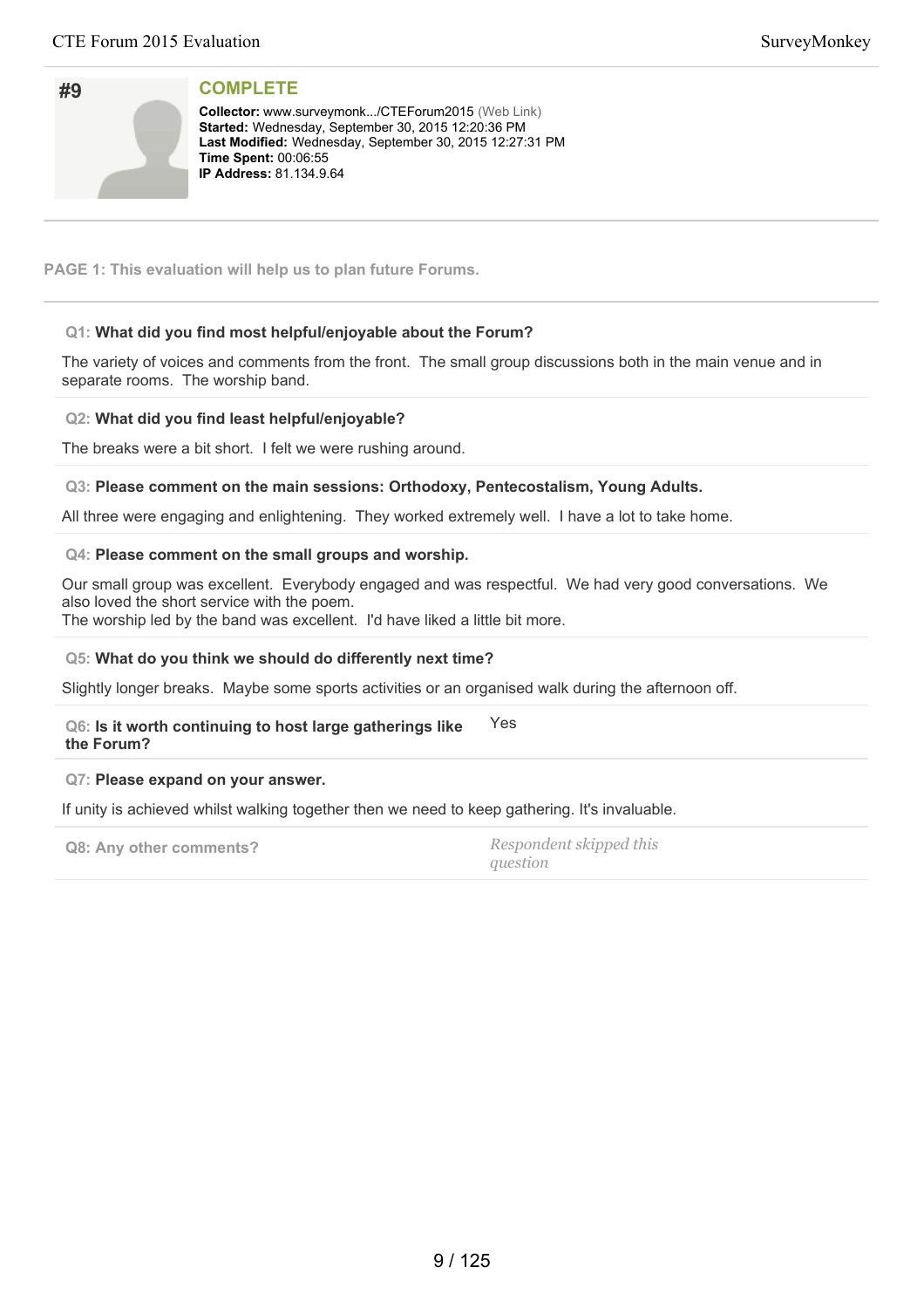## #9

**COMPLETE**

**Collector:** www.surveymonk.../CTEForum2015 (Web Link)
**Started:** Wednesday, September 30, 2015 12:20:36 PM
**Last Modified:** Wednesday, September 30, 2015 12:27:31 PM
**Time Spent:** 00:06:55
**IP Address:** 81.134.9.64

---

**PAGE 1: This evaluation will help us to plan future Forums.**

---

**Q1: What did you find most helpful/enjoyable about the Forum?**

The variety of voices and comments from the front. The small group discussions both in the main venue and in separate rooms. The worship band.

**Q2: What did you find least helpful/enjoyable?**

The breaks were a bit short. I felt we were rushing around.

**Q3: Please comment on the main sessions: Orthodoxy, Pentecostalism, Young Adults.**

All three were engaging and enlightening. They worked extremely well. I have a lot to take home.

**Q4: Please comment on the small groups and worship.**

Our small group was excellent. Everybody engaged and was respectful. We had very good conversations. We also loved the short service with the poem.
The worship led by the band was excellent. I'd have liked a little bit more.

**Q5: What do you think we should do differently next time?**

Slightly longer breaks. Maybe some sports activities or an organised walk during the afternoon off.

**Q6: Is it worth continuing to host large gatherings like the Forum?** Yes

**Q7: Please expand on your answer.**

If unity is achieved whilst walking together then we need to keep gathering. It's invaluable.

**Q8: Any other comments?** *Respondent skipped this question*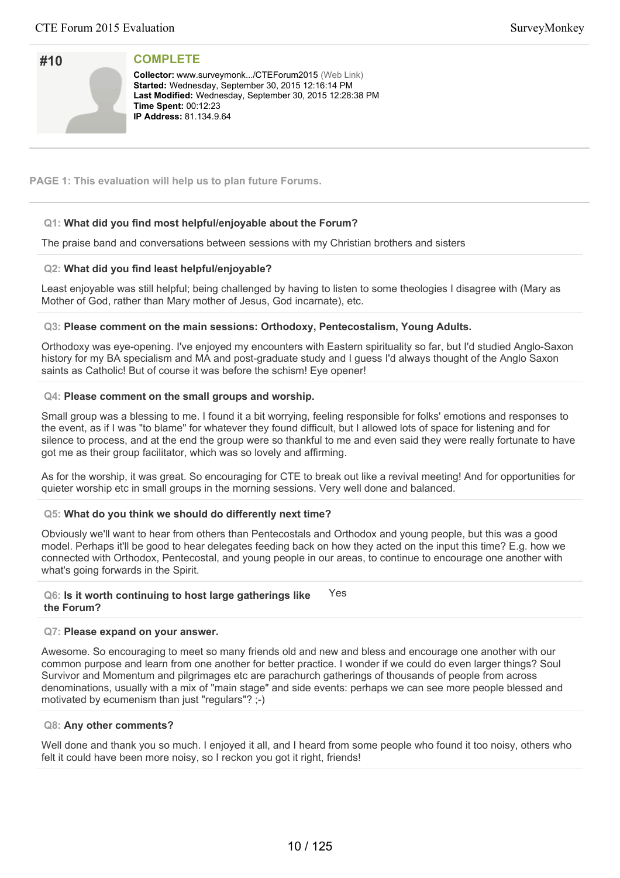## #10

**COMPLETE**

**Collector:** www.surveymonk.../CTEForum2015 (Web Link)
**Started:** Wednesday, September 30, 2015 12:16:14 PM
**Last Modified:** Wednesday, September 30, 2015 12:28:38 PM
**Time Spent:** 00:12:23
**IP Address:** 81.134.9.64

---

**PAGE 1: This evaluation will help us to plan future Forums.**

---

**Q1: What did you find most helpful/enjoyable about the Forum?**

The praise band and conversations between sessions with my Christian brothers and sisters

**Q2: What did you find least helpful/enjoyable?**

Least enjoyable was still helpful; being challenged by having to listen to some theologies I disagree with (Mary as Mother of God, rather than Mary mother of Jesus, God incarnate), etc.

**Q3: Please comment on the main sessions: Orthodoxy, Pentecostalism, Young Adults.**

Orthodoxy was eye-opening. I've enjoyed my encounters with Eastern spirituality so far, but I'd studied Anglo-Saxon history for my BA specialism and MA and post-graduate study and I guess I'd always thought of the Anglo Saxon saints as Catholic! But of course it was before the schism! Eye opener!

**Q4: Please comment on the small groups and worship.**

Small group was a blessing to me. I found it a bit worrying, feeling responsible for folks' emotions and responses to the event, as if I was "to blame" for whatever they found difficult, but I allowed lots of space for listening and for silence to process, and at the end the group were so thankful to me and even said they were really fortunate to have got me as their group facilitator, which was so lovely and affirming.

As for the worship, it was great. So encouraging for CTE to break out like a revival meeting! And for opportunities for quieter worship etc in small groups in the morning sessions. Very well done and balanced.

**Q5: What do you think we should do differently next time?**

Obviously we'll want to hear from others than Pentecostals and Orthodox and young people, but this was a good model. Perhaps it'll be good to hear delegates feeding back on how they acted on the input this time? E.g. how we connected with Orthodox, Pentecostal, and young people in our areas, to continue to encourage one another with what's going forwards in the Spirit.

**Q6: Is it worth continuing to host large gatherings like the Forum?**

Yes

**Q7: Please expand on your answer.**

Awesome. So encouraging to meet so many friends old and new and bless and encourage one another with our common purpose and learn from one another for better practice. I wonder if we could do even larger things? Soul Survivor and Momentum and pilgrimages etc are parachurch gatherings of thousands of people from across denominations, usually with a mix of "main stage" and side events: perhaps we can see more people blessed and motivated by ecumenism than just "regulars"? ;-)

**Q8: Any other comments?**

Well done and thank you so much. I enjoyed it all, and I heard from some people who found it too noisy, others who felt it could have been more noisy, so I reckon you got it right, friends!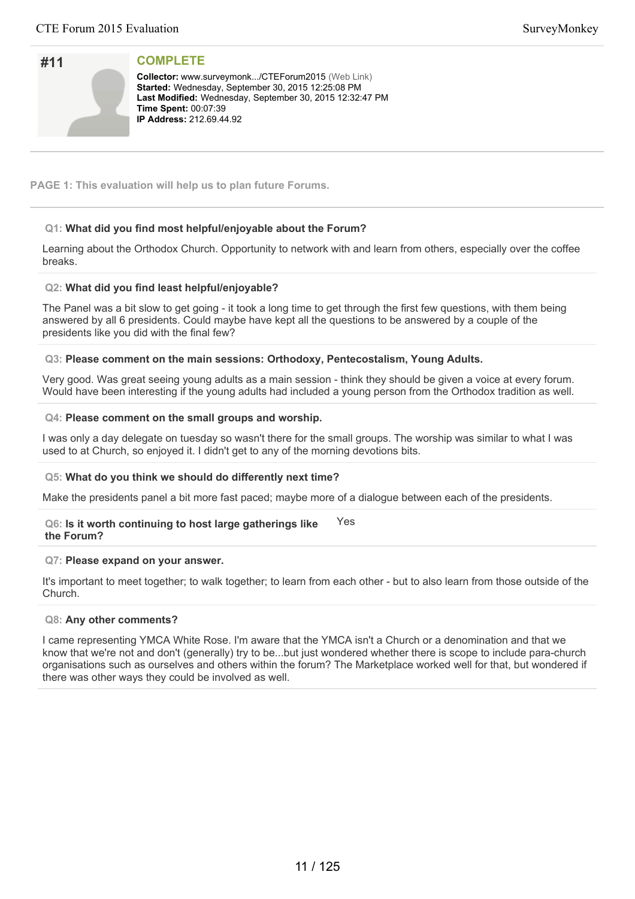# #11

**COMPLETE**

**Collector:** www.surveymonk.../CTEForum2015 (Web Link)
**Started:** Wednesday, September 30, 2015 12:25:08 PM
**Last Modified:** Wednesday, September 30, 2015 12:32:47 PM
**Time Spent:** 00:07:39
**IP Address:** 212.69.44.92

**PAGE 1: This evaluation will help us to plan future Forums.**

**Q1: What did you find most helpful/enjoyable about the Forum?**

Learning about the Orthodox Church. Opportunity to network with and learn from others, especially over the coffee breaks.

**Q2: What did you find least helpful/enjoyable?**

The Panel was a bit slow to get going - it took a long time to get through the first few questions, with them being answered by all 6 presidents. Could maybe have kept all the questions to be answered by a couple of the presidents like you did with the final few?

**Q3: Please comment on the main sessions: Orthodoxy, Pentecostalism, Young Adults.**

Very good. Was great seeing young adults as a main session - think they should be given a voice at every forum. Would have been interesting if the young adults had included a young person from the Orthodox tradition as well.

**Q4: Please comment on the small groups and worship.**

I was only a day delegate on tuesday so wasn't there for the small groups. The worship was similar to what I was used to at Church, so enjoyed it. I didn't get to any of the morning devotions bits.

**Q5: What do you think we should do differently next time?**

Make the presidents panel a bit more fast paced; maybe more of a dialogue between each of the presidents.

**Q6: Is it worth continuing to host large gatherings like the Forum?** Yes

**Q7: Please expand on your answer.**

It's important to meet together; to walk together; to learn from each other - but to also learn from those outside of the Church.

**Q8: Any other comments?**

I came representing YMCA White Rose. I'm aware that the YMCA isn't a Church or a denomination and that we know that we're not and don't (generally) try to be...but just wondered whether there is scope to include para-church organisations such as ourselves and others within the forum? The Marketplace worked well for that, but wondered if there was other ways they could be involved as well.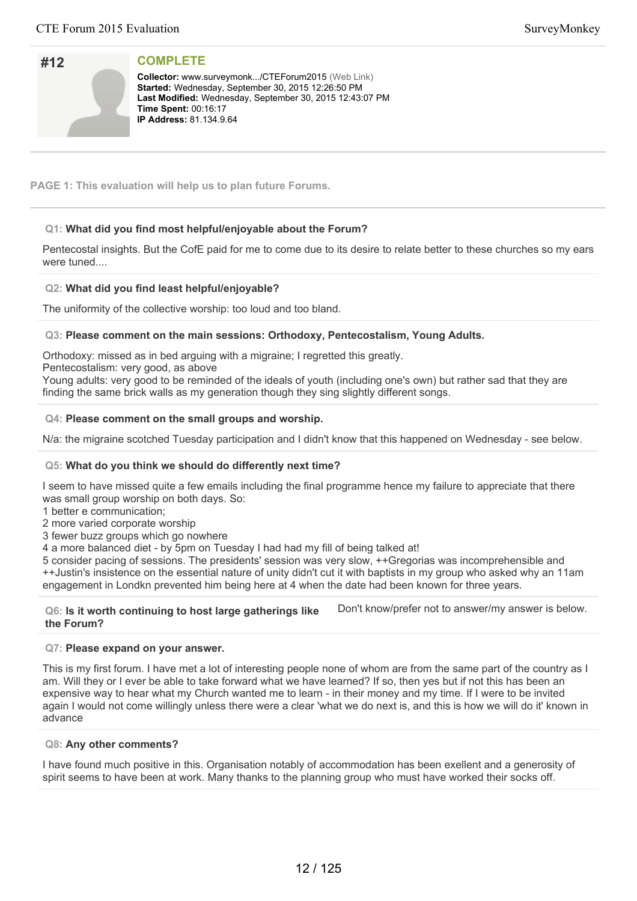## #12

**COMPLETE**

**Collector:** www.surveymonk.../CTEForum2015 (Web Link)
**Started:** Wednesday, September 30, 2015 12:26:50 PM
**Last Modified:** Wednesday, September 30, 2015 12:43:07 PM
**Time Spent:** 00:16:17
**IP Address:** 81.134.9.64

---

**PAGE 1: This evaluation will help us to plan future Forums.**

---

**Q1: What did you find most helpful/enjoyable about the Forum?**

Pentecostal insights. But the CofE paid for me to come due to its desire to relate better to these churches so my ears were tuned....

**Q2: What did you find least helpful/enjoyable?**

The uniformity of the collective worship: too loud and too bland.

**Q3: Please comment on the main sessions: Orthodoxy, Pentecostalism, Young Adults.**

Orthodoxy: missed as in bed arguing with a migraine; I regretted this greatly.
Pentecostalism: very good, as above
Young adults: very good to be reminded of the ideals of youth (including one's own) but rather sad that they are finding the same brick walls as my generation though they sing slightly different songs.

**Q4: Please comment on the small groups and worship.**

N/a: the migraine scotched Tuesday participation and I didn't know that this happened on Wednesday - see below.

**Q5: What do you think we should do differently next time?**

I seem to have missed quite a few emails including the final programme hence my failure to appreciate that there was small group worship on both days. So:
1 better e communication;
2 more varied corporate worship
3 fewer buzz groups which go nowhere
4 a more balanced diet - by 5pm on Tuesday I had had my fill of being talked at!
5 consider pacing of sessions. The presidents' session was very slow, ++Gregorias was incomprehensible and ++Justin's insistence on the essential nature of unity didn't cut it with baptists in my group who asked why an 11am engagement in Londkn prevented him being here at 4 when the date had been known for three years.

**Q6: Is it worth continuing to host large gatherings like the Forum?**

Don't know/prefer not to answer/my answer is below.

**Q7: Please expand on your answer.**

This is my first forum. I have met a lot of interesting people none of whom are from the same part of the country as I am. Will they or I ever be able to take forward what we have learned? If so, then yes but if not this has been an expensive way to hear what my Church wanted me to learn - in their money and my time. If I were to be invited again I would not come willingly unless there were a clear 'what we do next is, and this is how we will do it' known in advance

**Q8: Any other comments?**

I have found much positive in this. Organisation notably of accommodation has been exellent and a generosity of spirit seems to have been at work. Many thanks to the planning group who must have worked their socks off.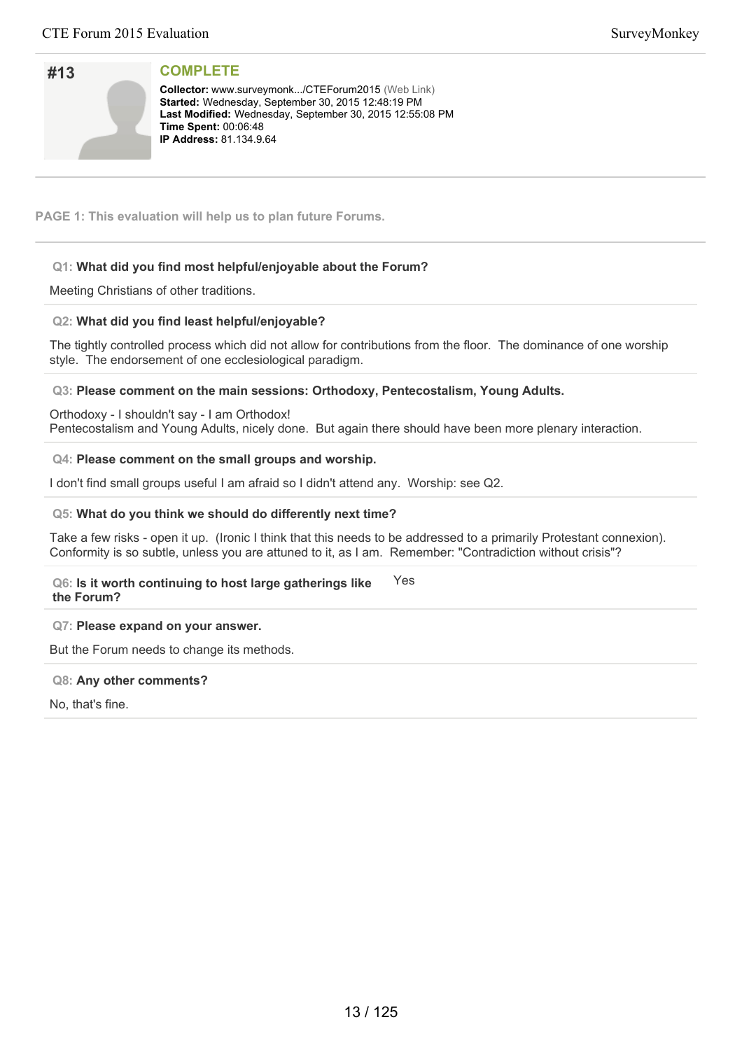## #13

**COMPLETE**

**Collector:** www.surveymonk.../CTEForum2015 (Web Link)
**Started:** Wednesday, September 30, 2015 12:48:19 PM
**Last Modified:** Wednesday, September 30, 2015 12:55:08 PM
**Time Spent:** 00:06:48
**IP Address:** 81.134.9.64

**PAGE 1: This evaluation will help us to plan future Forums.**

**Q1: What did you find most helpful/enjoyable about the Forum?**

Meeting Christians of other traditions.

**Q2: What did you find least helpful/enjoyable?**

The tightly controlled process which did not allow for contributions from the floor. The dominance of one worship style. The endorsement of one ecclesiological paradigm.

**Q3: Please comment on the main sessions: Orthodoxy, Pentecostalism, Young Adults.**

Orthodoxy - I shouldn't say - I am Orthodox!
Pentecostalism and Young Adults, nicely done. But again there should have been more plenary interaction.

**Q4: Please comment on the small groups and worship.**

I don't find small groups useful I am afraid so I didn't attend any. Worship: see Q2.

**Q5: What do you think we should do differently next time?**

Take a few risks - open it up. (Ironic I think that this needs to be addressed to a primarily Protestant connexion). Conformity is so subtle, unless you are attuned to it, as I am. Remember: "Contradiction without crisis"?

**Q6: Is it worth continuing to host large gatherings like the Forum?** Yes

**Q7: Please expand on your answer.**

But the Forum needs to change its methods.

**Q8: Any other comments?**

No, that's fine.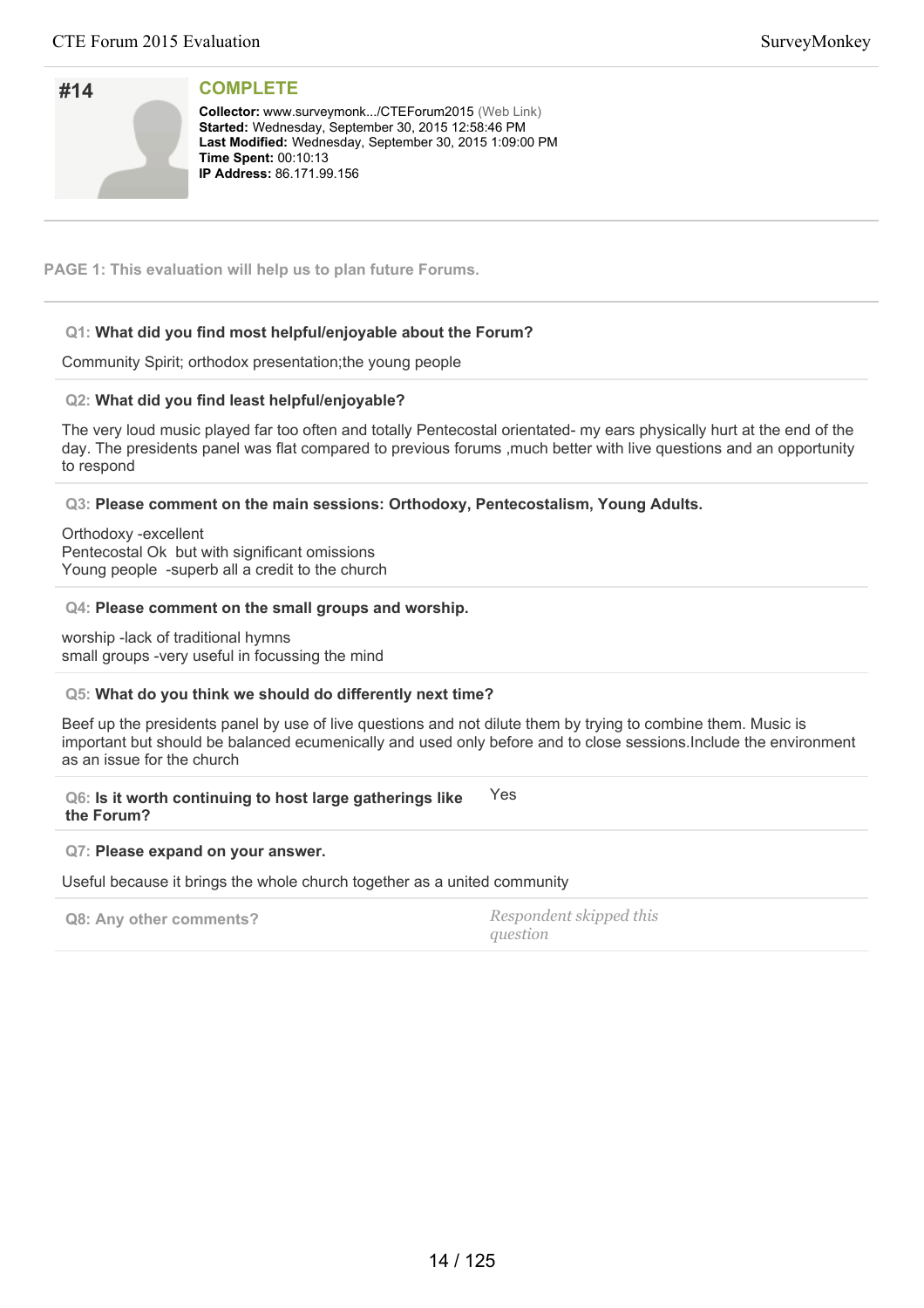## #14

**COMPLETE**

**Collector:** www.surveymonk.../CTEForum2015 (Web Link)
**Started:** Wednesday, September 30, 2015 12:58:46 PM
**Last Modified:** Wednesday, September 30, 2015 1:09:00 PM
**Time Spent:** 00:10:13
**IP Address:** 86.171.99.156

**PAGE 1: This evaluation will help us to plan future Forums.**

**Q1: What did you find most helpful/enjoyable about the Forum?**

Community Spirit; orthodox presentation;the young people

**Q2: What did you find least helpful/enjoyable?**

The very loud music played far too often and totally Pentecostal orientated- my ears physically hurt at the end of the day. The presidents panel was flat compared to previous forums ,much better with live questions and an opportunity to respond

**Q3: Please comment on the main sessions: Orthodoxy, Pentecostalism, Young Adults.**

Orthodoxy -excellent
Pentecostal Ok but with significant omissions
Young people -superb all a credit to the church

**Q4: Please comment on the small groups and worship.**

worship -lack of traditional hymns
small groups -very useful in focussing the mind

**Q5: What do you think we should do differently next time?**

Beef up the presidents panel by use of live questions and not dilute them by trying to combine them. Music is important but should be balanced ecumenically and used only before and to close sessions.Include the environment as an issue for the church

**Q6: Is it worth continuing to host large gatherings like the Forum?** Yes

**Q7: Please expand on your answer.**

Useful because it brings the whole church together as a united community

**Q8: Any other comments?** *Respondent skipped this question*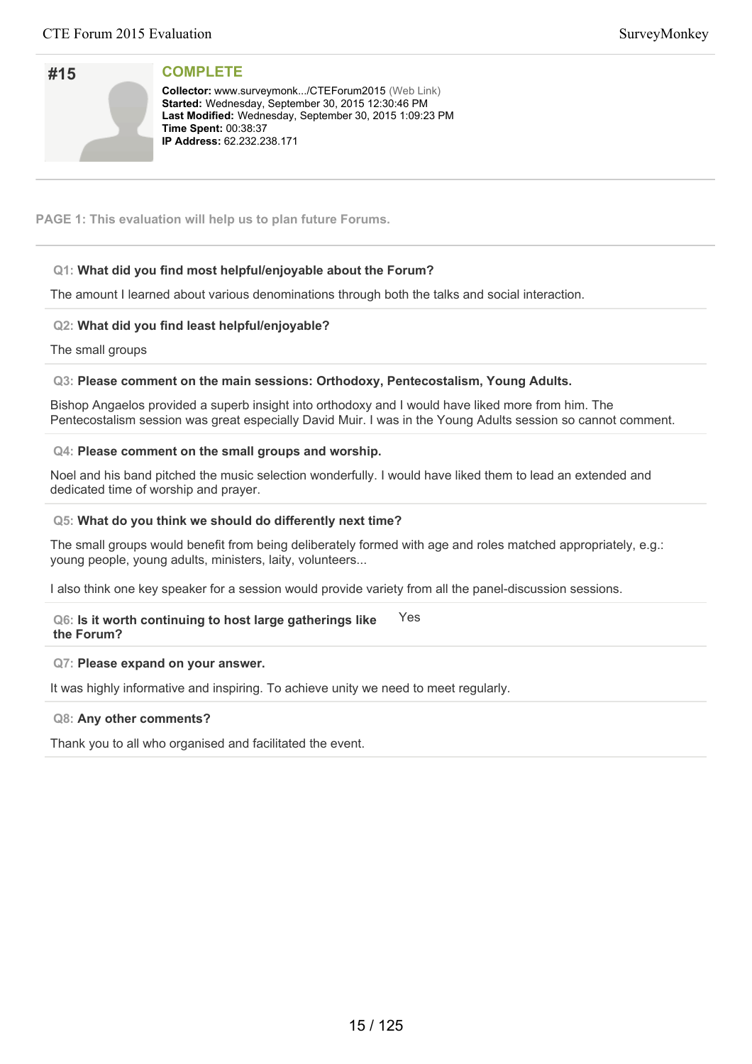## #15

**COMPLETE**

**Collector:** www.surveymonk.../CTEForum2015 (Web Link)
**Started:** Wednesday, September 30, 2015 12:30:46 PM
**Last Modified:** Wednesday, September 30, 2015 1:09:23 PM
**Time Spent:** 00:38:37
**IP Address:** 62.232.238.171

**PAGE 1: This evaluation will help us to plan future Forums.**

**Q1: What did you find most helpful/enjoyable about the Forum?**

The amount I learned about various denominations through both the talks and social interaction.

**Q2: What did you find least helpful/enjoyable?**

The small groups

**Q3: Please comment on the main sessions: Orthodoxy, Pentecostalism, Young Adults.**

Bishop Angaelos provided a superb insight into orthodoxy and I would have liked more from him. The Pentecostalism session was great especially David Muir. I was in the Young Adults session so cannot comment.

**Q4: Please comment on the small groups and worship.**

Noel and his band pitched the music selection wonderfully. I would have liked them to lead an extended and dedicated time of worship and prayer.

**Q5: What do you think we should do differently next time?**

The small groups would benefit from being deliberately formed with age and roles matched appropriately, e.g.: young people, young adults, ministers, laity, volunteers...

I also think one key speaker for a session would provide variety from all the panel-discussion sessions.

**Q6: Is it worth continuing to host large gatherings like the Forum?** Yes

**Q7: Please expand on your answer.**

It was highly informative and inspiring. To achieve unity we need to meet regularly.

**Q8: Any other comments?**

Thank you to all who organised and facilitated the event.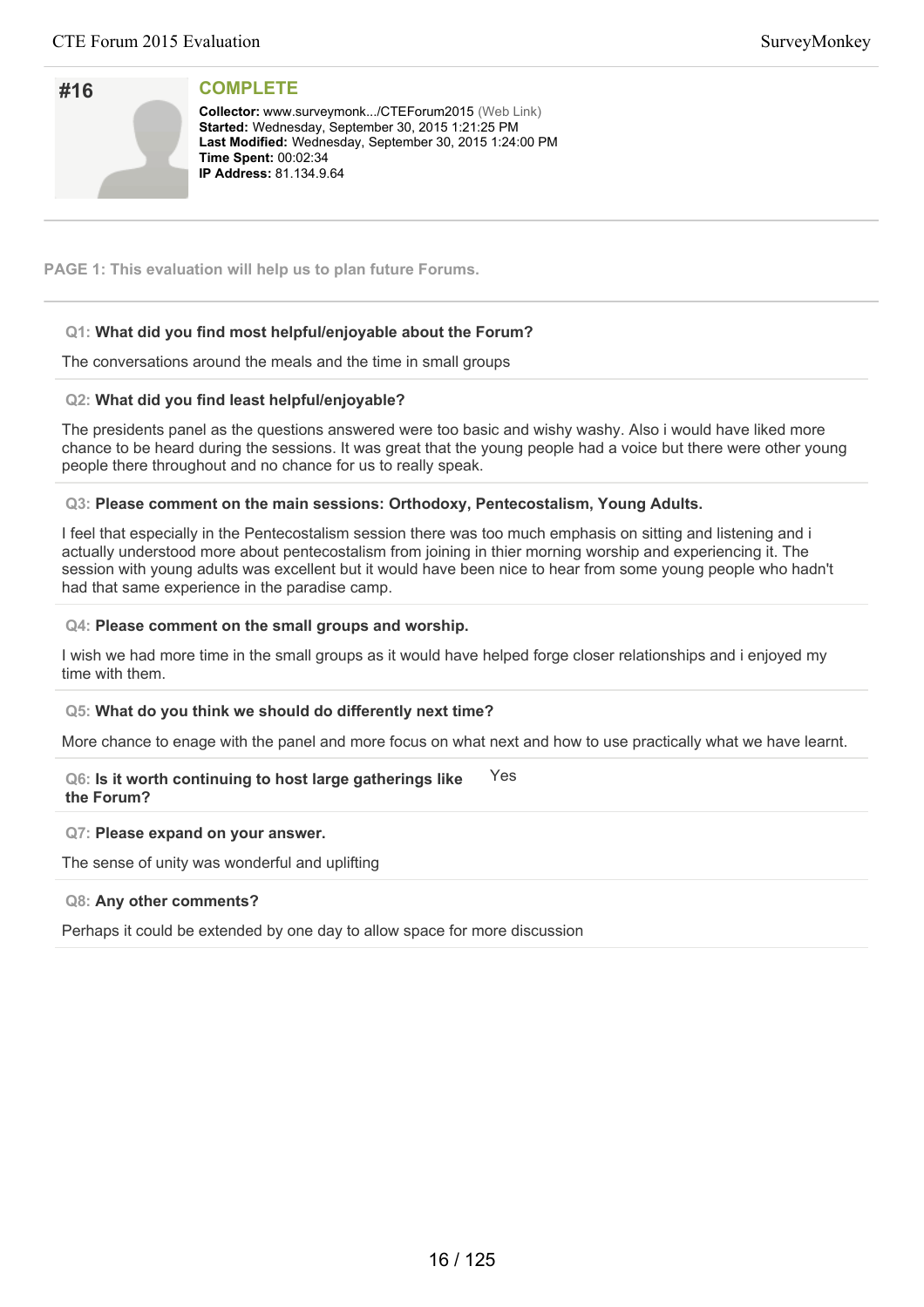## #16

**COMPLETE**

**Collector:** www.surveymonk.../CTEForum2015 (Web Link)
**Started:** Wednesday, September 30, 2015 1:21:25 PM
**Last Modified:** Wednesday, September 30, 2015 1:24:00 PM
**Time Spent:** 00:02:34
**IP Address:** 81.134.9.64

**PAGE 1: This evaluation will help us to plan future Forums.**

**Q1: What did you find most helpful/enjoyable about the Forum?**

The conversations around the meals and the time in small groups

**Q2: What did you find least helpful/enjoyable?**

The presidents panel as the questions answered were too basic and wishy washy. Also i would have liked more chance to be heard during the sessions. It was great that the young people had a voice but there were other young people there throughout and no chance for us to really speak.

**Q3: Please comment on the main sessions: Orthodoxy, Pentecostalism, Young Adults.**

I feel that especially in the Pentecostalism session there was too much emphasis on sitting and listening and i actually understood more about pentecostalism from joining in thier morning worship and experiencing it. The session with young adults was excellent but it would have been nice to hear from some young people who hadn't had that same experience in the paradise camp.

**Q4: Please comment on the small groups and worship.**

I wish we had more time in the small groups as it would have helped forge closer relationships and i enjoyed my time with them.

**Q5: What do you think we should do differently next time?**

More chance to enage with the panel and more focus on what next and how to use practically what we have learnt.

**Q6: Is it worth continuing to host large gatherings like the Forum?**

Yes

**Q7: Please expand on your answer.**

The sense of unity was wonderful and uplifting

**Q8: Any other comments?**

Perhaps it could be extended by one day to allow space for more discussion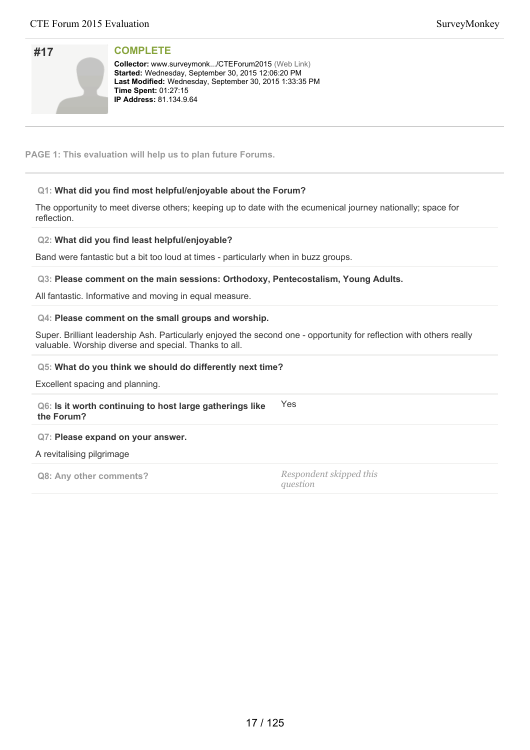## #17

**COMPLETE**

**Collector:** www.surveymonk.../CTEForum2015 (Web Link)
**Started:** Wednesday, September 30, 2015 12:06:20 PM
**Last Modified:** Wednesday, September 30, 2015 1:33:35 PM
**Time Spent:** 01:27:15
**IP Address:** 81.134.9.64

**PAGE 1: This evaluation will help us to plan future Forums.**

**Q1: What did you find most helpful/enjoyable about the Forum?**

The opportunity to meet diverse others; keeping up to date with the ecumenical journey nationally; space for reflection.

**Q2: What did you find least helpful/enjoyable?**

Band were fantastic but a bit too loud at times - particularly when in buzz groups.

**Q3: Please comment on the main sessions: Orthodoxy, Pentecostalism, Young Adults.**

All fantastic. Informative and moving in equal measure.

**Q4: Please comment on the small groups and worship.**

Super. Brilliant leadership Ash. Particularly enjoyed the second one - opportunity for reflection with others really valuable. Worship diverse and special. Thanks to all.

**Q5: What do you think we should do differently next time?**

Excellent spacing and planning.

**Q6: Is it worth continuing to host large gatherings like the Forum?** Yes

**Q7: Please expand on your answer.**

A revitalising pilgrimage

**Q8: Any other comments?** *Respondent skipped this question*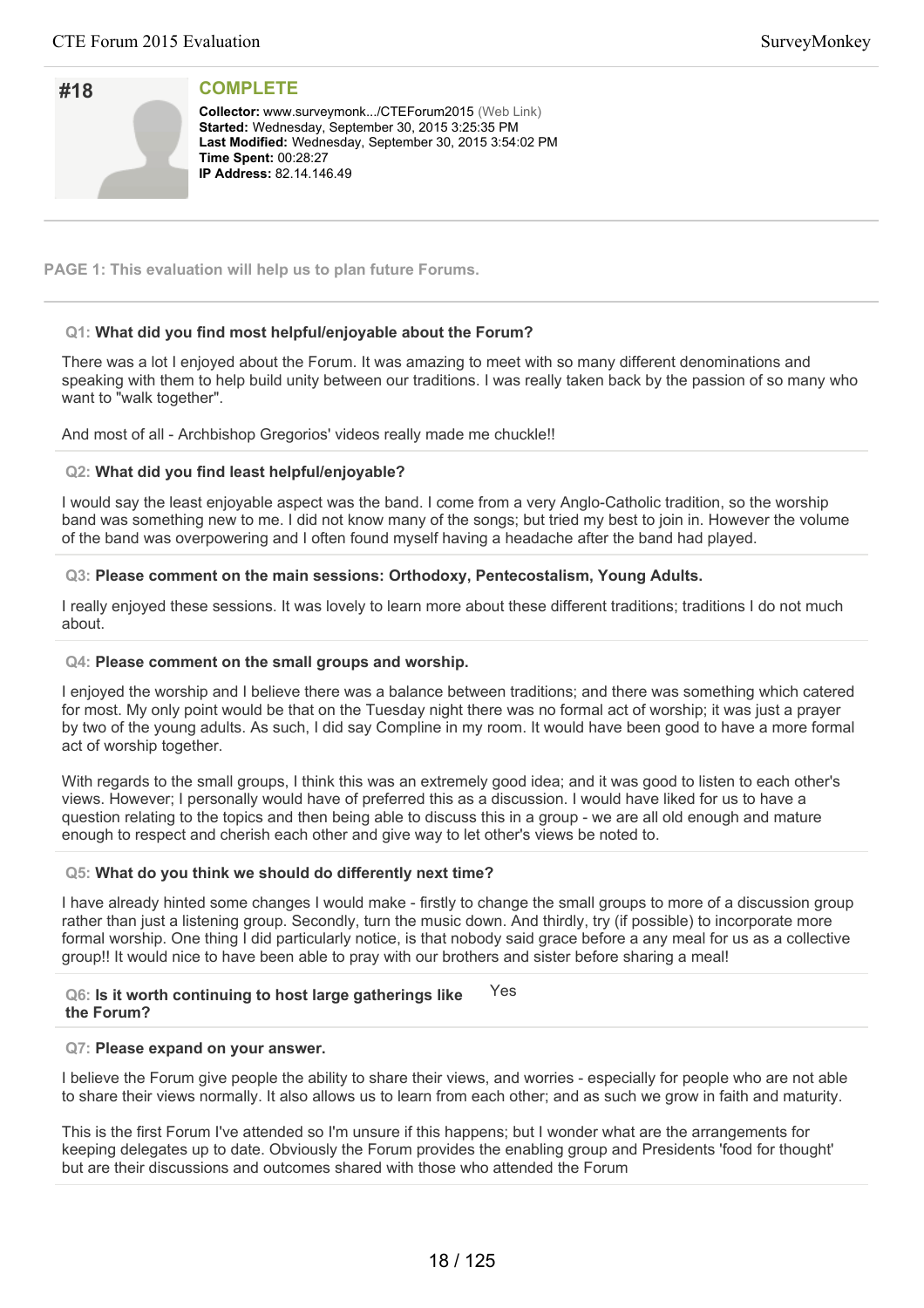# #18

## COMPLETE

**Collector:** www.surveymonk.../CTEForum2015 (Web Link)
**Started:** Wednesday, September 30, 2015 3:25:35 PM
**Last Modified:** Wednesday, September 30, 2015 3:54:02 PM
**Time Spent:** 00:28:27
**IP Address:** 82.14.146.49

**PAGE 1: This evaluation will help us to plan future Forums.**

**Q1: What did you find most helpful/enjoyable about the Forum?**

There was a lot I enjoyed about the Forum. It was amazing to meet with so many different denominations and speaking with them to help build unity between our traditions. I was really taken back by the passion of so many who want to "walk together".

And most of all - Archbishop Gregorios' videos really made me chuckle!!

**Q2: What did you find least helpful/enjoyable?**

I would say the least enjoyable aspect was the band. I come from a very Anglo-Catholic tradition, so the worship band was something new to me. I did not know many of the songs; but tried my best to join in. However the volume of the band was overpowering and I often found myself having a headache after the band had played.

**Q3: Please comment on the main sessions: Orthodoxy, Pentecostalism, Young Adults.**

I really enjoyed these sessions. It was lovely to learn more about these different traditions; traditions I do not much about.

**Q4: Please comment on the small groups and worship.**

I enjoyed the worship and I believe there was a balance between traditions; and there was something which catered for most. My only point would be that on the Tuesday night there was no formal act of worship; it was just a prayer by two of the young adults. As such, I did say Compline in my room. It would have been good to have a more formal act of worship together.

With regards to the small groups, I think this was an extremely good idea; and it was good to listen to each other's views. However; I personally would have of preferred this as a discussion. I would have liked for us to have a question relating to the topics and then being able to discuss this in a group - we are all old enough and mature enough to respect and cherish each other and give way to let other's views be noted to.

**Q5: What do you think we should do differently next time?**

I have already hinted some changes I would make - firstly to change the small groups to more of a discussion group rather than just a listening group. Secondly, turn the music down. And thirdly, try (if possible) to incorporate more formal worship. One thing I did particularly notice, is that nobody said grace before a any meal for us as a collective group!! It would nice to have been able to pray with our brothers and sister before sharing a meal!

**Q6: Is it worth continuing to host large gatherings like the Forum?**

Yes

**Q7: Please expand on your answer.**

I believe the Forum give people the ability to share their views, and worries - especially for people who are not able to share their views normally. It also allows us to learn from each other; and as such we grow in faith and maturity.

This is the first Forum I've attended so I'm unsure if this happens; but I wonder what are the arrangements for keeping delegates up to date. Obviously the Forum provides the enabling group and Presidents 'food for thought' but are their discussions and outcomes shared with those who attended the Forum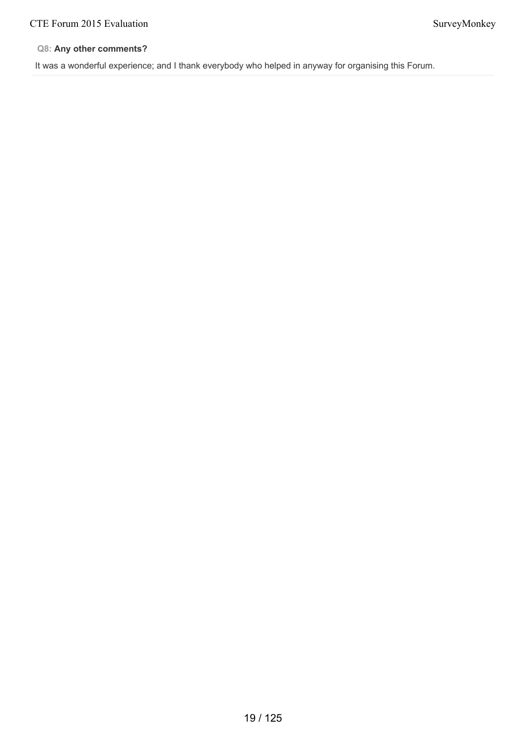**Q8: Any other comments?**

It was a wonderful experience; and I thank everybody who helped in anyway for organising this Forum.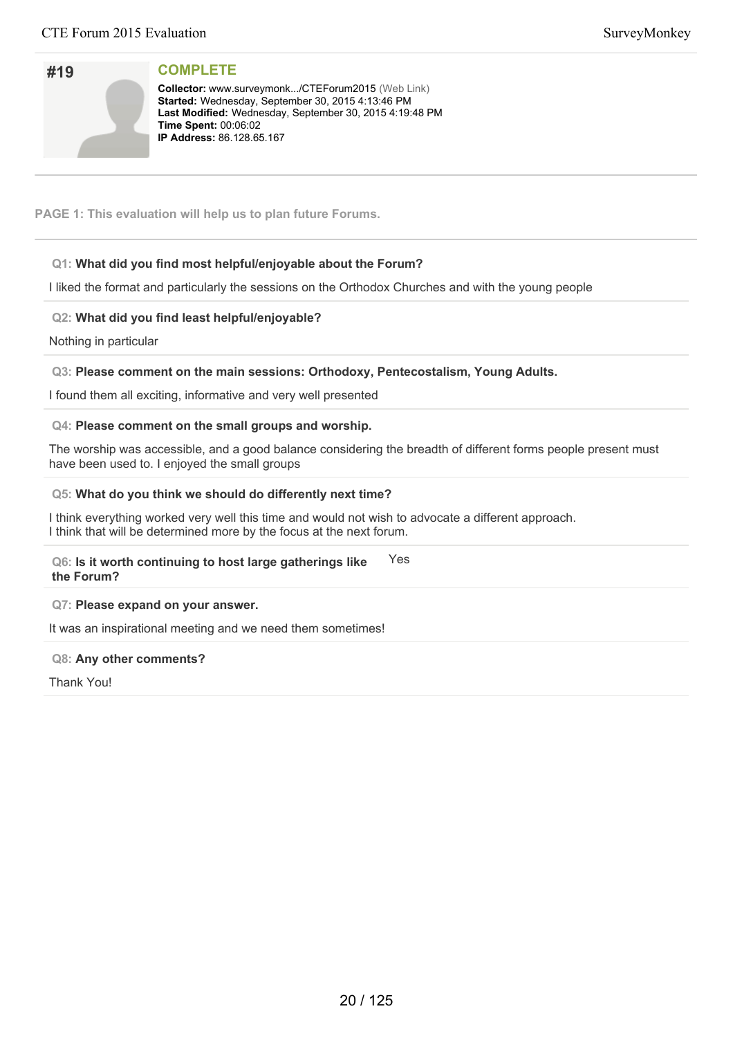## #19

**COMPLETE**

**Collector:** www.surveymonk.../CTEForum2015 (Web Link)
**Started:** Wednesday, September 30, 2015 4:13:46 PM
**Last Modified:** Wednesday, September 30, 2015 4:19:48 PM
**Time Spent:** 00:06:02
**IP Address:** 86.128.65.167

**PAGE 1: This evaluation will help us to plan future Forums.**

**Q1: What did you find most helpful/enjoyable about the Forum?**

I liked the format and particularly the sessions on the Orthodox Churches and with the young people

**Q2: What did you find least helpful/enjoyable?**

Nothing in particular

**Q3: Please comment on the main sessions: Orthodoxy, Pentecostalism, Young Adults.**

I found them all exciting, informative and very well presented

**Q4: Please comment on the small groups and worship.**

The worship was accessible, and a good balance considering the breadth of different forms people present must have been used to. I enjoyed the small groups

**Q5: What do you think we should do differently next time?**

I think everything worked very well this time and would not wish to advocate a different approach.
I think that will be determined more by the focus at the next forum.

**Q6: Is it worth continuing to host large gatherings like the Forum?**

Yes

**Q7: Please expand on your answer.**

It was an inspirational meeting and we need them sometimes!

**Q8: Any other comments?**

Thank You!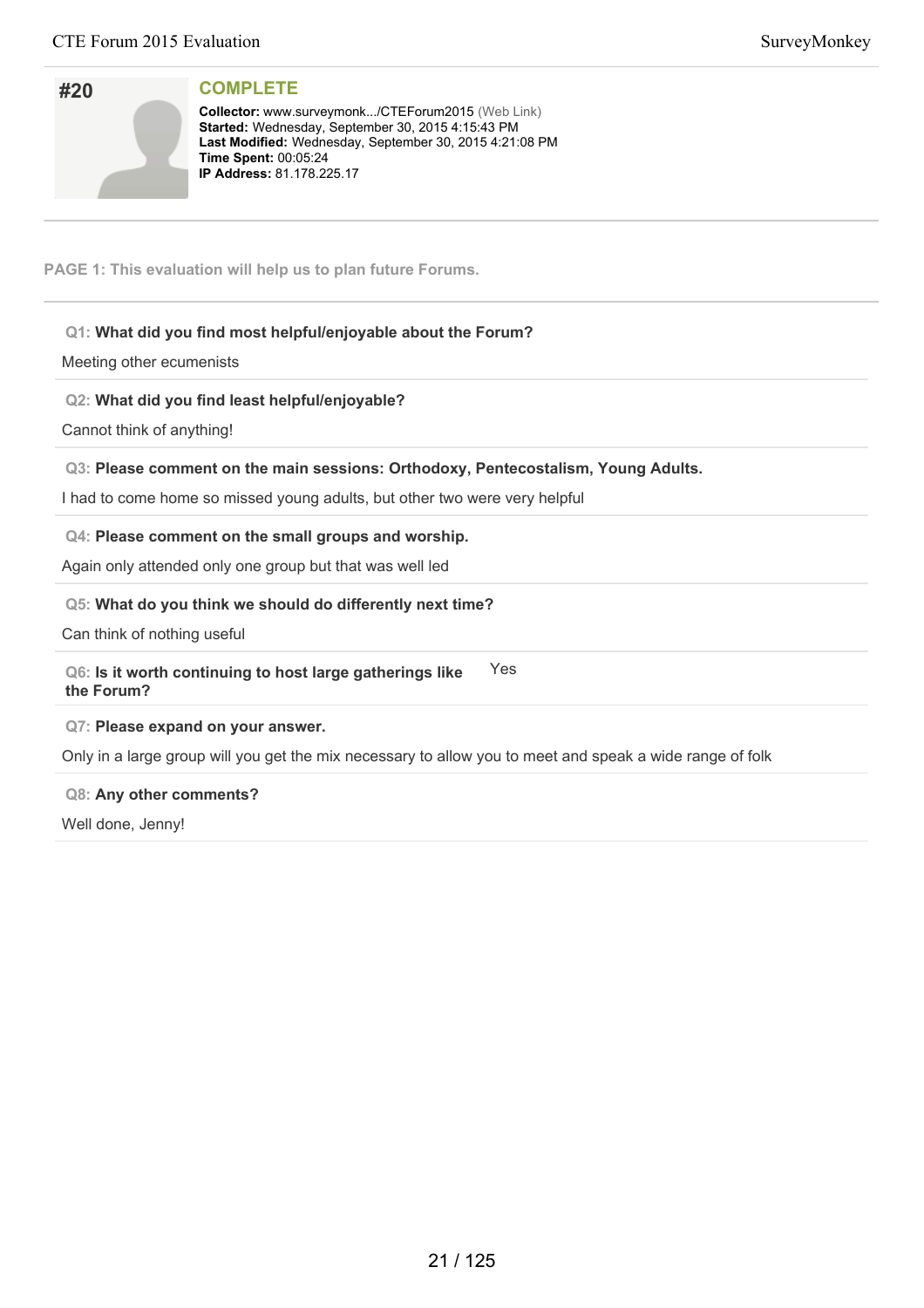## #20

**COMPLETE**

**Collector:** www.surveymonk.../CTEForum2015 (Web Link)
**Started:** Wednesday, September 30, 2015 4:15:43 PM
**Last Modified:** Wednesday, September 30, 2015 4:21:08 PM
**Time Spent:** 00:05:24
**IP Address:** 81.178.225.17

**PAGE 1: This evaluation will help us to plan future Forums.**

**Q1: What did you find most helpful/enjoyable about the Forum?**

Meeting other ecumenists

**Q2: What did you find least helpful/enjoyable?**

Cannot think of anything!

**Q3: Please comment on the main sessions: Orthodoxy, Pentecostalism, Young Adults.**

I had to come home so missed young adults, but other two were very helpful

**Q4: Please comment on the small groups and worship.**

Again only attended only one group but that was well led

**Q5: What do you think we should do differently next time?**

Can think of nothing useful

**Q6: Is it worth continuing to host large gatherings like the Forum?**

Yes

**Q7: Please expand on your answer.**

Only in a large group will you get the mix necessary to allow you to meet and speak a wide range of folk

**Q8: Any other comments?**

Well done, Jenny!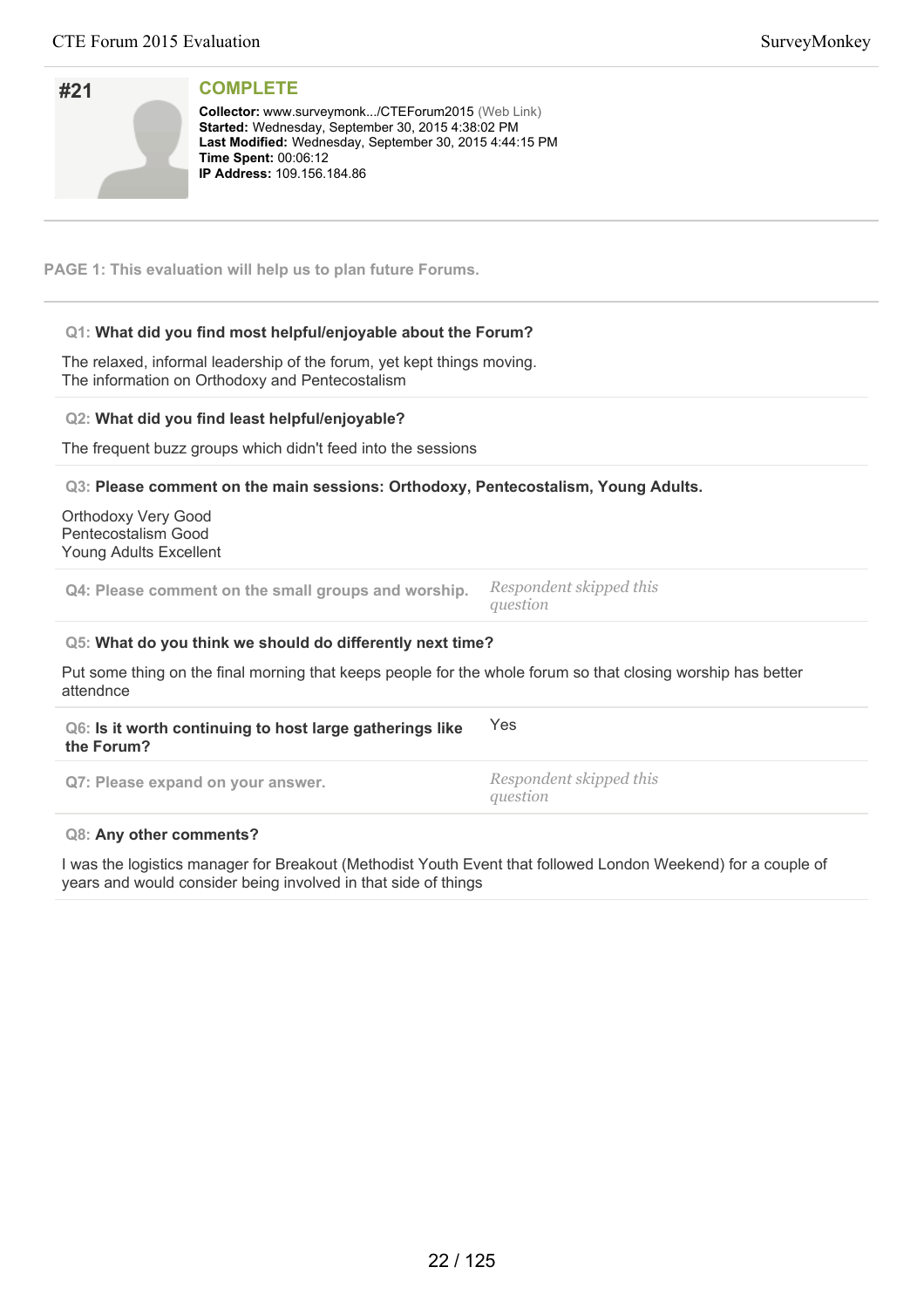## #21

**COMPLETE**

**Collector:** www.surveymonk.../CTEForum2015 (Web Link)
**Started:** Wednesday, September 30, 2015 4:38:02 PM
**Last Modified:** Wednesday, September 30, 2015 4:44:15 PM
**Time Spent:** 00:06:12
**IP Address:** 109.156.184.86

**PAGE 1: This evaluation will help us to plan future Forums.**

**Q1: What did you find most helpful/enjoyable about the Forum?**

The relaxed, informal leadership of the forum, yet kept things moving.
The information on Orthodoxy and Pentecostalism

**Q2: What did you find least helpful/enjoyable?**

The frequent buzz groups which didn't feed into the sessions

**Q3: Please comment on the main sessions: Orthodoxy, Pentecostalism, Young Adults.**

Orthodoxy Very Good
Pentecostalism Good
Young Adults Excellent

**Q4: Please comment on the small groups and worship.** *Respondent skipped this question*

**Q5: What do you think we should do differently next time?**

Put some thing on the final morning that keeps people for the whole forum so that closing worship has better attendnce

**Q6: Is it worth continuing to host large gatherings like the Forum?** Yes

**Q7: Please expand on your answer.** *Respondent skipped this question*

**Q8: Any other comments?**

I was the logistics manager for Breakout (Methodist Youth Event that followed London Weekend) for a couple of years and would consider being involved in that side of things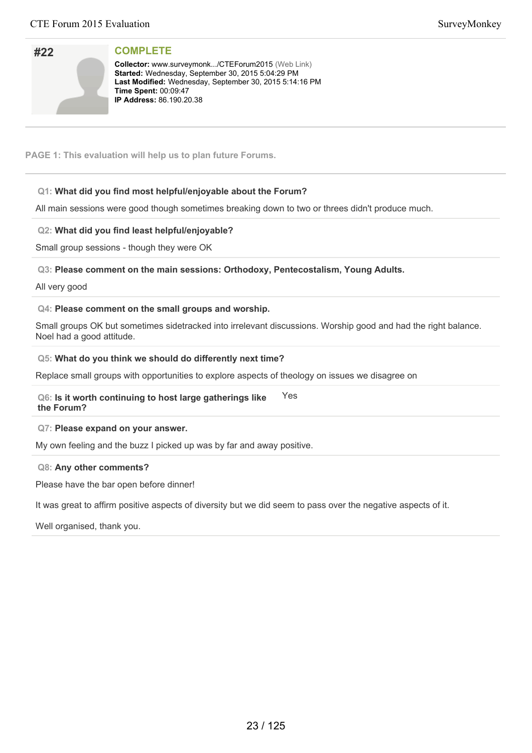# #22

**COMPLETE**

**Collector:** www.surveymonk.../CTEForum2015 (Web Link)
**Started:** Wednesday, September 30, 2015 5:04:29 PM
**Last Modified:** Wednesday, September 30, 2015 5:14:16 PM
**Time Spent:** 00:09:47
**IP Address:** 86.190.20.38

**PAGE 1: This evaluation will help us to plan future Forums.**

**Q1: What did you find most helpful/enjoyable about the Forum?**

All main sessions were good though sometimes breaking down to two or threes didn't produce much.

**Q2: What did you find least helpful/enjoyable?**

Small group sessions - though they were OK

**Q3: Please comment on the main sessions: Orthodoxy, Pentecostalism, Young Adults.**

All very good

**Q4: Please comment on the small groups and worship.**

Small groups OK but sometimes sidetracked into irrelevant discussions. Worship good and had the right balance. Noel had a good attitude.

**Q5: What do you think we should do differently next time?**

Replace small groups with opportunities to explore aspects of theology on issues we disagree on

**Q6: Is it worth continuing to host large gatherings like the Forum?**

Yes

**Q7: Please expand on your answer.**

My own feeling and the buzz I picked up was by far and away positive.

**Q8: Any other comments?**

Please have the bar open before dinner!

It was great to affirm positive aspects of diversity but we did seem to pass over the negative aspects of it.

Well organised, thank you.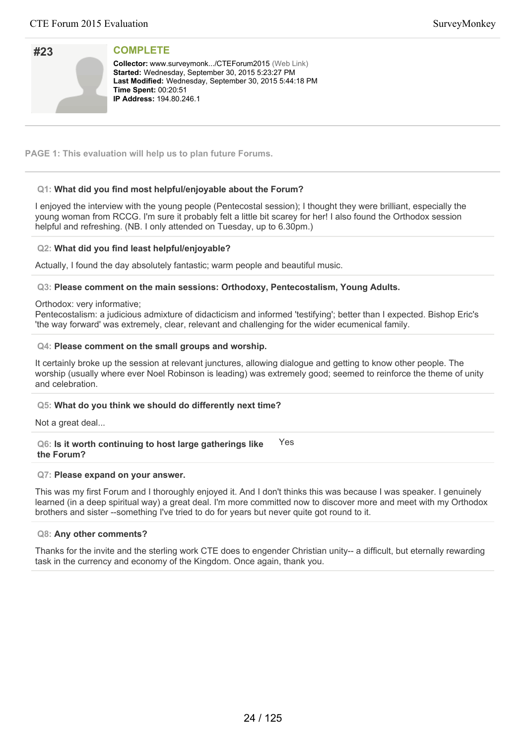## #23

**COMPLETE**

**Collector:** www.surveymonk.../CTEForum2015 (Web Link)
**Started:** Wednesday, September 30, 2015 5:23:27 PM
**Last Modified:** Wednesday, September 30, 2015 5:44:18 PM
**Time Spent:** 00:20:51
**IP Address:** 194.80.246.1

**PAGE 1: This evaluation will help us to plan future Forums.**

**Q1: What did you find most helpful/enjoyable about the Forum?**

I enjoyed the interview with the young people (Pentecostal session); I thought they were brilliant, especially the young woman from RCCG. I'm sure it probably felt a little bit scarey for her! I also found the Orthodox session helpful and refreshing. (NB. I only attended on Tuesday, up to 6.30pm.)

**Q2: What did you find least helpful/enjoyable?**

Actually, I found the day absolutely fantastic; warm people and beautiful music.

**Q3: Please comment on the main sessions: Orthodoxy, Pentecostalism, Young Adults.**

Orthodox: very informative;
Pentecostalism: a judicious admixture of didacticism and informed 'testifying'; better than I expected. Bishop Eric's 'the way forward' was extremely, clear, relevant and challenging for the wider ecumenical family.

**Q4: Please comment on the small groups and worship.**

It certainly broke up the session at relevant junctures, allowing dialogue and getting to know other people. The worship (usually where ever Noel Robinson is leading) was extremely good; seemed to reinforce the theme of unity and celebration.

**Q5: What do you think we should do differently next time?**

Not a great deal...

**Q6: Is it worth continuing to host large gatherings like the Forum?**

Yes

**Q7: Please expand on your answer.**

This was my first Forum and I thoroughly enjoyed it. And I don't thinks this was because I was speaker. I genuinely learned (in a deep spiritual way) a great deal. I'm more committed now to discover more and meet with my Orthodox brothers and sister --something I've tried to do for years but never quite got round to it.

**Q8: Any other comments?**

Thanks for the invite and the sterling work CTE does to engender Christian unity-- a difficult, but eternally rewarding task in the currency and economy of the Kingdom. Once again, thank you.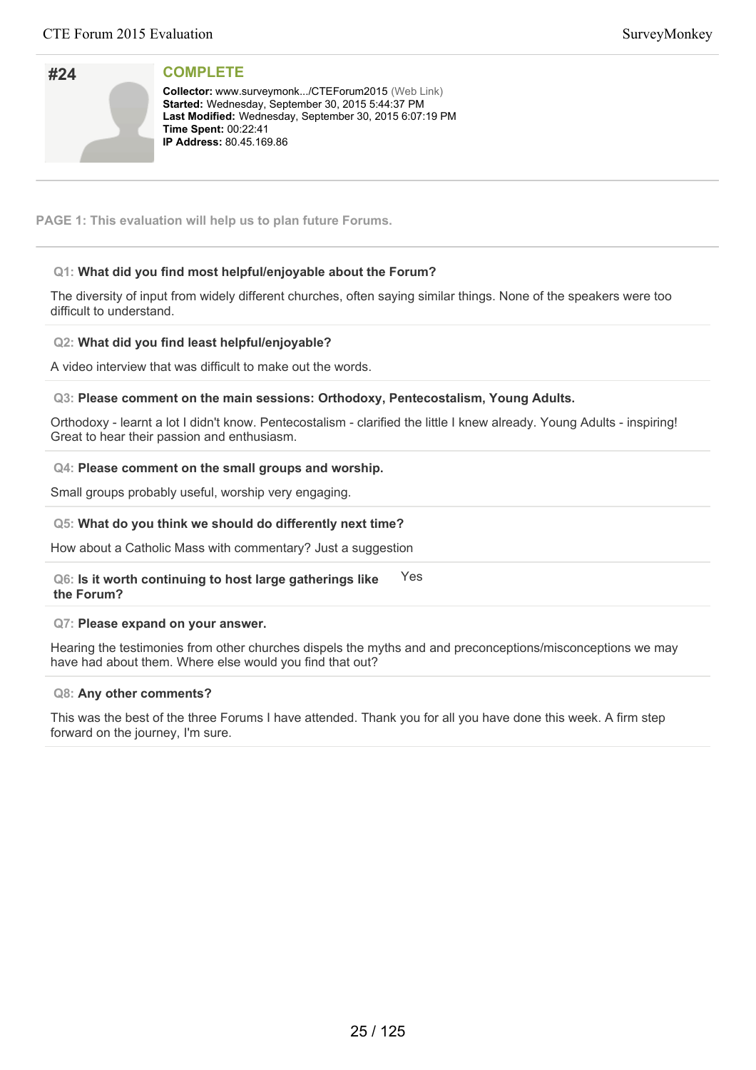## #24

**COMPLETE**

**Collector:** www.surveymonk.../CTEForum2015 (Web Link)
**Started:** Wednesday, September 30, 2015 5:44:37 PM
**Last Modified:** Wednesday, September 30, 2015 6:07:19 PM
**Time Spent:** 00:22:41
**IP Address:** 80.45.169.86

---

**PAGE 1: This evaluation will help us to plan future Forums.**

---

**Q1: What did you find most helpful/enjoyable about the Forum?**

The diversity of input from widely different churches, often saying similar things. None of the speakers were too difficult to understand.

**Q2: What did you find least helpful/enjoyable?**

A video interview that was difficult to make out the words.

**Q3: Please comment on the main sessions: Orthodoxy, Pentecostalism, Young Adults.**

Orthodoxy - learnt a lot I didn't know. Pentecostalism - clarified the little I knew already. Young Adults - inspiring! Great to hear their passion and enthusiasm.

**Q4: Please comment on the small groups and worship.**

Small groups probably useful, worship very engaging.

**Q5: What do you think we should do differently next time?**

How about a Catholic Mass with commentary? Just a suggestion

**Q6: Is it worth continuing to host large gatherings like the Forum?**

Yes

**Q7: Please expand on your answer.**

Hearing the testimonies from other churches dispels the myths and and preconceptions/misconceptions we may have had about them. Where else would you find that out?

**Q8: Any other comments?**

This was the best of the three Forums I have attended. Thank you for all you have done this week. A firm step forward on the journey, I'm sure.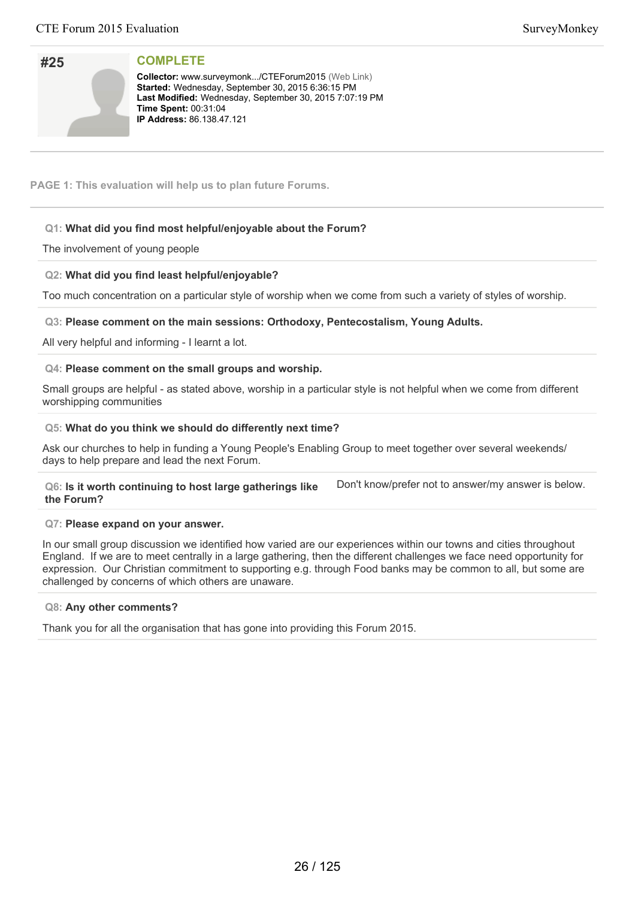## #25

**COMPLETE**

**Collector:** www.surveymonk.../CTEForum2015 (Web Link)
**Started:** Wednesday, September 30, 2015 6:36:15 PM
**Last Modified:** Wednesday, September 30, 2015 7:07:19 PM
**Time Spent:** 00:31:04
**IP Address:** 86.138.47.121

---

**PAGE 1: This evaluation will help us to plan future Forums.**

---

**Q1: What did you find most helpful/enjoyable about the Forum?**

The involvement of young people

**Q2: What did you find least helpful/enjoyable?**

Too much concentration on a particular style of worship when we come from such a variety of styles of worship.

**Q3: Please comment on the main sessions: Orthodoxy, Pentecostalism, Young Adults.**

All very helpful and informing - I learnt a lot.

**Q4: Please comment on the small groups and worship.**

Small groups are helpful - as stated above, worship in a particular style is not helpful when we come from different worshipping communities

**Q5: What do you think we should do differently next time?**

Ask our churches to help in funding a Young People's Enabling Group to meet together over several weekends/ days to help prepare and lead the next Forum.

**Q6: Is it worth continuing to host large gatherings like the Forum?**

Don't know/prefer not to answer/my answer is below.

**Q7: Please expand on your answer.**

In our small group discussion we identified how varied are our experiences within our towns and cities throughout England. If we are to meet centrally in a large gathering, then the different challenges we face need opportunity for expression. Our Christian commitment to supporting e.g. through Food banks may be common to all, but some are challenged by concerns of which others are unaware.

**Q8: Any other comments?**

Thank you for all the organisation that has gone into providing this Forum 2015.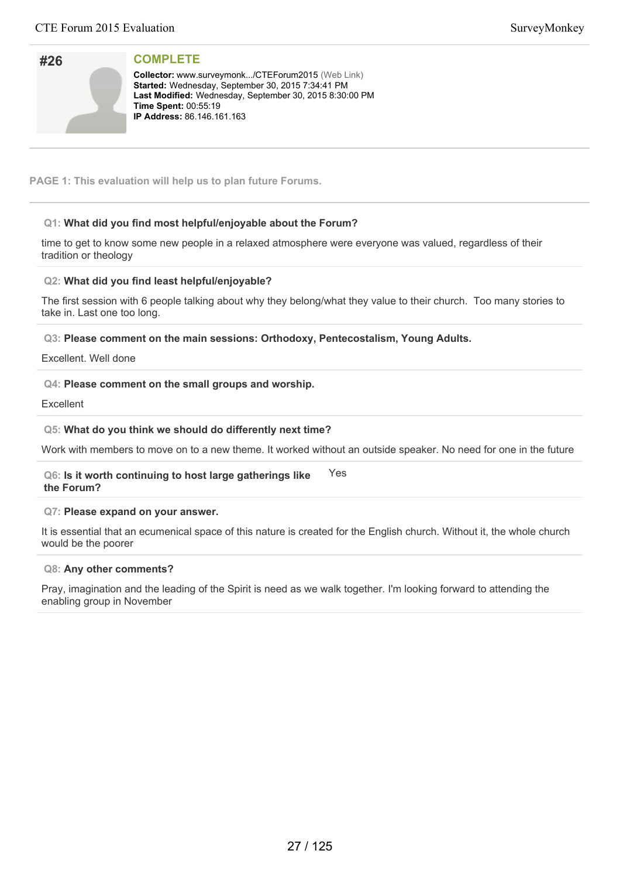## #26

**COMPLETE**

**Collector:** www.surveymonk.../CTEForum2015 (Web Link)
**Started:** Wednesday, September 30, 2015 7:34:41 PM
**Last Modified:** Wednesday, September 30, 2015 8:30:00 PM
**Time Spent:** 00:55:19
**IP Address:** 86.146.161.163

---

**PAGE 1: This evaluation will help us to plan future Forums.**

---

**Q1: What did you find most helpful/enjoyable about the Forum?**

time to get to know some new people in a relaxed atmosphere were everyone was valued, regardless of their tradition or theology

**Q2: What did you find least helpful/enjoyable?**

The first session with 6 people talking about why they belong/what they value to their church. Too many stories to take in. Last one too long.

**Q3: Please comment on the main sessions: Orthodoxy, Pentecostalism, Young Adults.**

Excellent. Well done

**Q4: Please comment on the small groups and worship.**

Excellent

**Q5: What do you think we should do differently next time?**

Work with members to move on to a new theme. It worked without an outside speaker. No need for one in the future

**Q6: Is it worth continuing to host large gatherings like the Forum?**

Yes

**Q7: Please expand on your answer.**

It is essential that an ecumenical space of this nature is created for the English church. Without it, the whole church would be the poorer

**Q8: Any other comments?**

Pray, imagination and the leading of the Spirit is need as we walk together. I'm looking forward to attending the enabling group in November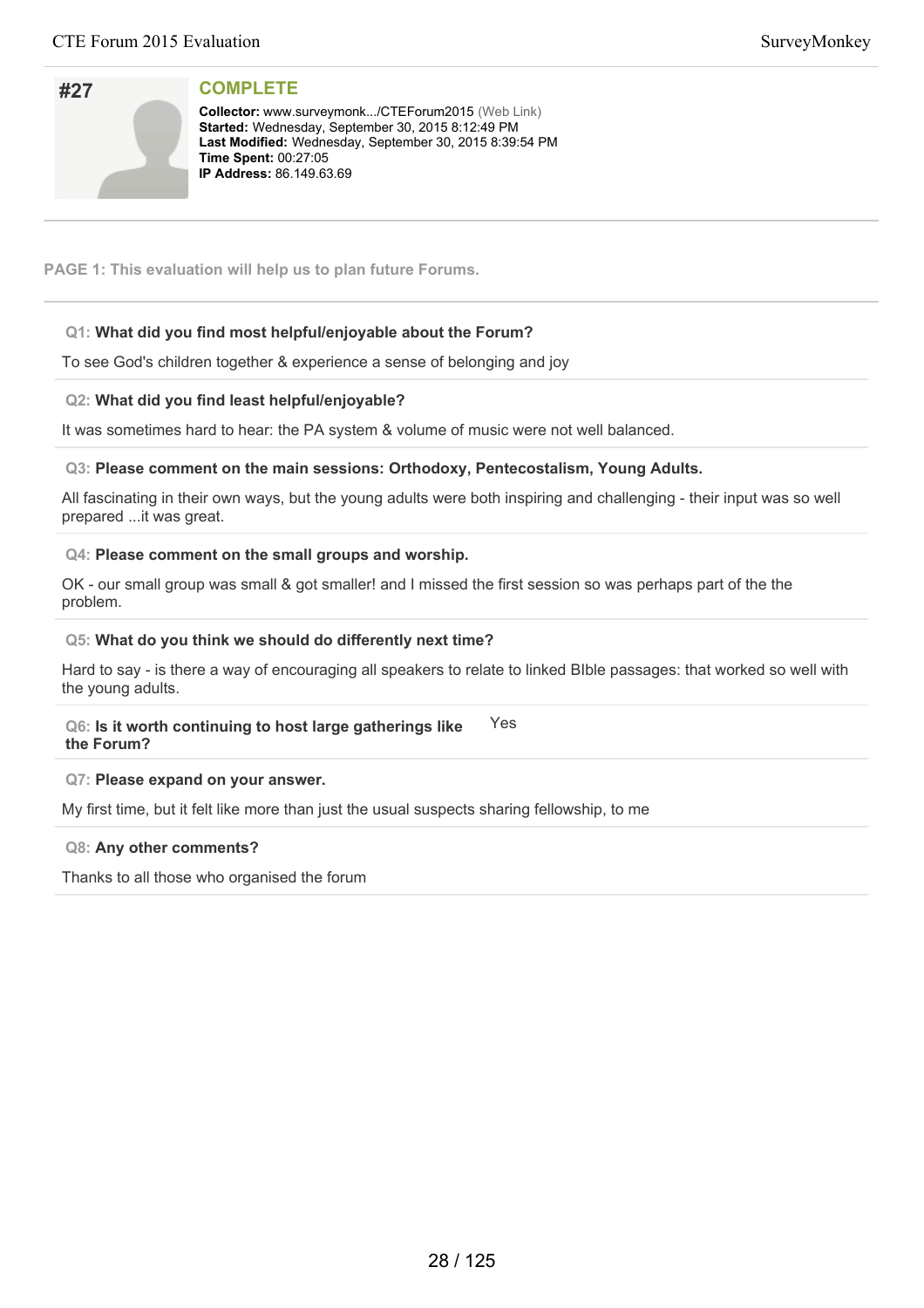## #27

**COMPLETE**

**Collector:** www.surveymonk.../CTEForum2015 (Web Link)
**Started:** Wednesday, September 30, 2015 8:12:49 PM
**Last Modified:** Wednesday, September 30, 2015 8:39:54 PM
**Time Spent:** 00:27:05
**IP Address:** 86.149.63.69

**PAGE 1: This evaluation will help us to plan future Forums.**

**Q1: What did you find most helpful/enjoyable about the Forum?**

To see God's children together & experience a sense of belonging and joy

**Q2: What did you find least helpful/enjoyable?**

It was sometimes hard to hear: the PA system & volume of music were not well balanced.

**Q3: Please comment on the main sessions: Orthodoxy, Pentecostalism, Young Adults.**

All fascinating in their own ways, but the young adults were both inspiring and challenging - their input was so well prepared ...it was great.

**Q4: Please comment on the small groups and worship.**

OK - our small group was small & got smaller! and I missed the first session so was perhaps part of the the problem.

**Q5: What do you think we should do differently next time?**

Hard to say - is there a way of encouraging all speakers to relate to linked BIble passages: that worked so well with the young adults.

**Q6: Is it worth continuing to host large gatherings like the Forum?**

Yes

**Q7: Please expand on your answer.**

My first time, but it felt like more than just the usual suspects sharing fellowship, to me

**Q8: Any other comments?**

Thanks to all those who organised the forum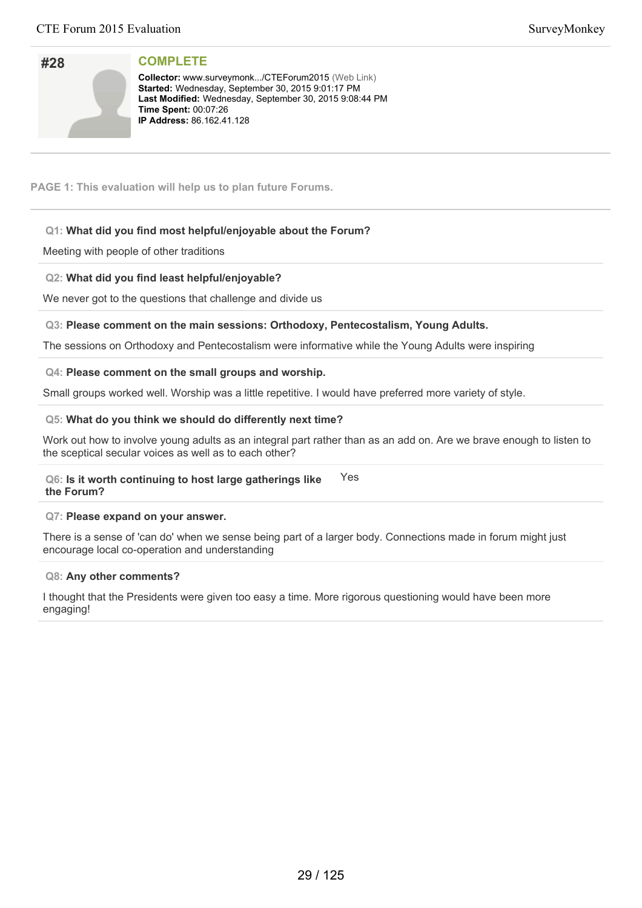## #28

**COMPLETE**

**Collector:** www.surveymonk.../CTEForum2015 (Web Link)
**Started:** Wednesday, September 30, 2015 9:01:17 PM
**Last Modified:** Wednesday, September 30, 2015 9:08:44 PM
**Time Spent:** 00:07:26
**IP Address:** 86.162.41.128

**PAGE 1: This evaluation will help us to plan future Forums.**

**Q1: What did you find most helpful/enjoyable about the Forum?**

Meeting with people of other traditions

**Q2: What did you find least helpful/enjoyable?**

We never got to the questions that challenge and divide us

**Q3: Please comment on the main sessions: Orthodoxy, Pentecostalism, Young Adults.**

The sessions on Orthodoxy and Pentecostalism were informative while the Young Adults were inspiring

**Q4: Please comment on the small groups and worship.**

Small groups worked well. Worship was a little repetitive. I would have preferred more variety of style.

**Q5: What do you think we should do differently next time?**

Work out how to involve young adults as an integral part rather than as an add on. Are we brave enough to listen to the sceptical secular voices as well as to each other?

**Q6: Is it worth continuing to host large gatherings like the Forum?**

Yes

**Q7: Please expand on your answer.**

There is a sense of 'can do' when we sense being part of a larger body. Connections made in forum might just encourage local co-operation and understanding

**Q8: Any other comments?**

I thought that the Presidents were given too easy a time. More rigorous questioning would have been more engaging!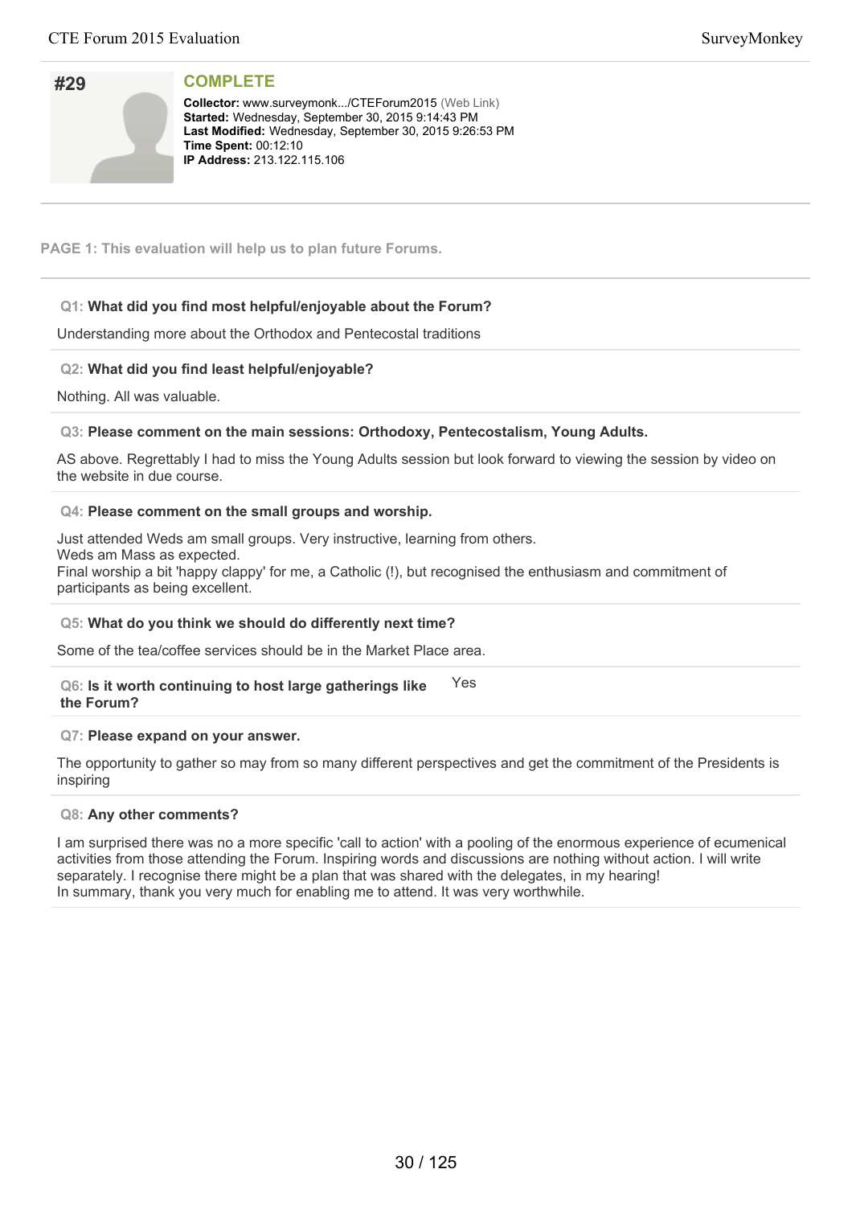## #29

**COMPLETE**

**Collector:** www.surveymonk.../CTEForum2015 (Web Link)
**Started:** Wednesday, September 30, 2015 9:14:43 PM
**Last Modified:** Wednesday, September 30, 2015 9:26:53 PM
**Time Spent:** 00:12:10
**IP Address:** 213.122.115.106

**PAGE 1: This evaluation will help us to plan future Forums.**

**Q1: What did you find most helpful/enjoyable about the Forum?**

Understanding more about the Orthodox and Pentecostal traditions

**Q2: What did you find least helpful/enjoyable?**

Nothing. All was valuable.

**Q3: Please comment on the main sessions: Orthodoxy, Pentecostalism, Young Adults.**

AS above. Regrettably I had to miss the Young Adults session but look forward to viewing the session by video on the website in due course.

**Q4: Please comment on the small groups and worship.**

Just attended Weds am small groups. Very instructive, learning from others.
Weds am Mass as expected.
Final worship a bit 'happy clappy' for me, a Catholic (!), but recognised the enthusiasm and commitment of participants as being excellent.

**Q5: What do you think we should do differently next time?**

Some of the tea/coffee services should be in the Market Place area.

**Q6: Is it worth continuing to host large gatherings like the Forum?**

Yes

**Q7: Please expand on your answer.**

The opportunity to gather so may from so many different perspectives and get the commitment of the Presidents is inspiring

**Q8: Any other comments?**

I am surprised there was no a more specific 'call to action' with a pooling of the enormous experience of ecumenical activities from those attending the Forum. Inspiring words and discussions are nothing without action. I will write separately. I recognise there might be a plan that was shared with the delegates, in my hearing!
In summary, thank you very much for enabling me to attend. It was very worthwhile.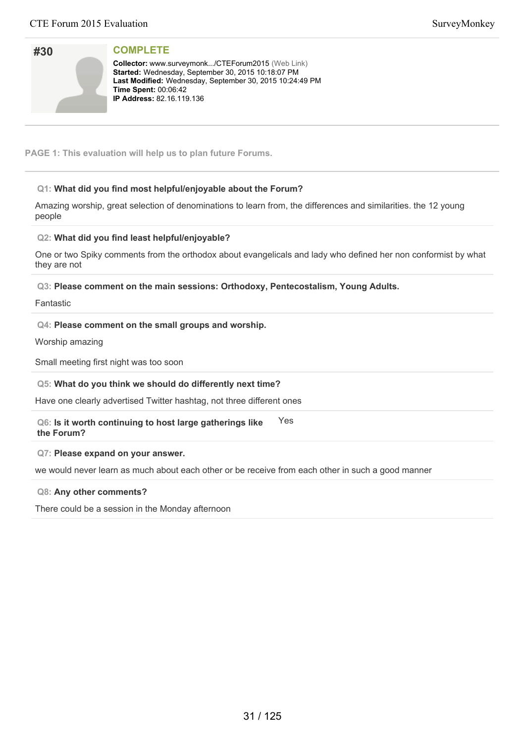## #30

**COMPLETE**

**Collector:** www.surveymonk.../CTEForum2015 (Web Link)
**Started:** Wednesday, September 30, 2015 10:18:07 PM
**Last Modified:** Wednesday, September 30, 2015 10:24:49 PM
**Time Spent:** 00:06:42
**IP Address:** 82.16.119.136

**PAGE 1: This evaluation will help us to plan future Forums.**

**Q1: What did you find most helpful/enjoyable about the Forum?**

Amazing worship, great selection of denominations to learn from, the differences and similarities. the 12 young people

**Q2: What did you find least helpful/enjoyable?**

One or two Spiky comments from the orthodox about evangelicals and lady who defined her non conformist by what they are not

**Q3: Please comment on the main sessions: Orthodoxy, Pentecostalism, Young Adults.**

Fantastic

**Q4: Please comment on the small groups and worship.**

Worship amazing

Small meeting first night was too soon

**Q5: What do you think we should do differently next time?**

Have one clearly advertised Twitter hashtag, not three different ones

**Q6: Is it worth continuing to host large gatherings like the Forum?**

Yes

**Q7: Please expand on your answer.**

we would never learn as much about each other or be receive from each other in such a good manner

**Q8: Any other comments?**

There could be a session in the Monday afternoon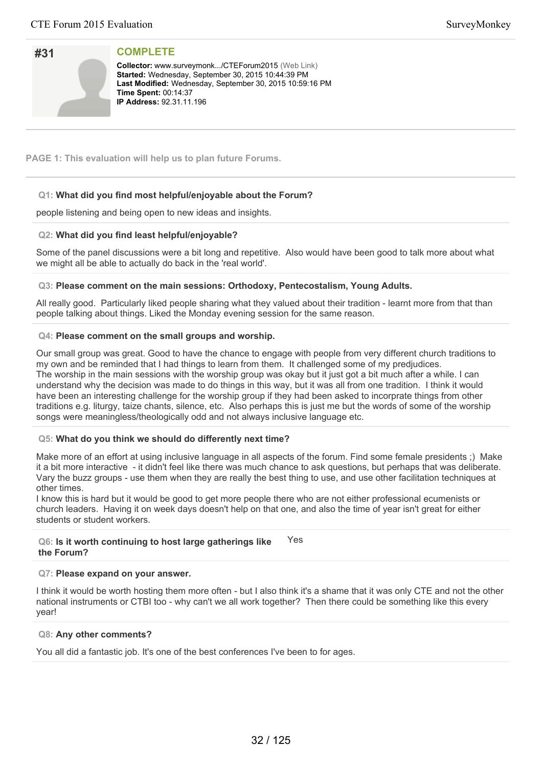## #31

**COMPLETE**

**Collector:** www.surveymonk.../CTEForum2015 (Web Link)
**Started:** Wednesday, September 30, 2015 10:44:39 PM
**Last Modified:** Wednesday, September 30, 2015 10:59:16 PM
**Time Spent:** 00:14:37
**IP Address:** 92.31.11.196

**PAGE 1: This evaluation will help us to plan future Forums.**

**Q1: What did you find most helpful/enjoyable about the Forum?**

people listening and being open to new ideas and insights.

**Q2: What did you find least helpful/enjoyable?**

Some of the panel discussions were a bit long and repetitive. Also would have been good to talk more about what we might all be able to actually do back in the 'real world'.

**Q3: Please comment on the main sessions: Orthodoxy, Pentecostalism, Young Adults.**

All really good. Particularly liked people sharing what they valued about their tradition - learnt more from that than people talking about things. Liked the Monday evening session for the same reason.

**Q4: Please comment on the small groups and worship.**

Our small group was great. Good to have the chance to engage with people from very different church traditions to my own and be reminded that I had things to learn from them. It challenged some of my predjudices.
The worship in the main sessions with the worship group was okay but it just got a bit much after a while. I can understand why the decision was made to do things in this way, but it was all from one tradition. I think it would have been an interesting challenge for the worship group if they had been asked to incorprate things from other traditions e.g. liturgy, taize chants, silence, etc. Also perhaps this is just me but the words of some of the worship songs were meaningless/theologically odd and not always inclusive language etc.

**Q5: What do you think we should do differently next time?**

Make more of an effort at using inclusive language in all aspects of the forum. Find some female presidents ;) Make it a bit more interactive - it didn't feel like there was much chance to ask questions, but perhaps that was deliberate. Vary the buzz groups - use them when they are really the best thing to use, and use other facilitation techniques at other times.
I know this is hard but it would be good to get more people there who are not either professional ecumenists or church leaders. Having it on week days doesn't help on that one, and also the time of year isn't great for either students or student workers.

**Q6: Is it worth continuing to host large gatherings like the Forum?**

Yes

**Q7: Please expand on your answer.**

I think it would be worth hosting them more often - but I also think it's a shame that it was only CTE and not the other national instruments or CTBI too - why can't we all work together? Then there could be something like this every year!

**Q8: Any other comments?**

You all did a fantastic job. It's one of the best conferences I've been to for ages.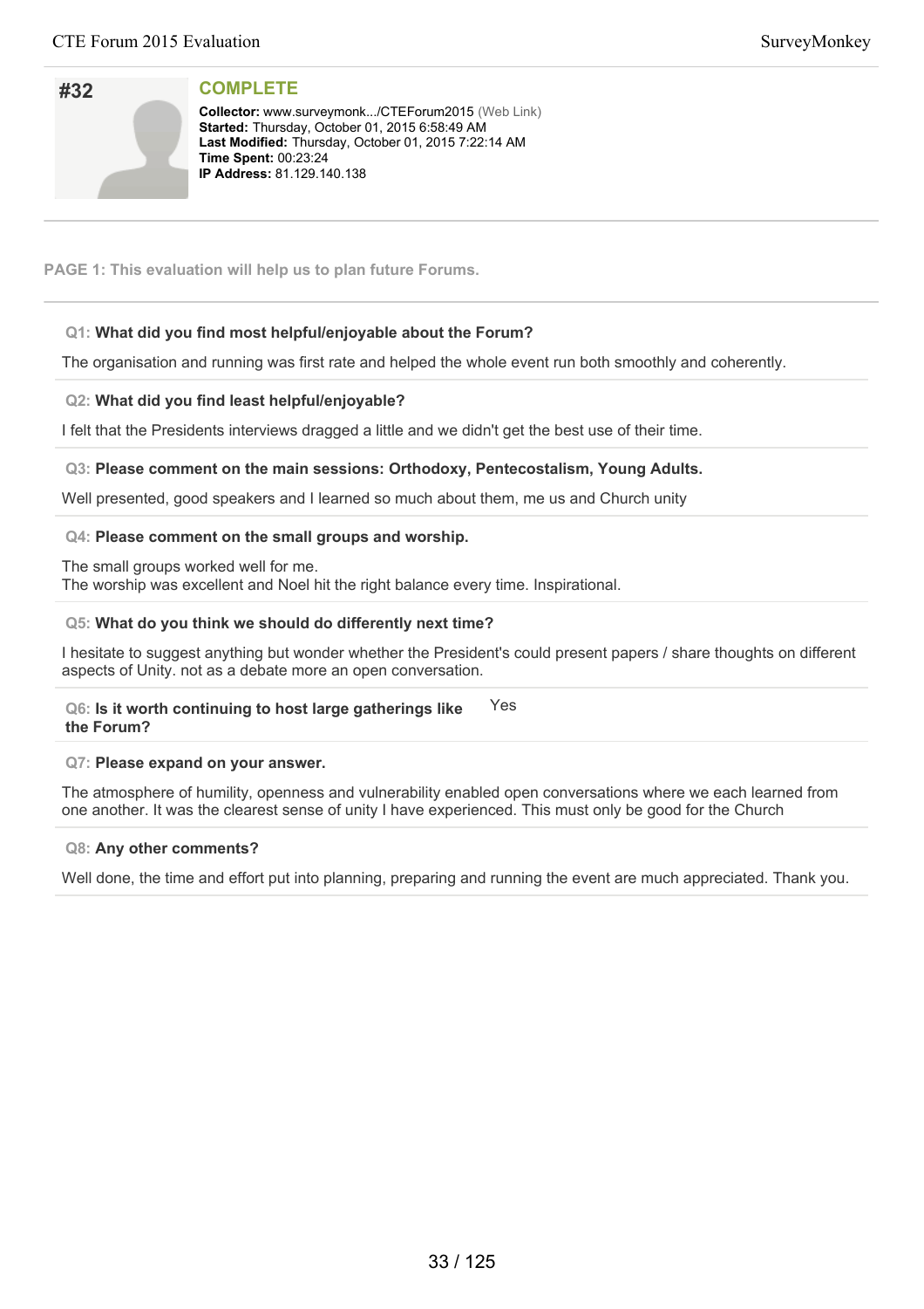## #32

**COMPLETE**

**Collector:** www.surveymonk.../CTEForum2015 (Web Link)
**Started:** Thursday, October 01, 2015 6:58:49 AM
**Last Modified:** Thursday, October 01, 2015 7:22:14 AM
**Time Spent:** 00:23:24
**IP Address:** 81.129.140.138

**PAGE 1: This evaluation will help us to plan future Forums.**

**Q1: What did you find most helpful/enjoyable about the Forum?**

The organisation and running was first rate and helped the whole event run both smoothly and coherently.

**Q2: What did you find least helpful/enjoyable?**

I felt that the Presidents interviews dragged a little and we didn't get the best use of their time.

**Q3: Please comment on the main sessions: Orthodoxy, Pentecostalism, Young Adults.**

Well presented, good speakers and I learned so much about them, me us and Church unity

**Q4: Please comment on the small groups and worship.**

The small groups worked well for me.
The worship was excellent and Noel hit the right balance every time. Inspirational.

**Q5: What do you think we should do differently next time?**

I hesitate to suggest anything but wonder whether the President's could present papers / share thoughts on different aspects of Unity. not as a debate more an open conversation.

**Q6: Is it worth continuing to host large gatherings like the Forum?**

Yes

**Q7: Please expand on your answer.**

The atmosphere of humility, openness and vulnerability enabled open conversations where we each learned from one another. It was the clearest sense of unity I have experienced. This must only be good for the Church

**Q8: Any other comments?**

Well done, the time and effort put into planning, preparing and running the event are much appreciated. Thank you.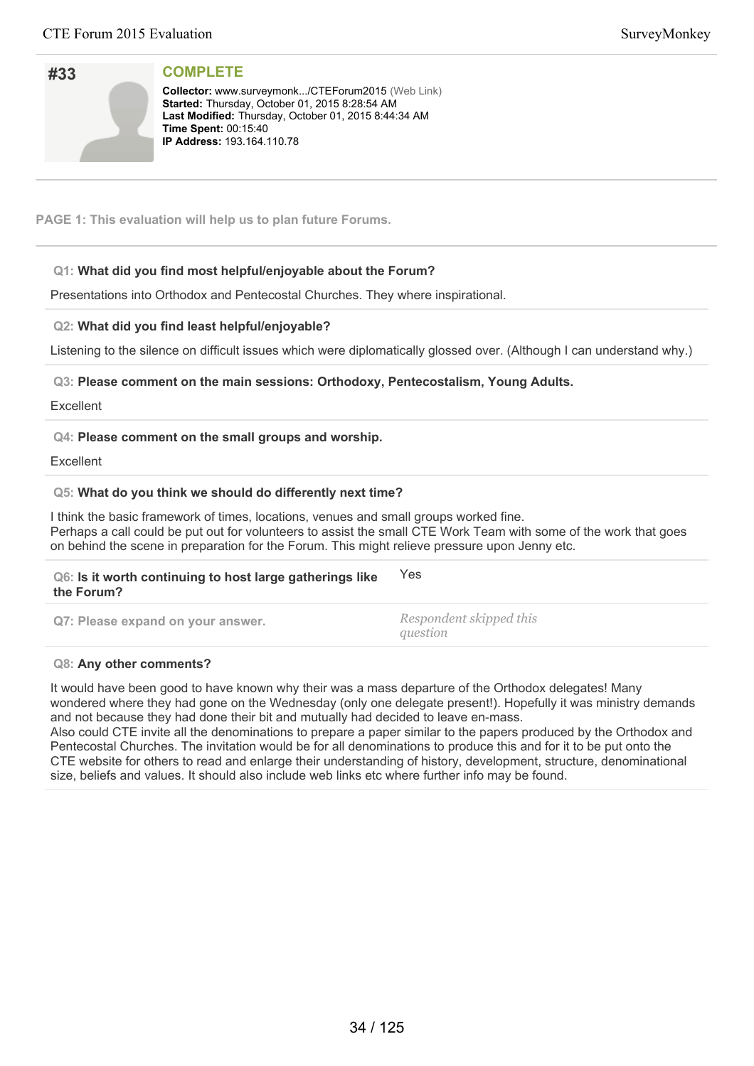## #33

**COMPLETE**

**Collector:** www.surveymonk.../CTEForum2015 (Web Link)
**Started:** Thursday, October 01, 2015 8:28:54 AM
**Last Modified:** Thursday, October 01, 2015 8:44:34 AM
**Time Spent:** 00:15:40
**IP Address:** 193.164.110.78

**PAGE 1: This evaluation will help us to plan future Forums.**

**Q1: What did you find most helpful/enjoyable about the Forum?**

Presentations into Orthodox and Pentecostal Churches. They where inspirational.

**Q2: What did you find least helpful/enjoyable?**

Listening to the silence on difficult issues which were diplomatically glossed over. (Although I can understand why.)

**Q3: Please comment on the main sessions: Orthodoxy, Pentecostalism, Young Adults.**

Excellent

**Q4: Please comment on the small groups and worship.**

Excellent

**Q5: What do you think we should do differently next time?**

I think the basic framework of times, locations, venues and small groups worked fine.
Perhaps a call could be put out for volunteers to assist the small CTE Work Team with some of the work that goes on behind the scene in preparation for the Forum. This might relieve pressure upon Jenny etc.

**Q6: Is it worth continuing to host large gatherings like the Forum?** Yes

**Q7: Please expand on your answer.** *Respondent skipped this question*

**Q8: Any other comments?**

It would have been good to have known why their was a mass departure of the Orthodox delegates! Many wondered where they had gone on the Wednesday (only one delegate present!). Hopefully it was ministry demands and not because they had done their bit and mutually had decided to leave en-mass.
Also could CTE invite all the denominations to prepare a paper similar to the papers produced by the Orthodox and Pentecostal Churches. The invitation would be for all denominations to produce this and for it to be put onto the CTE website for others to read and enlarge their understanding of history, development, structure, denominational size, beliefs and values. It should also include web links etc where further info may be found.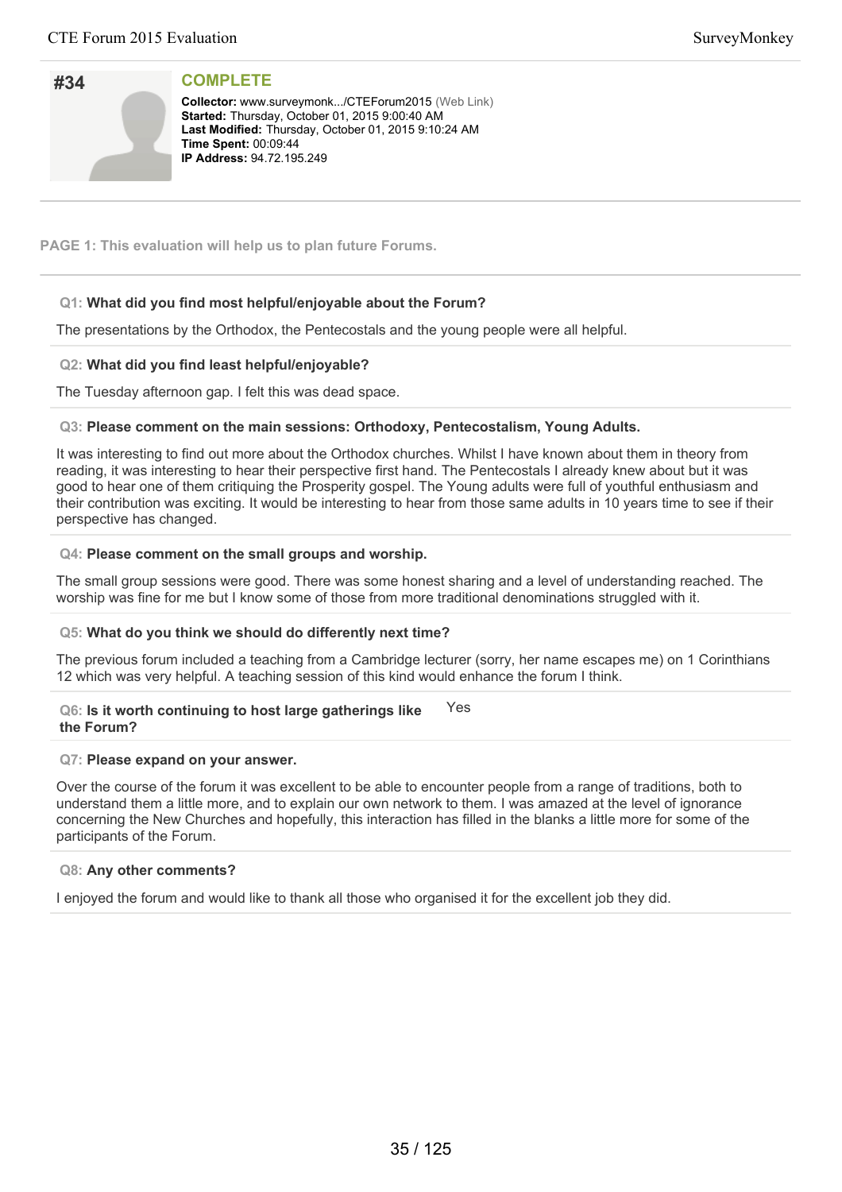# #34

**COMPLETE**

**Collector:** www.surveymonk.../CTEForum2015 (Web Link)
**Started:** Thursday, October 01, 2015 9:00:40 AM
**Last Modified:** Thursday, October 01, 2015 9:10:24 AM
**Time Spent:** 00:09:44
**IP Address:** 94.72.195.249

---

**PAGE 1: This evaluation will help us to plan future Forums.**

---

**Q1: What did you find most helpful/enjoyable about the Forum?**

The presentations by the Orthodox, the Pentecostals and the young people were all helpful.

**Q2: What did you find least helpful/enjoyable?**

The Tuesday afternoon gap. I felt this was dead space.

**Q3: Please comment on the main sessions: Orthodoxy, Pentecostalism, Young Adults.**

It was interesting to find out more about the Orthodox churches. Whilst I have known about them in theory from reading, it was interesting to hear their perspective first hand. The Pentecostals I already knew about but it was good to hear one of them critiquing the Prosperity gospel. The Young adults were full of youthful enthusiasm and their contribution was exciting. It would be interesting to hear from those same adults in 10 years time to see if their perspective has changed.

**Q4: Please comment on the small groups and worship.**

The small group sessions were good. There was some honest sharing and a level of understanding reached. The worship was fine for me but I know some of those from more traditional denominations struggled with it.

**Q5: What do you think we should do differently next time?**

The previous forum included a teaching from a Cambridge lecturer (sorry, her name escapes me) on 1 Corinthians 12 which was very helpful. A teaching session of this kind would enhance the forum I think.

**Q6: Is it worth continuing to host large gatherings like the Forum?**

Yes

**Q7: Please expand on your answer.**

Over the course of the forum it was excellent to be able to encounter people from a range of traditions, both to understand them a little more, and to explain our own network to them. I was amazed at the level of ignorance concerning the New Churches and hopefully, this interaction has filled in the blanks a little more for some of the participants of the Forum.

**Q8: Any other comments?**

I enjoyed the forum and would like to thank all those who organised it for the excellent job they did.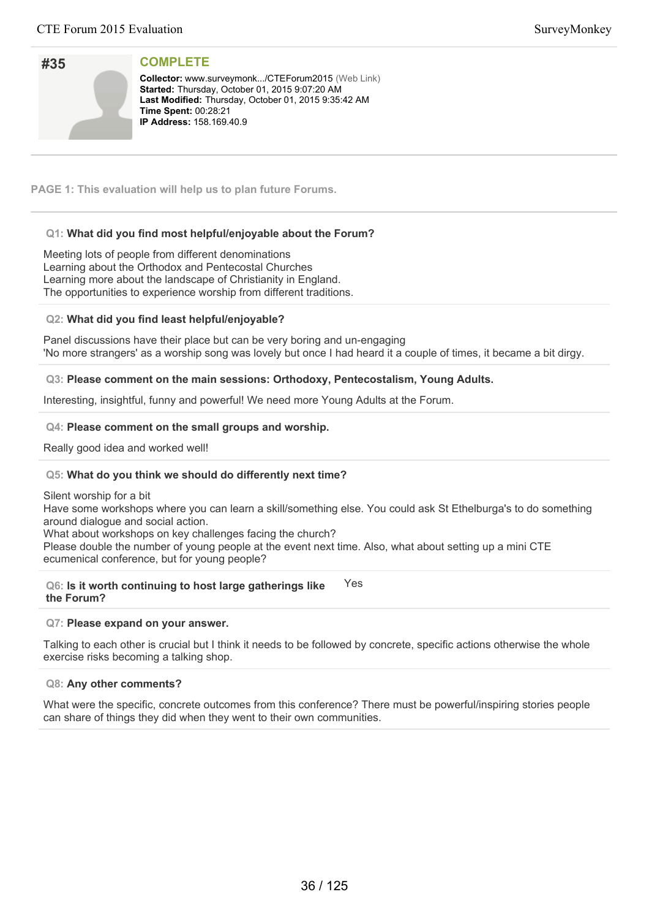## #35

### COMPLETE

**Collector:** www.surveymonk.../CTEForum2015 (Web Link)
**Started:** Thursday, October 01, 2015 9:07:20 AM
**Last Modified:** Thursday, October 01, 2015 9:35:42 AM
**Time Spent:** 00:28:21
**IP Address:** 158.169.40.9

---

**PAGE 1: This evaluation will help us to plan future Forums.**

---

**Q1: What did you find most helpful/enjoyable about the Forum?**

Meeting lots of people from different denominations
Learning about the Orthodox and Pentecostal Churches
Learning more about the landscape of Christianity in England.
The opportunities to experience worship from different traditions.

**Q2: What did you find least helpful/enjoyable?**

Panel discussions have their place but can be very boring and un-engaging
'No more strangers' as a worship song was lovely but once I had heard it a couple of times, it became a bit dirgy.

**Q3: Please comment on the main sessions: Orthodoxy, Pentecostalism, Young Adults.**

Interesting, insightful, funny and powerful! We need more Young Adults at the Forum.

**Q4: Please comment on the small groups and worship.**

Really good idea and worked well!

**Q5: What do you think we should do differently next time?**

Silent worship for a bit
Have some workshops where you can learn a skill/something else. You could ask St Ethelburga's to do something around dialogue and social action.
What about workshops on key challenges facing the church?
Please double the number of young people at the event next time. Also, what about setting up a mini CTE ecumenical conference, but for young people?

**Q6: Is it worth continuing to host large gatherings like the Forum?**

Yes

**Q7: Please expand on your answer.**

Talking to each other is crucial but I think it needs to be followed by concrete, specific actions otherwise the whole exercise risks becoming a talking shop.

**Q8: Any other comments?**

What were the specific, concrete outcomes from this conference? There must be powerful/inspiring stories people can share of things they did when they went to their own communities.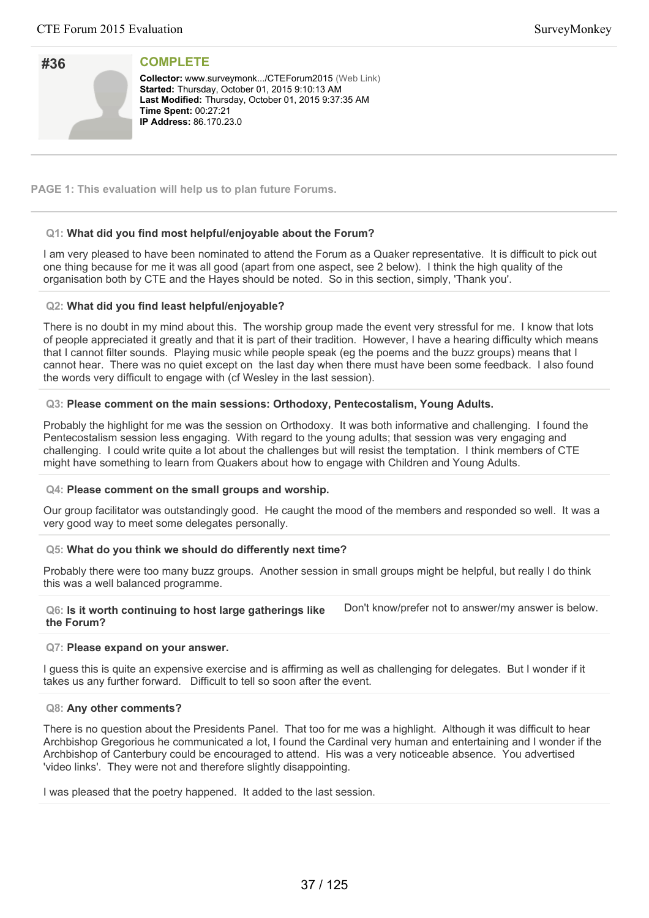## #36

**COMPLETE**

**Collector:** www.surveymonk.../CTEForum2015 (Web Link)
**Started:** Thursday, October 01, 2015 9:10:13 AM
**Last Modified:** Thursday, October 01, 2015 9:37:35 AM
**Time Spent:** 00:27:21
**IP Address:** 86.170.23.0

---

**PAGE 1: This evaluation will help us to plan future Forums.**

---

**Q1: What did you find most helpful/enjoyable about the Forum?**

I am very pleased to have been nominated to attend the Forum as a Quaker representative. It is difficult to pick out one thing because for me it was all good (apart from one aspect, see 2 below). I think the high quality of the organisation both by CTE and the Hayes should be noted. So in this section, simply, 'Thank you'.

**Q2: What did you find least helpful/enjoyable?**

There is no doubt in my mind about this. The worship group made the event very stressful for me. I know that lots of people appreciated it greatly and that it is part of their tradition. However, I have a hearing difficulty which means that I cannot filter sounds. Playing music while people speak (eg the poems and the buzz groups) means that I cannot hear. There was no quiet except on the last day when there must have been some feedback. I also found the words very difficult to engage with (cf Wesley in the last session).

**Q3: Please comment on the main sessions: Orthodoxy, Pentecostalism, Young Adults.**

Probably the highlight for me was the session on Orthodoxy. It was both informative and challenging. I found the Pentecostalism session less engaging. With regard to the young adults; that session was very engaging and challenging. I could write quite a lot about the challenges but will resist the temptation. I think members of CTE might have something to learn from Quakers about how to engage with Children and Young Adults.

**Q4: Please comment on the small groups and worship.**

Our group facilitator was outstandingly good. He caught the mood of the members and responded so well. It was a very good way to meet some delegates personally.

**Q5: What do you think we should do differently next time?**

Probably there were too many buzz groups. Another session in small groups might be helpful, but really I do think this was a well balanced programme.

**Q6: Is it worth continuing to host large gatherings like the Forum?**

Don't know/prefer not to answer/my answer is below.

**Q7: Please expand on your answer.**

I guess this is quite an expensive exercise and is affirming as well as challenging for delegates. But I wonder if it takes us any further forward. Difficult to tell so soon after the event.

**Q8: Any other comments?**

There is no question about the Presidents Panel. That too for me was a highlight. Although it was difficult to hear Archbishop Gregorious he communicated a lot, I found the Cardinal very human and entertaining and I wonder if the Archbishop of Canterbury could be encouraged to attend. His was a very noticeable absence. You advertised 'video links'. They were not and therefore slightly disappointing.

I was pleased that the poetry happened. It added to the last session.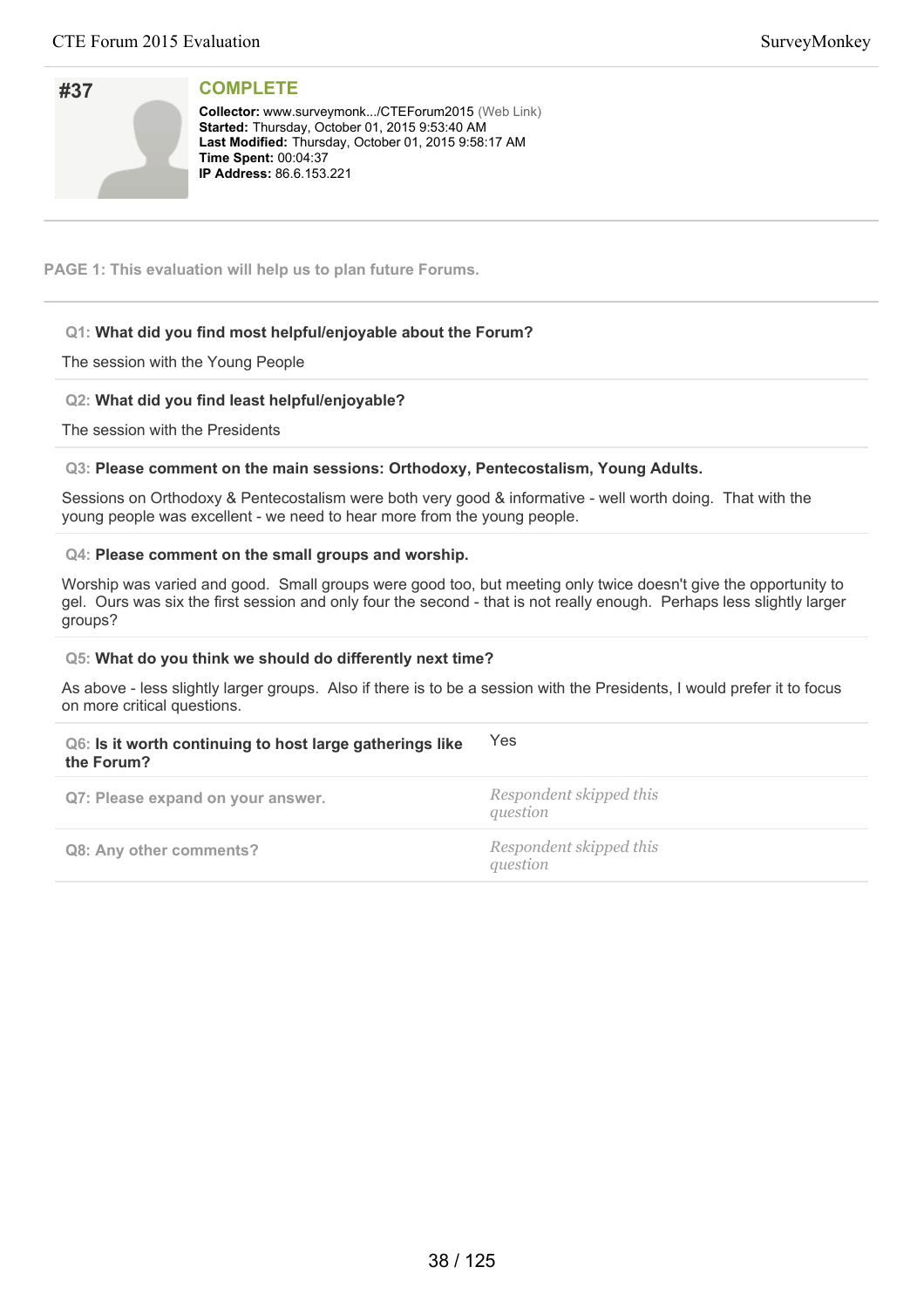## #37

**COMPLETE**

**Collector:** www.surveymonk.../CTEForum2015 (Web Link)
**Started:** Thursday, October 01, 2015 9:53:40 AM
**Last Modified:** Thursday, October 01, 2015 9:58:17 AM
**Time Spent:** 00:04:37
**IP Address:** 86.6.153.221

**PAGE 1: This evaluation will help us to plan future Forums.**

**Q1: What did you find most helpful/enjoyable about the Forum?**

The session with the Young People

**Q2: What did you find least helpful/enjoyable?**

The session with the Presidents

**Q3: Please comment on the main sessions: Orthodoxy, Pentecostalism, Young Adults.**

Sessions on Orthodoxy & Pentecostalism were both very good & informative - well worth doing. That with the young people was excellent - we need to hear more from the young people.

**Q4: Please comment on the small groups and worship.**

Worship was varied and good. Small groups were good too, but meeting only twice doesn't give the opportunity to gel. Ours was six the first session and only four the second - that is not really enough. Perhaps less slightly larger groups?

**Q5: What do you think we should do differently next time?**

As above - less slightly larger groups. Also if there is to be a session with the Presidents, I would prefer it to focus on more critical questions.

| | |
|---|---|
| **Q6: Is it worth continuing to host large gatherings like the Forum?** | Yes |
| **Q7: Please expand on your answer.** | *Respondent skipped this question* |
| **Q8: Any other comments?** | *Respondent skipped this question* |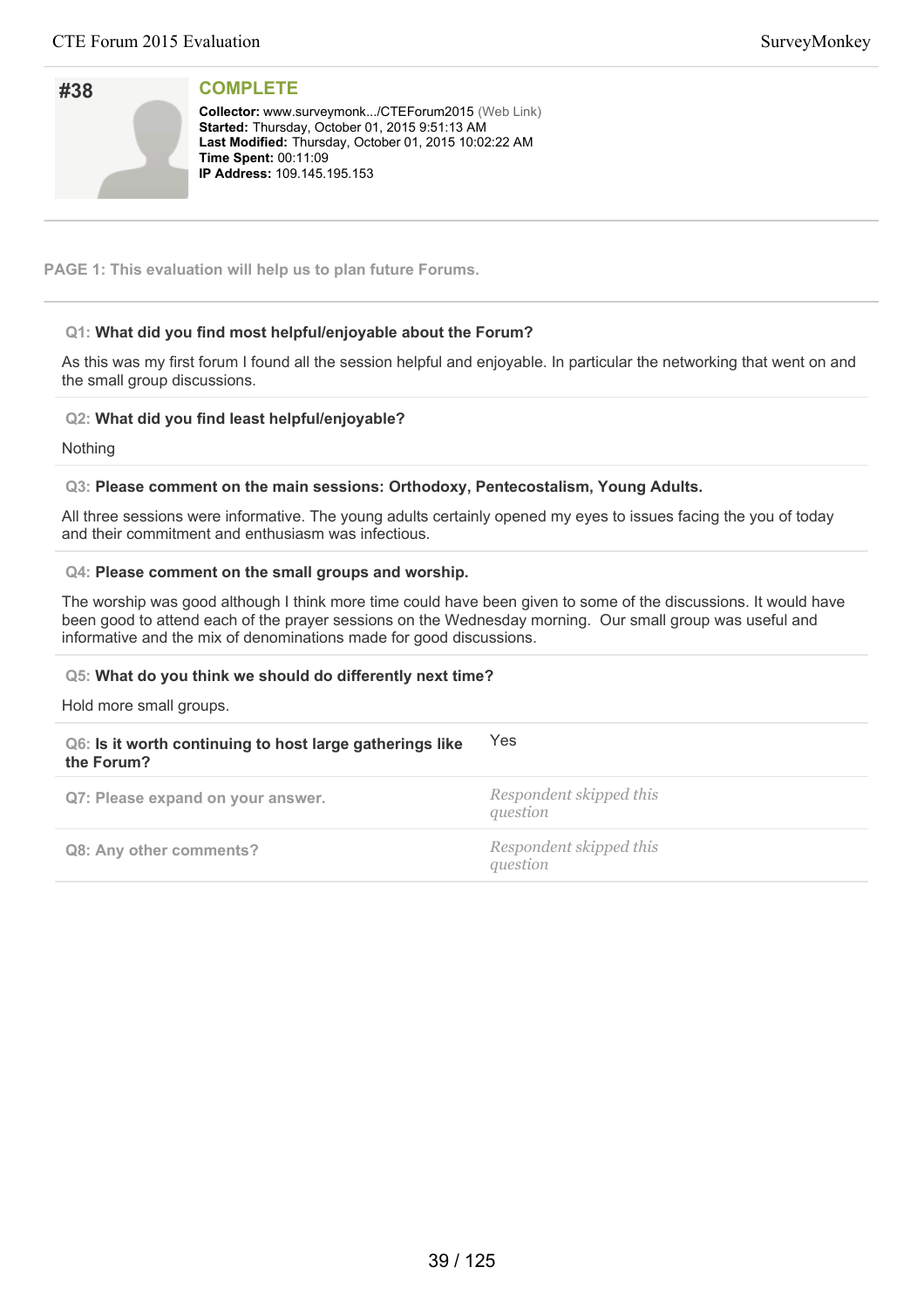## #38

**COMPLETE**

**Collector:** www.surveymonk.../CTEForum2015 (Web Link)
**Started:** Thursday, October 01, 2015 9:51:13 AM
**Last Modified:** Thursday, October 01, 2015 10:02:22 AM
**Time Spent:** 00:11:09
**IP Address:** 109.145.195.153

**PAGE 1: This evaluation will help us to plan future Forums.**

**Q1: What did you find most helpful/enjoyable about the Forum?**

As this was my first forum I found all the session helpful and enjoyable. In particular the networking that went on and the small group discussions.

**Q2: What did you find least helpful/enjoyable?**

Nothing

**Q3: Please comment on the main sessions: Orthodoxy, Pentecostalism, Young Adults.**

All three sessions were informative. The young adults certainly opened my eyes to issues facing the you of today and their commitment and enthusiasm was infectious.

**Q4: Please comment on the small groups and worship.**

The worship was good although I think more time could have been given to some of the discussions. It would have been good to attend each of the prayer sessions on the Wednesday morning. Our small group was useful and informative and the mix of denominations made for good discussions.

**Q5: What do you think we should do differently next time?**

Hold more small groups.

| | |
|---|---|
| **Q6: Is it worth continuing to host large gatherings like the Forum?** | Yes |
| **Q7: Please expand on your answer.** | *Respondent skipped this question* |
| **Q8: Any other comments?** | *Respondent skipped this question* |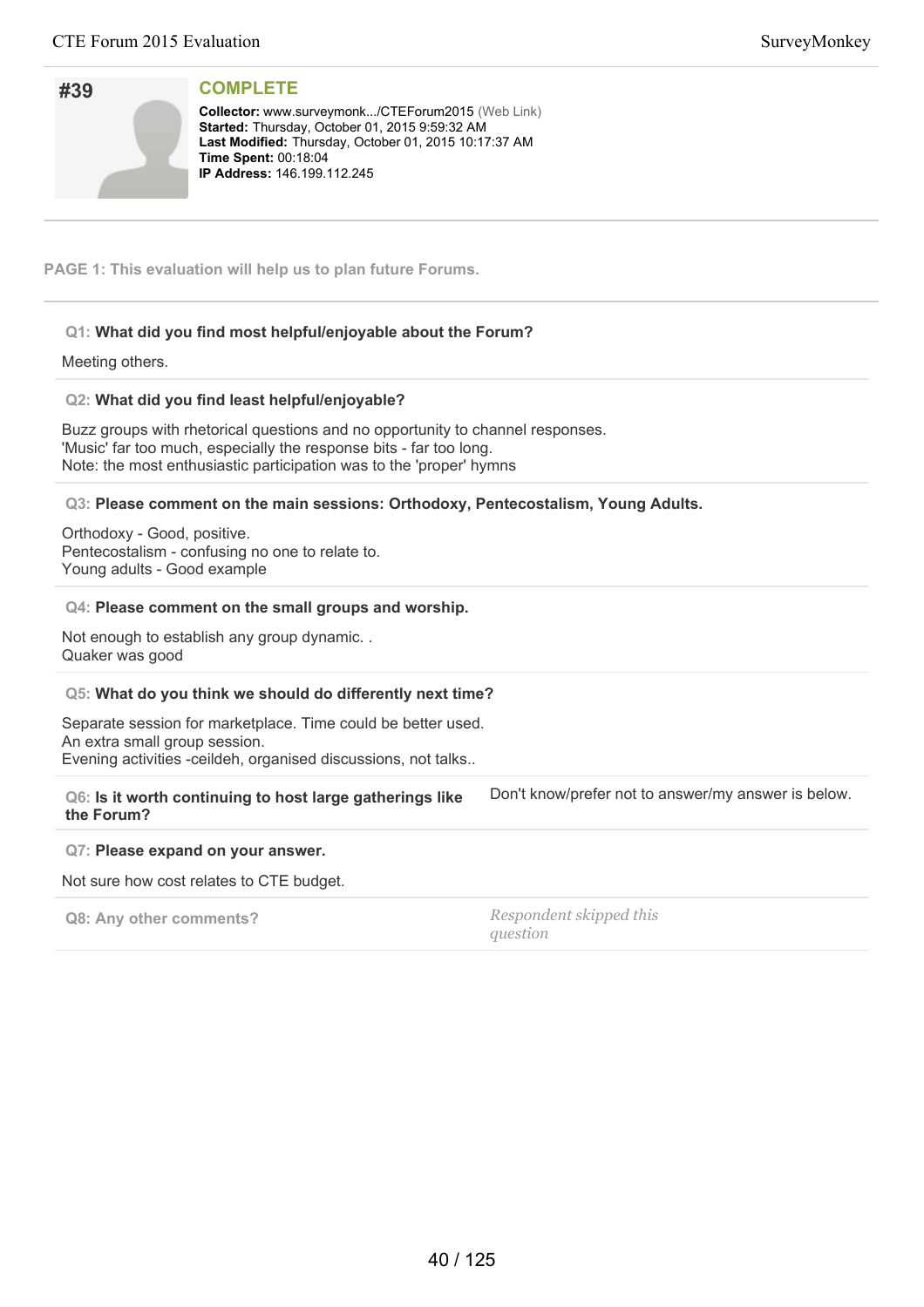## #39

### COMPLETE

**Collector:** www.surveymonk.../CTEForum2015 (Web Link)
**Started:** Thursday, October 01, 2015 9:59:32 AM
**Last Modified:** Thursday, October 01, 2015 10:17:37 AM
**Time Spent:** 00:18:04
**IP Address:** 146.199.112.245

**PAGE 1: This evaluation will help us to plan future Forums.**

**Q1: What did you find most helpful/enjoyable about the Forum?**

Meeting others.

**Q2: What did you find least helpful/enjoyable?**

Buzz groups with rhetorical questions and no opportunity to channel responses.
'Music' far too much, especially the response bits - far too long.
Note: the most enthusiastic participation was to the 'proper' hymns

**Q3: Please comment on the main sessions: Orthodoxy, Pentecostalism, Young Adults.**

Orthodoxy - Good, positive.
Pentecostalism - confusing no one to relate to.
Young adults - Good example

**Q4: Please comment on the small groups and worship.**

Not enough to establish any group dynamic. .
Quaker was good

**Q5: What do you think we should do differently next time?**

Separate session for marketplace. Time could be better used.
An extra small group session.
Evening activities -ceildeh, organised discussions, not talks..

**Q6: Is it worth continuing to host large gatherings like the Forum?**

Don't know/prefer not to answer/my answer is below.

**Q7: Please expand on your answer.**

Not sure how cost relates to CTE budget.

**Q8: Any other comments?**

*Respondent skipped this question*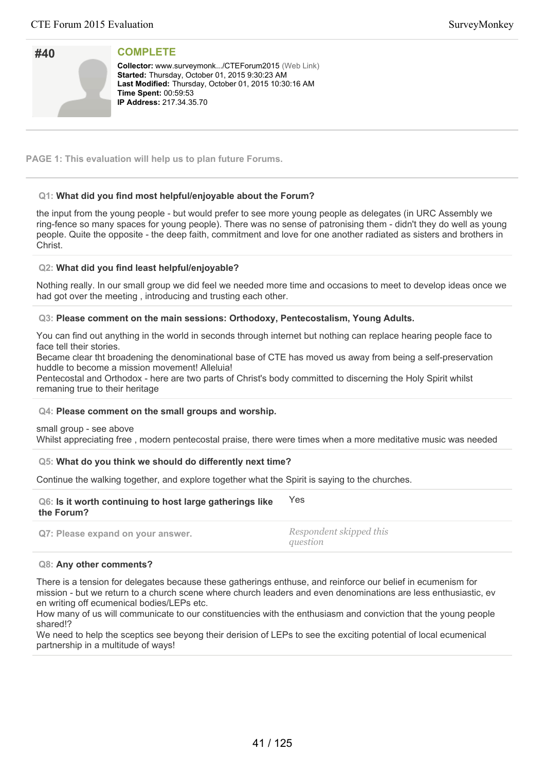## #40

**COMPLETE**

**Collector:** www.surveymonk.../CTEForum2015 (Web Link)
**Started:** Thursday, October 01, 2015 9:30:23 AM
**Last Modified:** Thursday, October 01, 2015 10:30:16 AM
**Time Spent:** 00:59:53
**IP Address:** 217.34.35.70

---

**PAGE 1: This evaluation will help us to plan future Forums.**

**Q1: What did you find most helpful/enjoyable about the Forum?**

the input from the young people - but would prefer to see more young people as delegates (in URC Assembly we ring-fence so many spaces for young people). There was no sense of patronising them - didn't they do well as young people. Quite the opposite - the deep faith, commitment and love for one another radiated as sisters and brothers in Christ.

**Q2: What did you find least helpful/enjoyable?**

Nothing really. In our small group we did feel we needed more time and occasions to meet to develop ideas once we had got over the meeting , introducing and trusting each other.

**Q3: Please comment on the main sessions: Orthodoxy, Pentecostalism, Young Adults.**

You can find out anything in the world in seconds through internet but nothing can replace hearing people face to face tell their stories.
Became clear tht broadening the denominational base of CTE has moved us away from being a self-preservation huddle to become a mission movement! Alleluia!
Pentecostal and Orthodox - here are two parts of Christ's body committed to discerning the Holy Spirit whilst remaning true to their heritage

**Q4: Please comment on the small groups and worship.**

small group - see above
Whilst appreciating free , modern pentecostal praise, there were times when a more meditative music was needed

**Q5: What do you think we should do differently next time?**

Continue the walking together, and explore together what the Spirit is saying to the churches.

**Q6: Is it worth continuing to host large gatherings like the Forum?**

Yes

**Q7: Please expand on your answer.**

*Respondent skipped this question*

**Q8: Any other comments?**

There is a tension for delegates because these gatherings enthuse, and reinforce our belief in ecumenism for mission - but we return to a church scene where church leaders and even denominations are less enthusiastic, even writing off ecumenical bodies/LEPs etc.
How many of us will communicate to our constituencies with the enthusiasm and conviction that the young people shared!?
We need to help the sceptics see beyong their derision of LEPs to see the exciting potential of local ecumenical partnership in a multitude of ways!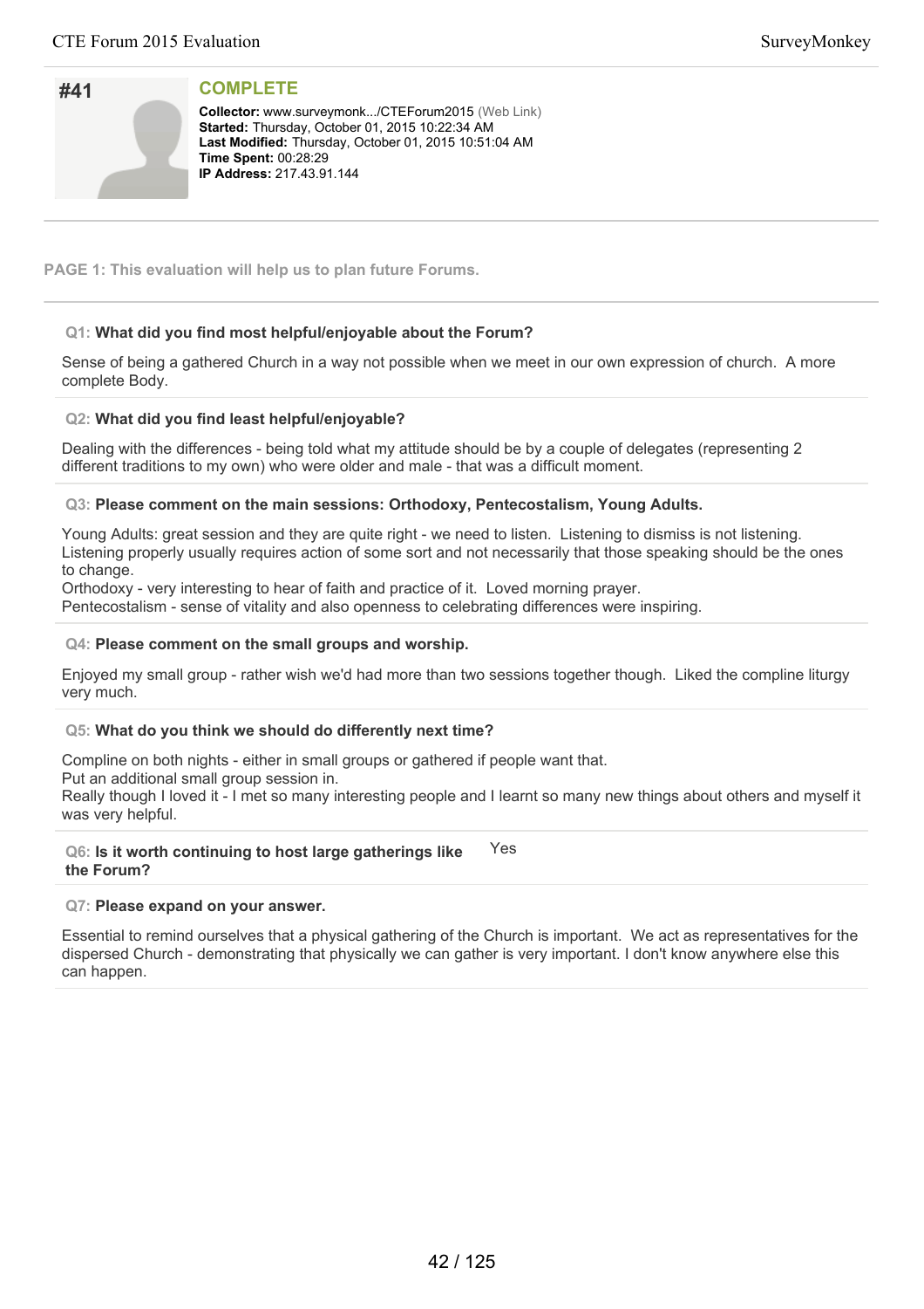## #41

**COMPLETE**

**Collector:** www.surveymonk.../CTEForum2015 (Web Link)
**Started:** Thursday, October 01, 2015 10:22:34 AM
**Last Modified:** Thursday, October 01, 2015 10:51:04 AM
**Time Spent:** 00:28:29
**IP Address:** 217.43.91.144

**PAGE 1: This evaluation will help us to plan future Forums.**

**Q1: What did you find most helpful/enjoyable about the Forum?**

Sense of being a gathered Church in a way not possible when we meet in our own expression of church. A more complete Body.

**Q2: What did you find least helpful/enjoyable?**

Dealing with the differences - being told what my attitude should be by a couple of delegates (representing 2 different traditions to my own) who were older and male - that was a difficult moment.

**Q3: Please comment on the main sessions: Orthodoxy, Pentecostalism, Young Adults.**

Young Adults: great session and they are quite right - we need to listen. Listening to dismiss is not listening. Listening properly usually requires action of some sort and not necessarily that those speaking should be the ones to change.
Orthodoxy - very interesting to hear of faith and practice of it. Loved morning prayer.
Pentecostalism - sense of vitality and also openness to celebrating differences were inspiring.

**Q4: Please comment on the small groups and worship.**

Enjoyed my small group - rather wish we'd had more than two sessions together though. Liked the compline liturgy very much.

**Q5: What do you think we should do differently next time?**

Compline on both nights - either in small groups or gathered if people want that.
Put an additional small group session in.
Really though I loved it - I met so many interesting people and I learnt so many new things about others and myself it was very helpful.

**Q6: Is it worth continuing to host large gatherings like the Forum?** Yes

**Q7: Please expand on your answer.**

Essential to remind ourselves that a physical gathering of the Church is important. We act as representatives for the dispersed Church - demonstrating that physically we can gather is very important. I don't know anywhere else this can happen.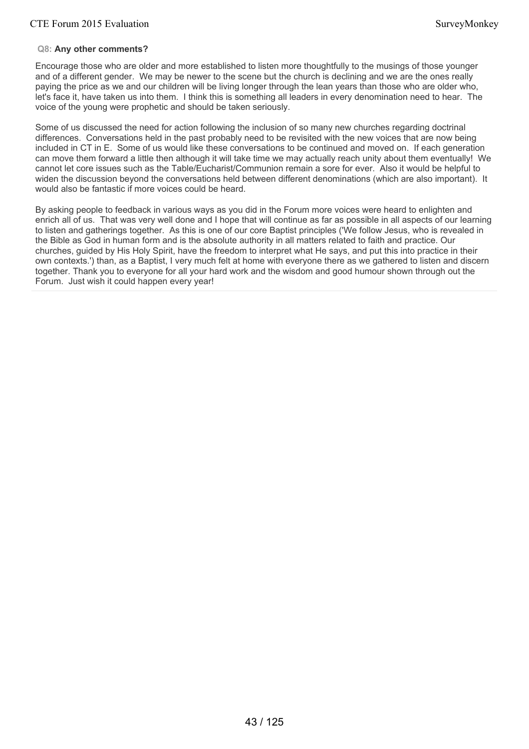**Q8: Any other comments?**

Encourage those who are older and more established to listen more thoughtfully to the musings of those younger and of a different gender. We may be newer to the scene but the church is declining and we are the ones really paying the price as we and our children will be living longer through the lean years than those who are older who, let's face it, have taken us into them. I think this is something all leaders in every denomination need to hear. The voice of the young were prophetic and should be taken seriously.

Some of us discussed the need for action following the inclusion of so many new churches regarding doctrinal differences. Conversations held in the past probably need to be revisited with the new voices that are now being included in CT in E. Some of us would like these conversations to be continued and moved on. If each generation can move them forward a little then although it will take time we may actually reach unity about them eventually! We cannot let core issues such as the Table/Eucharist/Communion remain a sore for ever. Also it would be helpful to widen the discussion beyond the conversations held between different denominations (which are also important). It would also be fantastic if more voices could be heard.

By asking people to feedback in various ways as you did in the Forum more voices were heard to enlighten and enrich all of us. That was very well done and I hope that will continue as far as possible in all aspects of our learning to listen and gatherings together. As this is one of our core Baptist principles ('We follow Jesus, who is revealed in the Bible as God in human form and is the absolute authority in all matters related to faith and practice. Our churches, guided by His Holy Spirit, have the freedom to interpret what He says, and put this into practice in their own contexts.') than, as a Baptist, I very much felt at home with everyone there as we gathered to listen and discern together. Thank you to everyone for all your hard work and the wisdom and good humour shown through out the Forum. Just wish it could happen every year!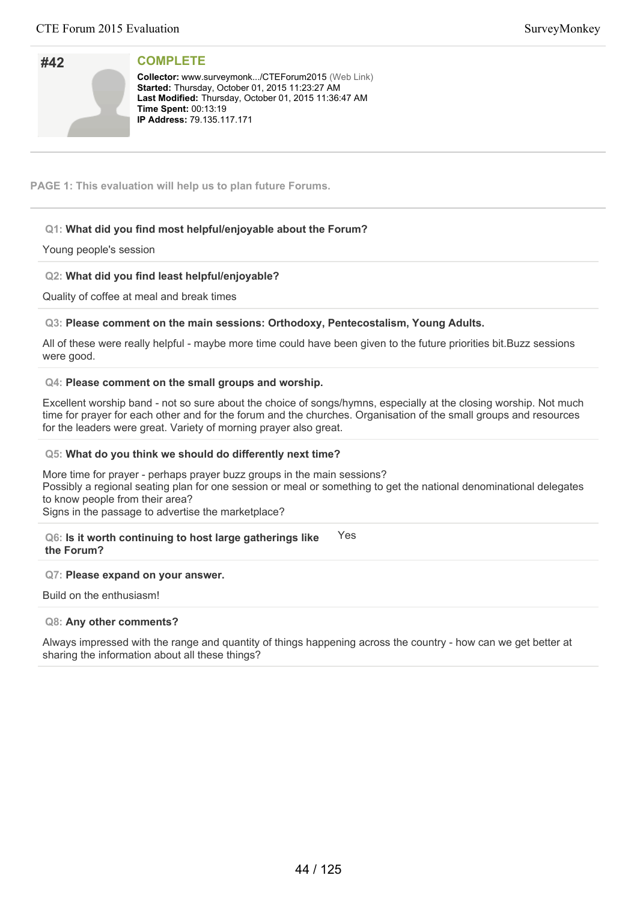## #42

**COMPLETE**

**Collector:** www.surveymonk.../CTEForum2015 (Web Link)
**Started:** Thursday, October 01, 2015 11:23:27 AM
**Last Modified:** Thursday, October 01, 2015 11:36:47 AM
**Time Spent:** 00:13:19
**IP Address:** 79.135.117.171

**PAGE 1: This evaluation will help us to plan future Forums.**

**Q1: What did you find most helpful/enjoyable about the Forum?**

Young people's session

**Q2: What did you find least helpful/enjoyable?**

Quality of coffee at meal and break times

**Q3: Please comment on the main sessions: Orthodoxy, Pentecostalism, Young Adults.**

All of these were really helpful - maybe more time could have been given to the future priorities bit.Buzz sessions were good.

**Q4: Please comment on the small groups and worship.**

Excellent worship band - not so sure about the choice of songs/hymns, especially at the closing worship. Not much time for prayer for each other and for the forum and the churches. Organisation of the small groups and resources for the leaders were great. Variety of morning prayer also great.

**Q5: What do you think we should do differently next time?**

More time for prayer - perhaps prayer buzz groups in the main sessions?
Possibly a regional seating plan for one session or meal or something to get the national denominational delegates to know people from their area?
Signs in the passage to advertise the marketplace?

**Q6: Is it worth continuing to host large gatherings like the Forum?**

Yes

**Q7: Please expand on your answer.**

Build on the enthusiasm!

**Q8: Any other comments?**

Always impressed with the range and quantity of things happening across the country - how can we get better at sharing the information about all these things?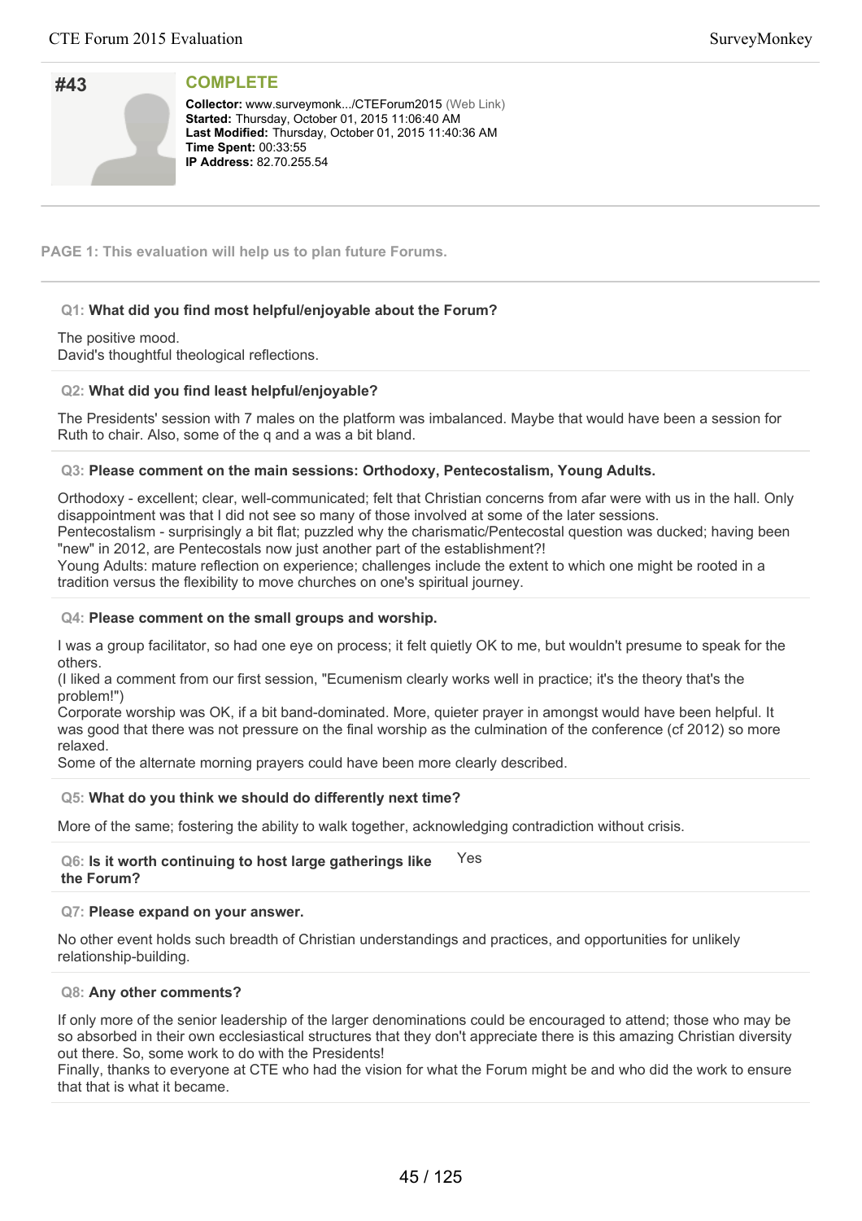## #43

**COMPLETE**

**Collector:** www.surveymonk.../CTEForum2015 (Web Link)
**Started:** Thursday, October 01, 2015 11:06:40 AM
**Last Modified:** Thursday, October 01, 2015 11:40:36 AM
**Time Spent:** 00:33:55
**IP Address:** 82.70.255.54

**PAGE 1: This evaluation will help us to plan future Forums.**

**Q1: What did you find most helpful/enjoyable about the Forum?**

The positive mood.
David's thoughtful theological reflections.

**Q2: What did you find least helpful/enjoyable?**

The Presidents' session with 7 males on the platform was imbalanced. Maybe that would have been a session for Ruth to chair. Also, some of the q and a was a bit bland.

**Q3: Please comment on the main sessions: Orthodoxy, Pentecostalism, Young Adults.**

Orthodoxy - excellent; clear, well-communicated; felt that Christian concerns from afar were with us in the hall. Only disappointment was that I did not see so many of those involved at some of the later sessions.
Pentecostalism - surprisingly a bit flat; puzzled why the charismatic/Pentecostal question was ducked; having been "new" in 2012, are Pentecostals now just another part of the establishment?!
Young Adults: mature reflection on experience; challenges include the extent to which one might be rooted in a tradition versus the flexibility to move churches on one's spiritual journey.

**Q4: Please comment on the small groups and worship.**

I was a group facilitator, so had one eye on process; it felt quietly OK to me, but wouldn't presume to speak for the others.
(I liked a comment from our first session, "Ecumenism clearly works well in practice; it's the theory that's the problem!")
Corporate worship was OK, if a bit band-dominated. More, quieter prayer in amongst would have been helpful. It was good that there was not pressure on the final worship as the culmination of the conference (cf 2012) so more relaxed.
Some of the alternate morning prayers could have been more clearly described.

**Q5: What do you think we should do differently next time?**

More of the same; fostering the ability to walk together, acknowledging contradiction without crisis.

**Q6: Is it worth continuing to host large gatherings like the Forum?**

Yes

**Q7: Please expand on your answer.**

No other event holds such breadth of Christian understandings and practices, and opportunities for unlikely relationship-building.

**Q8: Any other comments?**

If only more of the senior leadership of the larger denominations could be encouraged to attend; those who may be so absorbed in their own ecclesiastical structures that they don't appreciate there is this amazing Christian diversity out there. So, some work to do with the Presidents!
Finally, thanks to everyone at CTE who had the vision for what the Forum might be and who did the work to ensure that that is what it became.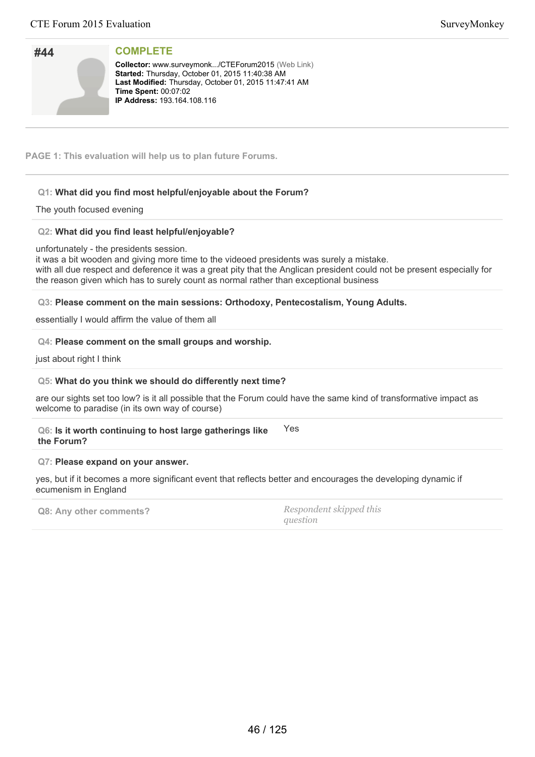## #44

**COMPLETE**

**Collector:** www.surveymonk.../CTEForum2015 (Web Link)
**Started:** Thursday, October 01, 2015 11:40:38 AM
**Last Modified:** Thursday, October 01, 2015 11:47:41 AM
**Time Spent:** 00:07:02
**IP Address:** 193.164.108.116

---

**PAGE 1: This evaluation will help us to plan future Forums.**

---

**Q1: What did you find most helpful/enjoyable about the Forum?**

The youth focused evening

**Q2: What did you find least helpful/enjoyable?**

unfortunately - the presidents session.
it was a bit wooden and giving more time to the videoed presidents was surely a mistake.
with all due respect and deference it was a great pity that the Anglican president could not be present especially for the reason given which has to surely count as normal rather than exceptional business

**Q3: Please comment on the main sessions: Orthodoxy, Pentecostalism, Young Adults.**

essentially I would affirm the value of them all

**Q4: Please comment on the small groups and worship.**

just about right I think

**Q5: What do you think we should do differently next time?**

are our sights set too low? is it all possible that the Forum could have the same kind of transformative impact as welcome to paradise (in its own way of course)

**Q6: Is it worth continuing to host large gatherings like the Forum?**

Yes

**Q7: Please expand on your answer.**

yes, but if it becomes a more significant event that reflects better and encourages the developing dynamic if ecumenism in England

**Q8: Any other comments?**

*Respondent skipped this question*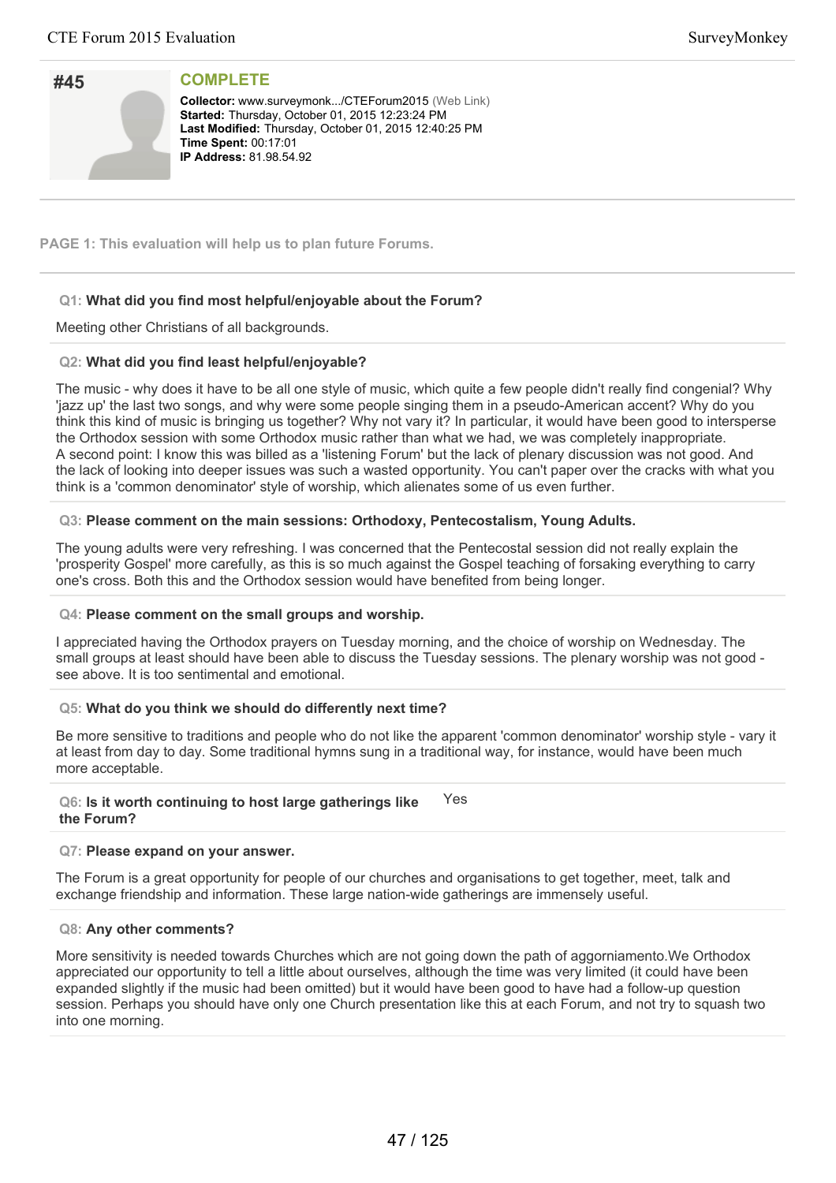## #45

**COMPLETE**

**Collector:** www.surveymonk.../CTEForum2015 (Web Link)
**Started:** Thursday, October 01, 2015 12:23:24 PM
**Last Modified:** Thursday, October 01, 2015 12:40:25 PM
**Time Spent:** 00:17:01
**IP Address:** 81.98.54.92

**PAGE 1: This evaluation will help us to plan future Forums.**

**Q1: What did you find most helpful/enjoyable about the Forum?**

Meeting other Christians of all backgrounds.

**Q2: What did you find least helpful/enjoyable?**

The music - why does it have to be all one style of music, which quite a few people didn't really find congenial? Why 'jazz up' the last two songs, and why were some people singing them in a pseudo-American accent? Why do you think this kind of music is bringing us together? Why not vary it? In particular, it would have been good to intersperse the Orthodox session with some Orthodox music rather than what we had, we was completely inappropriate.
A second point: I know this was billed as a 'listening Forum' but the lack of plenary discussion was not good. And the lack of looking into deeper issues was such a wasted opportunity. You can't paper over the cracks with what you think is a 'common denominator' style of worship, which alienates some of us even further.

**Q3: Please comment on the main sessions: Orthodoxy, Pentecostalism, Young Adults.**

The young adults were very refreshing. I was concerned that the Pentecostal session did not really explain the 'prosperity Gospel' more carefully, as this is so much against the Gospel teaching of forsaking everything to carry one's cross. Both this and the Orthodox session would have benefited from being longer.

**Q4: Please comment on the small groups and worship.**

I appreciated having the Orthodox prayers on Tuesday morning, and the choice of worship on Wednesday. The small groups at least should have been able to discuss the Tuesday sessions. The plenary worship was not good - see above. It is too sentimental and emotional.

**Q5: What do you think we should do differently next time?**

Be more sensitive to traditions and people who do not like the apparent 'common denominator' worship style - vary it at least from day to day. Some traditional hymns sung in a traditional way, for instance, would have been much more acceptable.

**Q6: Is it worth continuing to host large gatherings like the Forum?**

Yes

**Q7: Please expand on your answer.**

The Forum is a great opportunity for people of our churches and organisations to get together, meet, talk and exchange friendship and information. These large nation-wide gatherings are immensely useful.

**Q8: Any other comments?**

More sensitivity is needed towards Churches which are not going down the path of aggorniamento.We Orthodox appreciated our opportunity to tell a little about ourselves, although the time was very limited (it could have been expanded slightly if the music had been omitted) but it would have been good to have had a follow-up question session. Perhaps you should have only one Church presentation like this at each Forum, and not try to squash two into one morning.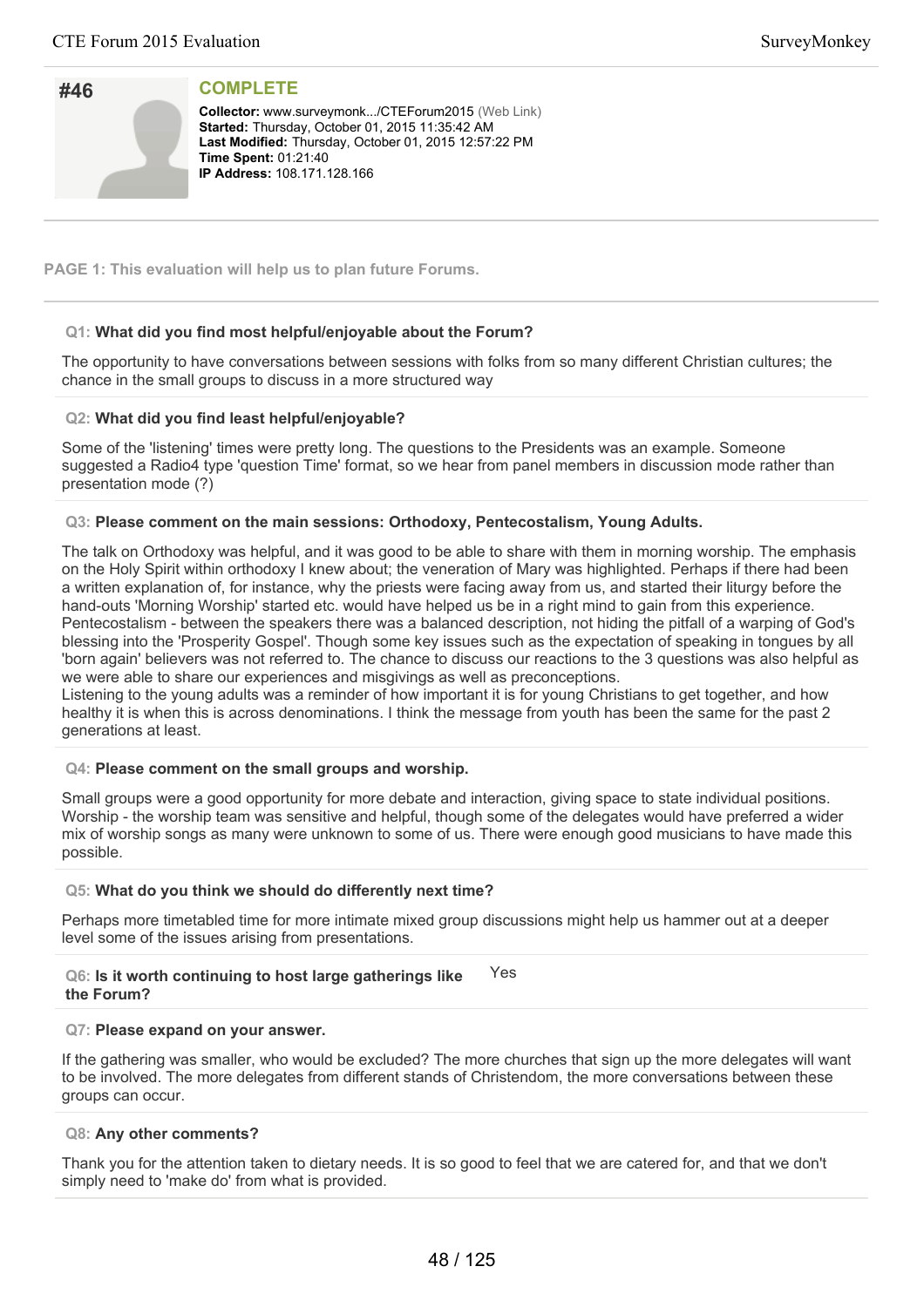## #46

**COMPLETE**

**Collector:** www.surveymonk.../CTEForum2015 (Web Link)
**Started:** Thursday, October 01, 2015 11:35:42 AM
**Last Modified:** Thursday, October 01, 2015 12:57:22 PM
**Time Spent:** 01:21:40
**IP Address:** 108.171.128.166

---

**PAGE 1: This evaluation will help us to plan future Forums.**

---

**Q1: What did you find most helpful/enjoyable about the Forum?**

The opportunity to have conversations between sessions with folks from so many different Christian cultures; the chance in the small groups to discuss in a more structured way

**Q2: What did you find least helpful/enjoyable?**

Some of the 'listening' times were pretty long. The questions to the Presidents was an example. Someone suggested a Radio4 type 'question Time' format, so we hear from panel members in discussion mode rather than presentation mode (?)

**Q3: Please comment on the main sessions: Orthodoxy, Pentecostalism, Young Adults.**

The talk on Orthodoxy was helpful, and it was good to be able to share with them in morning worship. The emphasis on the Holy Spirit within orthodoxy I knew about; the veneration of Mary was highlighted. Perhaps if there had been a written explanation of, for instance, why the priests were facing away from us, and started their liturgy before the hand-outs 'Morning Worship' started etc. would have helped us be in a right mind to gain from this experience.
Pentecostalism - between the speakers there was a balanced description, not hiding the pitfall of a warping of God's blessing into the 'Prosperity Gospel'. Though some key issues such as the expectation of speaking in tongues by all 'born again' believers was not referred to. The chance to discuss our reactions to the 3 questions was also helpful as we were able to share our experiences and misgivings as well as preconceptions.
Listening to the young adults was a reminder of how important it is for young Christians to get together, and how healthy it is when this is across denominations. I think the message from youth has been the same for the past 2 generations at least.

**Q4: Please comment on the small groups and worship.**

Small groups were a good opportunity for more debate and interaction, giving space to state individual positions. Worship - the worship team was sensitive and helpful, though some of the delegates would have preferred a wider mix of worship songs as many were unknown to some of us. There were enough good musicians to have made this possible.

**Q5: What do you think we should do differently next time?**

Perhaps more timetabled time for more intimate mixed group discussions might help us hammer out at a deeper level some of the issues arising from presentations.

**Q6: Is it worth continuing to host large gatherings like the Forum?**

Yes

**Q7: Please expand on your answer.**

If the gathering was smaller, who would be excluded? The more churches that sign up the more delegates will want to be involved. The more delegates from different stands of Christendom, the more conversations between these groups can occur.

**Q8: Any other comments?**

Thank you for the attention taken to dietary needs. It is so good to feel that we are catered for, and that we don't simply need to 'make do' from what is provided.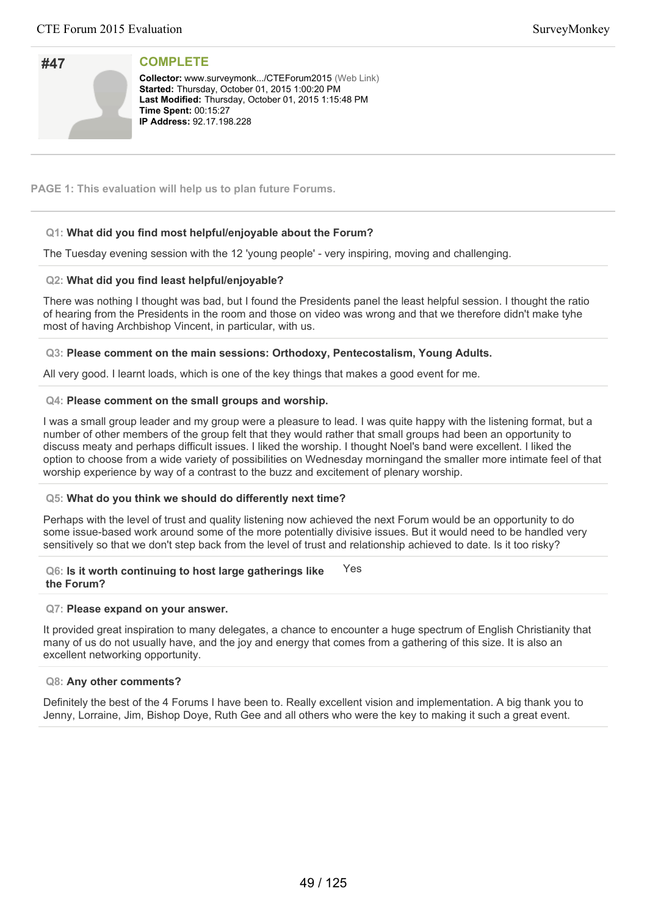## #47

**COMPLETE**

**Collector:** www.surveymonk.../CTEForum2015 (Web Link)
**Started:** Thursday, October 01, 2015 1:00:20 PM
**Last Modified:** Thursday, October 01, 2015 1:15:48 PM
**Time Spent:** 00:15:27
**IP Address:** 92.17.198.228

---

**PAGE 1: This evaluation will help us to plan future Forums.**

---

**Q1: What did you find most helpful/enjoyable about the Forum?**

The Tuesday evening session with the 12 'young people' - very inspiring, moving and challenging.

**Q2: What did you find least helpful/enjoyable?**

There was nothing I thought was bad, but I found the Presidents panel the least helpful session. I thought the ratio of hearing from the Presidents in the room and those on video was wrong and that we therefore didn't make tyhe most of having Archbishop Vincent, in particular, with us.

**Q3: Please comment on the main sessions: Orthodoxy, Pentecostalism, Young Adults.**

All very good. I learnt loads, which is one of the key things that makes a good event for me.

**Q4: Please comment on the small groups and worship.**

I was a small group leader and my group were a pleasure to lead. I was quite happy with the listening format, but a number of other members of the group felt that they would rather that small groups had been an opportunity to discuss meaty and perhaps difficult issues. I liked the worship. I thought Noel's band were excellent. I liked the option to choose from a wide variety of possibilities on Wednesday morningand the smaller more intimate feel of that worship experience by way of a contrast to the buzz and excitement of plenary worship.

**Q5: What do you think we should do differently next time?**

Perhaps with the level of trust and quality listening now achieved the next Forum would be an opportunity to do some issue-based work around some of the more potentially divisive issues. But it would need to be handled very sensitively so that we don't step back from the level of trust and relationship achieved to date. Is it too risky?

**Q6: Is it worth continuing to host large gatherings like the Forum?**

Yes

**Q7: Please expand on your answer.**

It provided great inspiration to many delegates, a chance to encounter a huge spectrum of English Christianity that many of us do not usually have, and the joy and energy that comes from a gathering of this size. It is also an excellent networking opportunity.

**Q8: Any other comments?**

Definitely the best of the 4 Forums I have been to. Really excellent vision and implementation. A big thank you to Jenny, Lorraine, Jim, Bishop Doye, Ruth Gee and all others who were the key to making it such a great event.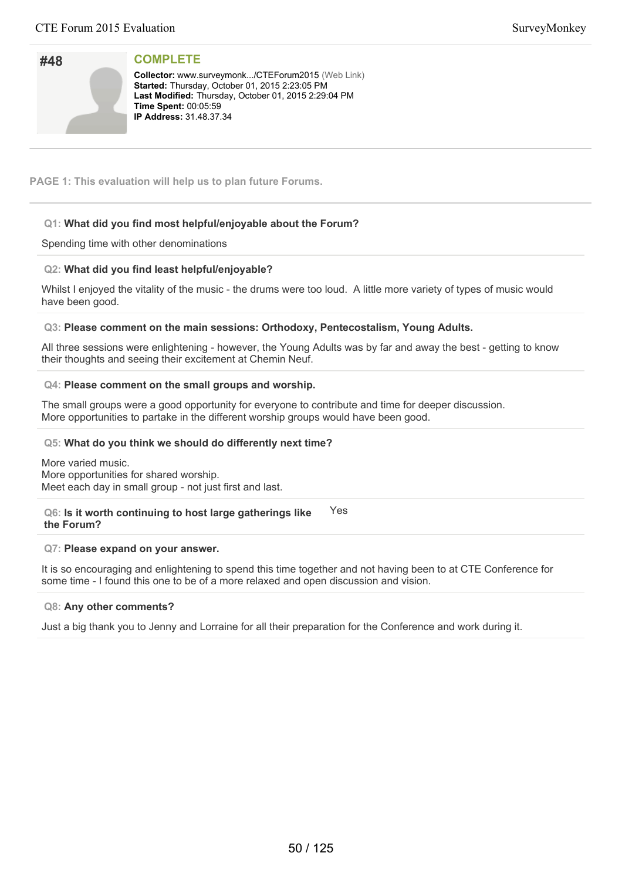## #48

**COMPLETE**

**Collector:** www.surveymonk.../CTEForum2015 (Web Link)
**Started:** Thursday, October 01, 2015 2:23:05 PM
**Last Modified:** Thursday, October 01, 2015 2:29:04 PM
**Time Spent:** 00:05:59
**IP Address:** 31.48.37.34

---

**PAGE 1: This evaluation will help us to plan future Forums.**

---

**Q1: What did you find most helpful/enjoyable about the Forum?**

Spending time with other denominations

**Q2: What did you find least helpful/enjoyable?**

Whilst I enjoyed the vitality of the music - the drums were too loud. A little more variety of types of music would have been good.

**Q3: Please comment on the main sessions: Orthodoxy, Pentecostalism, Young Adults.**

All three sessions were enlightening - however, the Young Adults was by far and away the best - getting to know their thoughts and seeing their excitement at Chemin Neuf.

**Q4: Please comment on the small groups and worship.**

The small groups were a good opportunity for everyone to contribute and time for deeper discussion.
More opportunities to partake in the different worship groups would have been good.

**Q5: What do you think we should do differently next time?**

More varied music.
More opportunities for shared worship.
Meet each day in small group - not just first and last.

**Q6: Is it worth continuing to host large gatherings like the Forum?**

Yes

**Q7: Please expand on your answer.**

It is so encouraging and enlightening to spend this time together and not having been to at CTE Conference for some time - I found this one to be of a more relaxed and open discussion and vision.

**Q8: Any other comments?**

Just a big thank you to Jenny and Lorraine for all their preparation for the Conference and work during it.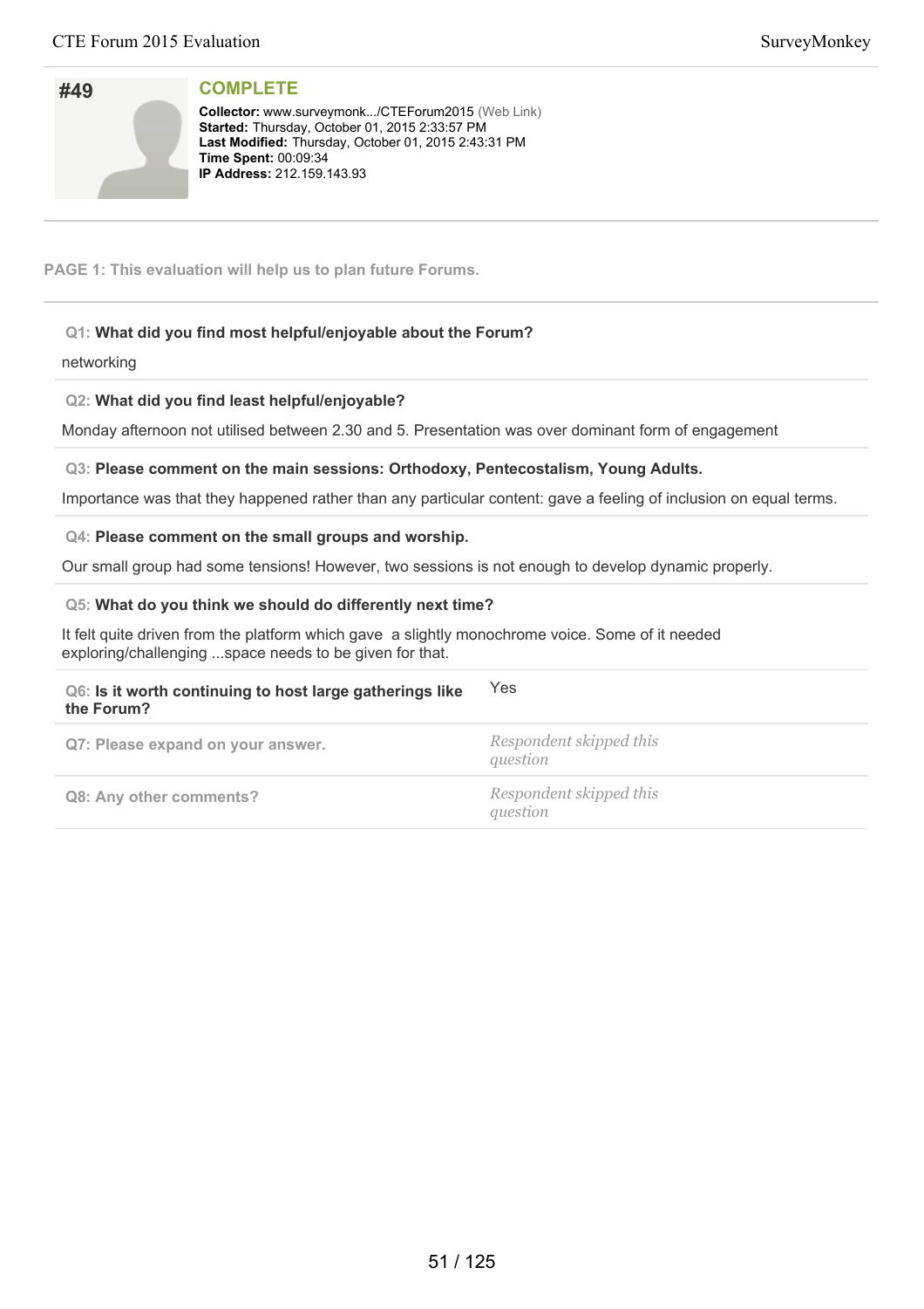## #49

**COMPLETE**

**Collector:** www.surveymonk.../CTEForum2015 (Web Link)
**Started:** Thursday, October 01, 2015 2:33:57 PM
**Last Modified:** Thursday, October 01, 2015 2:43:31 PM
**Time Spent:** 00:09:34
**IP Address:** 212.159.143.93

**PAGE 1: This evaluation will help us to plan future Forums.**

**Q1: What did you find most helpful/enjoyable about the Forum?**

networking

**Q2: What did you find least helpful/enjoyable?**

Monday afternoon not utilised between 2.30 and 5. Presentation was over dominant form of engagement

**Q3: Please comment on the main sessions: Orthodoxy, Pentecostalism, Young Adults.**

Importance was that they happened rather than any particular content: gave a feeling of inclusion on equal terms.

**Q4: Please comment on the small groups and worship.**

Our small group had some tensions! However, two sessions is not enough to develop dynamic properly.

**Q5: What do you think we should do differently next time?**

It felt quite driven from the platform which gave a slightly monochrome voice. Some of it needed exploring/challenging ...space needs to be given for that.

**Q6: Is it worth continuing to host large gatherings like the Forum?** Yes

**Q7: Please expand on your answer.** *Respondent skipped this question*

**Q8: Any other comments?** *Respondent skipped this question*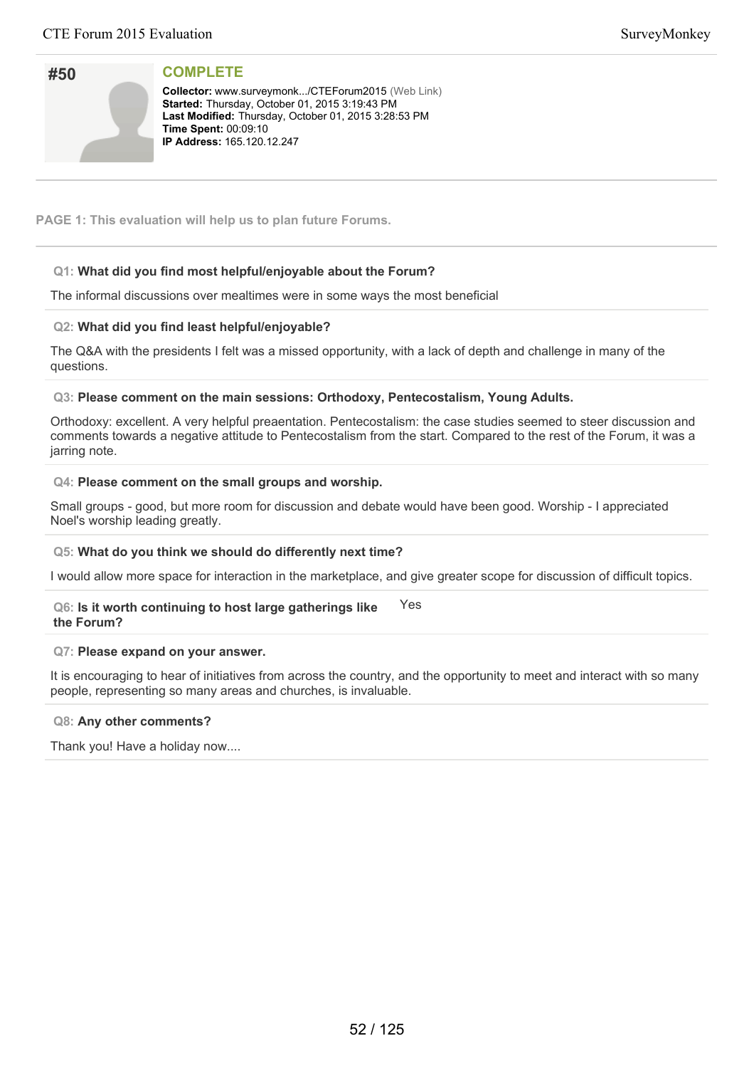## #50

**COMPLETE**

**Collector:** www.surveymonk.../CTEForum2015 (Web Link)
**Started:** Thursday, October 01, 2015 3:19:43 PM
**Last Modified:** Thursday, October 01, 2015 3:28:53 PM
**Time Spent:** 00:09:10
**IP Address:** 165.120.12.247

**PAGE 1: This evaluation will help us to plan future Forums.**

**Q1: What did you find most helpful/enjoyable about the Forum?**

The informal discussions over mealtimes were in some ways the most beneficial

**Q2: What did you find least helpful/enjoyable?**

The Q&A with the presidents I felt was a missed opportunity, with a lack of depth and challenge in many of the questions.

**Q3: Please comment on the main sessions: Orthodoxy, Pentecostalism, Young Adults.**

Orthodoxy: excellent. A very helpful preaentation. Pentecostalism: the case studies seemed to steer discussion and comments towards a negative attitude to Pentecostalism from the start. Compared to the rest of the Forum, it was a jarring note.

**Q4: Please comment on the small groups and worship.**

Small groups - good, but more room for discussion and debate would have been good. Worship - I appreciated Noel's worship leading greatly.

**Q5: What do you think we should do differently next time?**

I would allow more space for interaction in the marketplace, and give greater scope for discussion of difficult topics.

**Q6: Is it worth continuing to host large gatherings like the Forum?**

Yes

**Q7: Please expand on your answer.**

It is encouraging to hear of initiatives from across the country, and the opportunity to meet and interact with so many people, representing so many areas and churches, is invaluable.

**Q8: Any other comments?**

Thank you! Have a holiday now....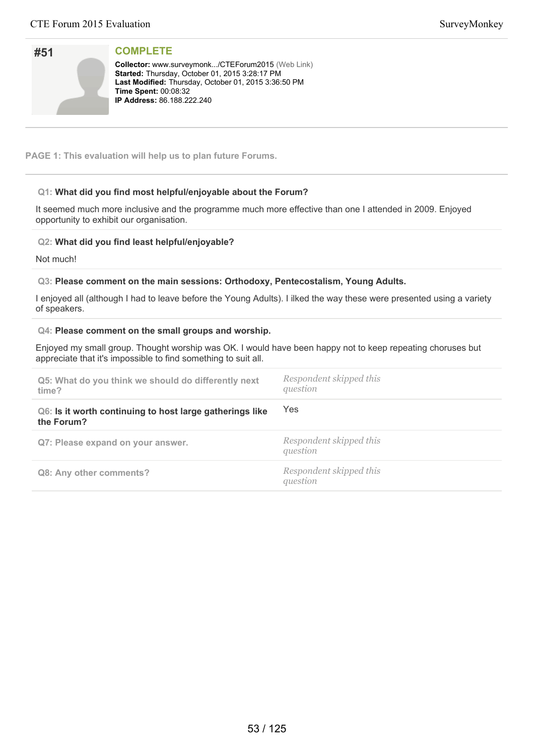# #51

**COMPLETE**

**Collector:** www.surveymonk.../CTEForum2015 (Web Link)
**Started:** Thursday, October 01, 2015 3:28:17 PM
**Last Modified:** Thursday, October 01, 2015 3:36:50 PM
**Time Spent:** 00:08:32
**IP Address:** 86.188.222.240

**PAGE 1: This evaluation will help us to plan future Forums.**

**Q1: What did you find most helpful/enjoyable about the Forum?**

It seemed much more inclusive and the programme much more effective than one I attended in 2009. Enjoyed opportunity to exhibit our organisation.

**Q2: What did you find least helpful/enjoyable?**

Not much!

**Q3: Please comment on the main sessions: Orthodoxy, Pentecostalism, Young Adults.**

I enjoyed all (although I had to leave before the Young Adults). I ilked the way these were presented using a variety of speakers.

**Q4: Please comment on the small groups and worship.**

Enjoyed my small group. Thought worship was OK. I would have been happy not to keep repeating choruses but appreciate that it's impossible to find something to suit all.

**Q5: What do you think we should do differently next time?**

*Respondent skipped this question*

**Q6: Is it worth continuing to host large gatherings like the Forum?**

Yes

**Q7: Please expand on your answer.**

*Respondent skipped this question*

**Q8: Any other comments?**

*Respondent skipped this question*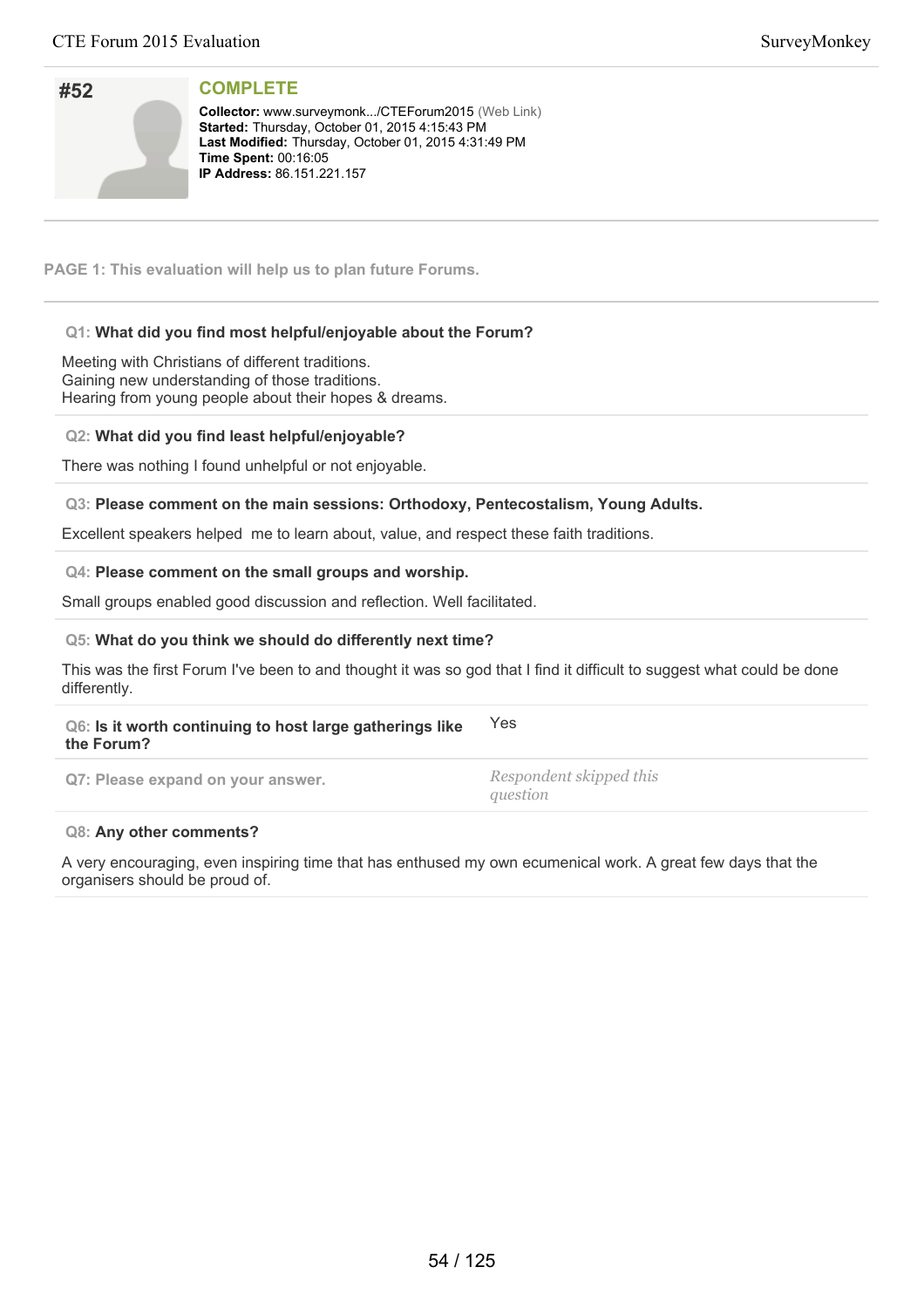# #52

**COMPLETE**

**Collector:** www.surveymonk.../CTEForum2015 (Web Link)
**Started:** Thursday, October 01, 2015 4:15:43 PM
**Last Modified:** Thursday, October 01, 2015 4:31:49 PM
**Time Spent:** 00:16:05
**IP Address:** 86.151.221.157

## PAGE 1: This evaluation will help us to plan future Forums.

**Q1: What did you find most helpful/enjoyable about the Forum?**

Meeting with Christians of different traditions.
Gaining new understanding of those traditions.
Hearing from young people about their hopes & dreams.

**Q2: What did you find least helpful/enjoyable?**

There was nothing I found unhelpful or not enjoyable.

**Q3: Please comment on the main sessions: Orthodoxy, Pentecostalism, Young Adults.**

Excellent speakers helped me to learn about, value, and respect these faith traditions.

**Q4: Please comment on the small groups and worship.**

Small groups enabled good discussion and reflection. Well facilitated.

**Q5: What do you think we should do differently next time?**

This was the first Forum I've been to and thought it was so god that I find it difficult to suggest what could be done differently.

**Q6: Is it worth continuing to host large gatherings like the Forum?** Yes

**Q7: Please expand on your answer.** *Respondent skipped this question*

**Q8: Any other comments?**

A very encouraging, even inspiring time that has enthused my own ecumenical work. A great few days that the organisers should be proud of.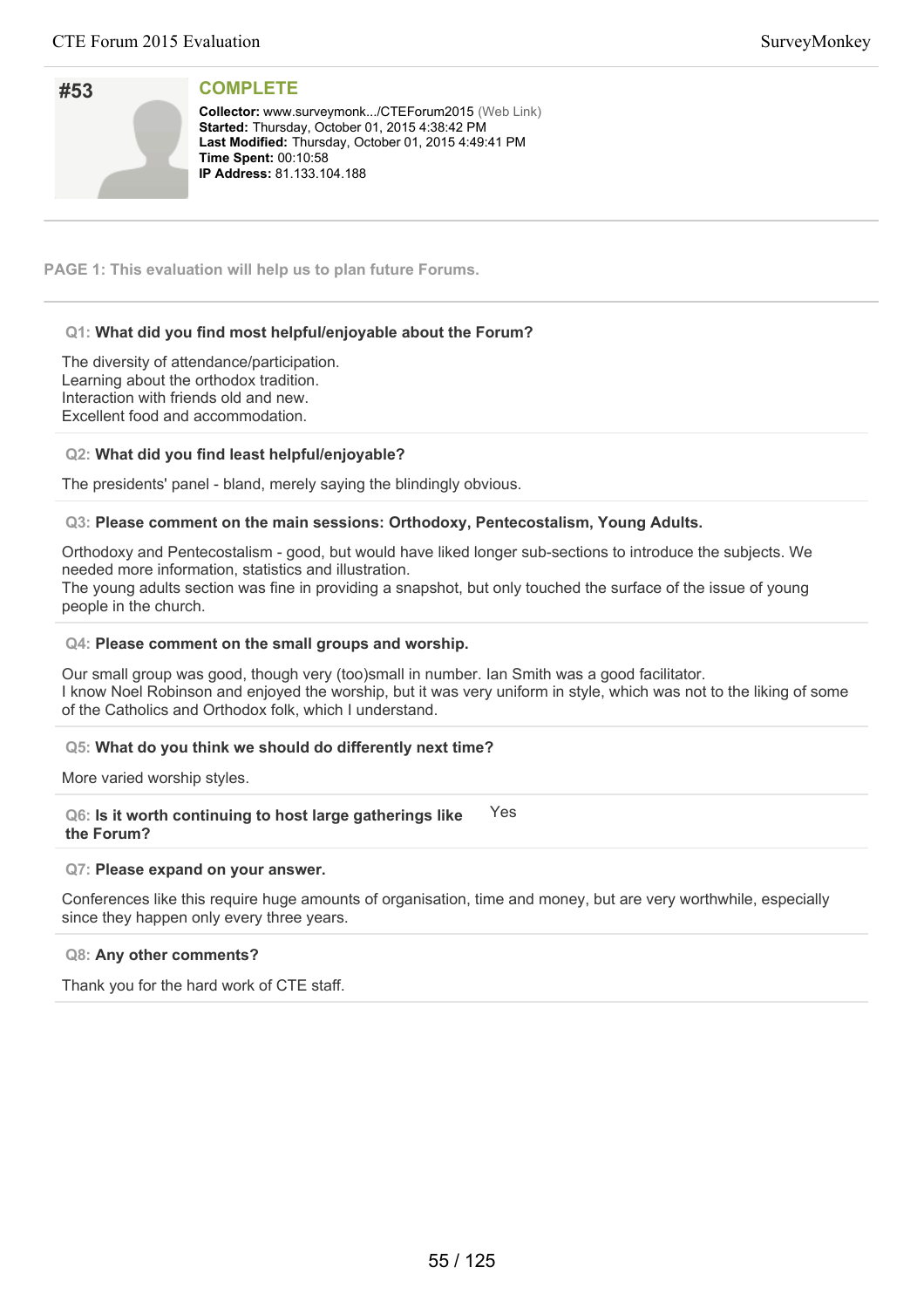## #53

**COMPLETE**

**Collector:** www.surveymonk.../CTEForum2015 (Web Link)
**Started:** Thursday, October 01, 2015 4:38:42 PM
**Last Modified:** Thursday, October 01, 2015 4:49:41 PM
**Time Spent:** 00:10:58
**IP Address:** 81.133.104.188

**PAGE 1: This evaluation will help us to plan future Forums.**

**Q1: What did you find most helpful/enjoyable about the Forum?**

The diversity of attendance/participation.
Learning about the orthodox tradition.
Interaction with friends old and new.
Excellent food and accommodation.

**Q2: What did you find least helpful/enjoyable?**

The presidents' panel - bland, merely saying the blindingly obvious.

**Q3: Please comment on the main sessions: Orthodoxy, Pentecostalism, Young Adults.**

Orthodoxy and Pentecostalism - good, but would have liked longer sub-sections to introduce the subjects. We needed more information, statistics and illustration.
The young adults section was fine in providing a snapshot, but only touched the surface of the issue of young people in the church.

**Q4: Please comment on the small groups and worship.**

Our small group was good, though very (too)small in number. Ian Smith was a good facilitator.
I know Noel Robinson and enjoyed the worship, but it was very uniform in style, which was not to the liking of some of the Catholics and Orthodox folk, which I understand.

**Q5: What do you think we should do differently next time?**

More varied worship styles.

**Q6: Is it worth continuing to host large gatherings like the Forum?**

Yes

**Q7: Please expand on your answer.**

Conferences like this require huge amounts of organisation, time and money, but are very worthwhile, especially since they happen only every three years.

**Q8: Any other comments?**

Thank you for the hard work of CTE staff.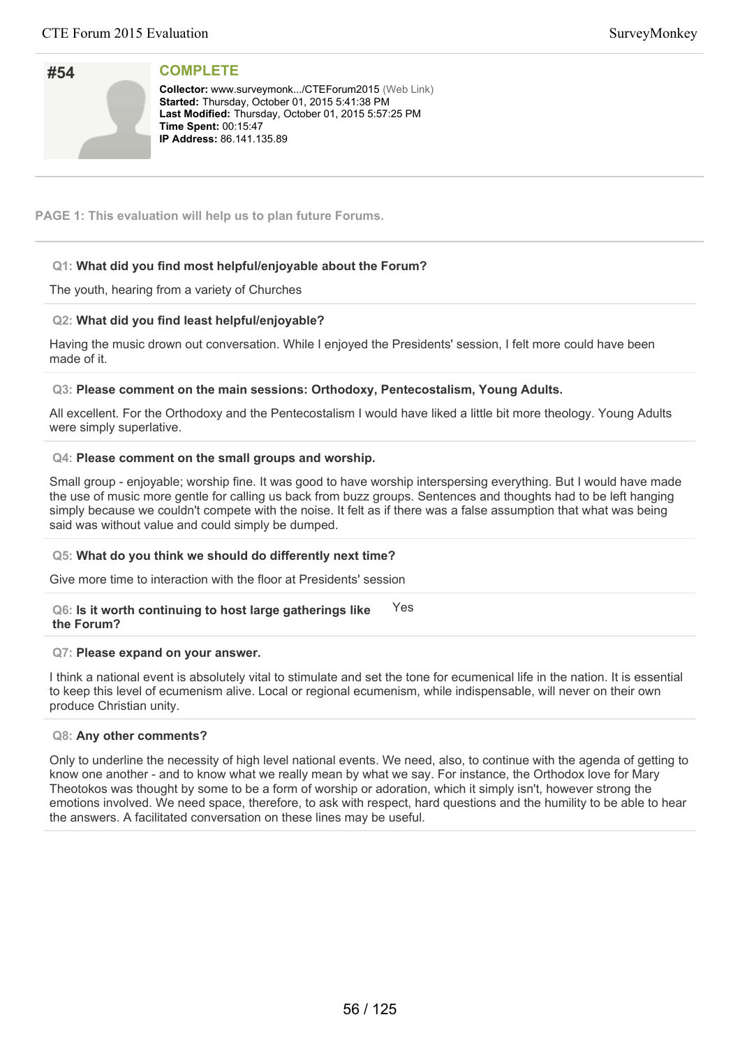## #54

**COMPLETE**

**Collector:** www.surveymonk.../CTEForum2015 (Web Link)
**Started:** Thursday, October 01, 2015 5:41:38 PM
**Last Modified:** Thursday, October 01, 2015 5:57:25 PM
**Time Spent:** 00:15:47
**IP Address:** 86.141.135.89

**PAGE 1: This evaluation will help us to plan future Forums.**

**Q1: What did you find most helpful/enjoyable about the Forum?**

The youth, hearing from a variety of Churches

**Q2: What did you find least helpful/enjoyable?**

Having the music drown out conversation. While I enjoyed the Presidents' session, I felt more could have been made of it.

**Q3: Please comment on the main sessions: Orthodoxy, Pentecostalism, Young Adults.**

All excellent. For the Orthodoxy and the Pentecostalism I would have liked a little bit more theology. Young Adults were simply superlative.

**Q4: Please comment on the small groups and worship.**

Small group - enjoyable; worship fine. It was good to have worship interspersing everything. But I would have made the use of music more gentle for calling us back from buzz groups. Sentences and thoughts had to be left hanging simply because we couldn't compete with the noise. It felt as if there was a false assumption that what was being said was without value and could simply be dumped.

**Q5: What do you think we should do differently next time?**

Give more time to interaction with the floor at Presidents' session

**Q6: Is it worth continuing to host large gatherings like the Forum?**

Yes

**Q7: Please expand on your answer.**

I think a national event is absolutely vital to stimulate and set the tone for ecumenical life in the nation. It is essential to keep this level of ecumenism alive. Local or regional ecumenism, while indispensable, will never on their own produce Christian unity.

**Q8: Any other comments?**

Only to underline the necessity of high level national events. We need, also, to continue with the agenda of getting to know one another - and to know what we really mean by what we say. For instance, the Orthodox love for Mary Theotokos was thought by some to be a form of worship or adoration, which it simply isn't, however strong the emotions involved. We need space, therefore, to ask with respect, hard questions and the humility to be able to hear the answers. A facilitated conversation on these lines may be useful.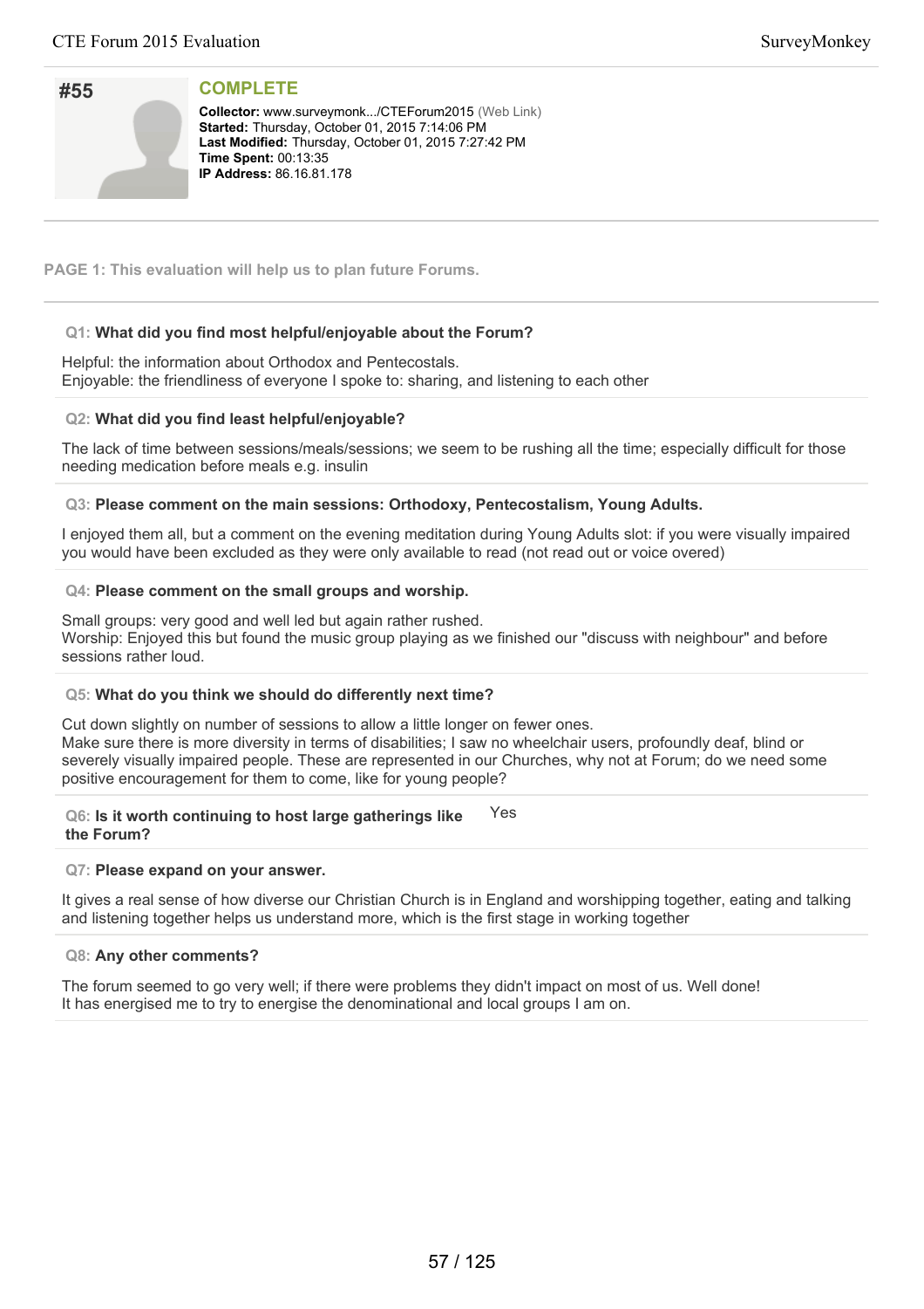## #55

**COMPLETE**

**Collector:** www.surveymonk.../CTEForum2015 (Web Link)
**Started:** Thursday, October 01, 2015 7:14:06 PM
**Last Modified:** Thursday, October 01, 2015 7:27:42 PM
**Time Spent:** 00:13:35
**IP Address:** 86.16.81.178

---

**PAGE 1: This evaluation will help us to plan future Forums.**

---

**Q1: What did you find most helpful/enjoyable about the Forum?**

Helpful: the information about Orthodox and Pentecostals.
Enjoyable: the friendliness of everyone I spoke to: sharing, and listening to each other

**Q2: What did you find least helpful/enjoyable?**

The lack of time between sessions/meals/sessions; we seem to be rushing all the time; especially difficult for those needing medication before meals e.g. insulin

**Q3: Please comment on the main sessions: Orthodoxy, Pentecostalism, Young Adults.**

I enjoyed them all, but a comment on the evening meditation during Young Adults slot: if you were visually impaired you would have been excluded as they were only available to read (not read out or voice overed)

**Q4: Please comment on the small groups and worship.**

Small groups: very good and well led but again rather rushed.
Worship: Enjoyed this but found the music group playing as we finished our "discuss with neighbour" and before sessions rather loud.

**Q5: What do you think we should do differently next time?**

Cut down slightly on number of sessions to allow a little longer on fewer ones.
Make sure there is more diversity in terms of disabilities; I saw no wheelchair users, profoundly deaf, blind or severely visually impaired people. These are represented in our Churches, why not at Forum; do we need some positive encouragement for them to come, like for young people?

**Q6: Is it worth continuing to host large gatherings like the Forum?**

Yes

**Q7: Please expand on your answer.**

It gives a real sense of how diverse our Christian Church is in England and worshipping together, eating and talking and listening together helps us understand more, which is the first stage in working together

**Q8: Any other comments?**

The forum seemed to go very well; if there were problems they didn't impact on most of us. Well done!
It has energised me to try to energise the denominational and local groups I am on.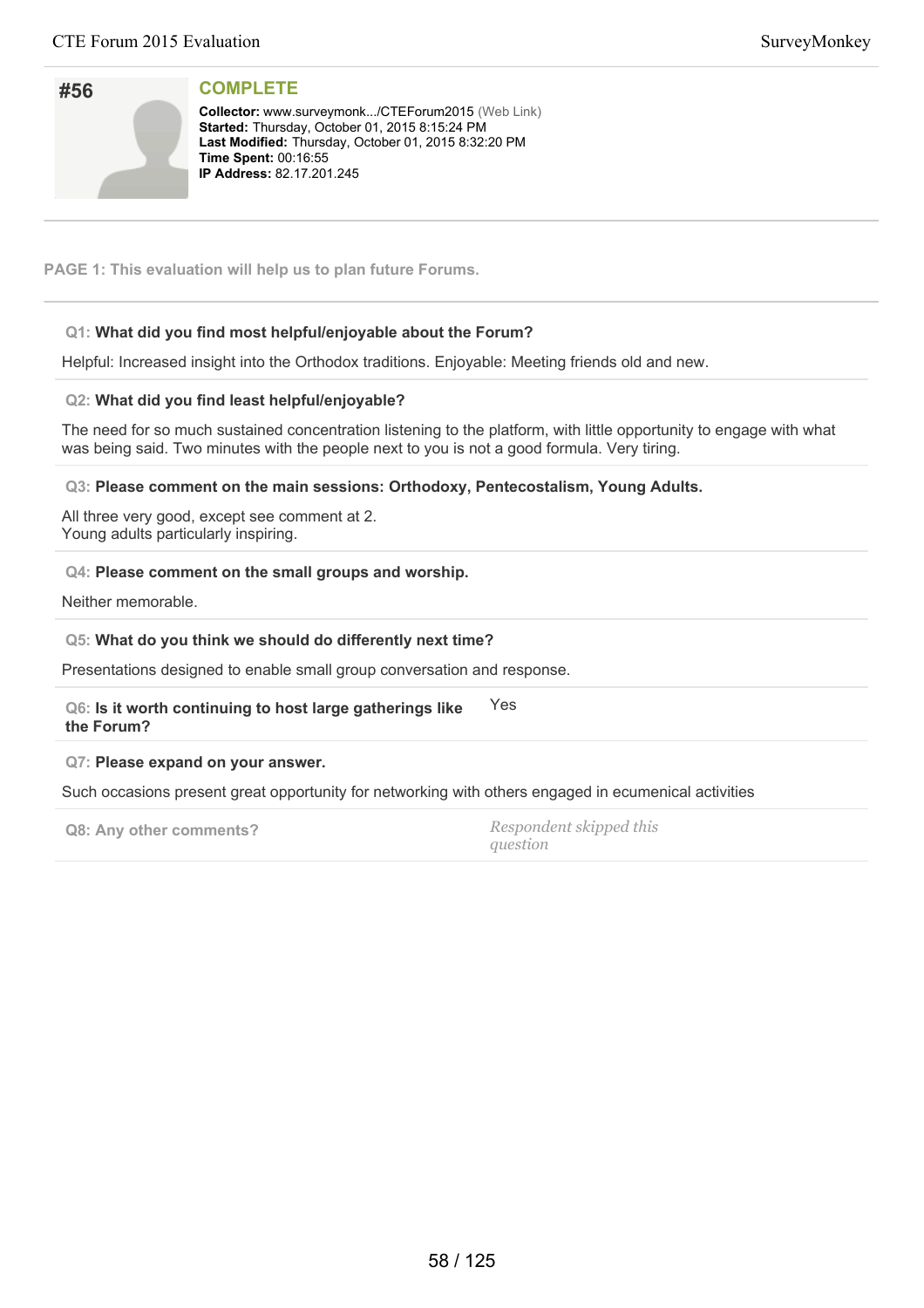## #56

**COMPLETE**

**Collector:** www.surveymonk.../CTEForum2015 (Web Link)
**Started:** Thursday, October 01, 2015 8:15:24 PM
**Last Modified:** Thursday, October 01, 2015 8:32:20 PM
**Time Spent:** 00:16:55
**IP Address:** 82.17.201.245

---

**PAGE 1: This evaluation will help us to plan future Forums.**

---

**Q1: What did you find most helpful/enjoyable about the Forum?**

Helpful: Increased insight into the Orthodox traditions. Enjoyable: Meeting friends old and new.

**Q2: What did you find least helpful/enjoyable?**

The need for so much sustained concentration listening to the platform, with little opportunity to engage with what was being said. Two minutes with the people next to you is not a good formula. Very tiring.

**Q3: Please comment on the main sessions: Orthodoxy, Pentecostalism, Young Adults.**

All three very good, except see comment at 2.
Young adults particularly inspiring.

**Q4: Please comment on the small groups and worship.**

Neither memorable.

**Q5: What do you think we should do differently next time?**

Presentations designed to enable small group conversation and response.

**Q6: Is it worth continuing to host large gatherings like the Forum?** Yes

**Q7: Please expand on your answer.**

Such occasions present great opportunity for networking with others engaged in ecumenical activities

**Q8: Any other comments?** *Respondent skipped this question*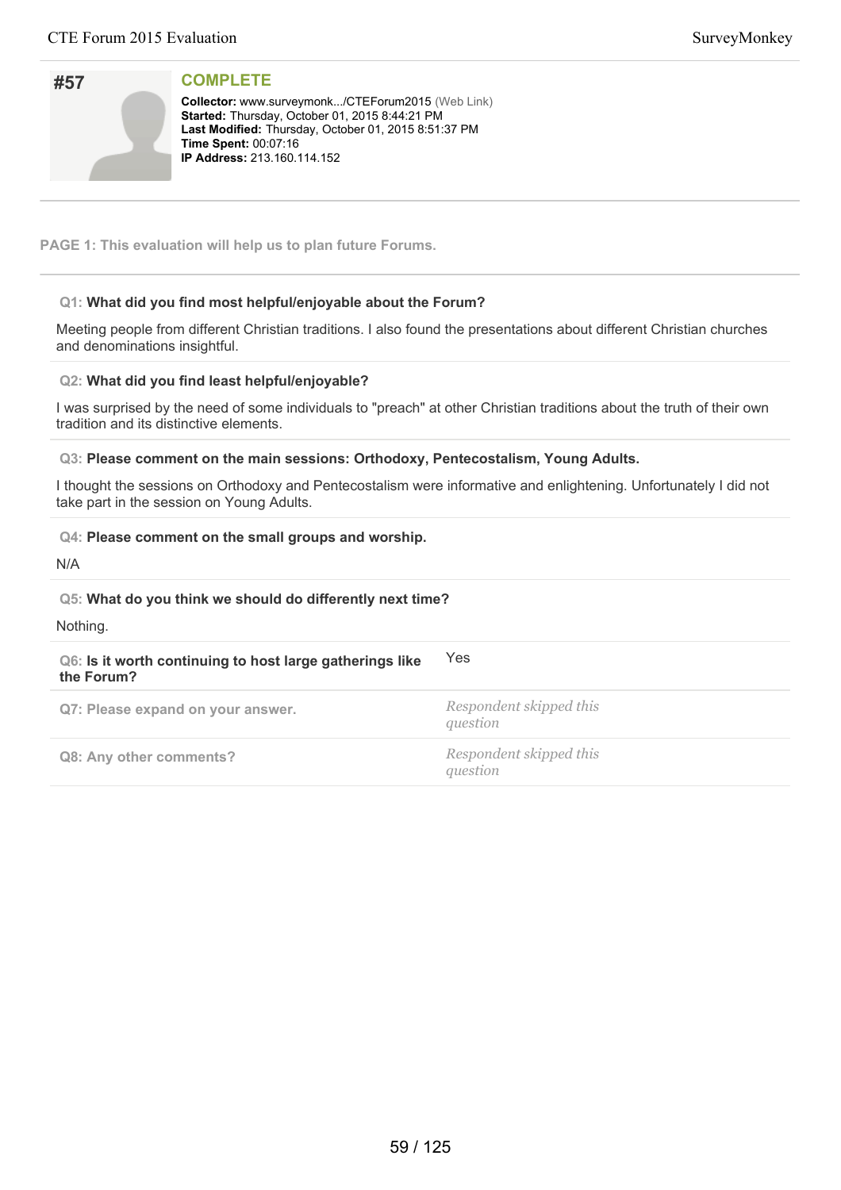## #57

**COMPLETE**

**Collector:** www.surveymonk.../CTEForum2015 (Web Link)
**Started:** Thursday, October 01, 2015 8:44:21 PM
**Last Modified:** Thursday, October 01, 2015 8:51:37 PM
**Time Spent:** 00:07:16
**IP Address:** 213.160.114.152

**PAGE 1: This evaluation will help us to plan future Forums.**

**Q1: What did you find most helpful/enjoyable about the Forum?**

Meeting people from different Christian traditions. I also found the presentations about different Christian churches and denominations insightful.

**Q2: What did you find least helpful/enjoyable?**

I was surprised by the need of some individuals to "preach" at other Christian traditions about the truth of their own tradition and its distinctive elements.

**Q3: Please comment on the main sessions: Orthodoxy, Pentecostalism, Young Adults.**

I thought the sessions on Orthodoxy and Pentecostalism were informative and enlightening. Unfortunately I did not take part in the session on Young Adults.

**Q4: Please comment on the small groups and worship.**

N/A

**Q5: What do you think we should do differently next time?**

Nothing.

**Q6: Is it worth continuing to host large gatherings like the Forum?** Yes

**Q7: Please expand on your answer.** *Respondent skipped this question*

**Q8: Any other comments?** *Respondent skipped this question*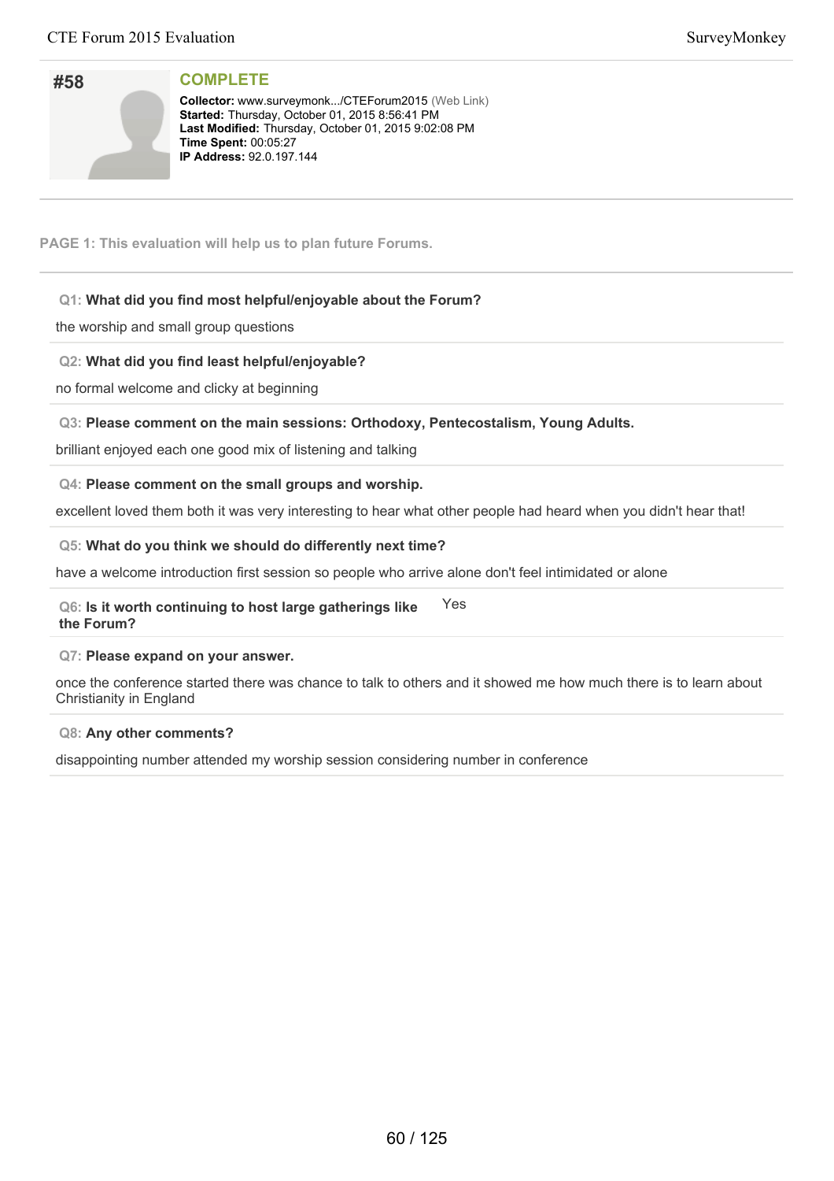# #58

**COMPLETE**

**Collector:** www.surveymonk.../CTEForum2015 (Web Link)
**Started:** Thursday, October 01, 2015 8:56:41 PM
**Last Modified:** Thursday, October 01, 2015 9:02:08 PM
**Time Spent:** 00:05:27
**IP Address:** 92.0.197.144

**PAGE 1: This evaluation will help us to plan future Forums.**

**Q1: What did you find most helpful/enjoyable about the Forum?**

the worship and small group questions

**Q2: What did you find least helpful/enjoyable?**

no formal welcome and clicky at beginning

**Q3: Please comment on the main sessions: Orthodoxy, Pentecostalism, Young Adults.**

brilliant enjoyed each one good mix of listening and talking

**Q4: Please comment on the small groups and worship.**

excellent loved them both it was very interesting to hear what other people had heard when you didn't hear that!

**Q5: What do you think we should do differently next time?**

have a welcome introduction first session so people who arrive alone don't feel intimidated or alone

**Q6: Is it worth continuing to host large gatherings like the Forum?** Yes

**Q7: Please expand on your answer.**

once the conference started there was chance to talk to others and it showed me how much there is to learn about Christianity in England

**Q8: Any other comments?**

disappointing number attended my worship session considering number in conference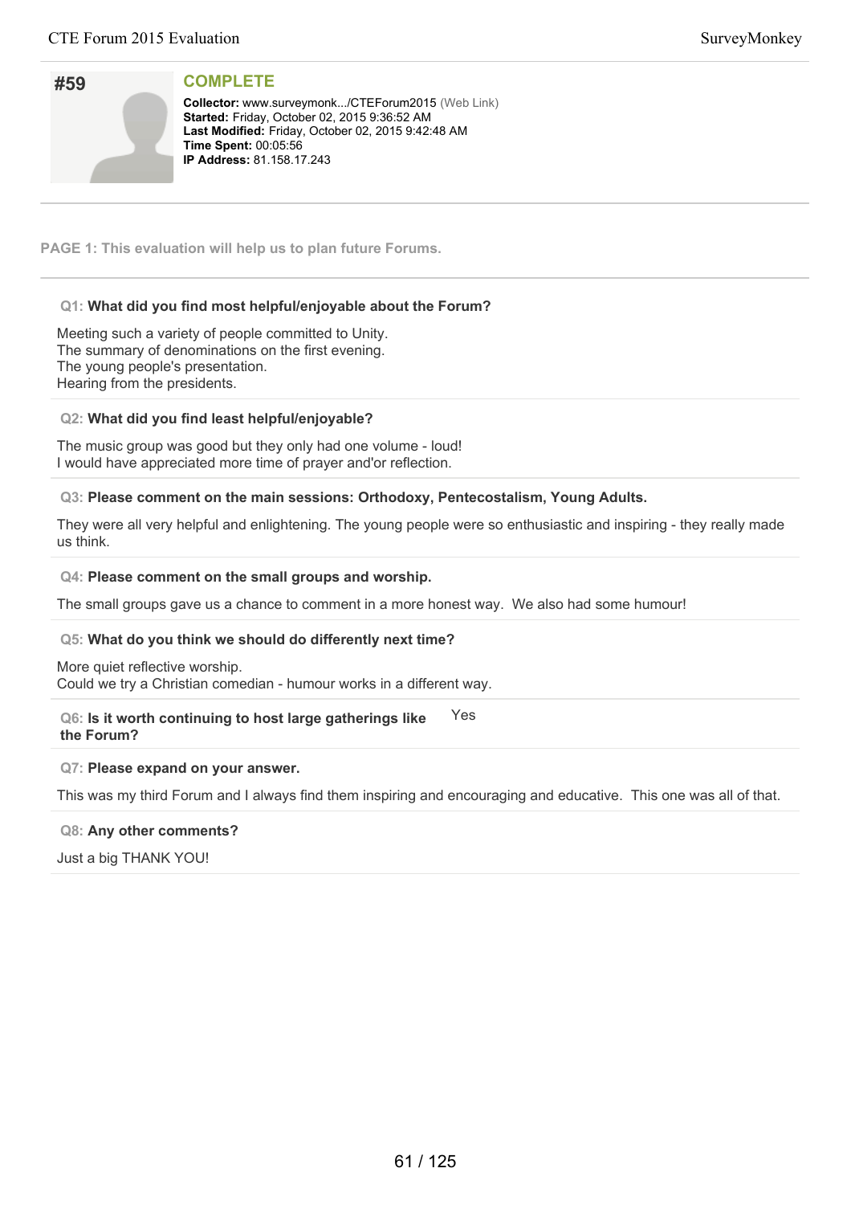## #59

**COMPLETE**

**Collector:** www.surveymonk.../CTEForum2015 (Web Link)
**Started:** Friday, October 02, 2015 9:36:52 AM
**Last Modified:** Friday, October 02, 2015 9:42:48 AM
**Time Spent:** 00:05:56
**IP Address:** 81.158.17.243

**PAGE 1: This evaluation will help us to plan future Forums.**

**Q1: What did you find most helpful/enjoyable about the Forum?**

Meeting such a variety of people committed to Unity.
The summary of denominations on the first evening.
The young people's presentation.
Hearing from the presidents.

**Q2: What did you find least helpful/enjoyable?**

The music group was good but they only had one volume - loud!
I would have appreciated more time of prayer and'or reflection.

**Q3: Please comment on the main sessions: Orthodoxy, Pentecostalism, Young Adults.**

They were all very helpful and enlightening. The young people were so enthusiastic and inspiring - they really made us think.

**Q4: Please comment on the small groups and worship.**

The small groups gave us a chance to comment in a more honest way. We also had some humour!

**Q5: What do you think we should do differently next time?**

More quiet reflective worship.
Could we try a Christian comedian - humour works in a different way.

**Q6: Is it worth continuing to host large gatherings like the Forum?**

Yes

**Q7: Please expand on your answer.**

This was my third Forum and I always find them inspiring and encouraging and educative. This one was all of that.

**Q8: Any other comments?**

Just a big THANK YOU!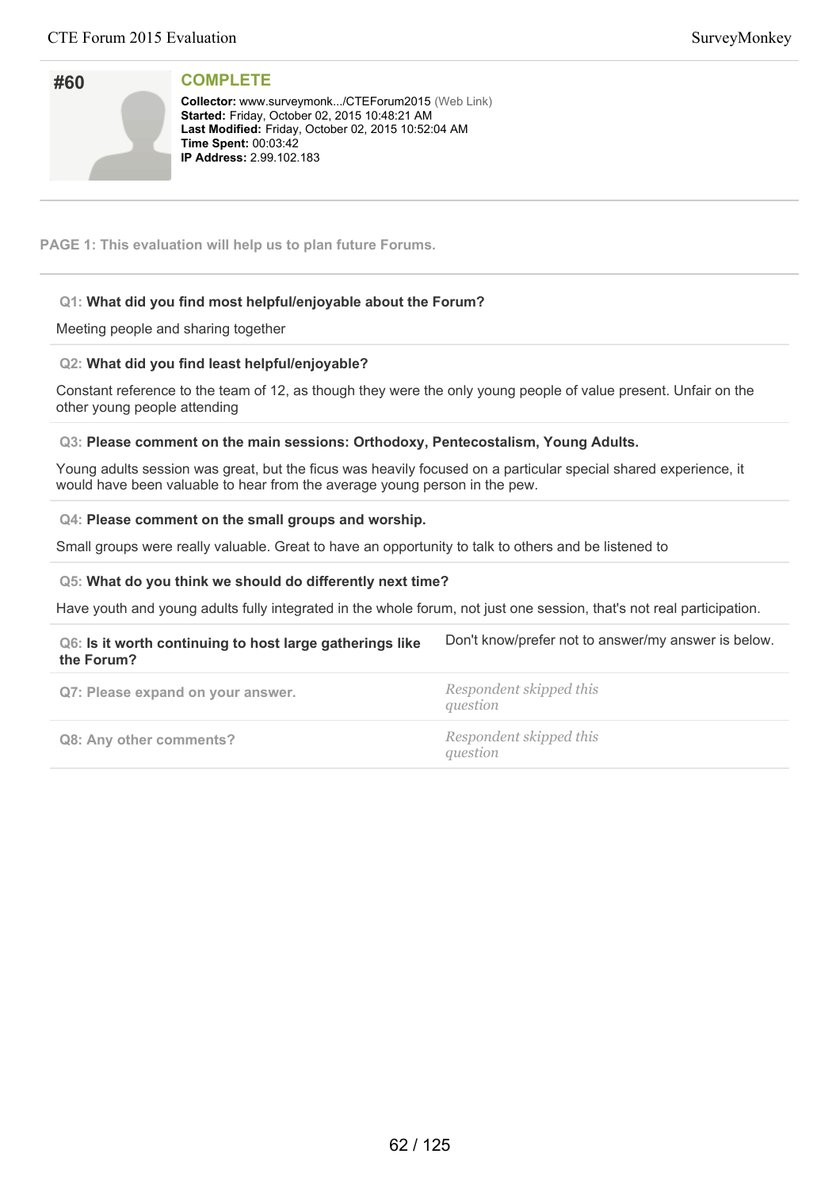## #60

**COMPLETE**

**Collector:** www.surveymonk.../CTEForum2015 (Web Link)
**Started:** Friday, October 02, 2015 10:48:21 AM
**Last Modified:** Friday, October 02, 2015 10:52:04 AM
**Time Spent:** 00:03:42
**IP Address:** 2.99.102.183

**PAGE 1: This evaluation will help us to plan future Forums.**

**Q1: What did you find most helpful/enjoyable about the Forum?**

Meeting people and sharing together

**Q2: What did you find least helpful/enjoyable?**

Constant reference to the team of 12, as though they were the only young people of value present. Unfair on the other young people attending

**Q3: Please comment on the main sessions: Orthodoxy, Pentecostalism, Young Adults.**

Young adults session was great, but the ficus was heavily focused on a particular special shared experience, it would have been valuable to hear from the average young person in the pew.

**Q4: Please comment on the small groups and worship.**

Small groups were really valuable. Great to have an opportunity to talk to others and be listened to

**Q5: What do you think we should do differently next time?**

Have youth and young adults fully integrated in the whole forum, not just one session, that's not real participation.

| | |
|---|---|
| **Q6: Is it worth continuing to host large gatherings like the Forum?** | Don't know/prefer not to answer/my answer is below. |
| **Q7: Please expand on your answer.** | *Respondent skipped this question* |
| **Q8: Any other comments?** | *Respondent skipped this question* |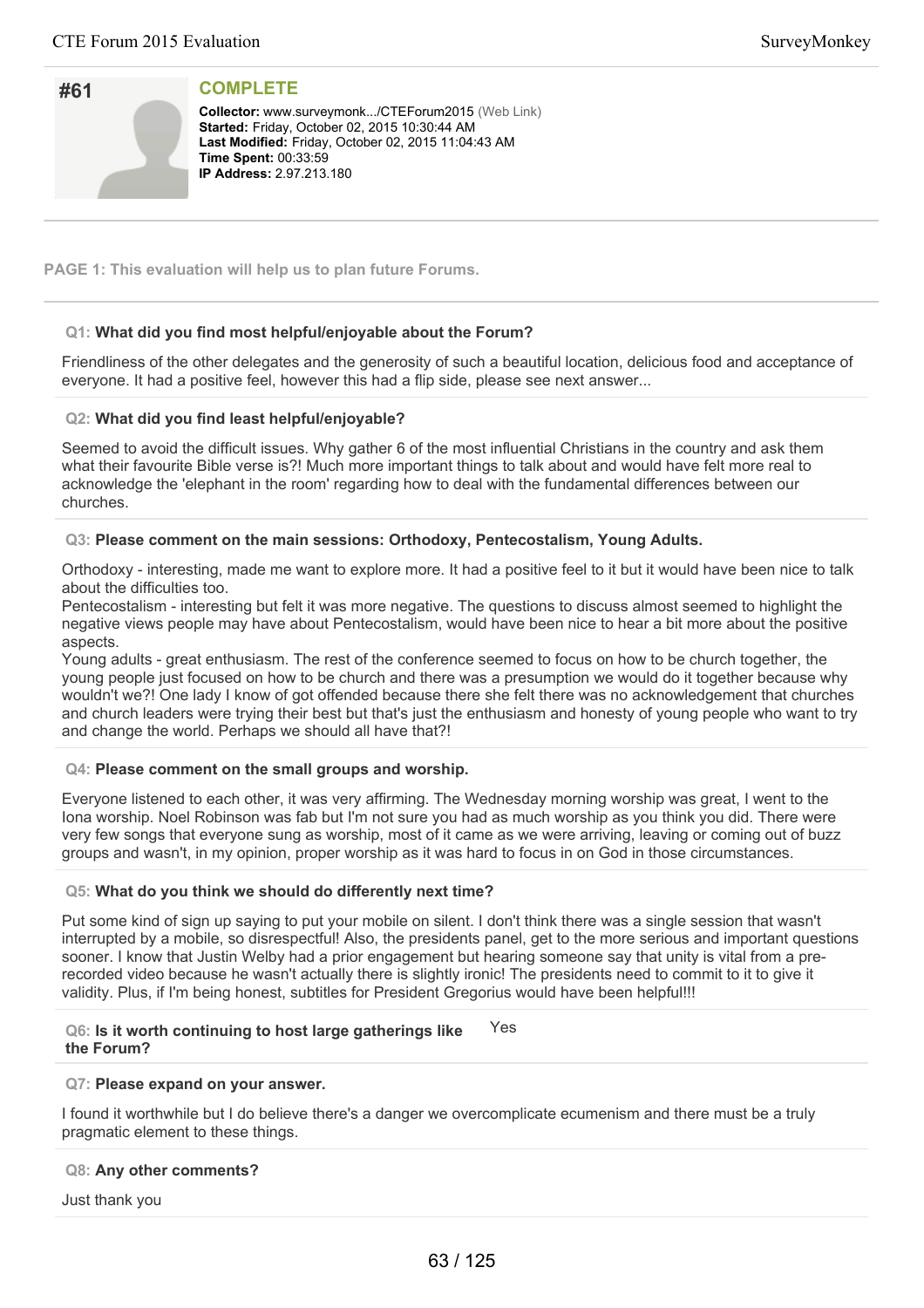## #61

**COMPLETE**

**Collector:** www.surveymonk.../CTEForum2015 (Web Link)
**Started:** Friday, October 02, 2015 10:30:44 AM
**Last Modified:** Friday, October 02, 2015 11:04:43 AM
**Time Spent:** 00:33:59
**IP Address:** 2.97.213.180

**PAGE 1: This evaluation will help us to plan future Forums.**

**Q1: What did you find most helpful/enjoyable about the Forum?**

Friendliness of the other delegates and the generosity of such a beautiful location, delicious food and acceptance of everyone. It had a positive feel, however this had a flip side, please see next answer...

**Q2: What did you find least helpful/enjoyable?**

Seemed to avoid the difficult issues. Why gather 6 of the most influential Christians in the country and ask them what their favourite Bible verse is?! Much more important things to talk about and would have felt more real to acknowledge the 'elephant in the room' regarding how to deal with the fundamental differences between our churches.

**Q3: Please comment on the main sessions: Orthodoxy, Pentecostalism, Young Adults.**

Orthodoxy - interesting, made me want to explore more. It had a positive feel to it but it would have been nice to talk about the difficulties too.
Pentecostalism - interesting but felt it was more negative. The questions to discuss almost seemed to highlight the negative views people may have about Pentecostalism, would have been nice to hear a bit more about the positive aspects.
Young adults - great enthusiasm. The rest of the conference seemed to focus on how to be church together, the young people just focused on how to be church and there was a presumption we would do it together because why wouldn't we?! One lady I know of got offended because there she felt there was no acknowledgement that churches and church leaders were trying their best but that's just the enthusiasm and honesty of young people who want to try and change the world. Perhaps we should all have that?!

**Q4: Please comment on the small groups and worship.**

Everyone listened to each other, it was very affirming. The Wednesday morning worship was great, I went to the Iona worship. Noel Robinson was fab but I'm not sure you had as much worship as you think you did. There were very few songs that everyone sung as worship, most of it came as we were arriving, leaving or coming out of buzz groups and wasn't, in my opinion, proper worship as it was hard to focus in on God in those circumstances.

**Q5: What do you think we should do differently next time?**

Put some kind of sign up saying to put your mobile on silent. I don't think there was a single session that wasn't interrupted by a mobile, so disrespectful! Also, the presidents panel, get to the more serious and important questions sooner. I know that Justin Welby had a prior engagement but hearing someone say that unity is vital from a pre-recorded video because he wasn't actually there is slightly ironic! The presidents need to commit to it to give it validity. Plus, if I'm being honest, subtitles for President Gregorius would have been helpful!!!

**Q6: Is it worth continuing to host large gatherings like the Forum?** Yes

**Q7: Please expand on your answer.**

I found it worthwhile but I do believe there's a danger we overcomplicate ecumenism and there must be a truly pragmatic element to these things.

**Q8: Any other comments?**

Just thank you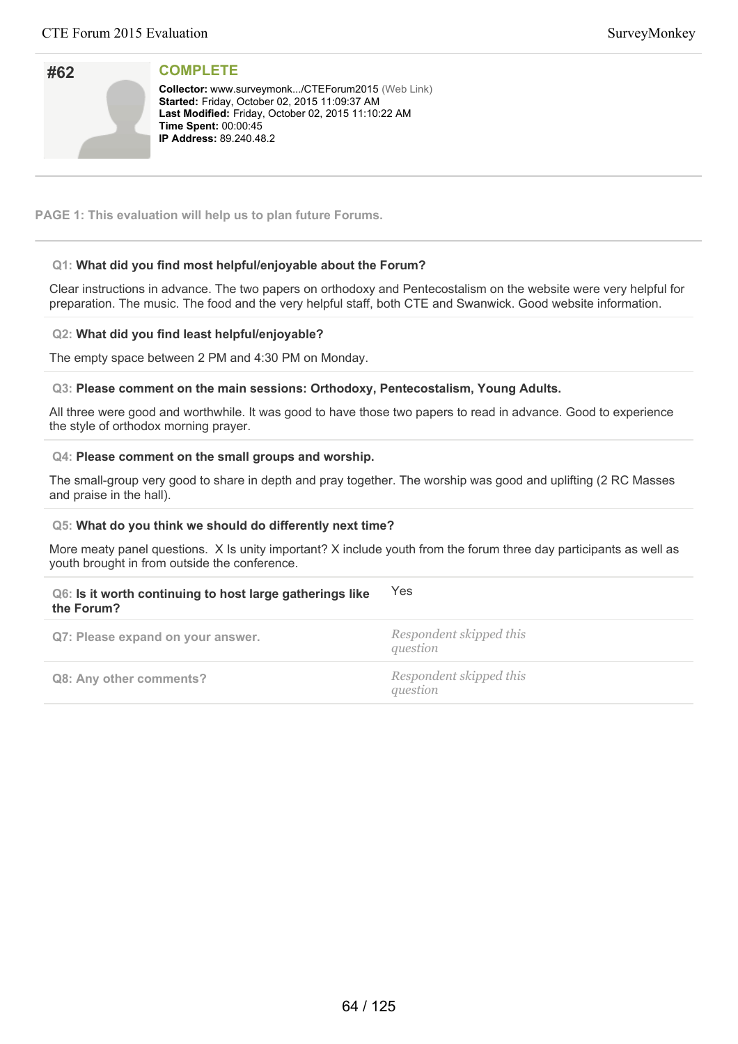## #62

### COMPLETE

**Collector:** www.surveymonk.../CTEForum2015 (Web Link)
**Started:** Friday, October 02, 2015 11:09:37 AM
**Last Modified:** Friday, October 02, 2015 11:10:22 AM
**Time Spent:** 00:00:45
**IP Address:** 89.240.48.2

---

**PAGE 1: This evaluation will help us to plan future Forums.**

---

**Q1: What did you find most helpful/enjoyable about the Forum?**

Clear instructions in advance. The two papers on orthodoxy and Pentecostalism on the website were very helpful for preparation. The music. The food and the very helpful staff, both CTE and Swanwick. Good website information.

**Q2: What did you find least helpful/enjoyable?**

The empty space between 2 PM and 4:30 PM on Monday.

**Q3: Please comment on the main sessions: Orthodoxy, Pentecostalism, Young Adults.**

All three were good and worthwhile. It was good to have those two papers to read in advance. Good to experience the style of orthodox morning prayer.

**Q4: Please comment on the small groups and worship.**

The small-group very good to share in depth and pray together. The worship was good and uplifting (2 RC Masses and praise in the hall).

**Q5: What do you think we should do differently next time?**

More meaty panel questions. X Is unity important? X include youth from the forum three day participants as well as youth brought in from outside the conference.

| | |
|---|---|
| **Q6: Is it worth continuing to host large gatherings like the Forum?** | Yes |
| **Q7: Please expand on your answer.** | *Respondent skipped this question* |
| **Q8: Any other comments?** | *Respondent skipped this question* |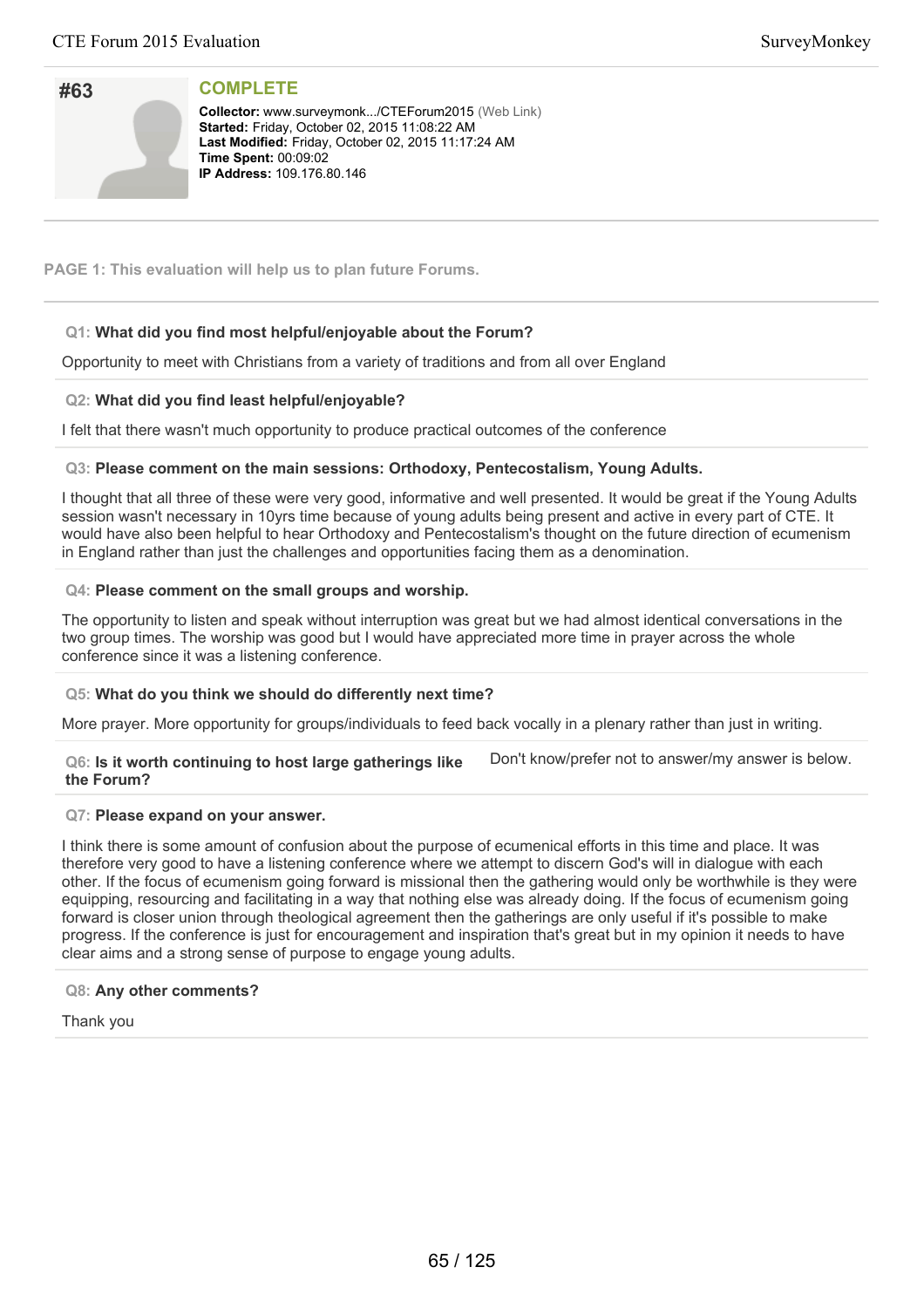# #63

**COMPLETE**

**Collector:** www.surveymonk.../CTEForum2015 (Web Link)
**Started:** Friday, October 02, 2015 11:08:22 AM
**Last Modified:** Friday, October 02, 2015 11:17:24 AM
**Time Spent:** 00:09:02
**IP Address:** 109.176.80.146

**PAGE 1: This evaluation will help us to plan future Forums.**

**Q1: What did you find most helpful/enjoyable about the Forum?**

Opportunity to meet with Christians from a variety of traditions and from all over England

**Q2: What did you find least helpful/enjoyable?**

I felt that there wasn't much opportunity to produce practical outcomes of the conference

**Q3: Please comment on the main sessions: Orthodoxy, Pentecostalism, Young Adults.**

I thought that all three of these were very good, informative and well presented. It would be great if the Young Adults session wasn't necessary in 10yrs time because of young adults being present and active in every part of CTE. It would have also been helpful to hear Orthodoxy and Pentecostalism's thought on the future direction of ecumenism in England rather than just the challenges and opportunities facing them as a denomination.

**Q4: Please comment on the small groups and worship.**

The opportunity to listen and speak without interruption was great but we had almost identical conversations in the two group times. The worship was good but I would have appreciated more time in prayer across the whole conference since it was a listening conference.

**Q5: What do you think we should do differently next time?**

More prayer. More opportunity for groups/individuals to feed back vocally in a plenary rather than just in writing.

**Q6: Is it worth continuing to host large gatherings like the Forum?**

Don't know/prefer not to answer/my answer is below.

**Q7: Please expand on your answer.**

I think there is some amount of confusion about the purpose of ecumenical efforts in this time and place. It was therefore very good to have a listening conference where we attempt to discern God's will in dialogue with each other. If the focus of ecumenism going forward is missional then the gathering would only be worthwhile is they were equipping, resourcing and facilitating in a way that nothing else was already doing. If the focus of ecumenism going forward is closer union through theological agreement then the gatherings are only useful if it's possible to make progress. If the conference is just for encouragement and inspiration that's great but in my opinion it needs to have clear aims and a strong sense of purpose to engage young adults.

**Q8: Any other comments?**

Thank you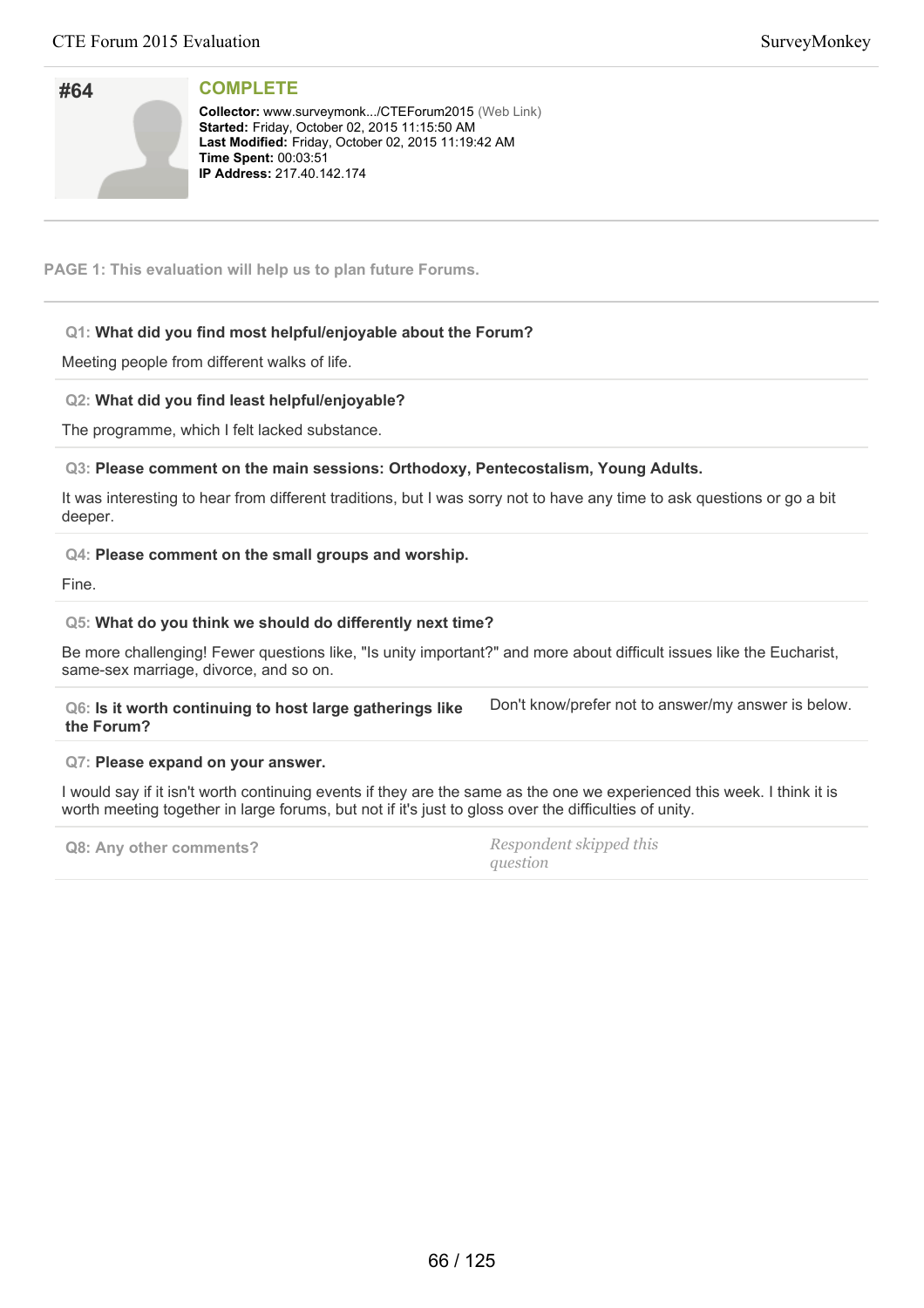## #64

**COMPLETE**

**Collector:** www.surveymonk.../CTEForum2015 (Web Link)
**Started:** Friday, October 02, 2015 11:15:50 AM
**Last Modified:** Friday, October 02, 2015 11:19:42 AM
**Time Spent:** 00:03:51
**IP Address:** 217.40.142.174

**PAGE 1: This evaluation will help us to plan future Forums.**

**Q1: What did you find most helpful/enjoyable about the Forum?**

Meeting people from different walks of life.

**Q2: What did you find least helpful/enjoyable?**

The programme, which I felt lacked substance.

**Q3: Please comment on the main sessions: Orthodoxy, Pentecostalism, Young Adults.**

It was interesting to hear from different traditions, but I was sorry not to have any time to ask questions or go a bit deeper.

**Q4: Please comment on the small groups and worship.**

Fine.

**Q5: What do you think we should do differently next time?**

Be more challenging! Fewer questions like, "Is unity important?" and more about difficult issues like the Eucharist, same-sex marriage, divorce, and so on.

**Q6: Is it worth continuing to host large gatherings like the Forum?**

Don't know/prefer not to answer/my answer is below.

**Q7: Please expand on your answer.**

I would say if it isn't worth continuing events if they are the same as the one we experienced this week. I think it is worth meeting together in large forums, but not if it's just to gloss over the difficulties of unity.

**Q8: Any other comments?**

*Respondent skipped this question*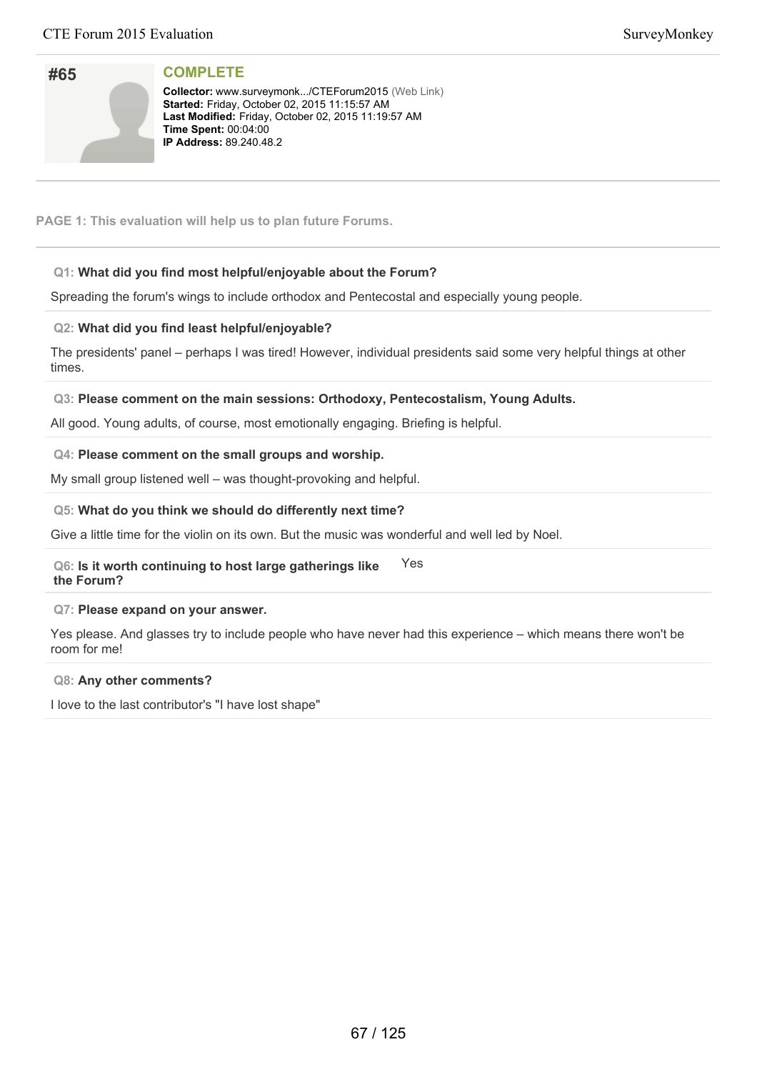# #65

**COMPLETE**

**Collector:** www.surveymonk.../CTEForum2015 (Web Link)
**Started:** Friday, October 02, 2015 11:15:57 AM
**Last Modified:** Friday, October 02, 2015 11:19:57 AM
**Time Spent:** 00:04:00
**IP Address:** 89.240.48.2

**PAGE 1: This evaluation will help us to plan future Forums.**

**Q1: What did you find most helpful/enjoyable about the Forum?**

Spreading the forum's wings to include orthodox and Pentecostal and especially young people.

**Q2: What did you find least helpful/enjoyable?**

The presidents' panel – perhaps I was tired! However, individual presidents said some very helpful things at other times.

**Q3: Please comment on the main sessions: Orthodoxy, Pentecostalism, Young Adults.**

All good. Young adults, of course, most emotionally engaging. Briefing is helpful.

**Q4: Please comment on the small groups and worship.**

My small group listened well – was thought-provoking and helpful.

**Q5: What do you think we should do differently next time?**

Give a little time for the violin on its own. But the music was wonderful and well led by Noel.

**Q6: Is it worth continuing to host large gatherings like the Forum?**

Yes

**Q7: Please expand on your answer.**

Yes please. And glasses try to include people who have never had this experience – which means there won't be room for me!

**Q8: Any other comments?**

I love to the last contributor's "I have lost shape"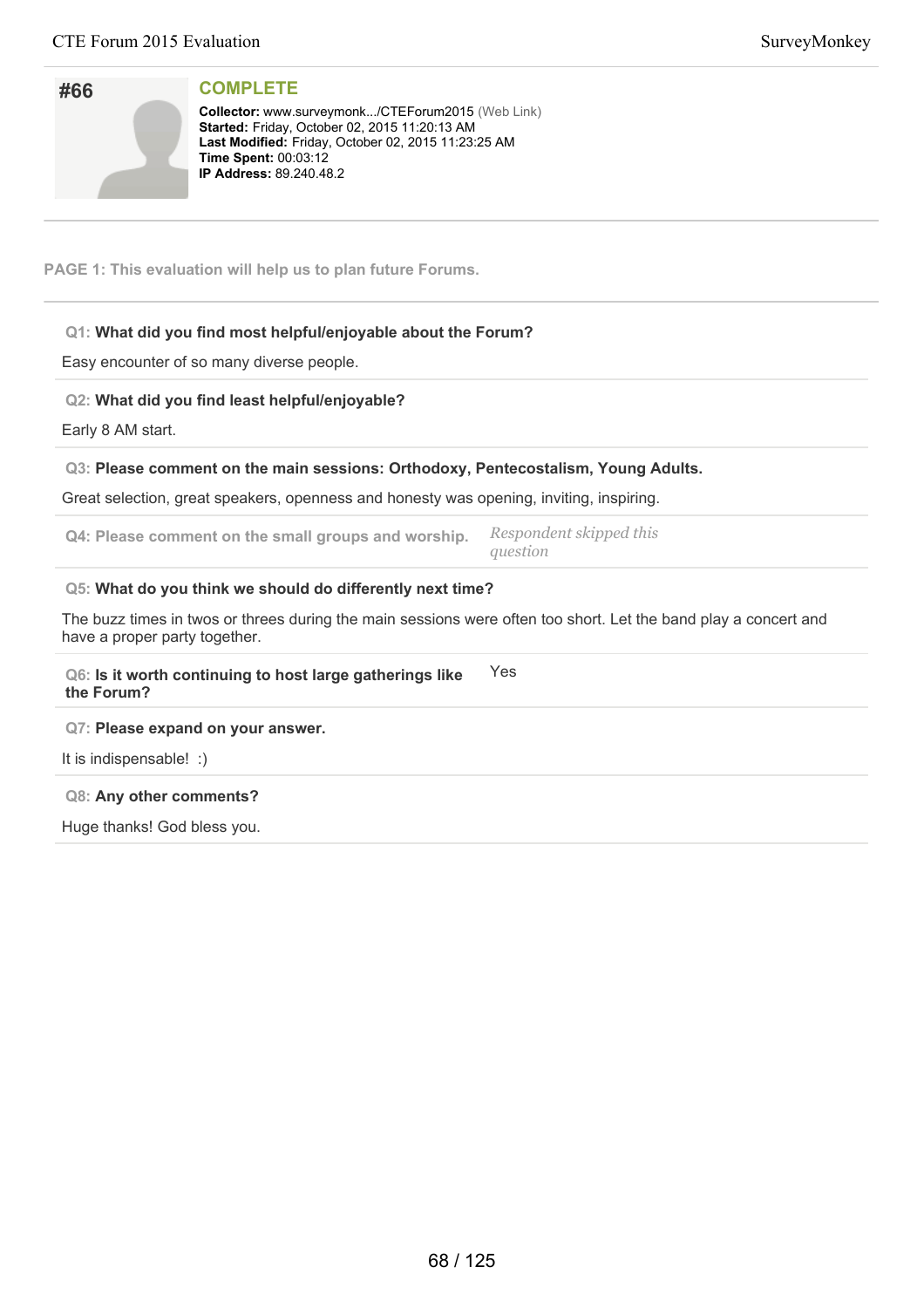## #66

### COMPLETE

**Collector:** www.surveymonk.../CTEForum2015 (Web Link)
**Started:** Friday, October 02, 2015 11:20:13 AM
**Last Modified:** Friday, October 02, 2015 11:23:25 AM
**Time Spent:** 00:03:12
**IP Address:** 89.240.48.2

**PAGE 1: This evaluation will help us to plan future Forums.**

**Q1: What did you find most helpful/enjoyable about the Forum?**

Easy encounter of so many diverse people.

**Q2: What did you find least helpful/enjoyable?**

Early 8 AM start.

**Q3: Please comment on the main sessions: Orthodoxy, Pentecostalism, Young Adults.**

Great selection, great speakers, openness and honesty was opening, inviting, inspiring.

**Q4: Please comment on the small groups and worship.** *Respondent skipped this question*

**Q5: What do you think we should do differently next time?**

The buzz times in twos or threes during the main sessions were often too short. Let the band play a concert and have a proper party together.

**Q6: Is it worth continuing to host large gatherings like the Forum?** Yes

**Q7: Please expand on your answer.**

It is indispensable! :)

**Q8: Any other comments?**

Huge thanks! God bless you.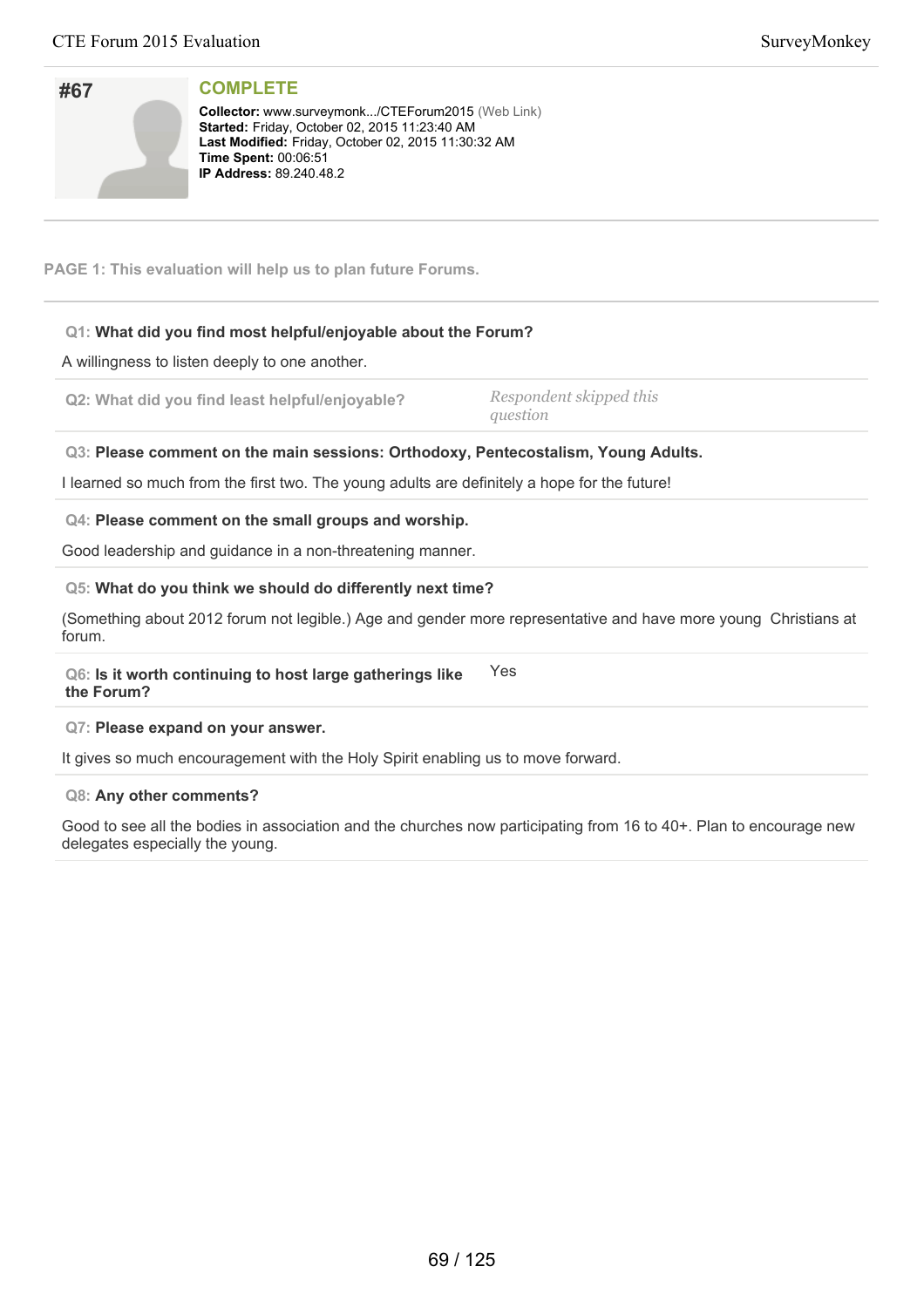## #67

**COMPLETE**

**Collector:** www.surveymonk.../CTEForum2015 (Web Link)
**Started:** Friday, October 02, 2015 11:23:40 AM
**Last Modified:** Friday, October 02, 2015 11:30:32 AM
**Time Spent:** 00:06:51
**IP Address:** 89.240.48.2

**PAGE 1: This evaluation will help us to plan future Forums.**

**Q1: What did you find most helpful/enjoyable about the Forum?**

A willingness to listen deeply to one another.

**Q2: What did you find least helpful/enjoyable?**

*Respondent skipped this question*

**Q3: Please comment on the main sessions: Orthodoxy, Pentecostalism, Young Adults.**

I learned so much from the first two. The young adults are definitely a hope for the future!

**Q4: Please comment on the small groups and worship.**

Good leadership and guidance in a non-threatening manner.

**Q5: What do you think we should do differently next time?**

(Something about 2012 forum not legible.) Age and gender more representative and have more young Christians at forum.

**Q6: Is it worth continuing to host large gatherings like the Forum?**

Yes

**Q7: Please expand on your answer.**

It gives so much encouragement with the Holy Spirit enabling us to move forward.

**Q8: Any other comments?**

Good to see all the bodies in association and the churches now participating from 16 to 40+. Plan to encourage new delegates especially the young.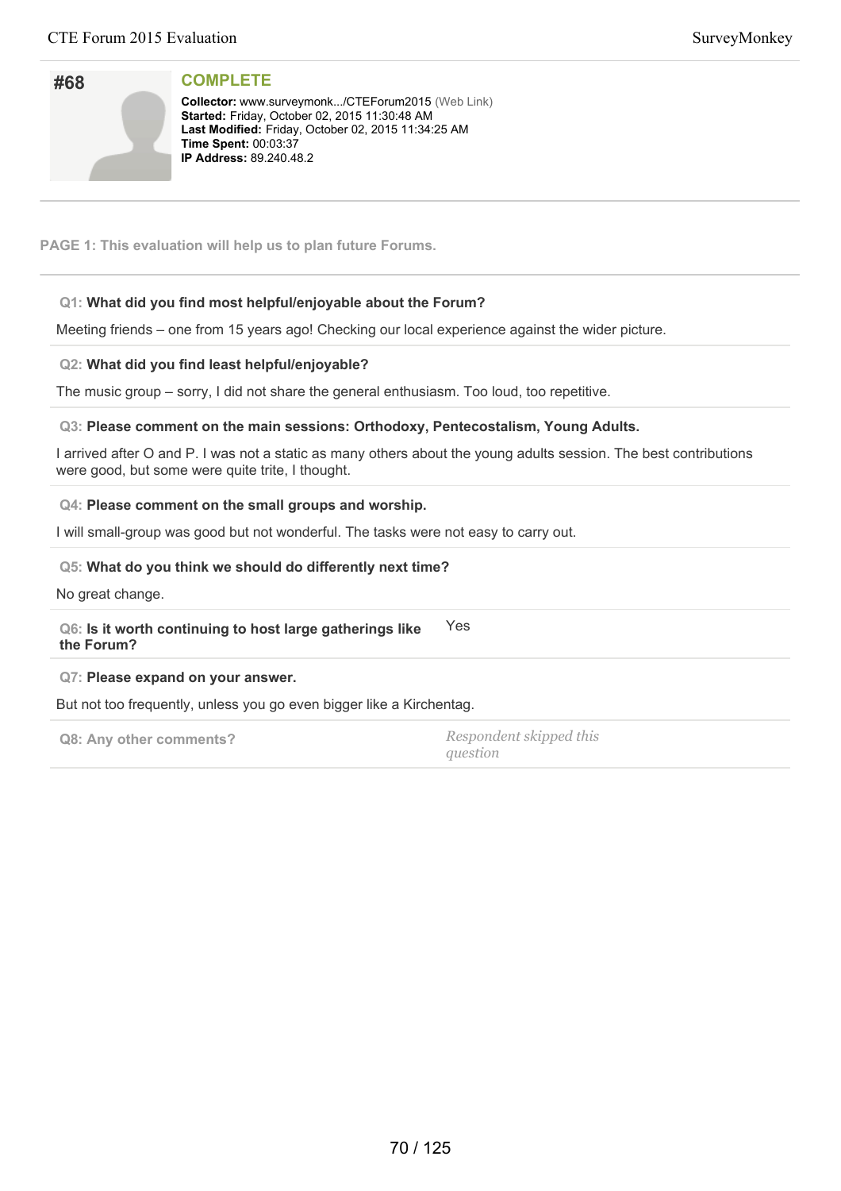## #68

### COMPLETE

**Collector:** www.surveymonk.../CTEForum2015 (Web Link)
**Started:** Friday, October 02, 2015 11:30:48 AM
**Last Modified:** Friday, October 02, 2015 11:34:25 AM
**Time Spent:** 00:03:37
**IP Address:** 89.240.48.2

---

**PAGE 1: This evaluation will help us to plan future Forums.**

---

**Q1: What did you find most helpful/enjoyable about the Forum?**

Meeting friends – one from 15 years ago! Checking our local experience against the wider picture.

**Q2: What did you find least helpful/enjoyable?**

The music group – sorry, I did not share the general enthusiasm. Too loud, too repetitive.

**Q3: Please comment on the main sessions: Orthodoxy, Pentecostalism, Young Adults.**

I arrived after O and P. I was not a static as many others about the young adults session. The best contributions were good, but some were quite trite, I thought.

**Q4: Please comment on the small groups and worship.**

I will small-group was good but not wonderful. The tasks were not easy to carry out.

**Q5: What do you think we should do differently next time?**

No great change.

**Q6: Is it worth continuing to host large gatherings like the Forum?** Yes

**Q7: Please expand on your answer.**

But not too frequently, unless you go even bigger like a Kirchentag.

**Q8: Any other comments?** *Respondent skipped this question*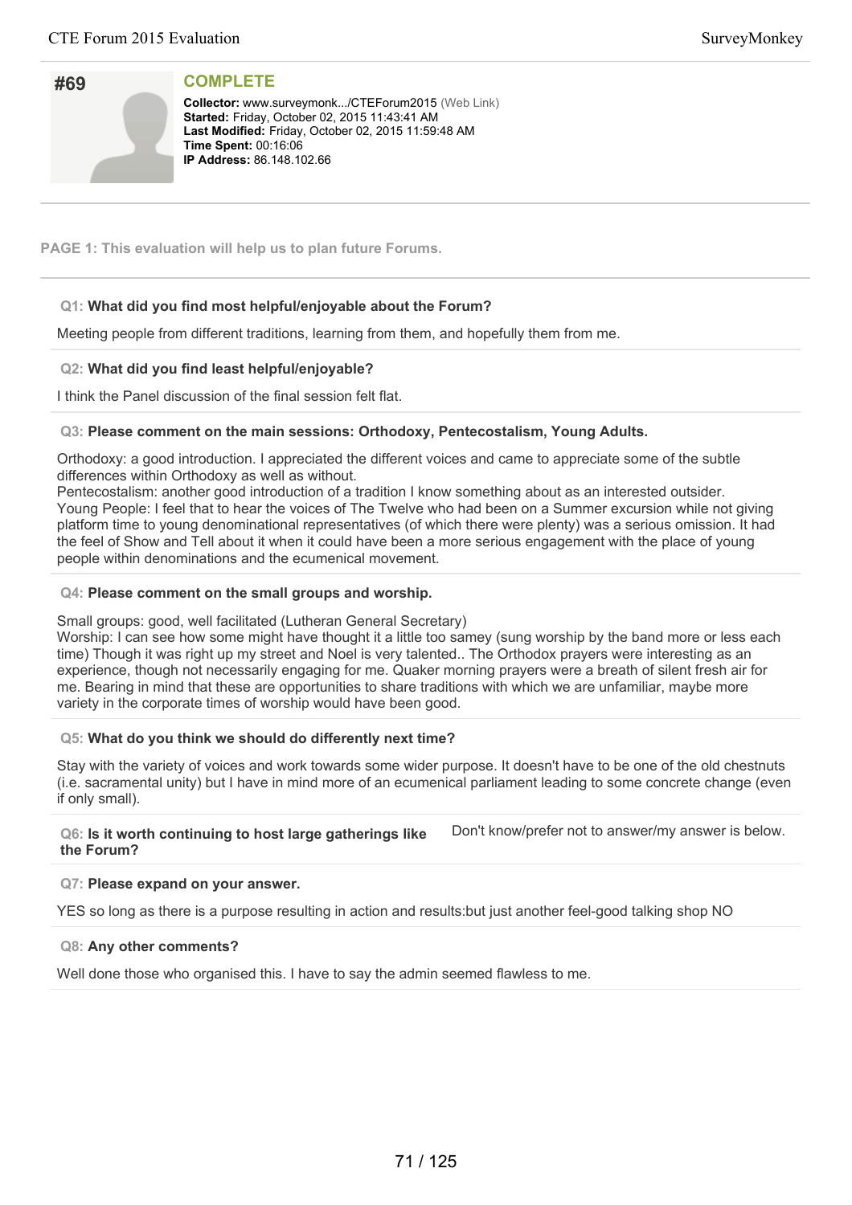# #69

## COMPLETE

**Collector:** www.surveymonk.../CTEForum2015 (Web Link)
**Started:** Friday, October 02, 2015 11:43:41 AM
**Last Modified:** Friday, October 02, 2015 11:59:48 AM
**Time Spent:** 00:16:06
**IP Address:** 86.148.102.66

**PAGE 1: This evaluation will help us to plan future Forums.**

**Q1: What did you find most helpful/enjoyable about the Forum?**

Meeting people from different traditions, learning from them, and hopefully them from me.

**Q2: What did you find least helpful/enjoyable?**

I think the Panel discussion of the final session felt flat.

**Q3: Please comment on the main sessions: Orthodoxy, Pentecostalism, Young Adults.**

Orthodoxy: a good introduction. I appreciated the different voices and came to appreciate some of the subtle differences within Orthodoxy as well as without.
Pentecostalism: another good introduction of a tradition I know something about as an interested outsider.
Young People: I feel that to hear the voices of The Twelve who had been on a Summer excursion while not giving platform time to young denominational representatives (of which there were plenty) was a serious omission. It had the feel of Show and Tell about it when it could have been a more serious engagement with the place of young people within denominations and the ecumenical movement.

**Q4: Please comment on the small groups and worship.**

Small groups: good, well facilitated (Lutheran General Secretary)
Worship: I can see how some might have thought it a little too samey (sung worship by the band more or less each time) Though it was right up my street and Noel is very talented.. The Orthodox prayers were interesting as an experience, though not necessarily engaging for me. Quaker morning prayers were a breath of silent fresh air for me. Bearing in mind that these are opportunities to share traditions with which we are unfamiliar, maybe more variety in the corporate times of worship would have been good.

**Q5: What do you think we should do differently next time?**

Stay with the variety of voices and work towards some wider purpose. It doesn't have to be one of the old chestnuts (i.e. sacramental unity) but I have in mind more of an ecumenical parliament leading to some concrete change (even if only small).

**Q6: Is it worth continuing to host large gatherings like the Forum?**

Don't know/prefer not to answer/my answer is below.

**Q7: Please expand on your answer.**

YES so long as there is a purpose resulting in action and results:but just another feel-good talking shop NO

**Q8: Any other comments?**

Well done those who organised this. I have to say the admin seemed flawless to me.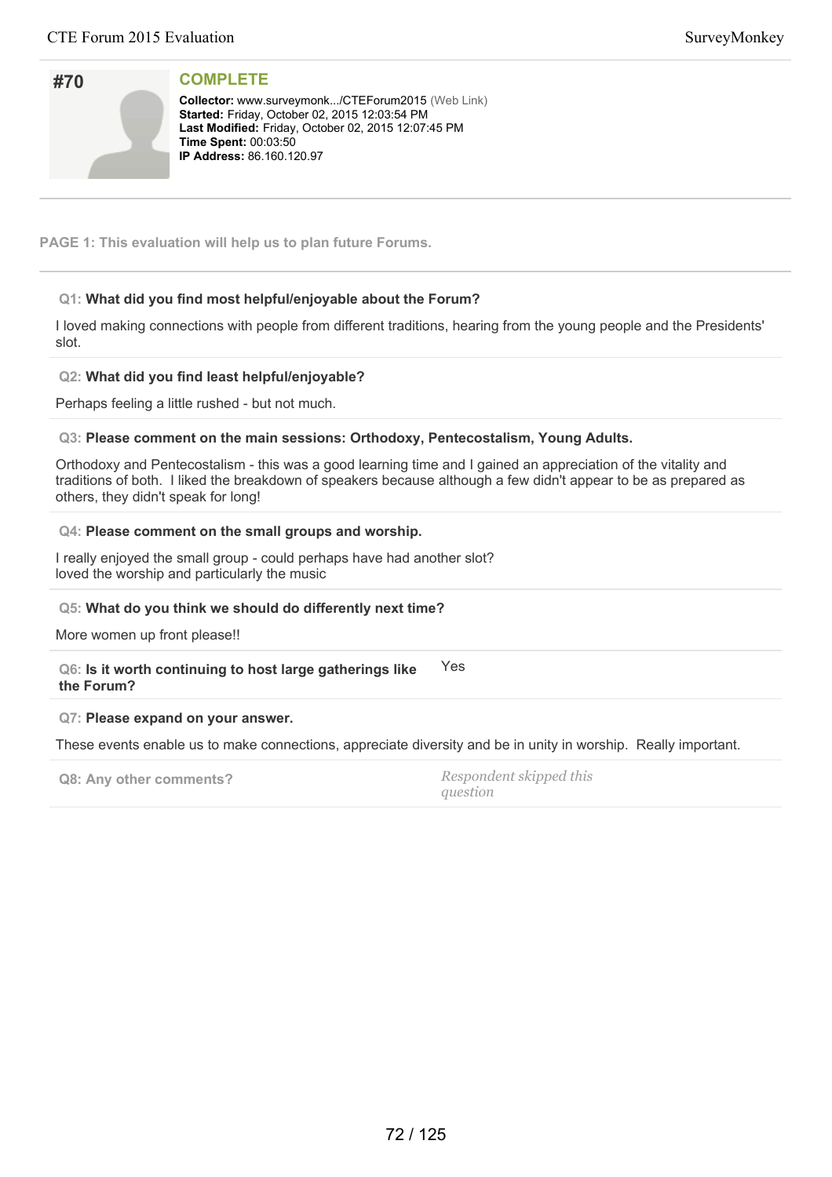## #70

**COMPLETE**

**Collector:** www.surveymonk.../CTEForum2015 (Web Link)
**Started:** Friday, October 02, 2015 12:03:54 PM
**Last Modified:** Friday, October 02, 2015 12:07:45 PM
**Time Spent:** 00:03:50
**IP Address:** 86.160.120.97

**PAGE 1: This evaluation will help us to plan future Forums.**

**Q1: What did you find most helpful/enjoyable about the Forum?**

I loved making connections with people from different traditions, hearing from the young people and the Presidents' slot.

**Q2: What did you find least helpful/enjoyable?**

Perhaps feeling a little rushed - but not much.

**Q3: Please comment on the main sessions: Orthodoxy, Pentecostalism, Young Adults.**

Orthodoxy and Pentecostalism - this was a good learning time and I gained an appreciation of the vitality and traditions of both. I liked the breakdown of speakers because although a few didn't appear to be as prepared as others, they didn't speak for long!

**Q4: Please comment on the small groups and worship.**

I really enjoyed the small group - could perhaps have had another slot?
loved the worship and particularly the music

**Q5: What do you think we should do differently next time?**

More women up front please!!

**Q6: Is it worth continuing to host large gatherings like the Forum?**

Yes

**Q7: Please expand on your answer.**

These events enable us to make connections, appreciate diversity and be in unity in worship. Really important.

**Q8: Any other comments?**

*Respondent skipped this question*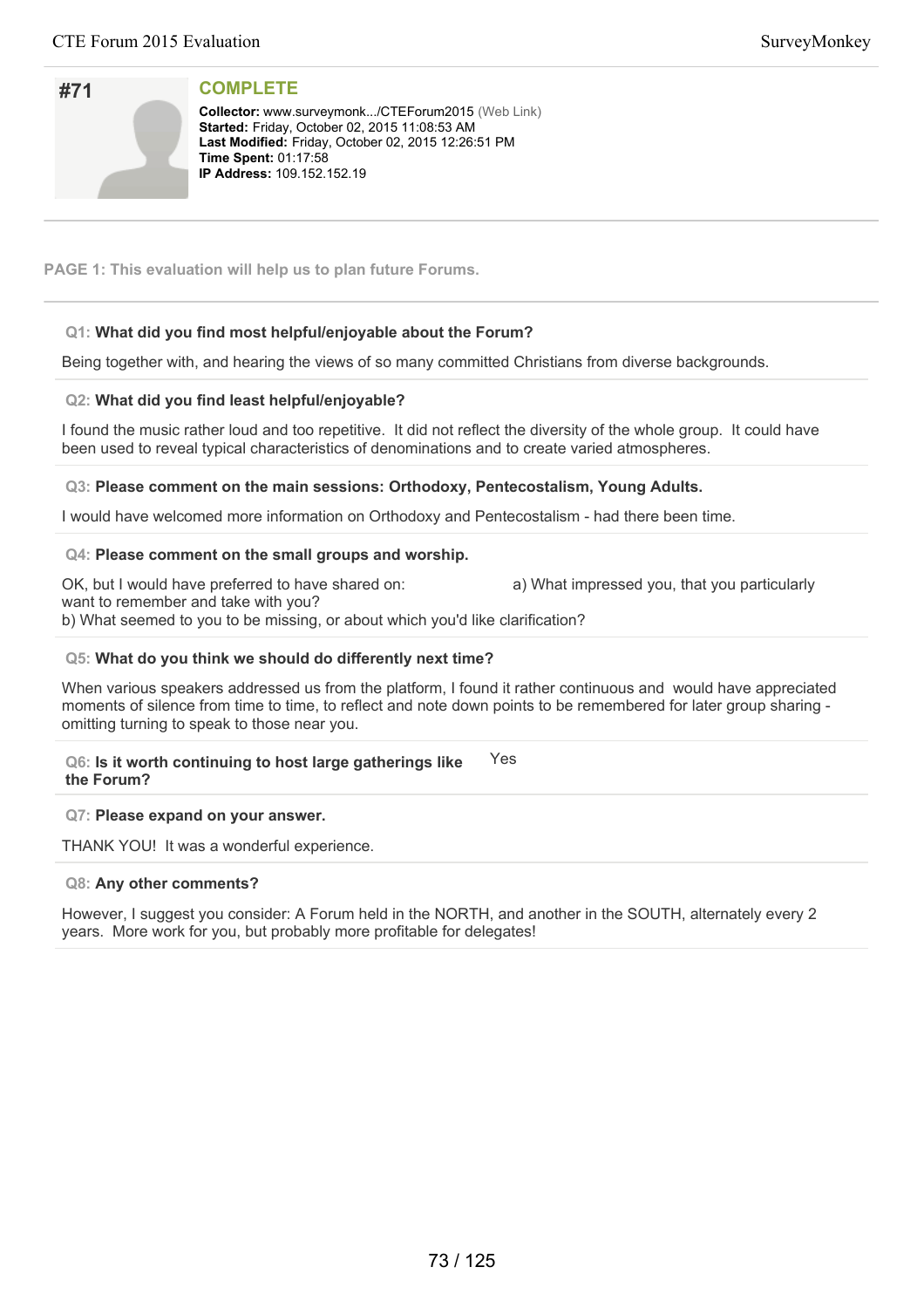## #71

**COMPLETE**

**Collector:** www.surveymonk.../CTEForum2015 (Web Link)
**Started:** Friday, October 02, 2015 11:08:53 AM
**Last Modified:** Friday, October 02, 2015 12:26:51 PM
**Time Spent:** 01:17:58
**IP Address:** 109.152.152.19

**PAGE 1: This evaluation will help us to plan future Forums.**

**Q1: What did you find most helpful/enjoyable about the Forum?**

Being together with, and hearing the views of so many committed Christians from diverse backgrounds.

**Q2: What did you find least helpful/enjoyable?**

I found the music rather loud and too repetitive. It did not reflect the diversity of the whole group. It could have been used to reveal typical characteristics of denominations and to create varied atmospheres.

**Q3: Please comment on the main sessions: Orthodoxy, Pentecostalism, Young Adults.**

I would have welcomed more information on Orthodoxy and Pentecostalism - had there been time.

**Q4: Please comment on the small groups and worship.**

OK, but I would have preferred to have shared on: a) What impressed you, that you particularly want to remember and take with you?
b) What seemed to you to be missing, or about which you'd like clarification?

**Q5: What do you think we should do differently next time?**

When various speakers addressed us from the platform, I found it rather continuous and would have appreciated moments of silence from time to time, to reflect and note down points to be remembered for later group sharing - omitting turning to speak to those near you.

**Q6: Is it worth continuing to host large gatherings like the Forum?**

Yes

**Q7: Please expand on your answer.**

THANK YOU! It was a wonderful experience.

**Q8: Any other comments?**

However, I suggest you consider: A Forum held in the NORTH, and another in the SOUTH, alternately every 2 years. More work for you, but probably more profitable for delegates!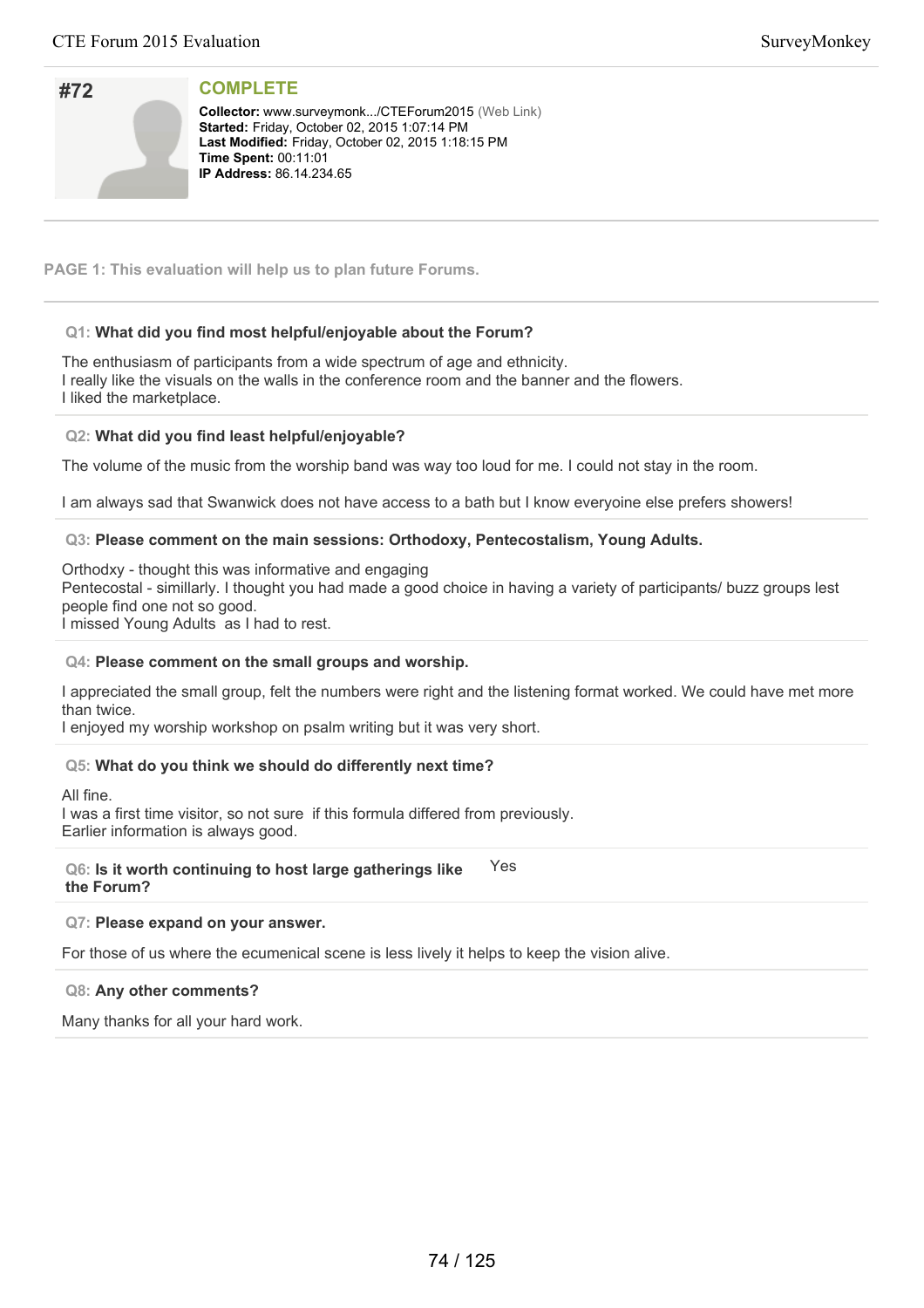## #72

**COMPLETE**

**Collector:** www.surveymonk.../CTEForum2015 (Web Link)
**Started:** Friday, October 02, 2015 1:07:14 PM
**Last Modified:** Friday, October 02, 2015 1:18:15 PM
**Time Spent:** 00:11:01
**IP Address:** 86.14.234.65

**PAGE 1: This evaluation will help us to plan future Forums.**

**Q1: What did you find most helpful/enjoyable about the Forum?**

The enthusiasm of participants from a wide spectrum of age and ethnicity.
I really like the visuals on the walls in the conference room and the banner and the flowers.
I liked the marketplace.

**Q2: What did you find least helpful/enjoyable?**

The volume of the music from the worship band was way too loud for me. I could not stay in the room.

I am always sad that Swanwick does not have access to a bath but I know everyoine else prefers showers!

**Q3: Please comment on the main sessions: Orthodoxy, Pentecostalism, Young Adults.**

Orthodxy - thought this was informative and engaging
Pentecostal - simillarly. I thought you had made a good choice in having a variety of participants/ buzz groups lest people find one not so good.
I missed Young Adults as I had to rest.

**Q4: Please comment on the small groups and worship.**

I appreciated the small group, felt the numbers were right and the listening format worked. We could have met more than twice.
I enjoyed my worship workshop on psalm writing but it was very short.

**Q5: What do you think we should do differently next time?**

All fine.
I was a first time visitor, so not sure if this formula differed from previously.
Earlier information is always good.

**Q6: Is it worth continuing to host large gatherings like the Forum?**

Yes

**Q7: Please expand on your answer.**

For those of us where the ecumenical scene is less lively it helps to keep the vision alive.

**Q8: Any other comments?**

Many thanks for all your hard work.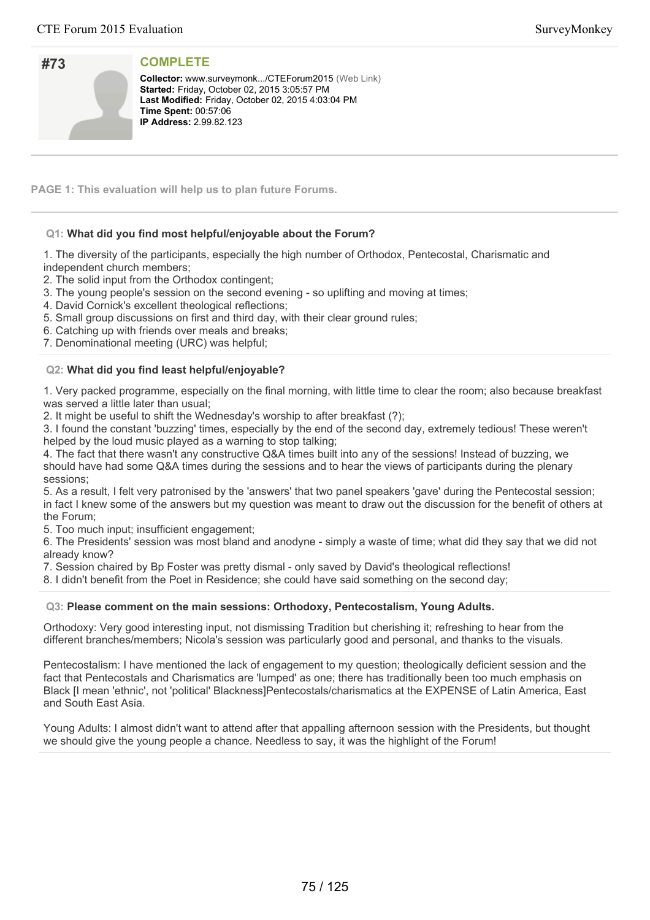## #73

### COMPLETE

**Collector:** www.surveymonk.../CTEForum2015 (Web Link)
**Started:** Friday, October 02, 2015 3:05:57 PM
**Last Modified:** Friday, October 02, 2015 4:03:04 PM
**Time Spent:** 00:57:06
**IP Address:** 2.99.82.123

---

**PAGE 1: This evaluation will help us to plan future Forums.**

---

**Q1: What did you find most helpful/enjoyable about the Forum?**

1. The diversity of the participants, especially the high number of Orthodox, Pentecostal, Charismatic and independent church members;
2. The solid input from the Orthodox contingent;
3. The young people's session on the second evening - so uplifting and moving at times;
4. David Cornick's excellent theological reflections;
5. Small group discussions on first and third day, with their clear ground rules;
6. Catching up with friends over meals and breaks;
7. Denominational meeting (URC) was helpful;

**Q2: What did you find least helpful/enjoyable?**

1. Very packed programme, especially on the final morning, with little time to clear the room; also because breakfast was served a little later than usual;
2. It might be useful to shift the Wednesday's worship to after breakfast (?);
3. I found the constant 'buzzing' times, especially by the end of the second day, extremely tedious! These weren't helped by the loud music played as a warning to stop talking;
4. The fact that there wasn't any constructive Q&A times built into any of the sessions! Instead of buzzing, we should have had some Q&A times during the sessions and to hear the views of participants during the plenary sessions;
5. As a result, I felt very patronised by the 'answers' that two panel speakers 'gave' during the Pentecostal session; in fact I knew some of the answers but my question was meant to draw out the discussion for the benefit of others at the Forum;
5. Too much input; insufficient engagement;
6. The Presidents' session was most bland and anodyne - simply a waste of time; what did they say that we did not already know?
7. Session chaired by Bp Foster was pretty dismal - only saved by David's theological reflections!
8. I didn't benefit from the Poet in Residence; she could have said something on the second day;

**Q3: Please comment on the main sessions: Orthodoxy, Pentecostalism, Young Adults.**

Orthodoxy: Very good interesting input, not dismissing Tradition but cherishing it; refreshing to hear from the different branches/members; Nicola's session was particularly good and personal, and thanks to the visuals.

Pentecostalism: I have mentioned the lack of engagement to my question; theologically deficient session and the fact that Pentecostals and Charismatics are 'lumped' as one; there has traditionally been too much emphasis on Black [I mean 'ethnic', not 'political' Blackness]Pentecostals/charismatics at the EXPENSE of Latin America, East and South East Asia.

Young Adults: I almost didn't want to attend after that appalling afternoon session with the Presidents, but thought we should give the young people a chance. Needless to say, it was the highlight of the Forum!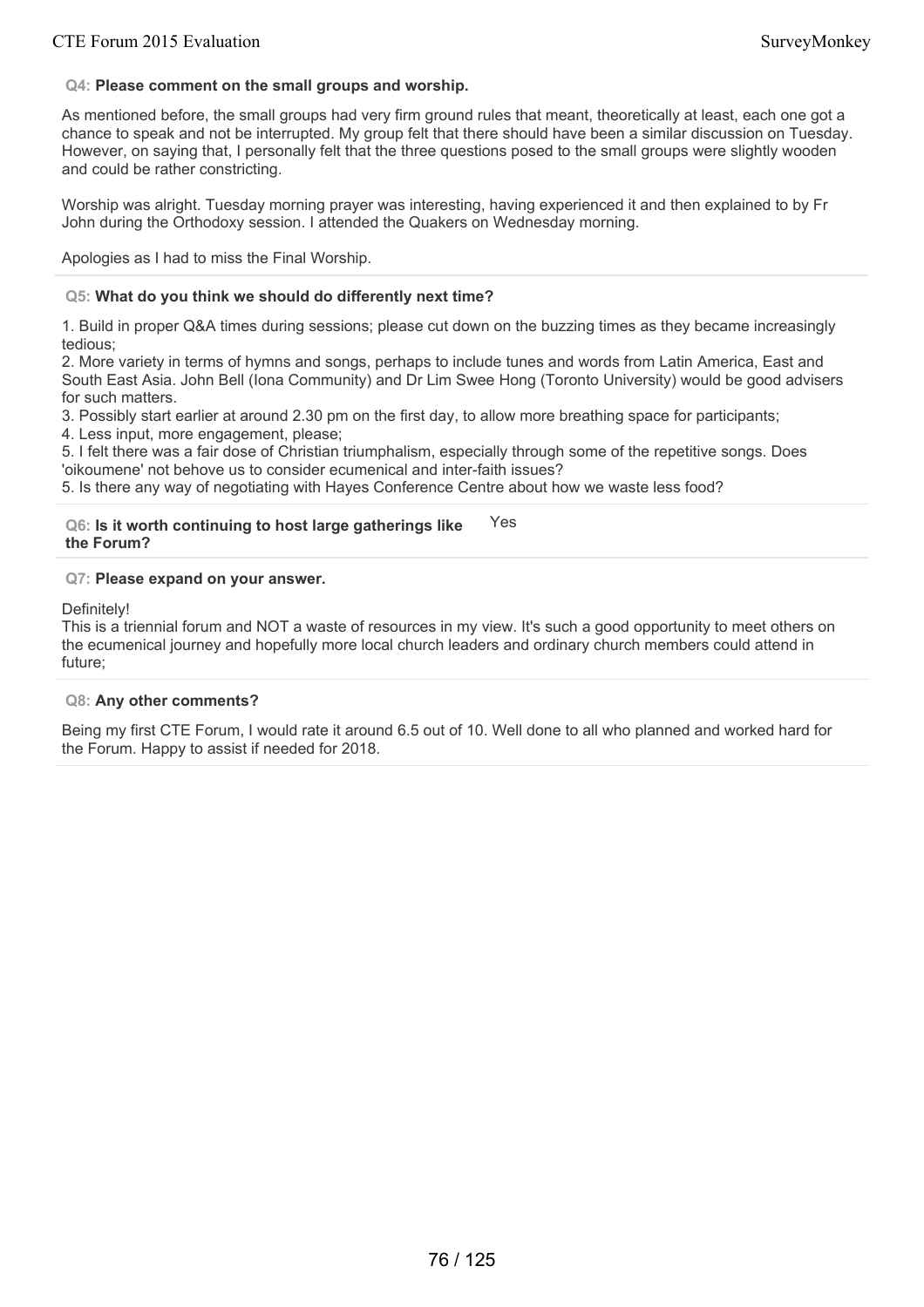**Q4: Please comment on the small groups and worship.**

As mentioned before, the small groups had very firm ground rules that meant, theoretically at least, each one got a chance to speak and not be interrupted. My group felt that there should have been a similar discussion on Tuesday. However, on saying that, I personally felt that the three questions posed to the small groups were slightly wooden and could be rather constricting.

Worship was alright. Tuesday morning prayer was interesting, having experienced it and then explained to by Fr John during the Orthodoxy session. I attended the Quakers on Wednesday morning.

Apologies as I had to miss the Final Worship.

**Q5: What do you think we should do differently next time?**

1. Build in proper Q&A times during sessions; please cut down on the buzzing times as they became increasingly tedious;
2. More variety in terms of hymns and songs, perhaps to include tunes and words from Latin America, East and South East Asia. John Bell (Iona Community) and Dr Lim Swee Hong (Toronto University) would be good advisers for such matters.
3. Possibly start earlier at around 2.30 pm on the first day, to allow more breathing space for participants;
4. Less input, more engagement, please;
5. I felt there was a fair dose of Christian triumphalism, especially through some of the repetitive songs. Does 'oikoumene' not behove us to consider ecumenical and inter-faith issues?
5. Is there any way of negotiating with Hayes Conference Centre about how we waste less food?

**Q6: Is it worth continuing to host large gatherings like the Forum?** Yes

**Q7: Please expand on your answer.**

Definitely!
This is a triennial forum and NOT a waste of resources in my view. It's such a good opportunity to meet others on the ecumenical journey and hopefully more local church leaders and ordinary church members could attend in future;

**Q8: Any other comments?**

Being my first CTE Forum, I would rate it around 6.5 out of 10. Well done to all who planned and worked hard for the Forum. Happy to assist if needed for 2018.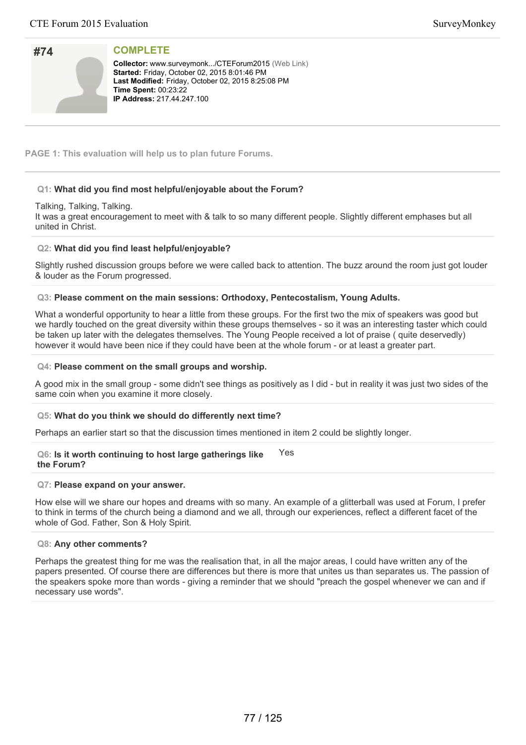# #74

**COMPLETE**

**Collector:** www.surveymonk.../CTEForum2015 (Web Link)
**Started:** Friday, October 02, 2015 8:01:46 PM
**Last Modified:** Friday, October 02, 2015 8:25:08 PM
**Time Spent:** 00:23:22
**IP Address:** 217.44.247.100

**PAGE 1: This evaluation will help us to plan future Forums.**

**Q1: What did you find most helpful/enjoyable about the Forum?**

Talking, Talking, Talking.
It was a great encouragement to meet with & talk to so many different people. Slightly different emphases but all united in Christ.

**Q2: What did you find least helpful/enjoyable?**

Slightly rushed discussion groups before we were called back to attention. The buzz around the room just got louder & louder as the Forum progressed.

**Q3: Please comment on the main sessions: Orthodoxy, Pentecostalism, Young Adults.**

What a wonderful opportunity to hear a little from these groups. For the first two the mix of speakers was good but we hardly touched on the great diversity within these groups themselves - so it was an interesting taster which could be taken up later with the delegates themselves. The Young People received a lot of praise ( quite deservedly) however it would have been nice if they could have been at the whole forum - or at least a greater part.

**Q4: Please comment on the small groups and worship.**

A good mix in the small group - some didn't see things as positively as I did - but in reality it was just two sides of the same coin when you examine it more closely.

**Q5: What do you think we should do differently next time?**

Perhaps an earlier start so that the discussion times mentioned in item 2 could be slightly longer.

**Q6: Is it worth continuing to host large gatherings like the Forum?** Yes

**Q7: Please expand on your answer.**

How else will we share our hopes and dreams with so many. An example of a glitterball was used at Forum, I prefer to think in terms of the church being a diamond and we all, through our experiences, reflect a different facet of the whole of God. Father, Son & Holy Spirit.

**Q8: Any other comments?**

Perhaps the greatest thing for me was the realisation that, in all the major areas, I could have written any of the papers presented. Of course there are differences but there is more that unites us than separates us. The passion of the speakers spoke more than words - giving a reminder that we should "preach the gospel whenever we can and if necessary use words".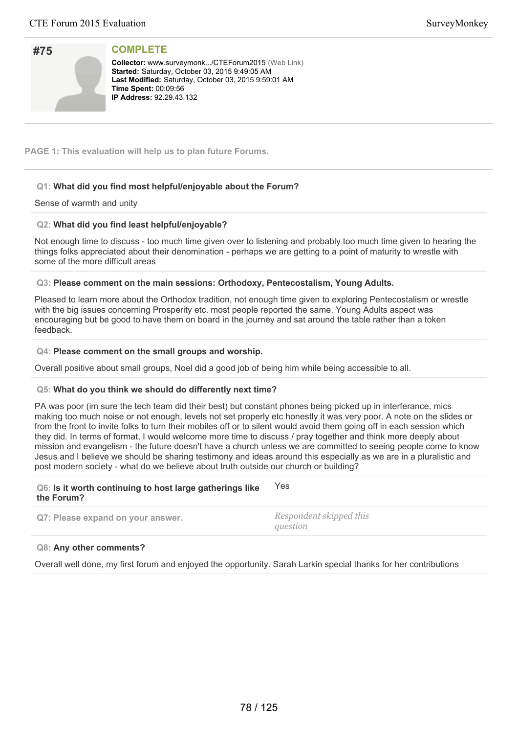## #75

**COMPLETE**

**Collector:** www.surveymonk.../CTEForum2015 (Web Link)
**Started:** Saturday, October 03, 2015 9:49:05 AM
**Last Modified:** Saturday, October 03, 2015 9:59:01 AM
**Time Spent:** 00:09:56
**IP Address:** 92.29.43.132

**PAGE 1: This evaluation will help us to plan future Forums.**

**Q1: What did you find most helpful/enjoyable about the Forum?**

Sense of warmth and unity

**Q2: What did you find least helpful/enjoyable?**

Not enough time to discuss - too much time given over to listening and probably too much time given to hearing the things folks appreciated about their denomination - perhaps we are getting to a point of maturity to wrestle with some of the more difficult areas

**Q3: Please comment on the main sessions: Orthodoxy, Pentecostalism, Young Adults.**

Pleased to learn more about the Orthodox tradition, not enough time given to exploring Pentecostalism or wrestle with the big issues concerning Prosperity etc. most people reported the same. Young Adults aspect was encouraging but be good to have them on board in the journey and sat around the table rather than a token feedback.

**Q4: Please comment on the small groups and worship.**

Overall positive about small groups, Noel did a good job of being him while being accessible to all.

**Q5: What do you think we should do differently next time?**

PA was poor (im sure the tech team did their best) but constant phones being picked up in interferance, mics making too much noise or not enough, levels not set properly etc honestly it was very poor. A note on the slides or from the front to invite folks to turn their mobiles off or to silent would avoid them going off in each session which they did. In terms of format, I would welcome more time to discuss / pray together and think more deeply about mission and evangelism - the future doesn't have a church unless we are committed to seeing people come to know Jesus and I believe we should be sharing testimony and ideas around this especially as we are in a pluralistic and post modern society - what do we believe about truth outside our church or building?

**Q6: Is it worth continuing to host large gatherings like the Forum?** Yes

**Q7: Please expand on your answer.** *Respondent skipped this question*

**Q8: Any other comments?**

Overall well done, my first forum and enjoyed the opportunity. Sarah Larkin special thanks for her contributions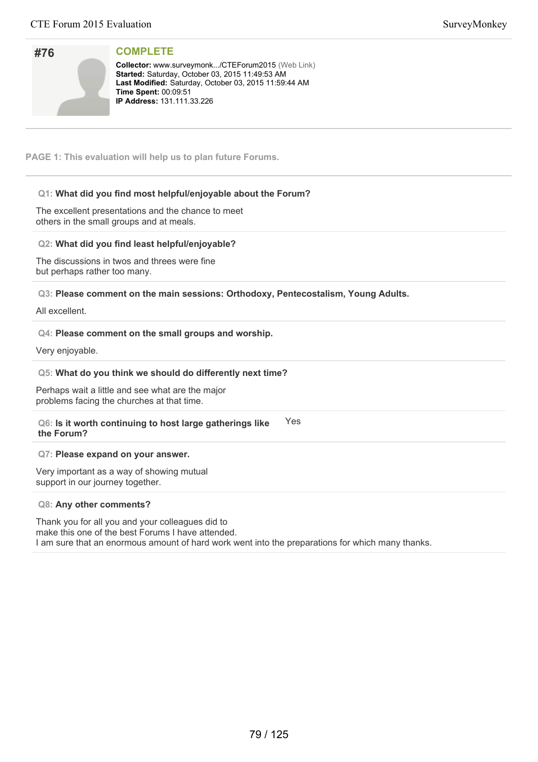## #76

**COMPLETE**

**Collector:** www.surveymonk.../CTEForum2015 (Web Link)
**Started:** Saturday, October 03, 2015 11:49:53 AM
**Last Modified:** Saturday, October 03, 2015 11:59:44 AM
**Time Spent:** 00:09:51
**IP Address:** 131.111.33.226

**PAGE 1: This evaluation will help us to plan future Forums.**

**Q1: What did you find most helpful/enjoyable about the Forum?**

The excellent presentations and the chance to meet
others in the small groups and at meals.

**Q2: What did you find least helpful/enjoyable?**

The discussions in twos and threes were fine
but perhaps rather too many.

**Q3: Please comment on the main sessions: Orthodoxy, Pentecostalism, Young Adults.**

All excellent.

**Q4: Please comment on the small groups and worship.**

Very enjoyable.

**Q5: What do you think we should do differently next time?**

Perhaps wait a little and see what are the major
problems facing the churches at that time.

**Q6: Is it worth continuing to host large gatherings like the Forum?** Yes

**Q7: Please expand on your answer.**

Very important as a way of showing mutual
support in our journey together.

**Q8: Any other comments?**

Thank you for all you and your colleagues did to
make this one of the best Forums I have attended.
I am sure that an enormous amount of hard work went into the preparations for which many thanks.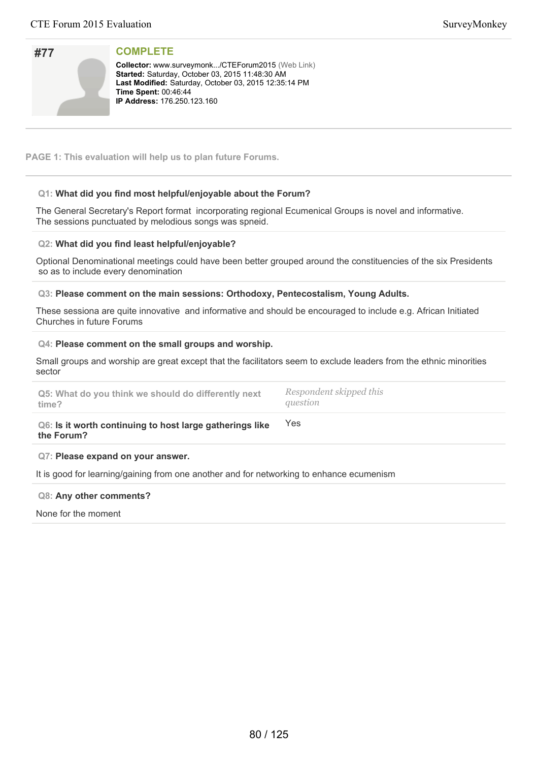## #77

**COMPLETE**

**Collector:** www.surveymonk.../CTEForum2015 (Web Link)
**Started:** Saturday, October 03, 2015 11:48:30 AM
**Last Modified:** Saturday, October 03, 2015 12:35:14 PM
**Time Spent:** 00:46:44
**IP Address:** 176.250.123.160

**PAGE 1: This evaluation will help us to plan future Forums.**

**Q1: What did you find most helpful/enjoyable about the Forum?**

The General Secretary's Report format incorporating regional Ecumenical Groups is novel and informative. The sessions punctuated by melodious songs was spneid.

**Q2: What did you find least helpful/enjoyable?**

Optional Denominational meetings could have been better grouped around the constituencies of the six Presidents so as to include every denomination

**Q3: Please comment on the main sessions: Orthodoxy, Pentecostalism, Young Adults.**

These sessiona are quite innovative and informative and should be encouraged to include e.g. African Initiated Churches in future Forums

**Q4: Please comment on the small groups and worship.**

Small groups and worship are great except that the facilitators seem to exclude leaders from the ethnic minorities sector

**Q5: What do you think we should do differently next time?** *Respondent skipped this question*

**Q6: Is it worth continuing to host large gatherings like the Forum?** Yes

**Q7: Please expand on your answer.**

It is good for learning/gaining from one another and for networking to enhance ecumenism

**Q8: Any other comments?**

None for the moment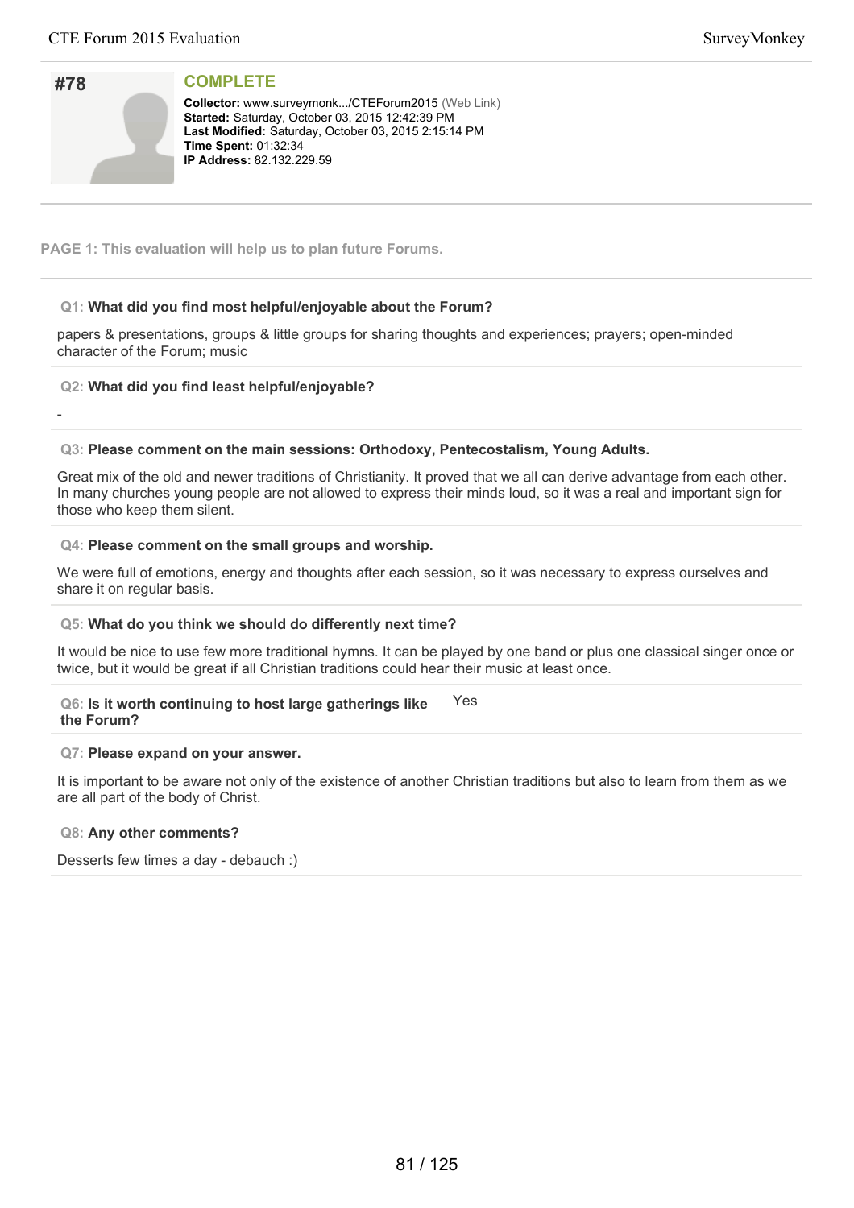## #78

**COMPLETE**

**Collector:** www.surveymonk.../CTEForum2015 (Web Link)
**Started:** Saturday, October 03, 2015 12:42:39 PM
**Last Modified:** Saturday, October 03, 2015 2:15:14 PM
**Time Spent:** 01:32:34
**IP Address:** 82.132.229.59

**PAGE 1: This evaluation will help us to plan future Forums.**

**Q1: What did you find most helpful/enjoyable about the Forum?**

papers & presentations, groups & little groups for sharing thoughts and experiences; prayers; open-minded character of the Forum; music

**Q2: What did you find least helpful/enjoyable?**

-

**Q3: Please comment on the main sessions: Orthodoxy, Pentecostalism, Young Adults.**

Great mix of the old and newer traditions of Christianity. It proved that we all can derive advantage from each other. In many churches young people are not allowed to express their minds loud, so it was a real and important sign for those who keep them silent.

**Q4: Please comment on the small groups and worship.**

We were full of emotions, energy and thoughts after each session, so it was necessary to express ourselves and share it on regular basis.

**Q5: What do you think we should do differently next time?**

It would be nice to use few more traditional hymns. It can be played by one band or plus one classical singer once or twice, but it would be great if all Christian traditions could hear their music at least once.

**Q6: Is it worth continuing to host large gatherings like the Forum?**

Yes

**Q7: Please expand on your answer.**

It is important to be aware not only of the existence of another Christian traditions but also to learn from them as we are all part of the body of Christ.

**Q8: Any other comments?**

Desserts few times a day - debauch :)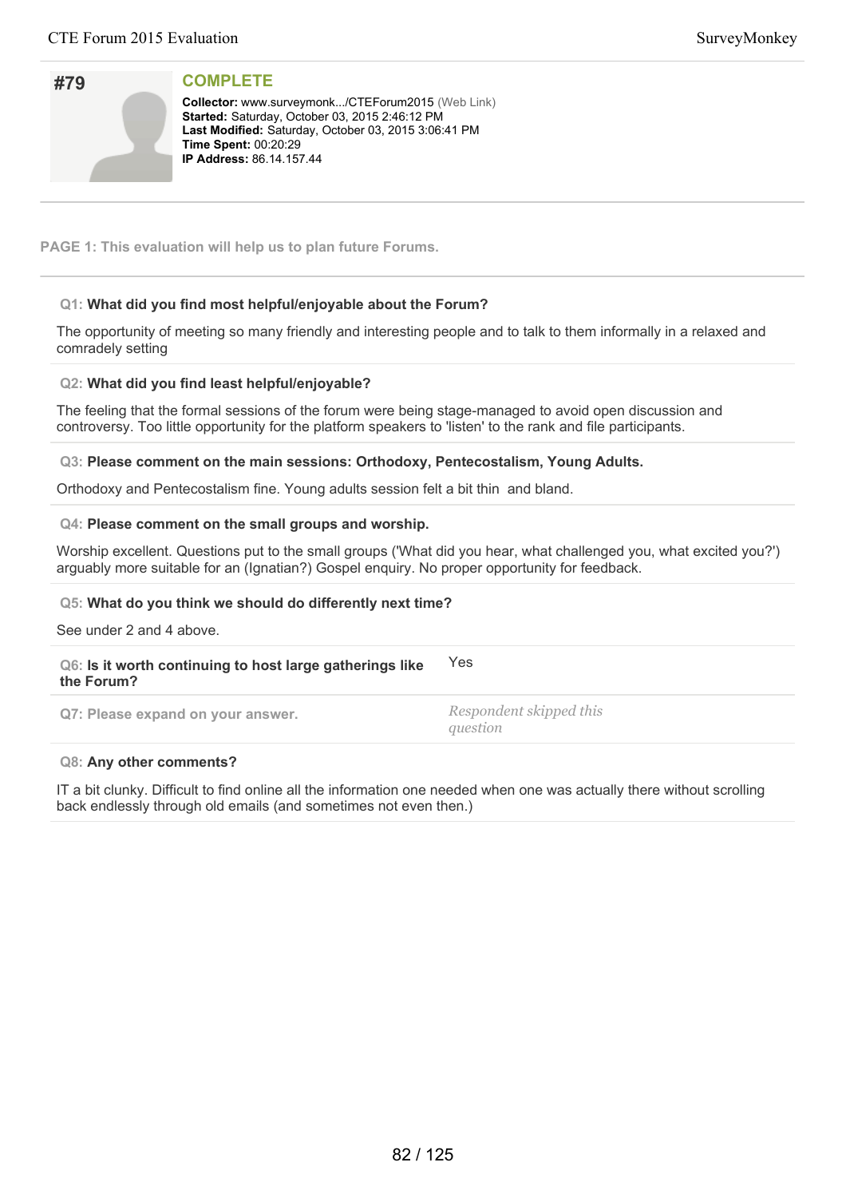## #79

**COMPLETE**

**Collector:** www.surveymonk.../CTEForum2015 (Web Link)
**Started:** Saturday, October 03, 2015 2:46:12 PM
**Last Modified:** Saturday, October 03, 2015 3:06:41 PM
**Time Spent:** 00:20:29
**IP Address:** 86.14.157.44

**PAGE 1: This evaluation will help us to plan future Forums.**

**Q1: What did you find most helpful/enjoyable about the Forum?**

The opportunity of meeting so many friendly and interesting people and to talk to them informally in a relaxed and comradely setting

**Q2: What did you find least helpful/enjoyable?**

The feeling that the formal sessions of the forum were being stage-managed to avoid open discussion and controversy. Too little opportunity for the platform speakers to 'listen' to the rank and file participants.

**Q3: Please comment on the main sessions: Orthodoxy, Pentecostalism, Young Adults.**

Orthodoxy and Pentecostalism fine. Young adults session felt a bit thin and bland.

**Q4: Please comment on the small groups and worship.**

Worship excellent. Questions put to the small groups ('What did you hear, what challenged you, what excited you?') arguably more suitable for an (Ignatian?) Gospel enquiry. No proper opportunity for feedback.

**Q5: What do you think we should do differently next time?**

See under 2 and 4 above.

**Q6: Is it worth continuing to host large gatherings like the Forum?** Yes

**Q7: Please expand on your answer.** *Respondent skipped this question*

**Q8: Any other comments?**

IT a bit clunky. Difficult to find online all the information one needed when one was actually there without scrolling back endlessly through old emails (and sometimes not even then.)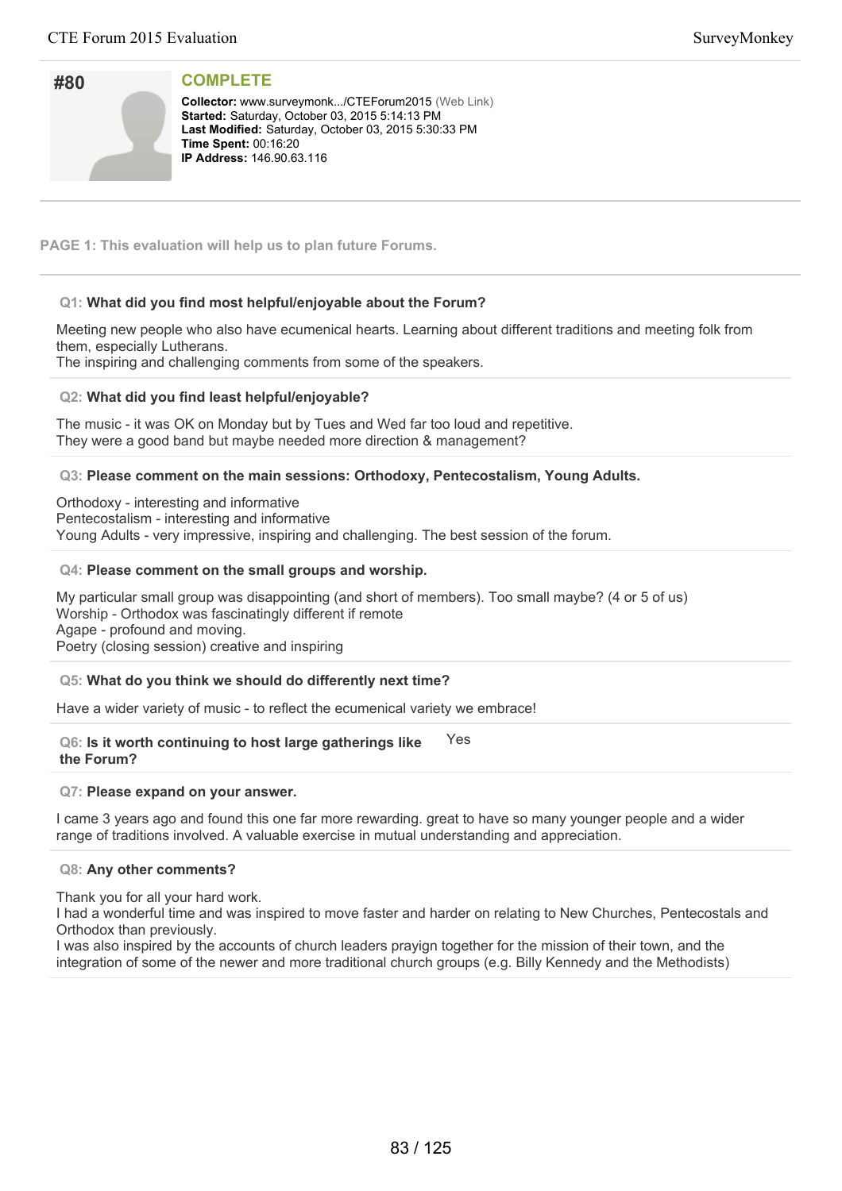## #80

**COMPLETE**

**Collector:** www.surveymonk.../CTEForum2015 (Web Link)
**Started:** Saturday, October 03, 2015 5:14:13 PM
**Last Modified:** Saturday, October 03, 2015 5:30:33 PM
**Time Spent:** 00:16:20
**IP Address:** 146.90.63.116

**PAGE 1: This evaluation will help us to plan future Forums.**

**Q1: What did you find most helpful/enjoyable about the Forum?**

Meeting new people who also have ecumenical hearts. Learning about different traditions and meeting folk from them, especially Lutherans.
The inspiring and challenging comments from some of the speakers.

**Q2: What did you find least helpful/enjoyable?**

The music - it was OK on Monday but by Tues and Wed far too loud and repetitive.
They were a good band but maybe needed more direction & management?

**Q3: Please comment on the main sessions: Orthodoxy, Pentecostalism, Young Adults.**

Orthodoxy - interesting and informative
Pentecostalism - interesting and informative
Young Adults - very impressive, inspiring and challenging. The best session of the forum.

**Q4: Please comment on the small groups and worship.**

My particular small group was disappointing (and short of members). Too small maybe? (4 or 5 of us)
Worship - Orthodox was fascinatingly different if remote
Agape - profound and moving.
Poetry (closing session) creative and inspiring

**Q5: What do you think we should do differently next time?**

Have a wider variety of music - to reflect the ecumenical variety we embrace!

**Q6: Is it worth continuing to host large gatherings like the Forum?**

Yes

**Q7: Please expand on your answer.**

I came 3 years ago and found this one far more rewarding. great to have so many younger people and a wider range of traditions involved. A valuable exercise in mutual understanding and appreciation.

**Q8: Any other comments?**

Thank you for all your hard work.
I had a wonderful time and was inspired to move faster and harder on relating to New Churches, Pentecostals and Orthodox than previously.
I was also inspired by the accounts of church leaders prayign together for the mission of their town, and the integration of some of the newer and more traditional church groups (e.g. Billy Kennedy and the Methodists)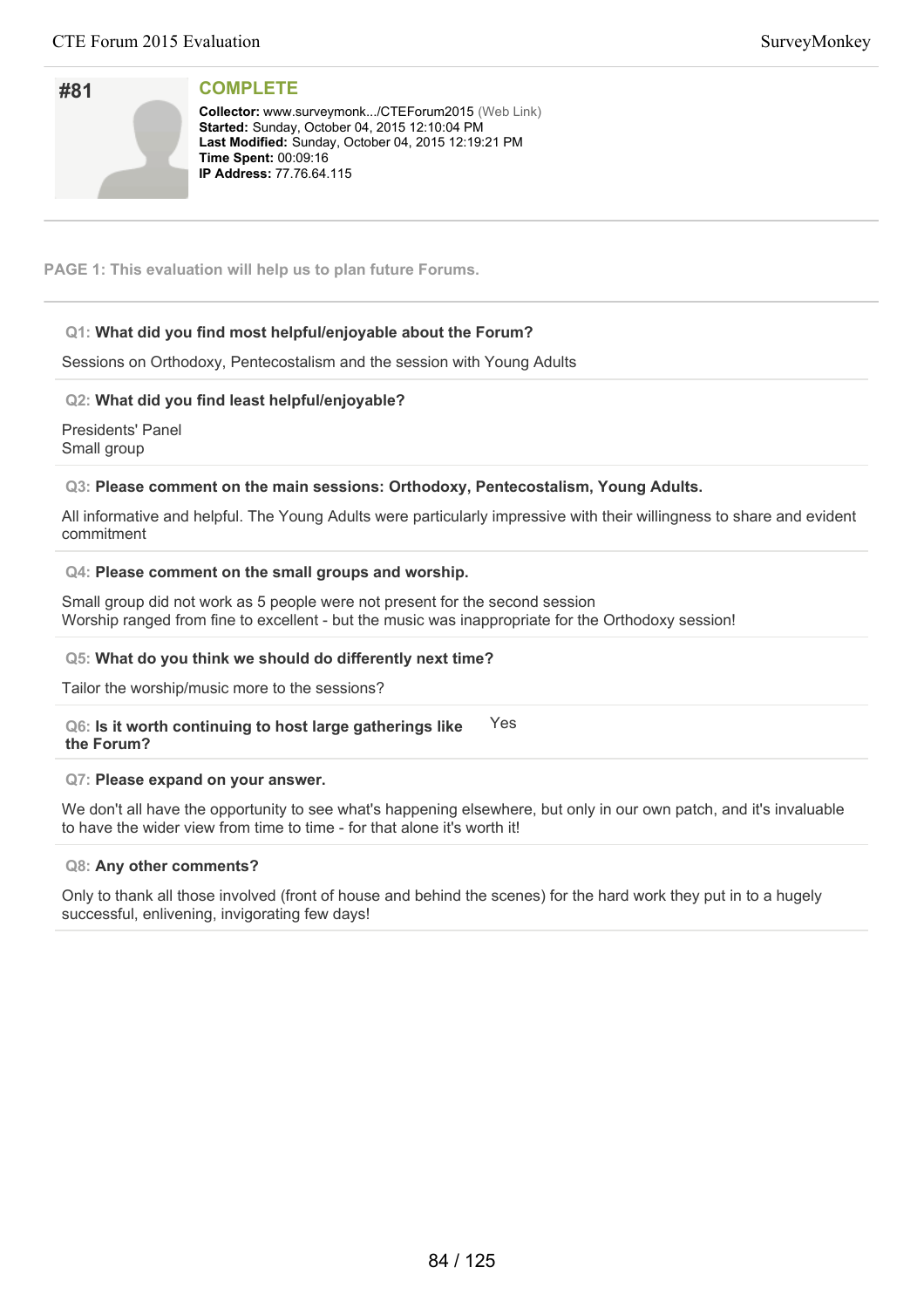## #81

**COMPLETE**

**Collector:** www.surveymonk.../CTEForum2015 (Web Link)
**Started:** Sunday, October 04, 2015 12:10:04 PM
**Last Modified:** Sunday, October 04, 2015 12:19:21 PM
**Time Spent:** 00:09:16
**IP Address:** 77.76.64.115

**PAGE 1: This evaluation will help us to plan future Forums.**

**Q1: What did you find most helpful/enjoyable about the Forum?**

Sessions on Orthodoxy, Pentecostalism and the session with Young Adults

**Q2: What did you find least helpful/enjoyable?**

Presidents' Panel
Small group

**Q3: Please comment on the main sessions: Orthodoxy, Pentecostalism, Young Adults.**

All informative and helpful. The Young Adults were particularly impressive with their willingness to share and evident commitment

**Q4: Please comment on the small groups and worship.**

Small group did not work as 5 people were not present for the second session
Worship ranged from fine to excellent - but the music was inappropriate for the Orthodoxy session!

**Q5: What do you think we should do differently next time?**

Tailor the worship/music more to the sessions?

**Q6: Is it worth continuing to host large gatherings like the Forum?**

Yes

**Q7: Please expand on your answer.**

We don't all have the opportunity to see what's happening elsewhere, but only in our own patch, and it's invaluable to have the wider view from time to time - for that alone it's worth it!

**Q8: Any other comments?**

Only to thank all those involved (front of house and behind the scenes) for the hard work they put in to a hugely successful, enlivening, invigorating few days!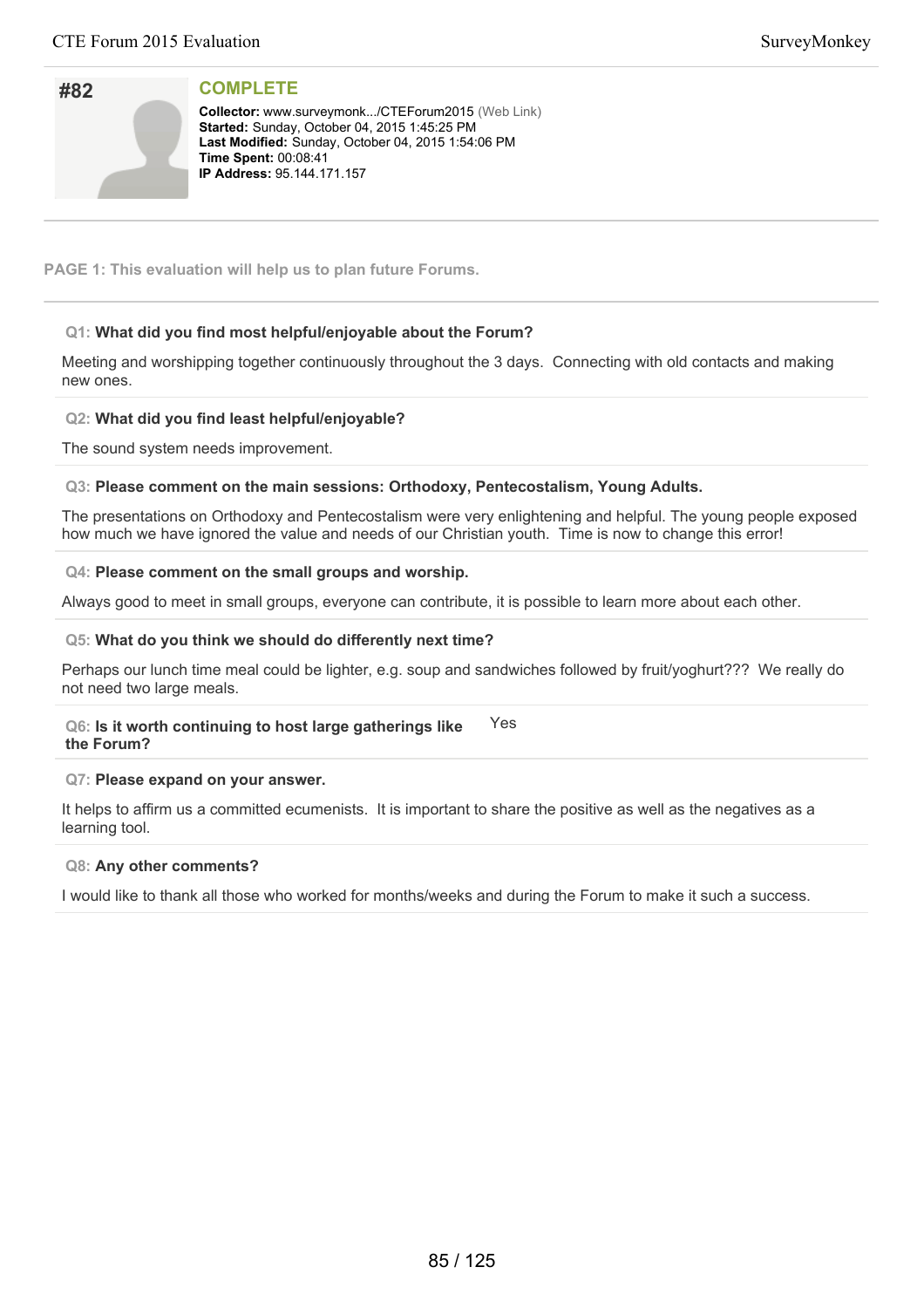## #82

**COMPLETE**

**Collector:** www.surveymonk.../CTEForum2015 (Web Link)
**Started:** Sunday, October 04, 2015 1:45:25 PM
**Last Modified:** Sunday, October 04, 2015 1:54:06 PM
**Time Spent:** 00:08:41
**IP Address:** 95.144.171.157

**PAGE 1: This evaluation will help us to plan future Forums.**

**Q1: What did you find most helpful/enjoyable about the Forum?**

Meeting and worshipping together continuously throughout the 3 days. Connecting with old contacts and making new ones.

**Q2: What did you find least helpful/enjoyable?**

The sound system needs improvement.

**Q3: Please comment on the main sessions: Orthodoxy, Pentecostalism, Young Adults.**

The presentations on Orthodoxy and Pentecostalism were very enlightening and helpful. The young people exposed how much we have ignored the value and needs of our Christian youth. Time is now to change this error!

**Q4: Please comment on the small groups and worship.**

Always good to meet in small groups, everyone can contribute, it is possible to learn more about each other.

**Q5: What do you think we should do differently next time?**

Perhaps our lunch time meal could be lighter, e.g. soup and sandwiches followed by fruit/yoghurt??? We really do not need two large meals.

**Q6: Is it worth continuing to host large gatherings like the Forum?**

Yes

**Q7: Please expand on your answer.**

It helps to affirm us a committed ecumenists. It is important to share the positive as well as the negatives as a learning tool.

**Q8: Any other comments?**

I would like to thank all those who worked for months/weeks and during the Forum to make it such a success.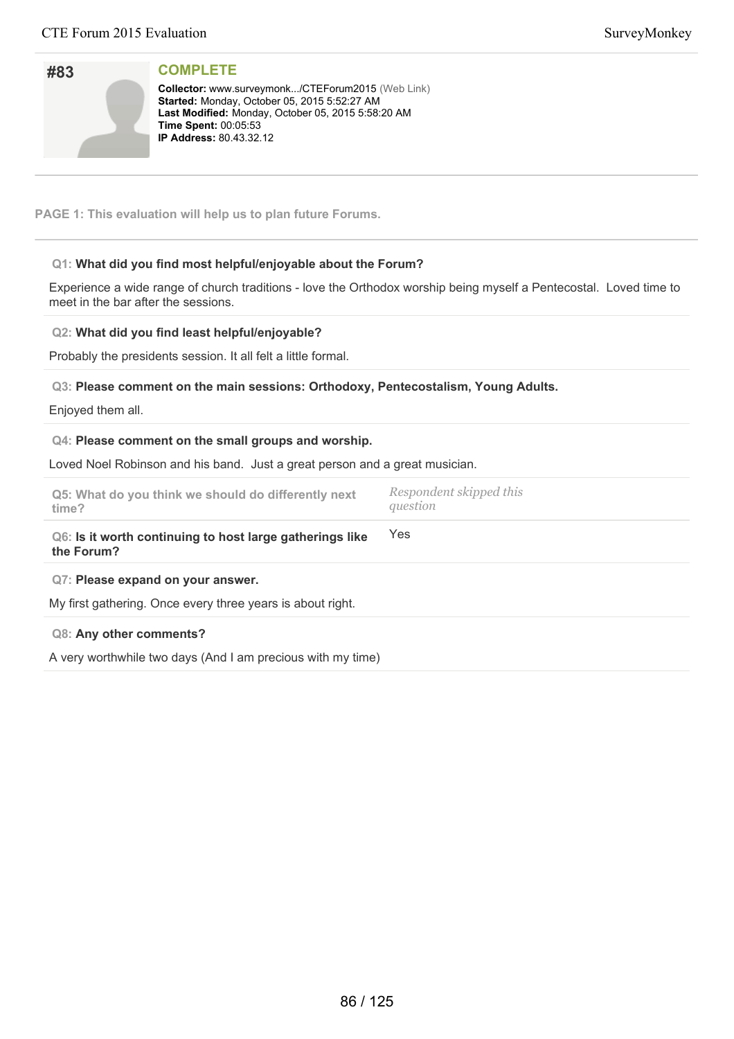## #83

**COMPLETE**

**Collector:** www.surveymonk.../CTEForum2015 (Web Link)
**Started:** Monday, October 05, 2015 5:52:27 AM
**Last Modified:** Monday, October 05, 2015 5:58:20 AM
**Time Spent:** 00:05:53
**IP Address:** 80.43.32.12

**PAGE 1: This evaluation will help us to plan future Forums.**

**Q1: What did you find most helpful/enjoyable about the Forum?**

Experience a wide range of church traditions - love the Orthodox worship being myself a Pentecostal. Loved time to meet in the bar after the sessions.

**Q2: What did you find least helpful/enjoyable?**

Probably the presidents session. It all felt a little formal.

**Q3: Please comment on the main sessions: Orthodoxy, Pentecostalism, Young Adults.**

Enjoyed them all.

**Q4: Please comment on the small groups and worship.**

Loved Noel Robinson and his band. Just a great person and a great musician.

**Q5: What do you think we should do differently next time?**

*Respondent skipped this question*

**Q6: Is it worth continuing to host large gatherings like the Forum?**

Yes

**Q7: Please expand on your answer.**

My first gathering. Once every three years is about right.

**Q8: Any other comments?**

A very worthwhile two days (And I am precious with my time)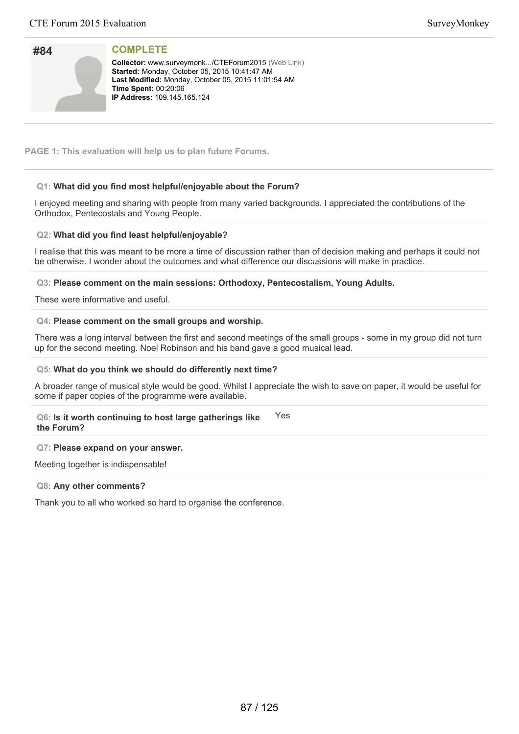## #84

**COMPLETE**

**Collector:** www.surveymonk.../CTEForum2015 (Web Link)
**Started:** Monday, October 05, 2015 10:41:47 AM
**Last Modified:** Monday, October 05, 2015 11:01:54 AM
**Time Spent:** 00:20:06
**IP Address:** 109.145.165.124

**PAGE 1: This evaluation will help us to plan future Forums.**

**Q1: What did you find most helpful/enjoyable about the Forum?**

I enjoyed meeting and sharing with people from many varied backgrounds. I appreciated the contributions of the Orthodox, Pentecostals and Young People.

**Q2: What did you find least helpful/enjoyable?**

I realise that this was meant to be more a time of discussion rather than of decision making and perhaps it could not be otherwise. I wonder about the outcomes and what difference our discussions will make in practice.

**Q3: Please comment on the main sessions: Orthodoxy, Pentecostalism, Young Adults.**

These were informative and useful.

**Q4: Please comment on the small groups and worship.**

There was a long interval between the first and second meetings of the small groups - some in my group did not turn up for the second meeting. Noel Robinson and his band gave a good musical lead.

**Q5: What do you think we should do differently next time?**

A broader range of musical style would be good. Whilst I appreciate the wish to save on paper, it would be useful for some if paper copies of the programme were available.

**Q6: Is it worth continuing to host large gatherings like the Forum?** Yes

**Q7: Please expand on your answer.**

Meeting together is indispensable!

**Q8: Any other comments?**

Thank you to all who worked so hard to organise the conference.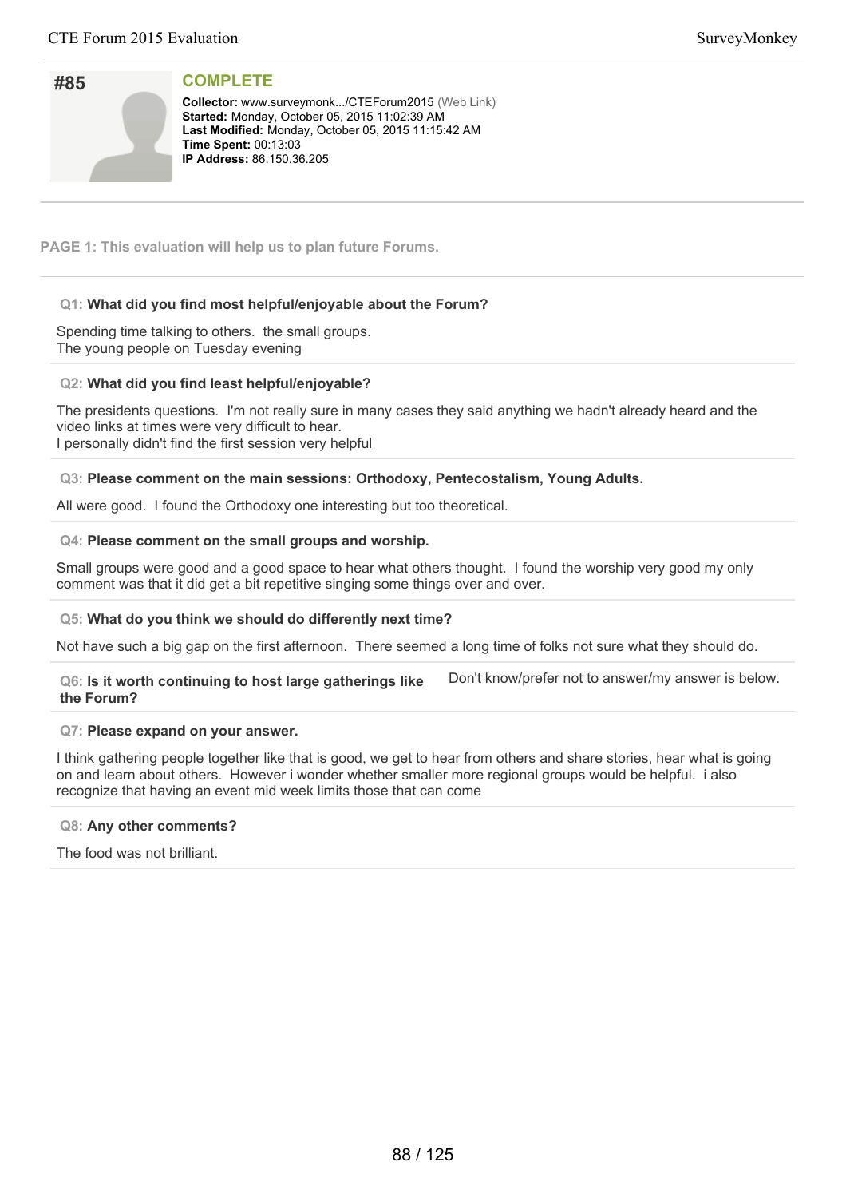## #85

### COMPLETE

**Collector:** www.surveymonk.../CTEForum2015 (Web Link)
**Started:** Monday, October 05, 2015 11:02:39 AM
**Last Modified:** Monday, October 05, 2015 11:15:42 AM
**Time Spent:** 00:13:03
**IP Address:** 86.150.36.205

---

**PAGE 1: This evaluation will help us to plan future Forums.**

---

**Q1: What did you find most helpful/enjoyable about the Forum?**

Spending time talking to others. the small groups.
The young people on Tuesday evening

**Q2: What did you find least helpful/enjoyable?**

The presidents questions. I'm not really sure in many cases they said anything we hadn't already heard and the video links at times were very difficult to hear.
I personally didn't find the first session very helpful

**Q3: Please comment on the main sessions: Orthodoxy, Pentecostalism, Young Adults.**

All were good. I found the Orthodoxy one interesting but too theoretical.

**Q4: Please comment on the small groups and worship.**

Small groups were good and a good space to hear what others thought. I found the worship very good my only comment was that it did get a bit repetitive singing some things over and over.

**Q5: What do you think we should do differently next time?**

Not have such a big gap on the first afternoon. There seemed a long time of folks not sure what they should do.

**Q6: Is it worth continuing to host large gatherings like the Forum?**

Don't know/prefer not to answer/my answer is below.

**Q7: Please expand on your answer.**

I think gathering people together like that is good, we get to hear from others and share stories, hear what is going on and learn about others. However i wonder whether smaller more regional groups would be helpful. i also recognize that having an event mid week limits those that can come

**Q8: Any other comments?**

The food was not brilliant.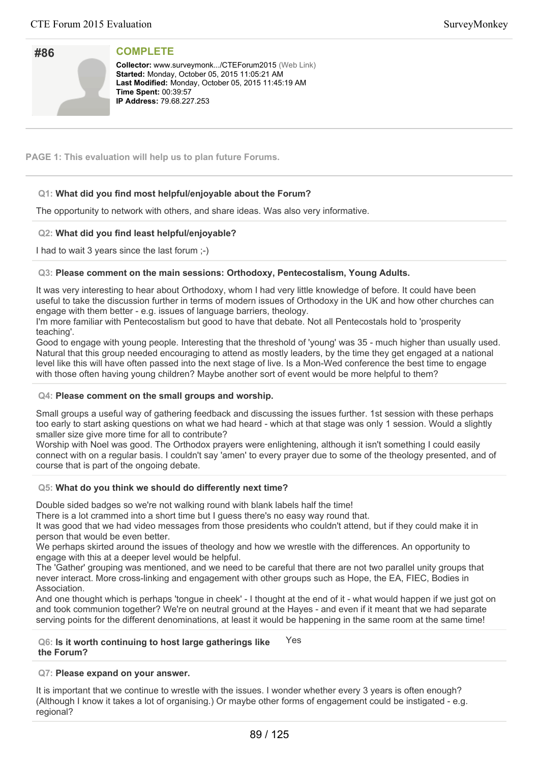## #86

**COMPLETE**

**Collector:** www.surveymonk.../CTEForum2015 (Web Link)
**Started:** Monday, October 05, 2015 11:05:21 AM
**Last Modified:** Monday, October 05, 2015 11:45:19 AM
**Time Spent:** 00:39:57
**IP Address:** 79.68.227.253

---

**PAGE 1: This evaluation will help us to plan future Forums.**

---

**Q1: What did you find most helpful/enjoyable about the Forum?**

The opportunity to network with others, and share ideas. Was also very informative.

**Q2: What did you find least helpful/enjoyable?**

I had to wait 3 years since the last forum ;-)

**Q3: Please comment on the main sessions: Orthodoxy, Pentecostalism, Young Adults.**

It was very interesting to hear about Orthodoxy, whom I had very little knowledge of before. It could have been useful to take the discussion further in terms of modern issues of Orthodoxy in the UK and how other churches can engage with them better - e.g. issues of language barriers, theology.
I'm more familiar with Pentecostalism but good to have that debate. Not all Pentecostals hold to 'prosperity teaching'.
Good to engage with young people. Interesting that the threshold of 'young' was 35 - much higher than usually used. Natural that this group needed encouraging to attend as mostly leaders, by the time they get engaged at a national level like this will have often passed into the next stage of live. Is a Mon-Wed conference the best time to engage with those often having young children? Maybe another sort of event would be more helpful to them?

**Q4: Please comment on the small groups and worship.**

Small groups a useful way of gathering feedback and discussing the issues further. 1st session with these perhaps too early to start asking questions on what we had heard - which at that stage was only 1 session. Would a slightly smaller size give more time for all to contribute?
Worship with Noel was good. The Orthodox prayers were enlightening, although it isn't something I could easily connect with on a regular basis. I couldn't say 'amen' to every prayer due to some of the theology presented, and of course that is part of the ongoing debate.

**Q5: What do you think we should do differently next time?**

Double sided badges so we're not walking round with blank labels half the time!
There is a lot crammed into a short time but I guess there's no easy way round that.
It was good that we had video messages from those presidents who couldn't attend, but if they could make it in person that would be even better.
We perhaps skirted around the issues of theology and how we wrestle with the differences. An opportunity to engage with this at a deeper level would be helpful.
The 'Gather' grouping was mentioned, and we need to be careful that there are not two parallel unity groups that never interact. More cross-linking and engagement with other groups such as Hope, the EA, FIEC, Bodies in Association.
And one thought which is perhaps 'tongue in cheek' - I thought at the end of it - what would happen if we just got on and took communion together? We're on neutral ground at the Hayes - and even if it meant that we had separate serving points for the different denominations, at least it would be happening in the same room at the same time!

**Q6: Is it worth continuing to host large gatherings like the Forum?**

Yes

**Q7: Please expand on your answer.**

It is important that we continue to wrestle with the issues. I wonder whether every 3 years is often enough? (Although I know it takes a lot of organising.) Or maybe other forms of engagement could be instigated - e.g. regional?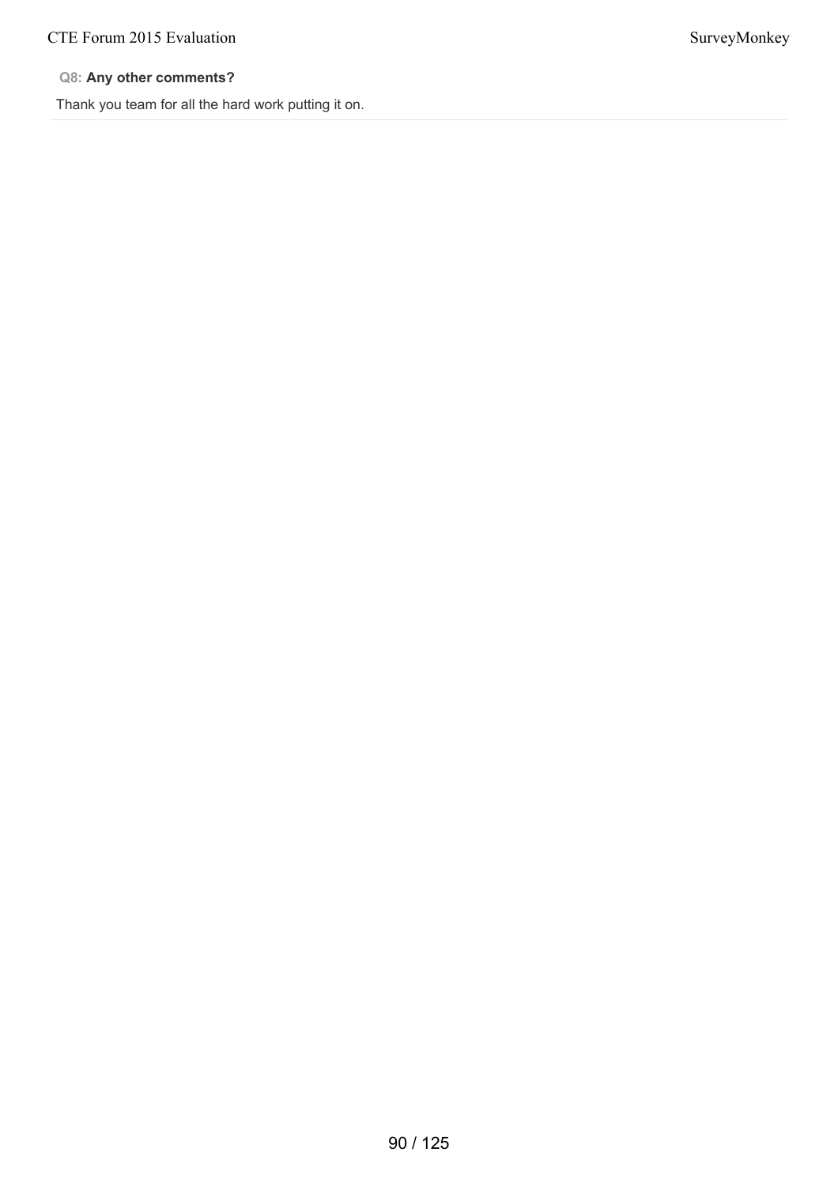**Q8: Any other comments?**

Thank you team for all the hard work putting it on.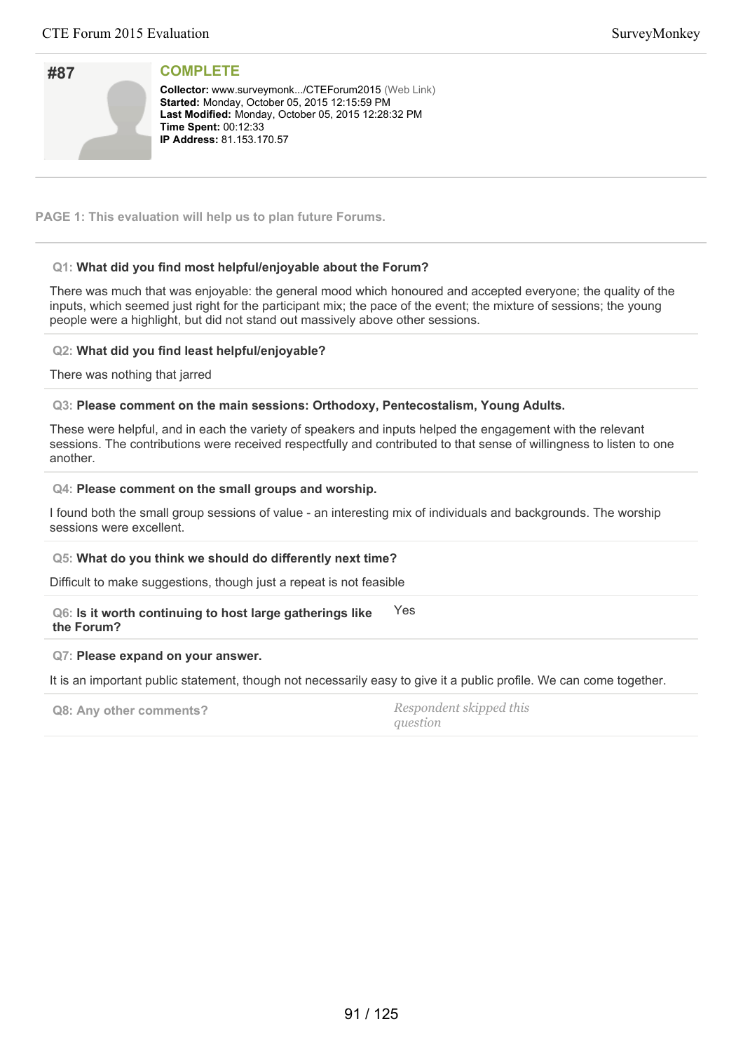# #87

**COMPLETE**

**Collector:** www.surveymonk.../CTEForum2015 (Web Link)
**Started:** Monday, October 05, 2015 12:15:59 PM
**Last Modified:** Monday, October 05, 2015 12:28:32 PM
**Time Spent:** 00:12:33
**IP Address:** 81.153.170.57

## PAGE 1: This evaluation will help us to plan future Forums.

**Q1: What did you find most helpful/enjoyable about the Forum?**

There was much that was enjoyable: the general mood which honoured and accepted everyone; the quality of the inputs, which seemed just right for the participant mix; the pace of the event; the mixture of sessions; the young people were a highlight, but did not stand out massively above other sessions.

**Q2: What did you find least helpful/enjoyable?**

There was nothing that jarred

**Q3: Please comment on the main sessions: Orthodoxy, Pentecostalism, Young Adults.**

These were helpful, and in each the variety of speakers and inputs helped the engagement with the relevant sessions. The contributions were received respectfully and contributed to that sense of willingness to listen to one another.

**Q4: Please comment on the small groups and worship.**

I found both the small group sessions of value - an interesting mix of individuals and backgrounds. The worship sessions were excellent.

**Q5: What do you think we should do differently next time?**

Difficult to make suggestions, though just a repeat is not feasible

**Q6: Is it worth continuing to host large gatherings like the Forum?**

Yes

**Q7: Please expand on your answer.**

It is an important public statement, though not necessarily easy to give it a public profile. We can come together.

**Q8: Any other comments?**

*Respondent skipped this question*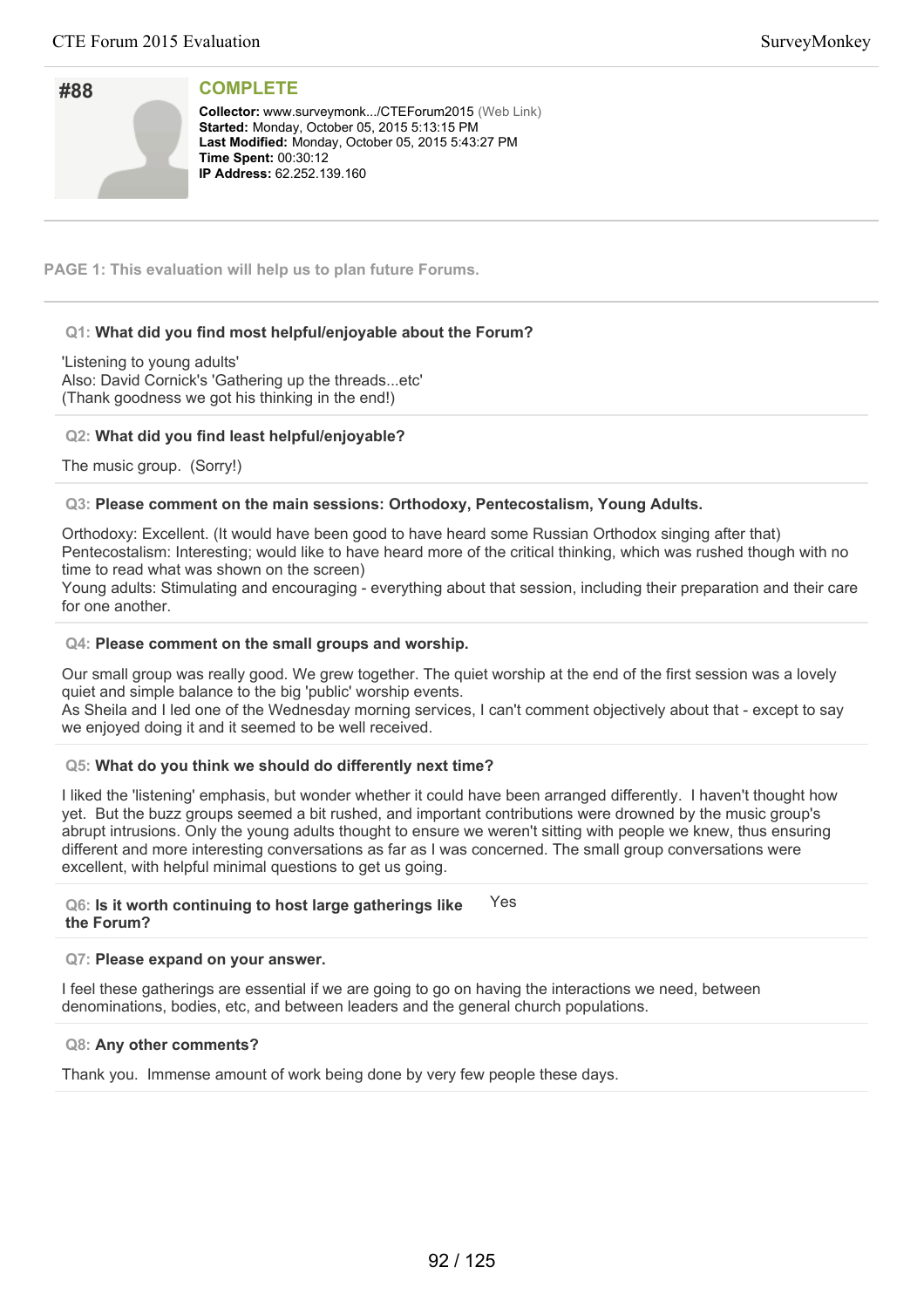## #88

**COMPLETE**

**Collector:** www.surveymonk.../CTEForum2015 (Web Link)
**Started:** Monday, October 05, 2015 5:13:15 PM
**Last Modified:** Monday, October 05, 2015 5:43:27 PM
**Time Spent:** 00:30:12
**IP Address:** 62.252.139.160

**PAGE 1: This evaluation will help us to plan future Forums.**

**Q1: What did you find most helpful/enjoyable about the Forum?**

'Listening to young adults'
Also: David Cornick's 'Gathering up the threads...etc'
(Thank goodness we got his thinking in the end!)

**Q2: What did you find least helpful/enjoyable?**

The music group. (Sorry!)

**Q3: Please comment on the main sessions: Orthodoxy, Pentecostalism, Young Adults.**

Orthodoxy: Excellent. (It would have been good to have heard some Russian Orthodox singing after that)
Pentecostalism: Interesting; would like to have heard more of the critical thinking, which was rushed though with no time to read what was shown on the screen)
Young adults: Stimulating and encouraging - everything about that session, including their preparation and their care for one another.

**Q4: Please comment on the small groups and worship.**

Our small group was really good. We grew together. The quiet worship at the end of the first session was a lovely quiet and simple balance to the big 'public' worship events.
As Sheila and I led one of the Wednesday morning services, I can't comment objectively about that - except to say we enjoyed doing it and it seemed to be well received.

**Q5: What do you think we should do differently next time?**

I liked the 'listening' emphasis, but wonder whether it could have been arranged differently. I haven't thought how yet. But the buzz groups seemed a bit rushed, and important contributions were drowned by the music group's abrupt intrusions. Only the young adults thought to ensure we weren't sitting with people we knew, thus ensuring different and more interesting conversations as far as I was concerned. The small group conversations were excellent, with helpful minimal questions to get us going.

**Q6: Is it worth continuing to host large gatherings like the Forum?** Yes

**Q7: Please expand on your answer.**

I feel these gatherings are essential if we are going to go on having the interactions we need, between denominations, bodies, etc, and between leaders and the general church populations.

**Q8: Any other comments?**

Thank you. Immense amount of work being done by very few people these days.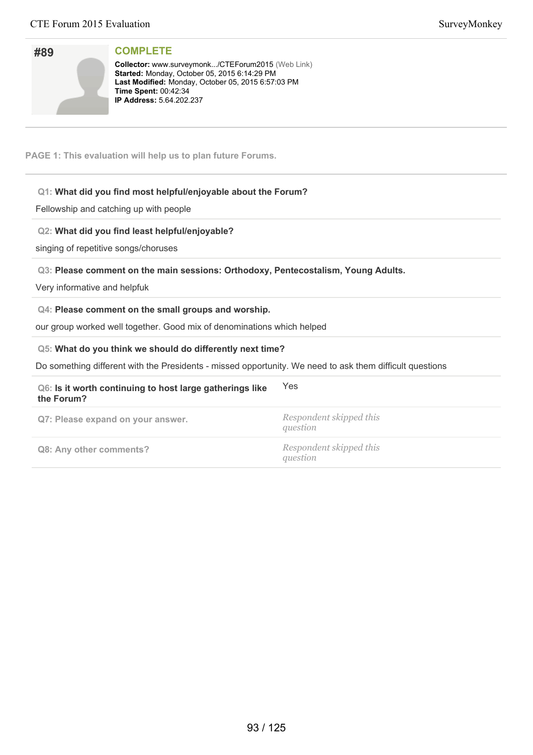# #89

## COMPLETE

**Collector:** www.surveymonk.../CTEForum2015 (Web Link)
**Started:** Monday, October 05, 2015 6:14:29 PM
**Last Modified:** Monday, October 05, 2015 6:57:03 PM
**Time Spent:** 00:42:34
**IP Address:** 5.64.202.237

---

**PAGE 1: This evaluation will help us to plan future Forums.**

---

**Q1: What did you find most helpful/enjoyable about the Forum?**

Fellowship and catching up with people

**Q2: What did you find least helpful/enjoyable?**

singing of repetitive songs/choruses

**Q3: Please comment on the main sessions: Orthodoxy, Pentecostalism, Young Adults.**

Very informative and helpfuk

**Q4: Please comment on the small groups and worship.**

our group worked well together. Good mix of denominations which helped

**Q5: What do you think we should do differently next time?**

Do something different with the Presidents - missed opportunity. We need to ask them difficult questions

**Q6: Is it worth continuing to host large gatherings like the Forum?** Yes

**Q7: Please expand on your answer.** *Respondent skipped this question*

**Q8: Any other comments?** *Respondent skipped this question*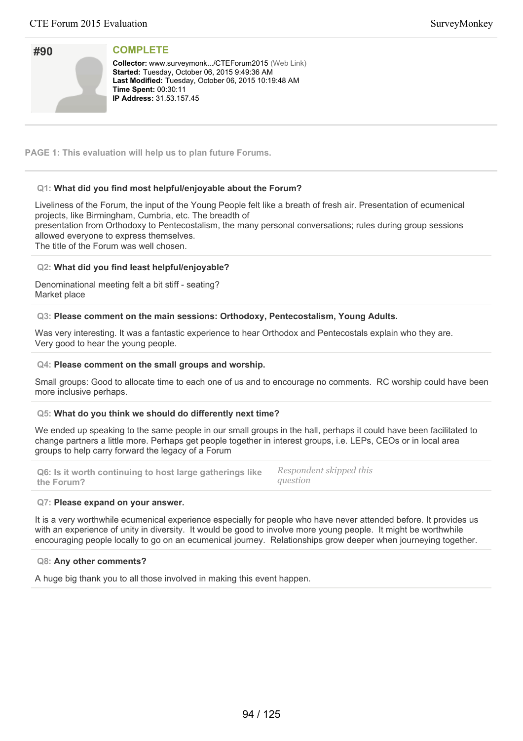## #90

**COMPLETE**

**Collector:** www.surveymonk.../CTEForum2015 (Web Link)
**Started:** Tuesday, October 06, 2015 9:49:36 AM
**Last Modified:** Tuesday, October 06, 2015 10:19:48 AM
**Time Spent:** 00:30:11
**IP Address:** 31.53.157.45

---

**PAGE 1: This evaluation will help us to plan future Forums.**

**Q1: What did you find most helpful/enjoyable about the Forum?**

Liveliness of the Forum, the input of the Young People felt like a breath of fresh air. Presentation of ecumenical projects, like Birmingham, Cumbria, etc. The breadth of
presentation from Orthodoxy to Pentecostalism, the many personal conversations; rules during group sessions allowed everyone to express themselves.
The title of the Forum was well chosen.

**Q2: What did you find least helpful/enjoyable?**

Denominational meeting felt a bit stiff - seating?
Market place

**Q3: Please comment on the main sessions: Orthodoxy, Pentecostalism, Young Adults.**

Was very interesting. It was a fantastic experience to hear Orthodox and Pentecostals explain who they are.
Very good to hear the young people.

**Q4: Please comment on the small groups and worship.**

Small groups: Good to allocate time to each one of us and to encourage no comments. RC worship could have been more inclusive perhaps.

**Q5: What do you think we should do differently next time?**

We ended up speaking to the same people in our small groups in the hall, perhaps it could have been facilitated to change partners a little more. Perhaps get people together in interest groups, i.e. LEPs, CEOs or in local area groups to help carry forward the legacy of a Forum

**Q6: Is it worth continuing to host large gatherings like the Forum?**

*Respondent skipped this question*

**Q7: Please expand on your answer.**

It is a very worthwhile ecumenical experience especially for people who have never attended before. It provides us with an experience of unity in diversity. It would be good to involve more young people. It might be worthwhile encouraging people locally to go on an ecumenical journey. Relationships grow deeper when journeying together.

**Q8: Any other comments?**

A huge big thank you to all those involved in making this event happen.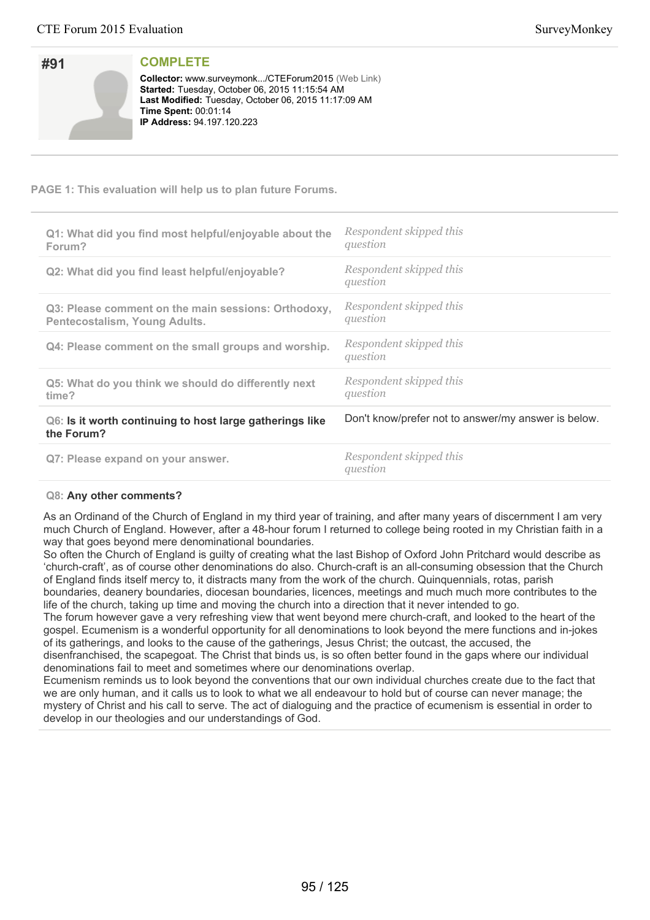## #91

### COMPLETE

**Collector:** www.surveymonk.../CTEForum2015 (Web Link)
**Started:** Tuesday, October 06, 2015 11:15:54 AM
**Last Modified:** Tuesday, October 06, 2015 11:17:09 AM
**Time Spent:** 00:01:14
**IP Address:** 94.197.120.223

**PAGE 1: This evaluation will help us to plan future Forums.**

| Question | Answer |
| --- | --- |
| Q1: What did you find most helpful/enjoyable about the Forum? | *Respondent skipped this question* |
| Q2: What did you find least helpful/enjoyable? | *Respondent skipped this question* |
| Q3: Please comment on the main sessions: Orthodoxy, Pentecostalism, Young Adults. | *Respondent skipped this question* |
| Q4: Please comment on the small groups and worship. | *Respondent skipped this question* |
| Q5: What do you think we should do differently next time? | *Respondent skipped this question* |
| Q6: **Is it worth continuing to host large gatherings like the Forum?** | Don't know/prefer not to answer/my answer is below. |
| Q7: Please expand on your answer. | *Respondent skipped this question* |

**Q8: Any other comments?**

As an Ordinand of the Church of England in my third year of training, and after many years of discernment I am very much Church of England. However, after a 48-hour forum I returned to college being rooted in my Christian faith in a way that goes beyond mere denominational boundaries.
So often the Church of England is guilty of creating what the last Bishop of Oxford John Pritchard would describe as 'church-craft', as of course other denominations do also. Church-craft is an all-consuming obsession that the Church of England finds itself mercy to, it distracts many from the work of the church. Quinquennials, rotas, parish boundaries, deanery boundaries, diocesan boundaries, licences, meetings and much much more contributes to the life of the church, taking up time and moving the church into a direction that it never intended to go.
The forum however gave a very refreshing view that went beyond mere church-craft, and looked to the heart of the gospel. Ecumenism is a wonderful opportunity for all denominations to look beyond the mere functions and in-jokes of its gatherings, and looks to the cause of the gatherings, Jesus Christ; the outcast, the accused, the disenfranchised, the scapegoat. The Christ that binds us, is so often better found in the gaps where our individual denominations fail to meet and sometimes where our denominations overlap.
Ecumenism reminds us to look beyond the conventions that our own individual churches create due to the fact that we are only human, and it calls us to look to what we all endeavour to hold but of course can never manage; the mystery of Christ and his call to serve. The act of dialoguing and the practice of ecumenism is essential in order to develop in our theologies and our understandings of God.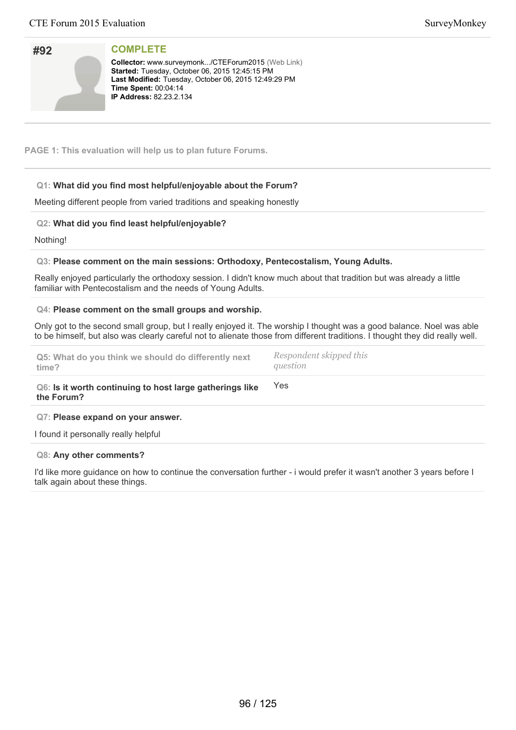## #92

**COMPLETE**

**Collector:** www.surveymonk.../CTEForum2015 (Web Link)
**Started:** Tuesday, October 06, 2015 12:45:15 PM
**Last Modified:** Tuesday, October 06, 2015 12:49:29 PM
**Time Spent:** 00:04:14
**IP Address:** 82.23.2.134

**PAGE 1: This evaluation will help us to plan future Forums.**

**Q1: What did you find most helpful/enjoyable about the Forum?**

Meeting different people from varied traditions and speaking honestly

**Q2: What did you find least helpful/enjoyable?**

Nothing!

**Q3: Please comment on the main sessions: Orthodoxy, Pentecostalism, Young Adults.**

Really enjoyed particularly the orthodoxy session. I didn't know much about that tradition but was already a little familiar with Pentecostalism and the needs of Young Adults.

**Q4: Please comment on the small groups and worship.**

Only got to the second small group, but I really enjoyed it. The worship I thought was a good balance. Noel was able to be himself, but also was clearly careful not to alienate those from different traditions. I thought they did really well.

**Q5: What do you think we should do differently next time?**

*Respondent skipped this question*

**Q6: Is it worth continuing to host large gatherings like the Forum?**

Yes

**Q7: Please expand on your answer.**

I found it personally really helpful

**Q8: Any other comments?**

I'd like more guidance on how to continue the conversation further - i would prefer it wasn't another 3 years before I talk again about these things.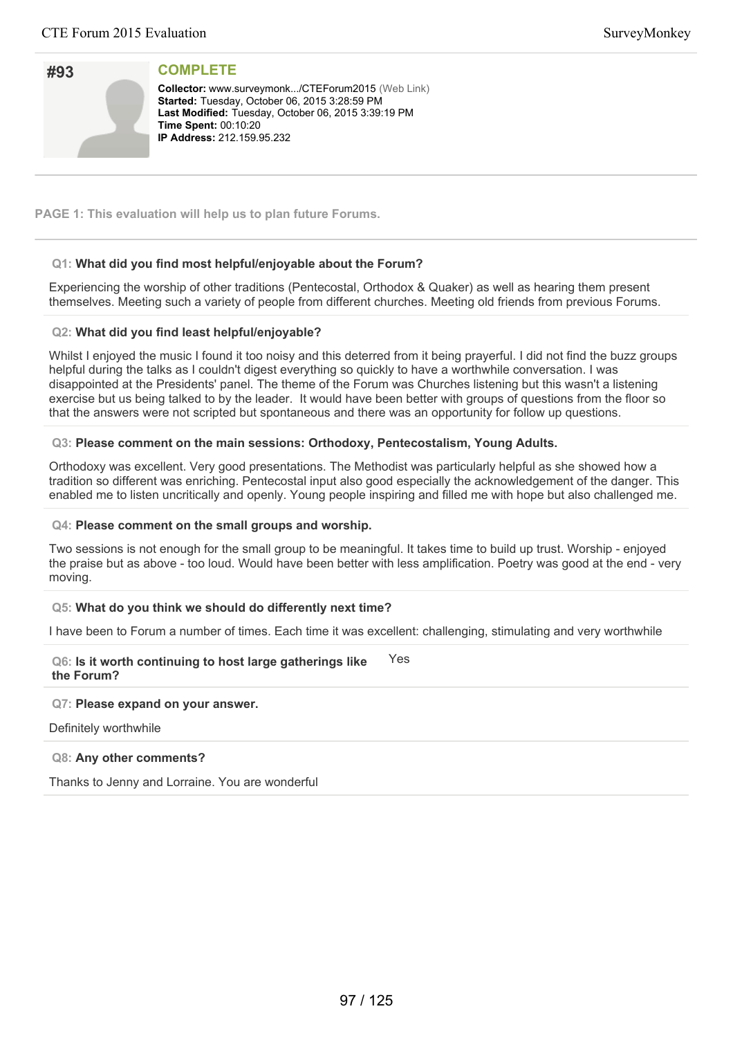## #93

**COMPLETE**

**Collector:** www.surveymonk.../CTEForum2015 (Web Link)
**Started:** Tuesday, October 06, 2015 3:28:59 PM
**Last Modified:** Tuesday, October 06, 2015 3:39:19 PM
**Time Spent:** 00:10:20
**IP Address:** 212.159.95.232

**PAGE 1: This evaluation will help us to plan future Forums.**

**Q1: What did you find most helpful/enjoyable about the Forum?**

Experiencing the worship of other traditions (Pentecostal, Orthodox & Quaker) as well as hearing them present themselves. Meeting such a variety of people from different churches. Meeting old friends from previous Forums.

**Q2: What did you find least helpful/enjoyable?**

Whilst I enjoyed the music I found it too noisy and this deterred from it being prayerful. I did not find the buzz groups helpful during the talks as I couldn't digest everything so quickly to have a worthwhile conversation. I was disappointed at the Presidents' panel. The theme of the Forum was Churches listening but this wasn't a listening exercise but us being talked to by the leader. It would have been better with groups of questions from the floor so that the answers were not scripted but spontaneous and there was an opportunity for follow up questions.

**Q3: Please comment on the main sessions: Orthodoxy, Pentecostalism, Young Adults.**

Orthodoxy was excellent. Very good presentations. The Methodist was particularly helpful as she showed how a tradition so different was enriching. Pentecostal input also good especially the acknowledgement of the danger. This enabled me to listen uncritically and openly. Young people inspiring and filled me with hope but also challenged me.

**Q4: Please comment on the small groups and worship.**

Two sessions is not enough for the small group to be meaningful. It takes time to build up trust. Worship - enjoyed the praise but as above - too loud. Would have been better with less amplification. Poetry was good at the end - very moving.

**Q5: What do you think we should do differently next time?**

I have been to Forum a number of times. Each time it was excellent: challenging, stimulating and very worthwhile

**Q6: Is it worth continuing to host large gatherings like the Forum?** Yes

**Q7: Please expand on your answer.**

Definitely worthwhile

**Q8: Any other comments?**

Thanks to Jenny and Lorraine. You are wonderful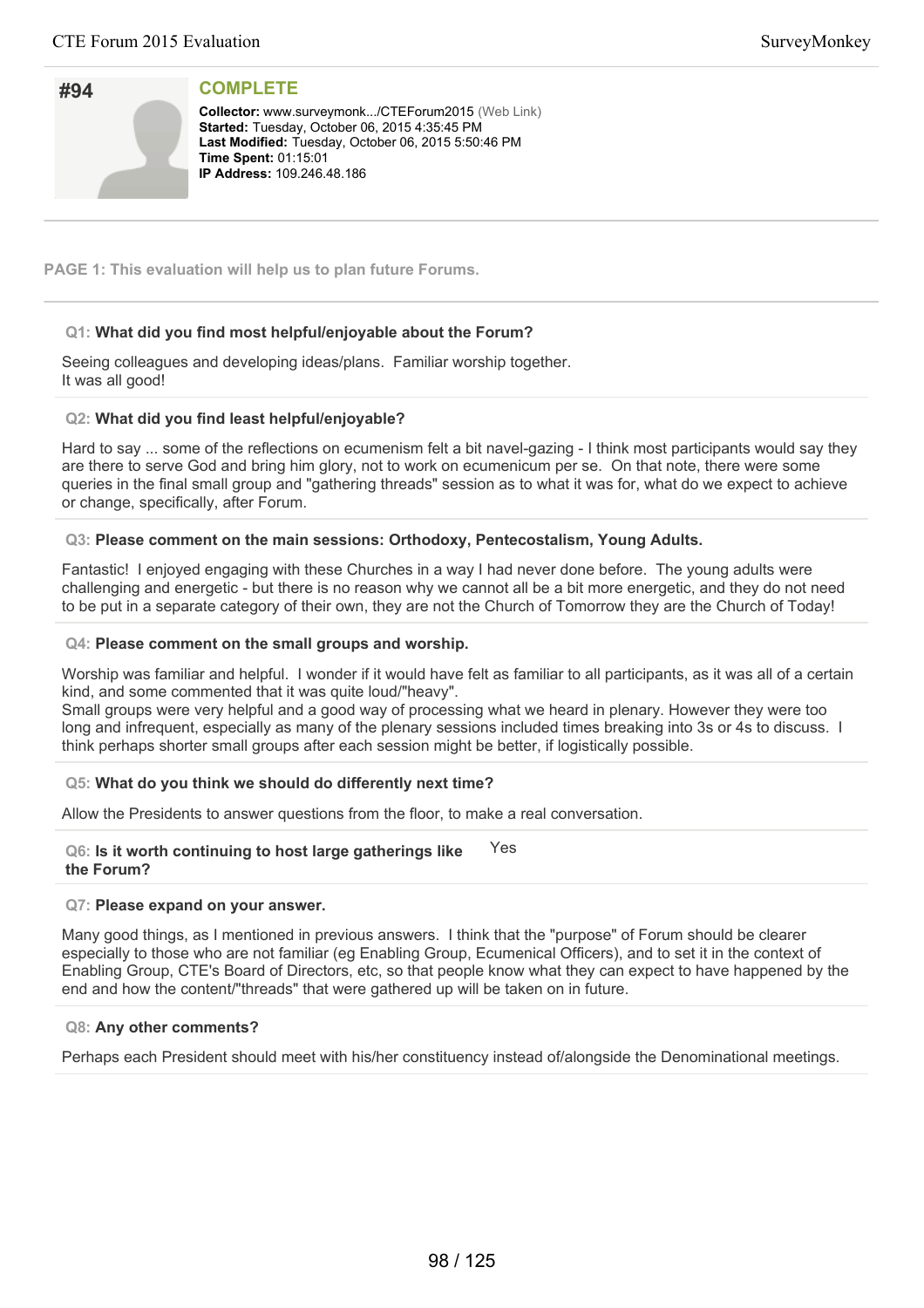## #94

**COMPLETE**

**Collector:** www.surveymonk.../CTEForum2015 (Web Link)
**Started:** Tuesday, October 06, 2015 4:35:45 PM
**Last Modified:** Tuesday, October 06, 2015 5:50:46 PM
**Time Spent:** 01:15:01
**IP Address:** 109.246.48.186

**PAGE 1: This evaluation will help us to plan future Forums.**

**Q1: What did you find most helpful/enjoyable about the Forum?**

Seeing colleagues and developing ideas/plans. Familiar worship together.
It was all good!

**Q2: What did you find least helpful/enjoyable?**

Hard to say ... some of the reflections on ecumenism felt a bit navel-gazing - I think most participants would say they are there to serve God and bring him glory, not to work on ecumenicum per se. On that note, there were some queries in the final small group and "gathering threads" session as to what it was for, what do we expect to achieve or change, specifically, after Forum.

**Q3: Please comment on the main sessions: Orthodoxy, Pentecostalism, Young Adults.**

Fantastic! I enjoyed engaging with these Churches in a way I had never done before. The young adults were challenging and energetic - but there is no reason why we cannot all be a bit more energetic, and they do not need to be put in a separate category of their own, they are not the Church of Tomorrow they are the Church of Today!

**Q4: Please comment on the small groups and worship.**

Worship was familiar and helpful. I wonder if it would have felt as familiar to all participants, as it was all of a certain kind, and some commented that it was quite loud/"heavy".
Small groups were very helpful and a good way of processing what we heard in plenary. However they were too long and infrequent, especially as many of the plenary sessions included times breaking into 3s or 4s to discuss. I think perhaps shorter small groups after each session might be better, if logistically possible.

**Q5: What do you think we should do differently next time?**

Allow the Presidents to answer questions from the floor, to make a real conversation.

**Q6: Is it worth continuing to host large gatherings like the Forum?** Yes

**Q7: Please expand on your answer.**

Many good things, as I mentioned in previous answers. I think that the "purpose" of Forum should be clearer especially to those who are not familiar (eg Enabling Group, Ecumenical Officers), and to set it in the context of Enabling Group, CTE's Board of Directors, etc, so that people know what they can expect to have happened by the end and how the content/"threads" that were gathered up will be taken on in future.

**Q8: Any other comments?**

Perhaps each President should meet with his/her constituency instead of/alongside the Denominational meetings.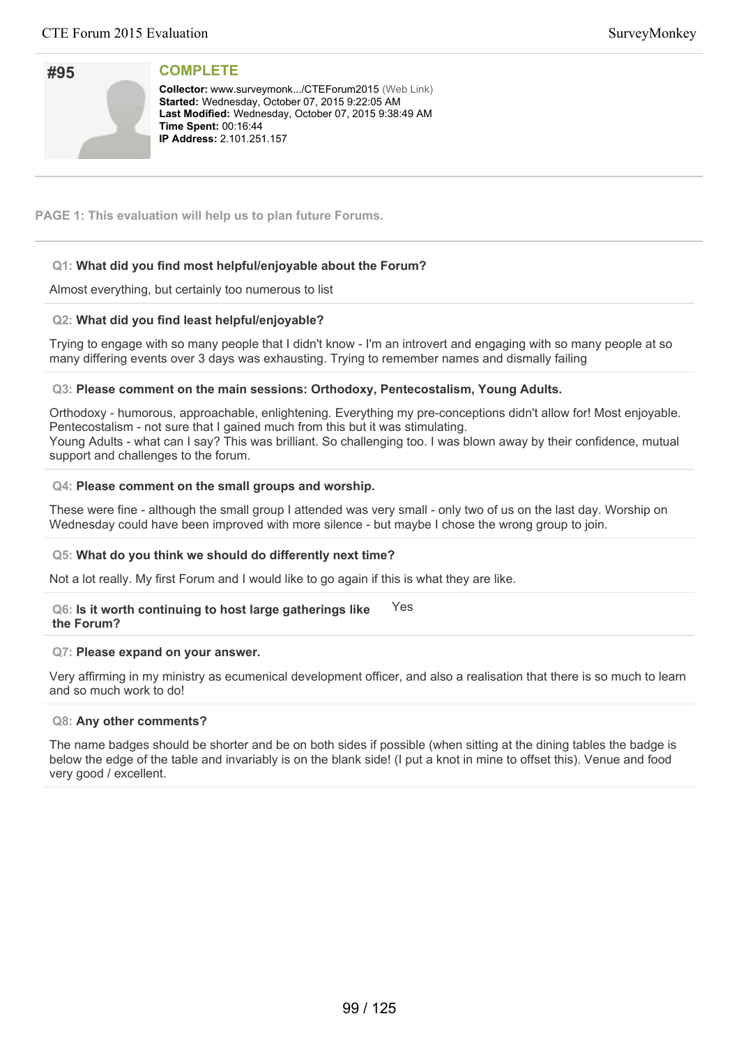## #95

**COMPLETE**

**Collector:** www.surveymonk.../CTEForum2015 (Web Link)
**Started:** Wednesday, October 07, 2015 9:22:05 AM
**Last Modified:** Wednesday, October 07, 2015 9:38:49 AM
**Time Spent:** 00:16:44
**IP Address:** 2.101.251.157

**PAGE 1: This evaluation will help us to plan future Forums.**

**Q1: What did you find most helpful/enjoyable about the Forum?**

Almost everything, but certainly too numerous to list

**Q2: What did you find least helpful/enjoyable?**

Trying to engage with so many people that I didn't know - I'm an introvert and engaging with so many people at so many differing events over 3 days was exhausting. Trying to remember names and dismally failing

**Q3: Please comment on the main sessions: Orthodoxy, Pentecostalism, Young Adults.**

Orthodoxy - humorous, approachable, enlightening. Everything my pre-conceptions didn't allow for! Most enjoyable.
Pentecostalism - not sure that I gained much from this but it was stimulating.
Young Adults - what can I say? This was brilliant. So challenging too. I was blown away by their confidence, mutual support and challenges to the forum.

**Q4: Please comment on the small groups and worship.**

These were fine - although the small group I attended was very small - only two of us on the last day. Worship on Wednesday could have been improved with more silence - but maybe I chose the wrong group to join.

**Q5: What do you think we should do differently next time?**

Not a lot really. My first Forum and I would like to go again if this is what they are like.

**Q6: Is it worth continuing to host large gatherings like the Forum?**

Yes

**Q7: Please expand on your answer.**

Very affirming in my ministry as ecumenical development officer, and also a realisation that there is so much to learn and so much work to do!

**Q8: Any other comments?**

The name badges should be shorter and be on both sides if possible (when sitting at the dining tables the badge is below the edge of the table and invariably is on the blank side! (I put a knot in mine to offset this). Venue and food very good / excellent.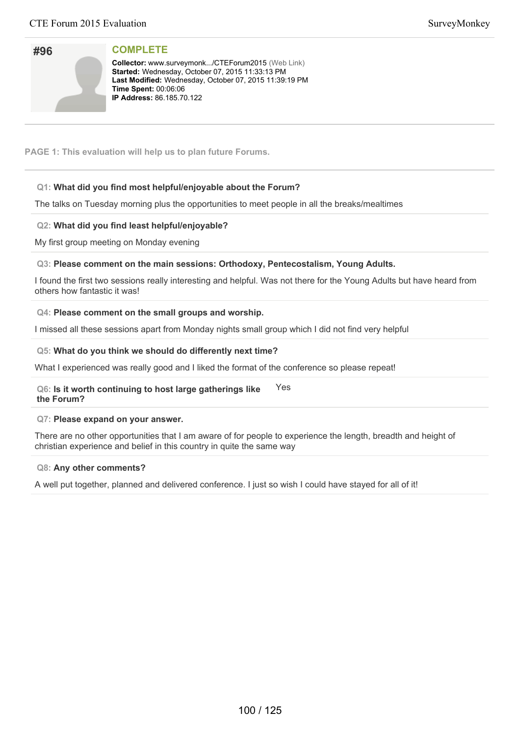## #96

### COMPLETE

**Collector:** www.surveymonk.../CTEForum2015 (Web Link)
**Started:** Wednesday, October 07, 2015 11:33:13 PM
**Last Modified:** Wednesday, October 07, 2015 11:39:19 PM
**Time Spent:** 00:06:06
**IP Address:** 86.185.70.122

**PAGE 1: This evaluation will help us to plan future Forums.**

**Q1: What did you find most helpful/enjoyable about the Forum?**

The talks on Tuesday morning plus the opportunities to meet people in all the breaks/mealtimes

**Q2: What did you find least helpful/enjoyable?**

My first group meeting on Monday evening

**Q3: Please comment on the main sessions: Orthodoxy, Pentecostalism, Young Adults.**

I found the first two sessions really interesting and helpful. Was not there for the Young Adults but have heard from others how fantastic it was!

**Q4: Please comment on the small groups and worship.**

I missed all these sessions apart from Monday nights small group which I did not find very helpful

**Q5: What do you think we should do differently next time?**

What I experienced was really good and I liked the format of the conference so please repeat!

**Q6: Is it worth continuing to host large gatherings like the Forum?**

Yes

**Q7: Please expand on your answer.**

There are no other opportunities that I am aware of for people to experience the length, breadth and height of christian experience and belief in this country in quite the same way

**Q8: Any other comments?**

A well put together, planned and delivered conference. I just so wish I could have stayed for all of it!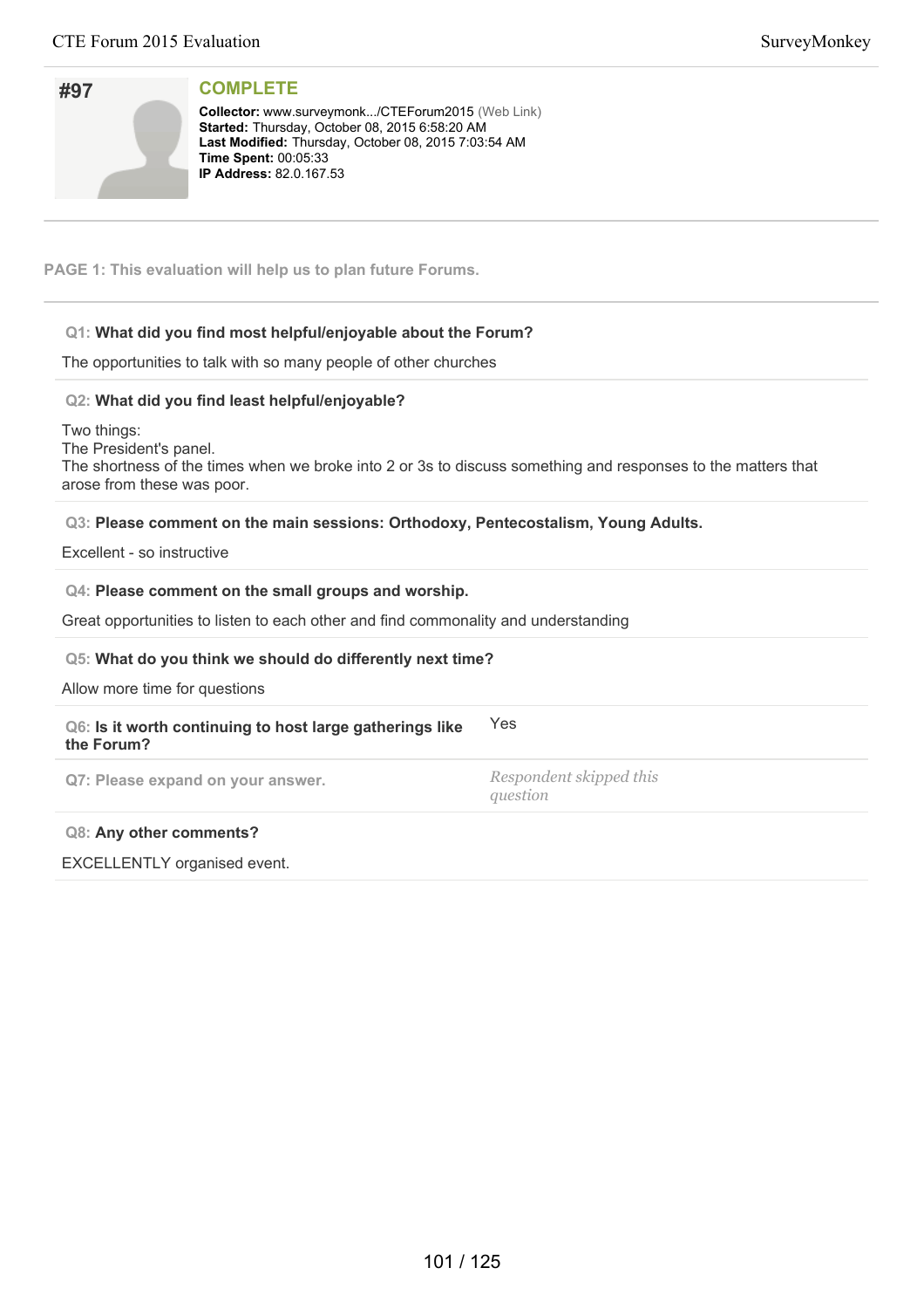## #97

**COMPLETE**

**Collector:** www.surveymonk.../CTEForum2015 (Web Link)
**Started:** Thursday, October 08, 2015 6:58:20 AM
**Last Modified:** Thursday, October 08, 2015 7:03:54 AM
**Time Spent:** 00:05:33
**IP Address:** 82.0.167.53

**PAGE 1: This evaluation will help us to plan future Forums.**

**Q1: What did you find most helpful/enjoyable about the Forum?**

The opportunities to talk with so many people of other churches

**Q2: What did you find least helpful/enjoyable?**

Two things:
The President's panel.
The shortness of the times when we broke into 2 or 3s to discuss something and responses to the matters that arose from these was poor.

**Q3: Please comment on the main sessions: Orthodoxy, Pentecostalism, Young Adults.**

Excellent - so instructive

**Q4: Please comment on the small groups and worship.**

Great opportunities to listen to each other and find commonality and understanding

**Q5: What do you think we should do differently next time?**

Allow more time for questions

**Q6: Is it worth continuing to host large gatherings like the Forum?**

Yes

**Q7: Please expand on your answer.**

*Respondent skipped this question*

**Q8: Any other comments?**

EXCELLENTLY organised event.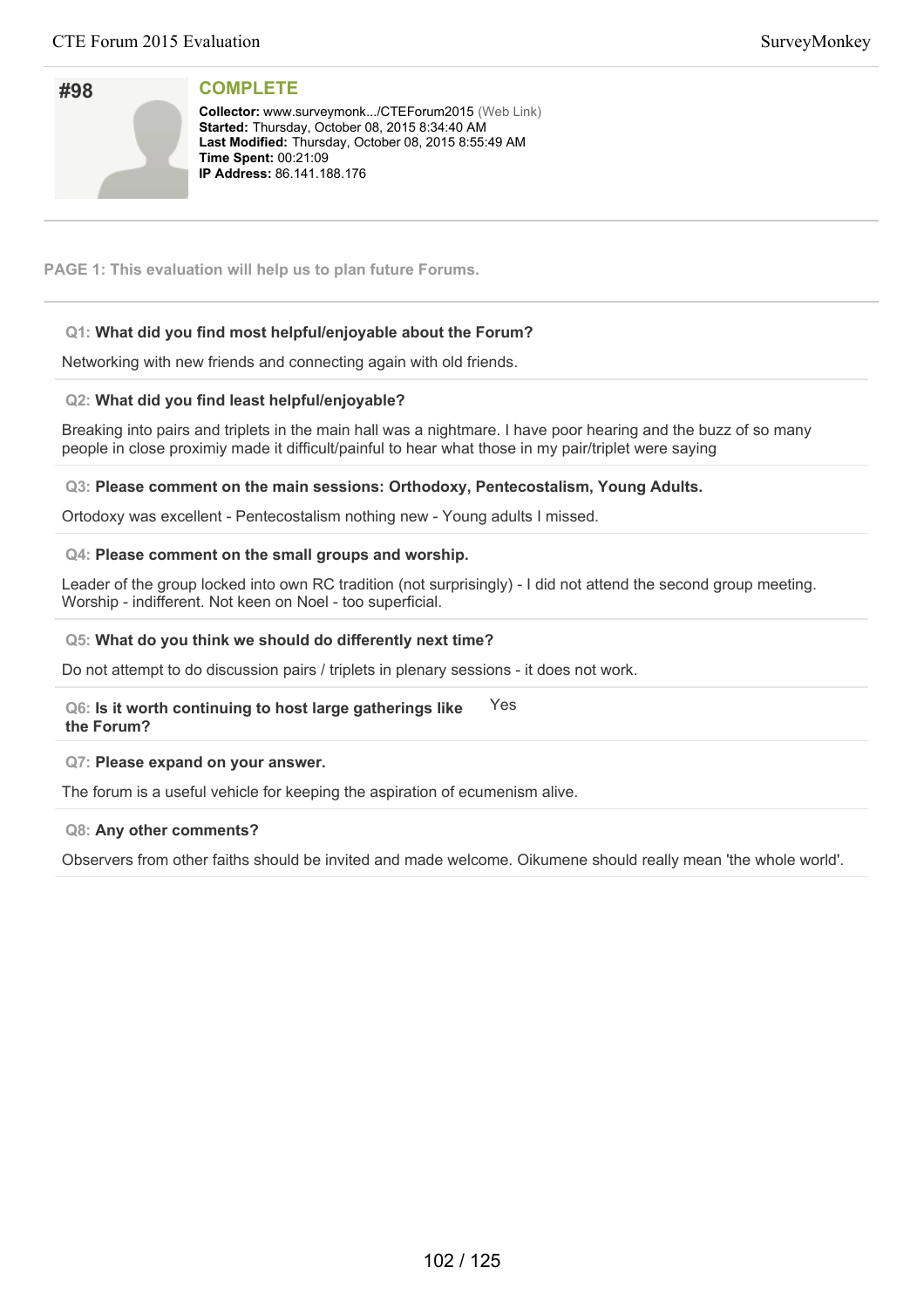## #98

**COMPLETE**

**Collector:** www.surveymonk.../CTEForum2015 (Web Link)
**Started:** Thursday, October 08, 2015 8:34:40 AM
**Last Modified:** Thursday, October 08, 2015 8:55:49 AM
**Time Spent:** 00:21:09
**IP Address:** 86.141.188.176

---

**PAGE 1: This evaluation will help us to plan future Forums.**

---

**Q1: What did you find most helpful/enjoyable about the Forum?**

Networking with new friends and connecting again with old friends.

**Q2: What did you find least helpful/enjoyable?**

Breaking into pairs and triplets in the main hall was a nightmare. I have poor hearing and the buzz of so many people in close proximiy made it difficult/painful to hear what those in my pair/triplet were saying

**Q3: Please comment on the main sessions: Orthodoxy, Pentecostalism, Young Adults.**

Ortodoxy was excellent - Pentecostalism nothing new - Young adults I missed.

**Q4: Please comment on the small groups and worship.**

Leader of the group locked into own RC tradition (not surprisingly) - I did not attend the second group meeting. Worship - indifferent. Not keen on Noel - too superficial.

**Q5: What do you think we should do differently next time?**

Do not attempt to do discussion pairs / triplets in plenary sessions - it does not work.

**Q6: Is it worth continuing to host large gatherings like the Forum?**

Yes

**Q7: Please expand on your answer.**

The forum is a useful vehicle for keeping the aspiration of ecumenism alive.

**Q8: Any other comments?**

Observers from other faiths should be invited and made welcome. Oikumene should really mean 'the whole world'.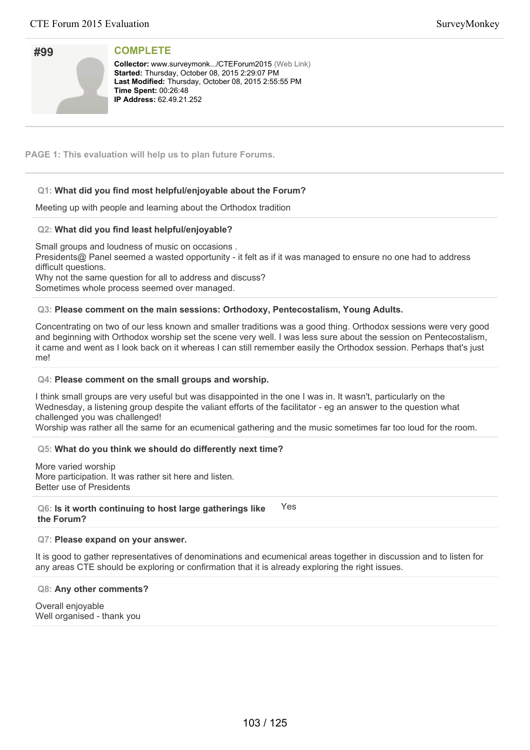## #99

**COMPLETE**

**Collector:** www.surveymonk.../CTEForum2015 (Web Link)
**Started:** Thursday, October 08, 2015 2:29:07 PM
**Last Modified:** Thursday, October 08, 2015 2:55:55 PM
**Time Spent:** 00:26:48
**IP Address:** 62.49.21.252

**PAGE 1: This evaluation will help us to plan future Forums.**

**Q1: What did you find most helpful/enjoyable about the Forum?**

Meeting up with people and learning about the Orthodox tradition

**Q2: What did you find least helpful/enjoyable?**

Small groups and loudness of music on occasions .
Presidents@ Panel seemed a wasted opportunity - it felt as if it was managed to ensure no one had to address difficult questions.
Why not the same question for all to address and discuss?
Sometimes whole process seemed over managed.

**Q3: Please comment on the main sessions: Orthodoxy, Pentecostalism, Young Adults.**

Concentrating on two of our less known and smaller traditions was a good thing. Orthodox sessions were very good and beginning with Orthodox worship set the scene very well. I was less sure about the session on Pentecostalism, it came and went as I look back on it whereas I can still remember easily the Orthodox session. Perhaps that's just me!

**Q4: Please comment on the small groups and worship.**

I think small groups are very useful but was disappointed in the one I was in. It wasn't, particularly on the Wednesday, a listening group despite the valiant efforts of the facilitator - eg an answer to the question what challenged you was challenged!
Worship was rather all the same for an ecumenical gathering and the music sometimes far too loud for the room.

**Q5: What do you think we should do differently next time?**

More varied worship
More participation. It was rather sit here and listen.
Better use of Presidents

**Q6: Is it worth continuing to host large gatherings like the Forum?**

Yes

**Q7: Please expand on your answer.**

It is good to gather representatives of denominations and ecumenical areas together in discussion and to listen for any areas CTE should be exploring or confirmation that it is already exploring the right issues.

**Q8: Any other comments?**

Overall enjoyable
Well organised - thank you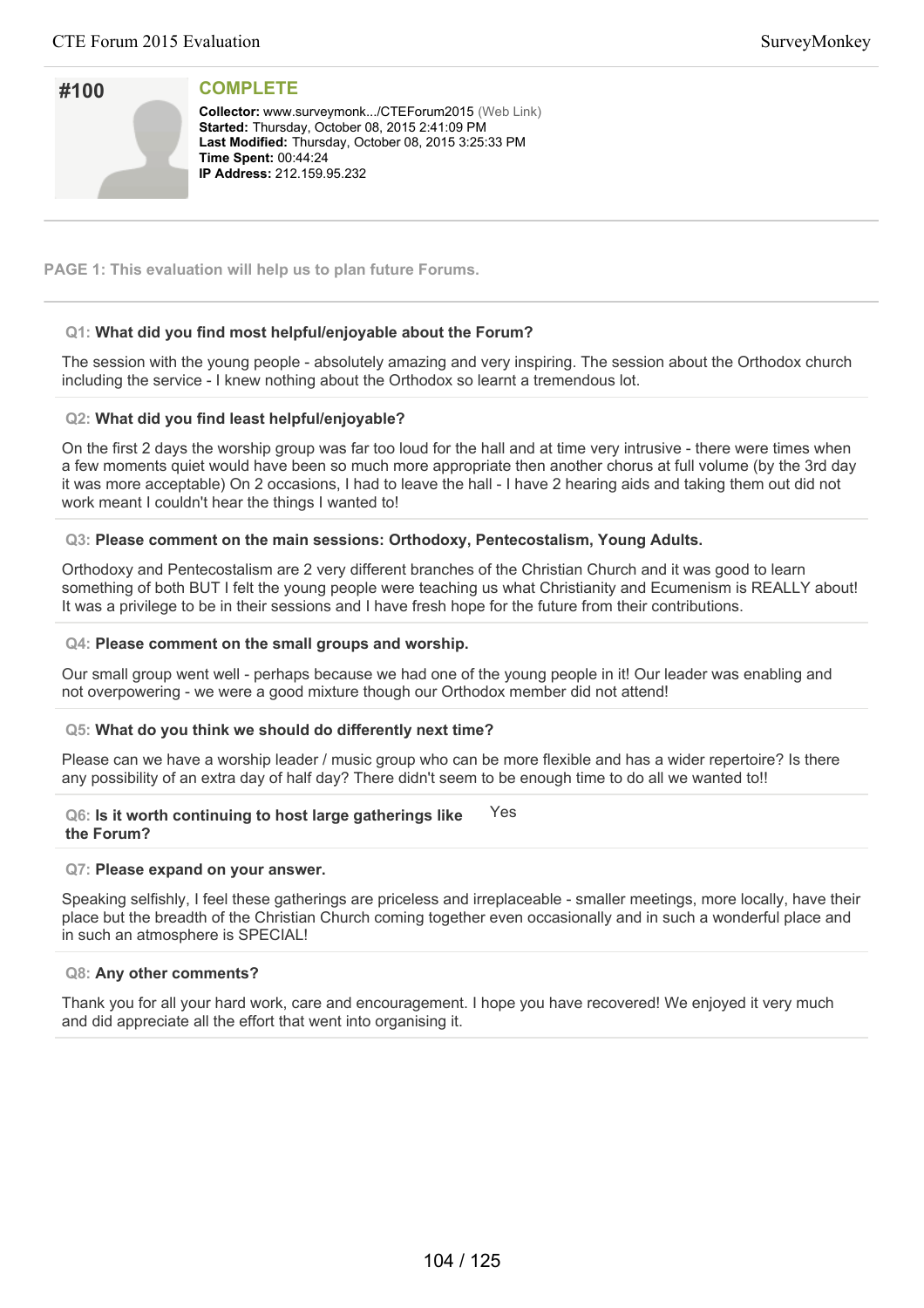# #100

## COMPLETE

**Collector:** www.surveymonk.../CTEForum2015 (Web Link)
**Started:** Thursday, October 08, 2015 2:41:09 PM
**Last Modified:** Thursday, October 08, 2015 3:25:33 PM
**Time Spent:** 00:44:24
**IP Address:** 212.159.95.232

---

**PAGE 1: This evaluation will help us to plan future Forums.**

---

**Q1: What did you find most helpful/enjoyable about the Forum?**

The session with the young people - absolutely amazing and very inspiring. The session about the Orthodox church including the service - I knew nothing about the Orthodox so learnt a tremendous lot.

**Q2: What did you find least helpful/enjoyable?**

On the first 2 days the worship group was far too loud for the hall and at time very intrusive - there were times when a few moments quiet would have been so much more appropriate then another chorus at full volume (by the 3rd day it was more acceptable) On 2 occasions, I had to leave the hall - I have 2 hearing aids and taking them out did not work meant I couldn't hear the things I wanted to!

**Q3: Please comment on the main sessions: Orthodoxy, Pentecostalism, Young Adults.**

Orthodoxy and Pentecostalism are 2 very different branches of the Christian Church and it was good to learn something of both BUT I felt the young people were teaching us what Christianity and Ecumenism is REALLY about! It was a privilege to be in their sessions and I have fresh hope for the future from their contributions.

**Q4: Please comment on the small groups and worship.**

Our small group went well - perhaps because we had one of the young people in it! Our leader was enabling and not overpowering - we were a good mixture though our Orthodox member did not attend!

**Q5: What do you think we should do differently next time?**

Please can we have a worship leader / music group who can be more flexible and has a wider repertoire? Is there any possibility of an extra day of half day? There didn't seem to be enough time to do all we wanted to!!

**Q6: Is it worth continuing to host large gatherings like the Forum?**

Yes

**Q7: Please expand on your answer.**

Speaking selfishly, I feel these gatherings are priceless and irreplaceable - smaller meetings, more locally, have their place but the breadth of the Christian Church coming together even occasionally and in such a wonderful place and in such an atmosphere is SPECIAL!

**Q8: Any other comments?**

Thank you for all your hard work, care and encouragement. I hope you have recovered! We enjoyed it very much and did appreciate all the effort that went into organising it.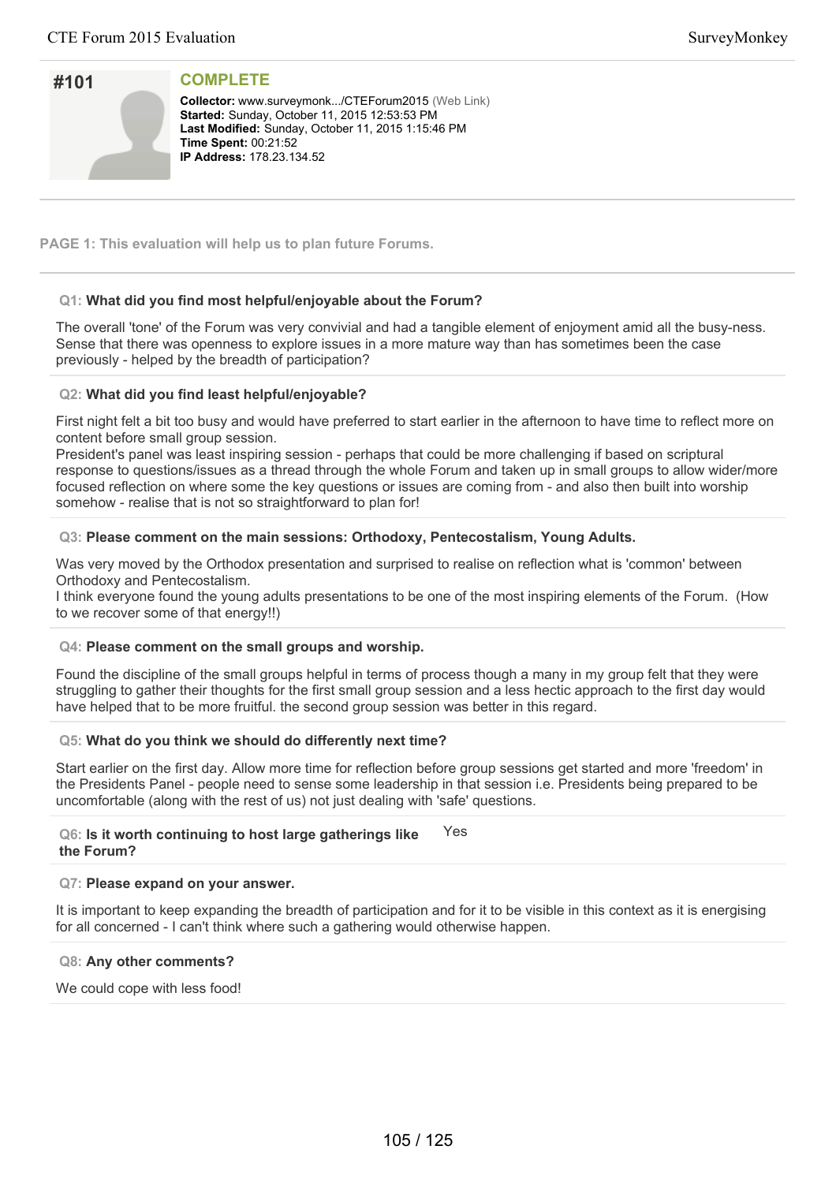## #101

**COMPLETE**

**Collector:** www.surveymonk.../CTEForum2015 (Web Link)
**Started:** Sunday, October 11, 2015 12:53:53 PM
**Last Modified:** Sunday, October 11, 2015 1:15:46 PM
**Time Spent:** 00:21:52
**IP Address:** 178.23.134.52

---

**PAGE 1: This evaluation will help us to plan future Forums.**

---

**Q1: What did you find most helpful/enjoyable about the Forum?**

The overall 'tone' of the Forum was very convivial and had a tangible element of enjoyment amid all the busy-ness. Sense that there was openness to explore issues in a more mature way than has sometimes been the case previously - helped by the breadth of participation?

**Q2: What did you find least helpful/enjoyable?**

First night felt a bit too busy and would have preferred to start earlier in the afternoon to have time to reflect more on content before small group session.
President's panel was least inspiring session - perhaps that could be more challenging if based on scriptural response to questions/issues as a thread through the whole Forum and taken up in small groups to allow wider/more focused reflection on where some the key questions or issues are coming from - and also then built into worship somehow - realise that is not so straightforward to plan for!

**Q3: Please comment on the main sessions: Orthodoxy, Pentecostalism, Young Adults.**

Was very moved by the Orthodox presentation and surprised to realise on reflection what is 'common' between Orthodoxy and Pentecostalism.
I think everyone found the young adults presentations to be one of the most inspiring elements of the Forum. (How to we recover some of that energy!!)

**Q4: Please comment on the small groups and worship.**

Found the discipline of the small groups helpful in terms of process though a many in my group felt that they were struggling to gather their thoughts for the first small group session and a less hectic approach to the first day would have helped that to be more fruitful. the second group session was better in this regard.

**Q5: What do you think we should do differently next time?**

Start earlier on the first day. Allow more time for reflection before group sessions get started and more 'freedom' in the Presidents Panel - people need to sense some leadership in that session i.e. Presidents being prepared to be uncomfortable (along with the rest of us) not just dealing with 'safe' questions.

**Q6: Is it worth continuing to host large gatherings like the Forum?** Yes

**Q7: Please expand on your answer.**

It is important to keep expanding the breadth of participation and for it to be visible in this context as it is energising for all concerned - I can't think where such a gathering would otherwise happen.

**Q8: Any other comments?**

We could cope with less food!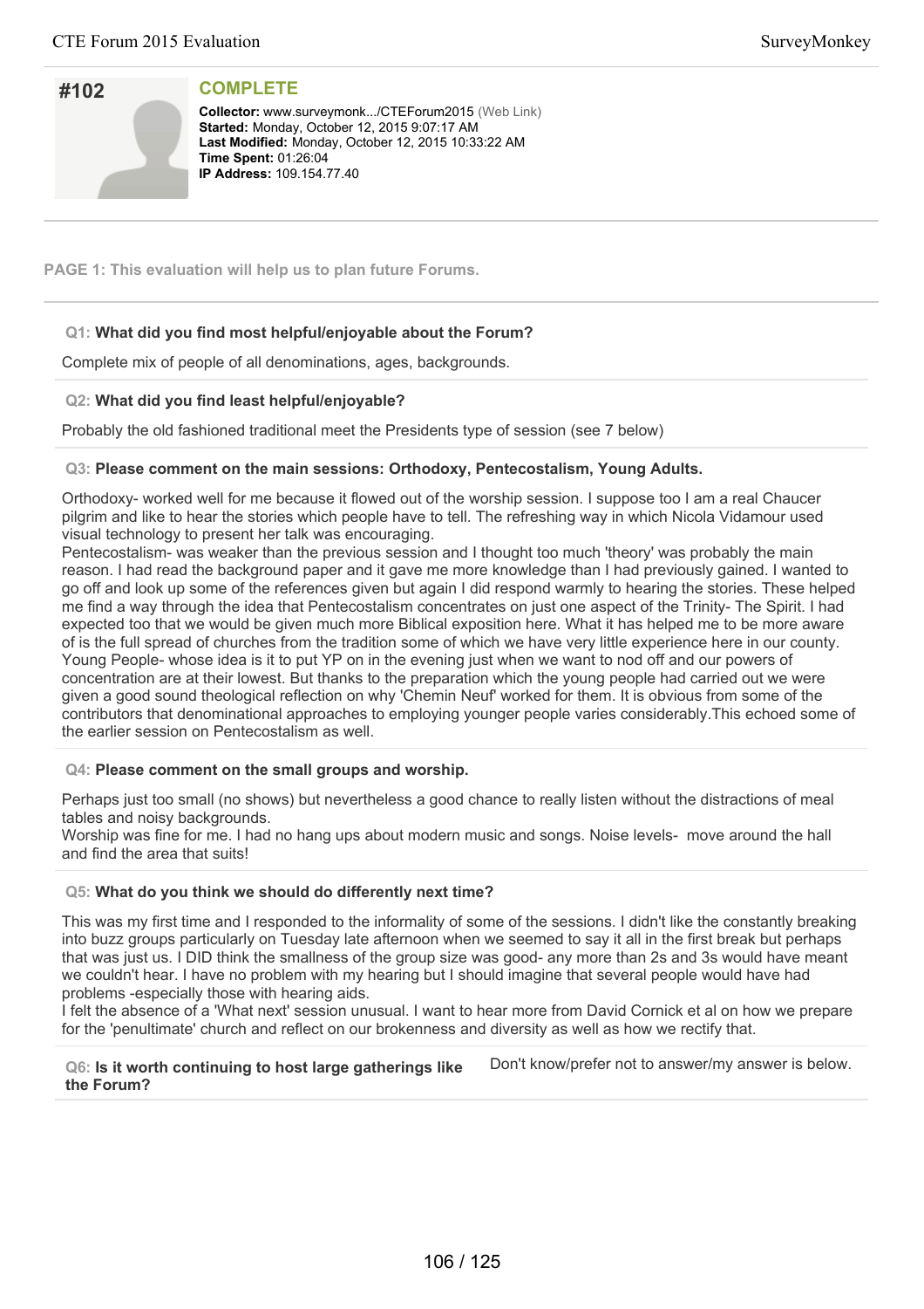## #102

**COMPLETE**

**Collector:** www.surveymonk.../CTEForum2015 (Web Link)
**Started:** Monday, October 12, 2015 9:07:17 AM
**Last Modified:** Monday, October 12, 2015 10:33:22 AM
**Time Spent:** 01:26:04
**IP Address:** 109.154.77.40

**PAGE 1: This evaluation will help us to plan future Forums.**

**Q1: What did you find most helpful/enjoyable about the Forum?**

Complete mix of people of all denominations, ages, backgrounds.

**Q2: What did you find least helpful/enjoyable?**

Probably the old fashioned traditional meet the Presidents type of session (see 7 below)

**Q3: Please comment on the main sessions: Orthodoxy, Pentecostalism, Young Adults.**

Orthodoxy- worked well for me because it flowed out of the worship session. I suppose too I am a real Chaucer pilgrim and like to hear the stories which people have to tell. The refreshing way in which Nicola Vidamour used visual technology to present her talk was encouraging.
Pentecostalism- was weaker than the previous session and I thought too much 'theory' was probably the main reason. I had read the background paper and it gave me more knowledge than I had previously gained. I wanted to go off and look up some of the references given but again I did respond warmly to hearing the stories. These helped me find a way through the idea that Pentecostalism concentrates on just one aspect of the Trinity- The Spirit. I had expected too that we would be given much more Biblical exposition here. What it has helped me to be more aware of is the full spread of churches from the tradition some of which we have very little experience here in our county.
Young People- whose idea is it to put YP on in the evening just when we want to nod off and our powers of concentration are at their lowest. But thanks to the preparation which the young people had carried out we were given a good sound theological reflection on why 'Chemin Neuf' worked for them. It is obvious from some of the contributors that denominational approaches to employing younger people varies considerably.This echoed some of the earlier session on Pentecostalism as well.

**Q4: Please comment on the small groups and worship.**

Perhaps just too small (no shows) but nevertheless a good chance to really listen without the distractions of meal tables and noisy backgrounds.
Worship was fine for me. I had no hang ups about modern music and songs. Noise levels- move around the hall and find the area that suits!

**Q5: What do you think we should do differently next time?**

This was my first time and I responded to the informality of some of the sessions. I didn't like the constantly breaking into buzz groups particularly on Tuesday late afternoon when we seemed to say it all in the first break but perhaps that was just us. I DID think the smallness of the group size was good- any more than 2s and 3s would have meant we couldn't hear. I have no problem with my hearing but I should imagine that several people would have had problems -especially those with hearing aids.
I felt the absence of a 'What next' session unusual. I want to hear more from David Cornick et al on how we prepare for the 'penultimate' church and reflect on our brokenness and diversity as well as how we rectify that.

**Q6: Is it worth continuing to host large gatherings like the Forum?**

Don't know/prefer not to answer/my answer is below.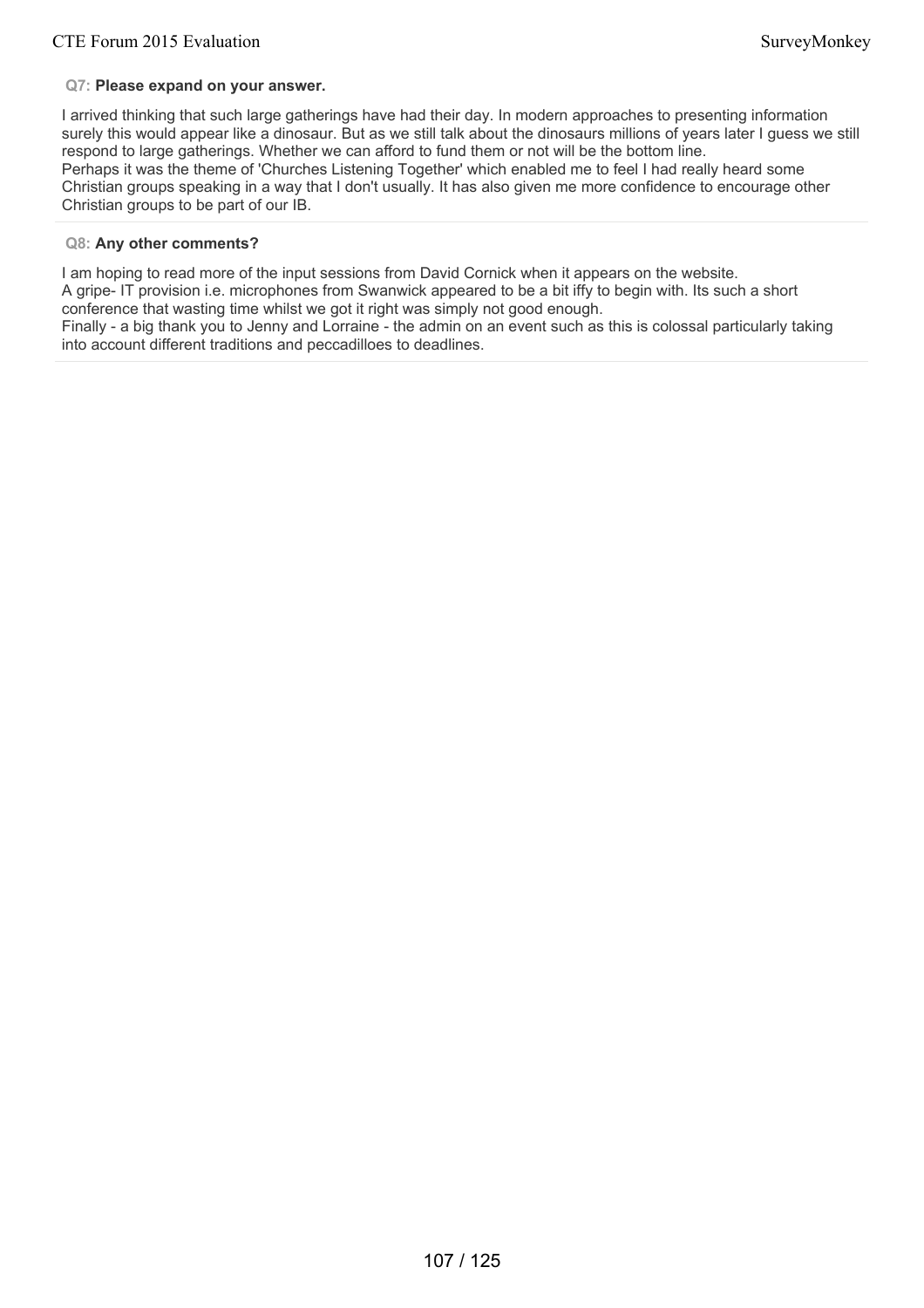**Q7: Please expand on your answer.**

I arrived thinking that such large gatherings have had their day. In modern approaches to presenting information surely this would appear like a dinosaur. But as we still talk about the dinosaurs millions of years later I guess we still respond to large gatherings. Whether we can afford to fund them or not will be the bottom line.
Perhaps it was the theme of 'Churches Listening Together' which enabled me to feel I had really heard some Christian groups speaking in a way that I don't usually. It has also given me more confidence to encourage other Christian groups to be part of our IB.

**Q8: Any other comments?**

I am hoping to read more of the input sessions from David Cornick when it appears on the website.
A gripe- IT provision i.e. microphones from Swanwick appeared to be a bit iffy to begin with. Its such a short conference that wasting time whilst we got it right was simply not good enough.
Finally - a big thank you to Jenny and Lorraine - the admin on an event such as this is colossal particularly taking into account different traditions and peccadilloes to deadlines.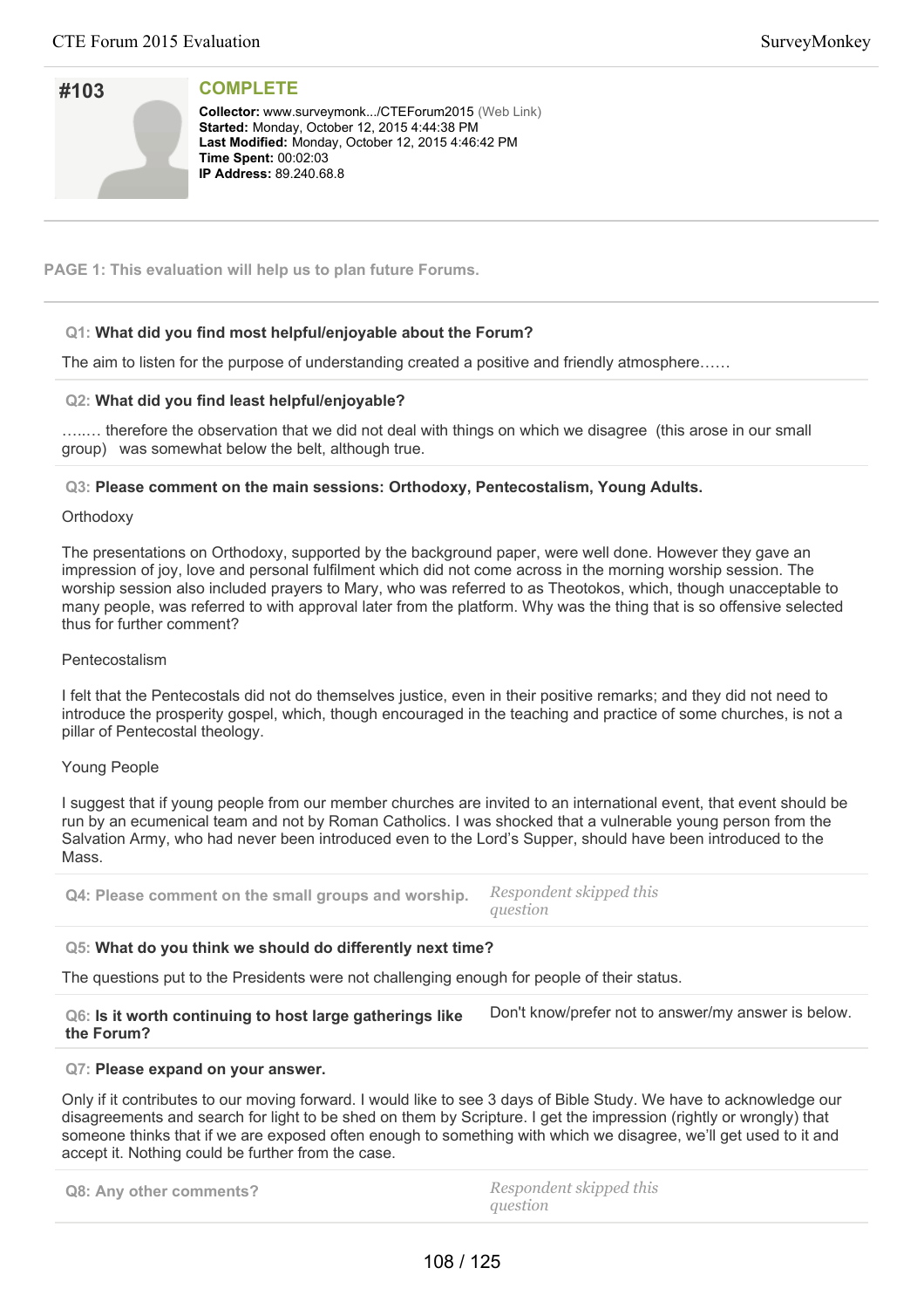## #103

**COMPLETE**

**Collector:** www.surveymonk.../CTEForum2015 (Web Link)
**Started:** Monday, October 12, 2015 4:44:38 PM
**Last Modified:** Monday, October 12, 2015 4:46:42 PM
**Time Spent:** 00:02:03
**IP Address:** 89.240.68.8

**PAGE 1: This evaluation will help us to plan future Forums.**

**Q1: What did you find most helpful/enjoyable about the Forum?**

The aim to listen for the purpose of understanding created a positive and friendly atmosphere……

**Q2: What did you find least helpful/enjoyable?**

…..… therefore the observation that we did not deal with things on which we disagree (this arose in our small group) was somewhat below the belt, although true.

**Q3: Please comment on the main sessions: Orthodoxy, Pentecostalism, Young Adults.**

Orthodoxy

The presentations on Orthodoxy, supported by the background paper, were well done. However they gave an impression of joy, love and personal fulfilment which did not come across in the morning worship session. The worship session also included prayers to Mary, who was referred to as Theotokos, which, though unacceptable to many people, was referred to with approval later from the platform. Why was the thing that is so offensive selected thus for further comment?

Pentecostalism

I felt that the Pentecostals did not do themselves justice, even in their positive remarks; and they did not need to introduce the prosperity gospel, which, though encouraged in the teaching and practice of some churches, is not a pillar of Pentecostal theology.

Young People

I suggest that if young people from our member churches are invited to an international event, that event should be run by an ecumenical team and not by Roman Catholics. I was shocked that a vulnerable young person from the Salvation Army, who had never been introduced even to the Lord's Supper, should have been introduced to the Mass.

**Q4: Please comment on the small groups and worship.** *Respondent skipped this question*

**Q5: What do you think we should do differently next time?**

The questions put to the Presidents were not challenging enough for people of their status.

**Q6: Is it worth continuing to host large gatherings like the Forum?** Don't know/prefer not to answer/my answer is below.

**Q7: Please expand on your answer.**

Only if it contributes to our moving forward. I would like to see 3 days of Bible Study. We have to acknowledge our disagreements and search for light to be shed on them by Scripture. I get the impression (rightly or wrongly) that someone thinks that if we are exposed often enough to something with which we disagree, we'll get used to it and accept it. Nothing could be further from the case.

**Q8: Any other comments?** *Respondent skipped this question*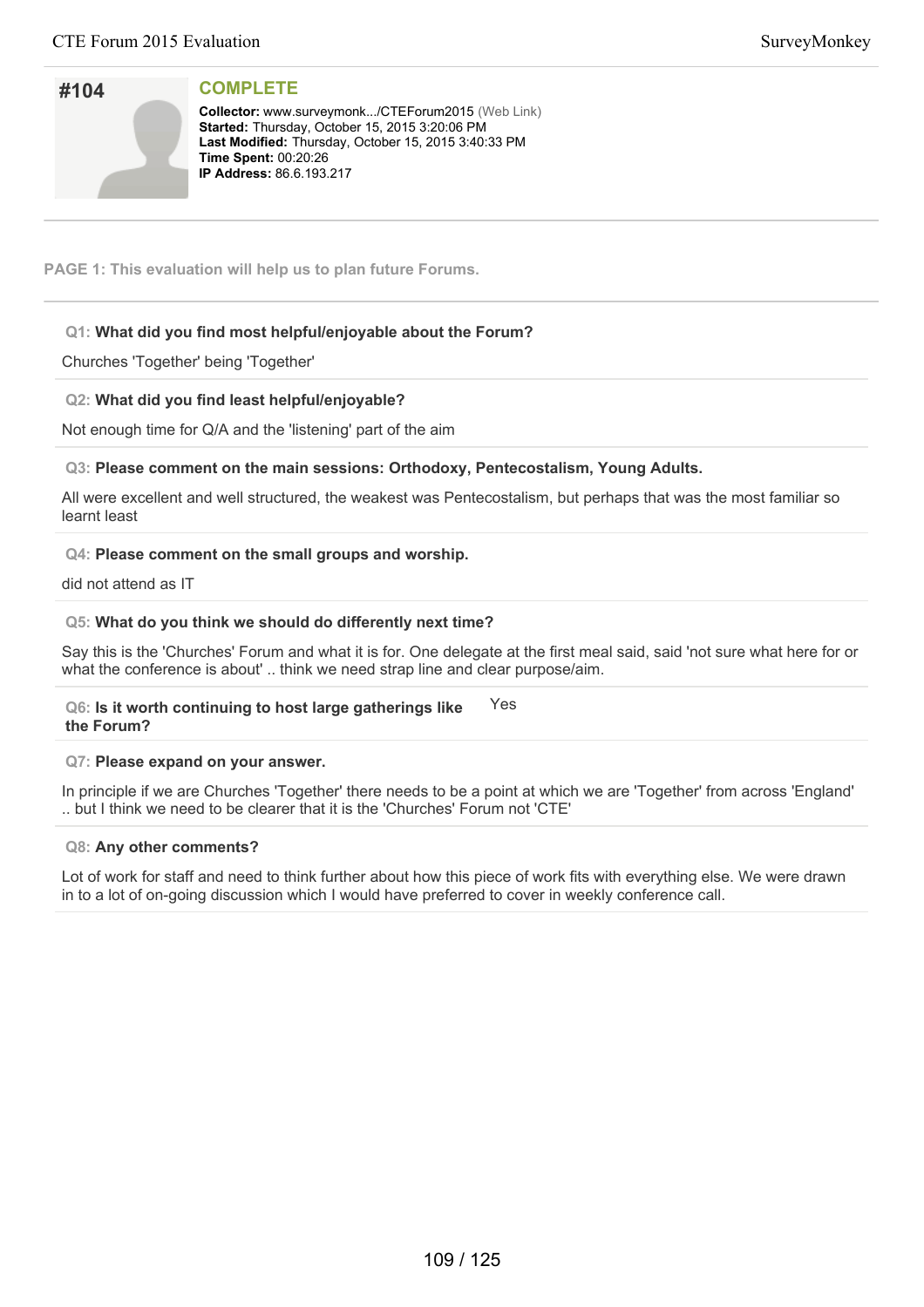# #104

**COMPLETE**

**Collector:** www.surveymonk.../CTEForum2015 (Web Link)
**Started:** Thursday, October 15, 2015 3:20:06 PM
**Last Modified:** Thursday, October 15, 2015 3:40:33 PM
**Time Spent:** 00:20:26
**IP Address:** 86.6.193.217

**PAGE 1: This evaluation will help us to plan future Forums.**

**Q1: What did you find most helpful/enjoyable about the Forum?**

Churches 'Together' being 'Together'

**Q2: What did you find least helpful/enjoyable?**

Not enough time for Q/A and the 'listening' part of the aim

**Q3: Please comment on the main sessions: Orthodoxy, Pentecostalism, Young Adults.**

All were excellent and well structured, the weakest was Pentecostalism, but perhaps that was the most familiar so learnt least

**Q4: Please comment on the small groups and worship.**

did not attend as IT

**Q5: What do you think we should do differently next time?**

Say this is the 'Churches' Forum and what it is for. One delegate at the first meal said, said 'not sure what here for or what the conference is about' .. think we need strap line and clear purpose/aim.

**Q6: Is it worth continuing to host large gatherings like the Forum?** Yes

**Q7: Please expand on your answer.**

In principle if we are Churches 'Together' there needs to be a point at which we are 'Together' from across 'England' .. but I think we need to be clearer that it is the 'Churches' Forum not 'CTE'

**Q8: Any other comments?**

Lot of work for staff and need to think further about how this piece of work fits with everything else. We were drawn in to a lot of on-going discussion which I would have preferred to cover in weekly conference call.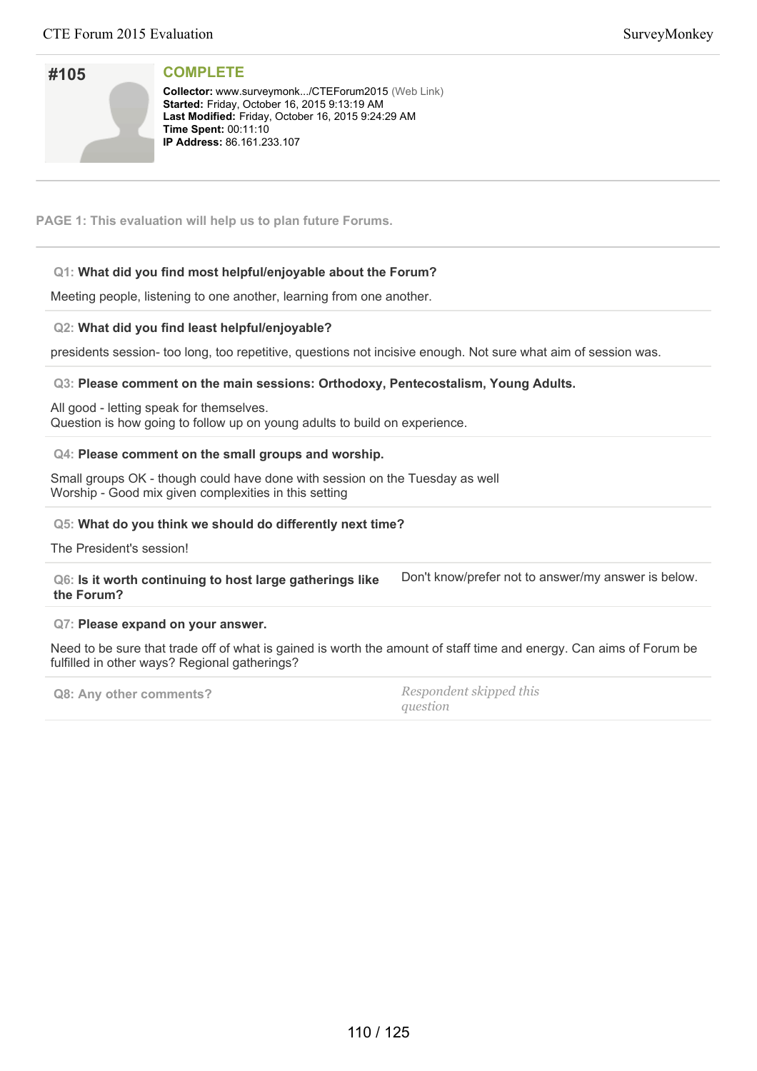# #105

## COMPLETE

**Collector:** www.surveymonk.../CTEForum2015 (Web Link)
**Started:** Friday, October 16, 2015 9:13:19 AM
**Last Modified:** Friday, October 16, 2015 9:24:29 AM
**Time Spent:** 00:11:10
**IP Address:** 86.161.233.107

---

**PAGE 1: This evaluation will help us to plan future Forums.**

---

**Q1: What did you find most helpful/enjoyable about the Forum?**

Meeting people, listening to one another, learning from one another.

**Q2: What did you find least helpful/enjoyable?**

presidents session- too long, too repetitive, questions not incisive enough. Not sure what aim of session was.

**Q3: Please comment on the main sessions: Orthodoxy, Pentecostalism, Young Adults.**

All good - letting speak for themselves.
Question is how going to follow up on young adults to build on experience.

**Q4: Please comment on the small groups and worship.**

Small groups OK - though could have done with session on the Tuesday as well
Worship - Good mix given complexities in this setting

**Q5: What do you think we should do differently next time?**

The President's session!

**Q6: Is it worth continuing to host large gatherings like the Forum?**

Don't know/prefer not to answer/my answer is below.

**Q7: Please expand on your answer.**

Need to be sure that trade off of what is gained is worth the amount of staff time and energy. Can aims of Forum be fulfilled in other ways? Regional gatherings?

**Q8: Any other comments?**

*Respondent skipped this question*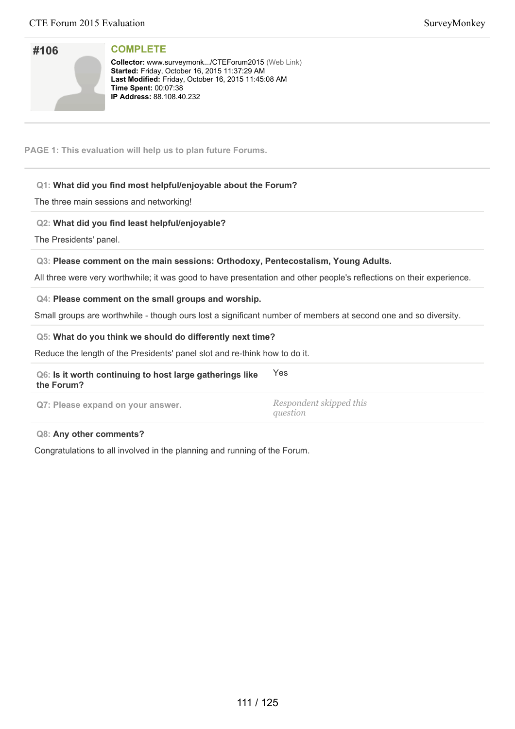# #106

**COMPLETE**

**Collector:** www.surveymonk.../CTEForum2015 (Web Link)
**Started:** Friday, October 16, 2015 11:37:29 AM
**Last Modified:** Friday, October 16, 2015 11:45:08 AM
**Time Spent:** 00:07:38
**IP Address:** 88.108.40.232

**PAGE 1: This evaluation will help us to plan future Forums.**

**Q1: What did you find most helpful/enjoyable about the Forum?**

The three main sessions and networking!

**Q2: What did you find least helpful/enjoyable?**

The Presidents' panel.

**Q3: Please comment on the main sessions: Orthodoxy, Pentecostalism, Young Adults.**

All three were very worthwhile; it was good to have presentation and other people's reflections on their experience.

**Q4: Please comment on the small groups and worship.**

Small groups are worthwhile - though ours lost a significant number of members at second one and so diversity.

**Q5: What do you think we should do differently next time?**

Reduce the length of the Presidents' panel slot and re-think how to do it.

**Q6: Is it worth continuing to host large gatherings like the Forum?**

Yes

**Q7: Please expand on your answer.**

*Respondent skipped this question*

**Q8: Any other comments?**

Congratulations to all involved in the planning and running of the Forum.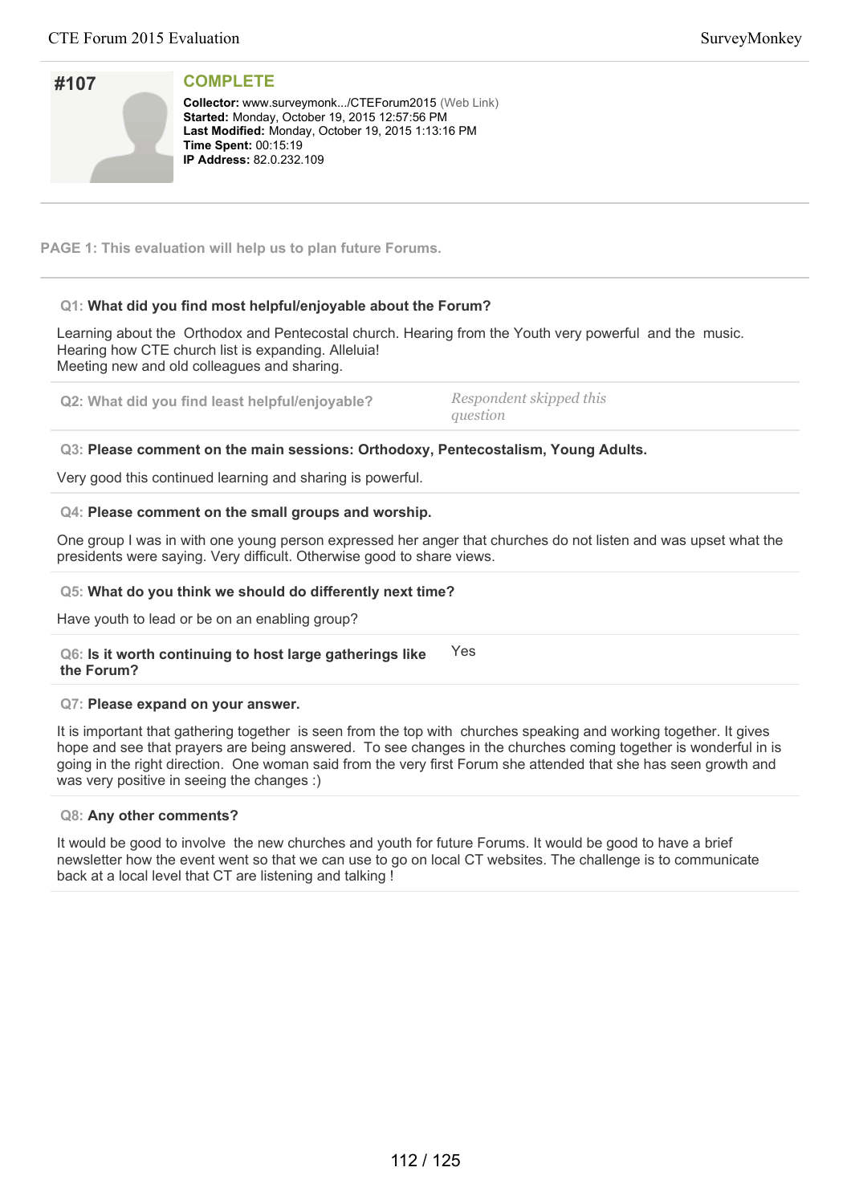## #107

**COMPLETE**

**Collector:** www.surveymonk.../CTEForum2015 (Web Link)
**Started:** Monday, October 19, 2015 12:57:56 PM
**Last Modified:** Monday, October 19, 2015 1:13:16 PM
**Time Spent:** 00:15:19
**IP Address:** 82.0.232.109

---

**PAGE 1: This evaluation will help us to plan future Forums.**

---

**Q1: What did you find most helpful/enjoyable about the Forum?**

Learning about the Orthodox and Pentecostal church. Hearing from the Youth very powerful and the music.
Hearing how CTE church list is expanding. Alleluia!
Meeting new and old colleagues and sharing.

**Q2: What did you find least helpful/enjoyable?**

*Respondent skipped this question*

**Q3: Please comment on the main sessions: Orthodoxy, Pentecostalism, Young Adults.**

Very good this continued learning and sharing is powerful.

**Q4: Please comment on the small groups and worship.**

One group I was in with one young person expressed her anger that churches do not listen and was upset what the presidents were saying. Very difficult. Otherwise good to share views.

**Q5: What do you think we should do differently next time?**

Have youth to lead or be on an enabling group?

**Q6: Is it worth continuing to host large gatherings like the Forum?**

Yes

**Q7: Please expand on your answer.**

It is important that gathering together is seen from the top with churches speaking and working together. It gives hope and see that prayers are being answered. To see changes in the churches coming together is wonderful in is going in the right direction. One woman said from the very first Forum she attended that she has seen growth and was very positive in seeing the changes :)

**Q8: Any other comments?**

It would be good to involve the new churches and youth for future Forums. It would be good to have a brief newsletter how the event went so that we can use to go on local CT websites. The challenge is to communicate back at a local level that CT are listening and talking !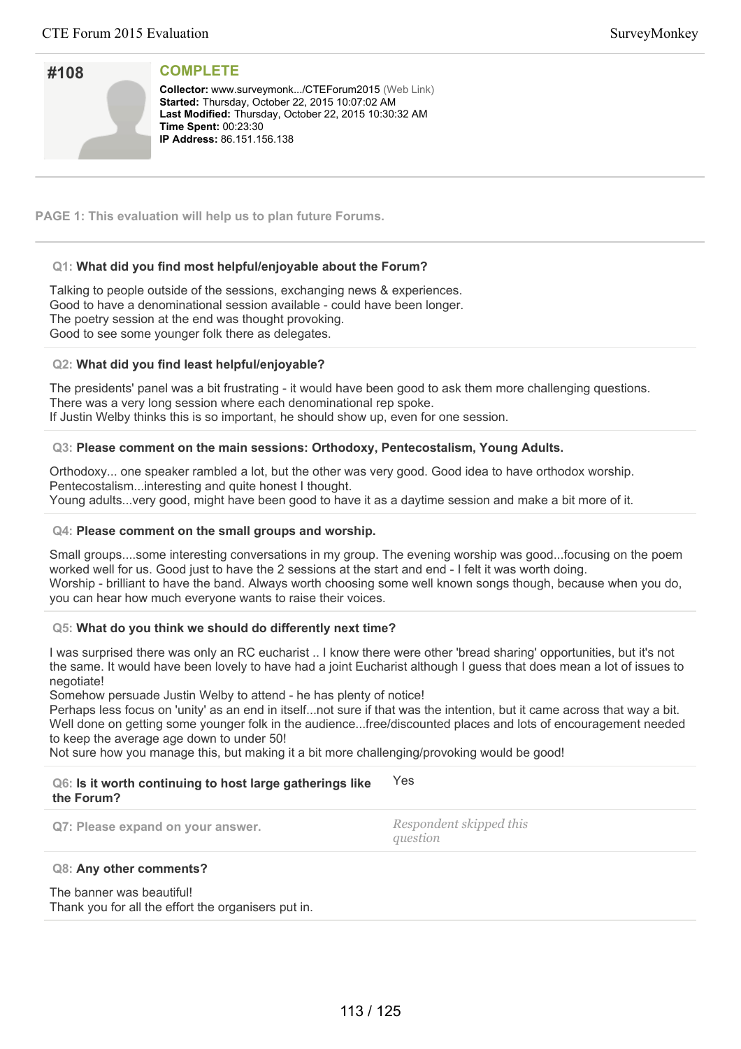## #108

### COMPLETE

**Collector:** www.surveymonk.../CTEForum2015 (Web Link)
**Started:** Thursday, October 22, 2015 10:07:02 AM
**Last Modified:** Thursday, October 22, 2015 10:30:32 AM
**Time Spent:** 00:23:30
**IP Address:** 86.151.156.138

---

**PAGE 1: This evaluation will help us to plan future Forums.**

---

**Q1: What did you find most helpful/enjoyable about the Forum?**

Talking to people outside of the sessions, exchanging news & experiences.
Good to have a denominational session available - could have been longer.
The poetry session at the end was thought provoking.
Good to see some younger folk there as delegates.

**Q2: What did you find least helpful/enjoyable?**

The presidents' panel was a bit frustrating - it would have been good to ask them more challenging questions.
There was a very long session where each denominational rep spoke.
If Justin Welby thinks this is so important, he should show up, even for one session.

**Q3: Please comment on the main sessions: Orthodoxy, Pentecostalism, Young Adults.**

Orthodoxy... one speaker rambled a lot, but the other was very good. Good idea to have orthodox worship.
Pentecostalism...interesting and quite honest I thought.
Young adults...very good, might have been good to have it as a daytime session and make a bit more of it.

**Q4: Please comment on the small groups and worship.**

Small groups....some interesting conversations in my group. The evening worship was good...focusing on the poem worked well for us. Good just to have the 2 sessions at the start and end - I felt it was worth doing.
Worship - brilliant to have the band. Always worth choosing some well known songs though, because when you do, you can hear how much everyone wants to raise their voices.

**Q5: What do you think we should do differently next time?**

I was surprised there was only an RC eucharist .. I know there were other 'bread sharing' opportunities, but it's not the same. It would have been lovely to have had a joint Eucharist although I guess that does mean a lot of issues to negotiate!
Somehow persuade Justin Welby to attend - he has plenty of notice!
Perhaps less focus on 'unity' as an end in itself...not sure if that was the intention, but it came across that way a bit.
Well done on getting some younger folk in the audience...free/discounted places and lots of encouragement needed to keep the average age down to under 50!
Not sure how you manage this, but making it a bit more challenging/provoking would be good!

**Q6: Is it worth continuing to host large gatherings like the Forum?** Yes

**Q7: Please expand on your answer.** *Respondent skipped this question*

**Q8: Any other comments?**

The banner was beautiful!
Thank you for all the effort the organisers put in.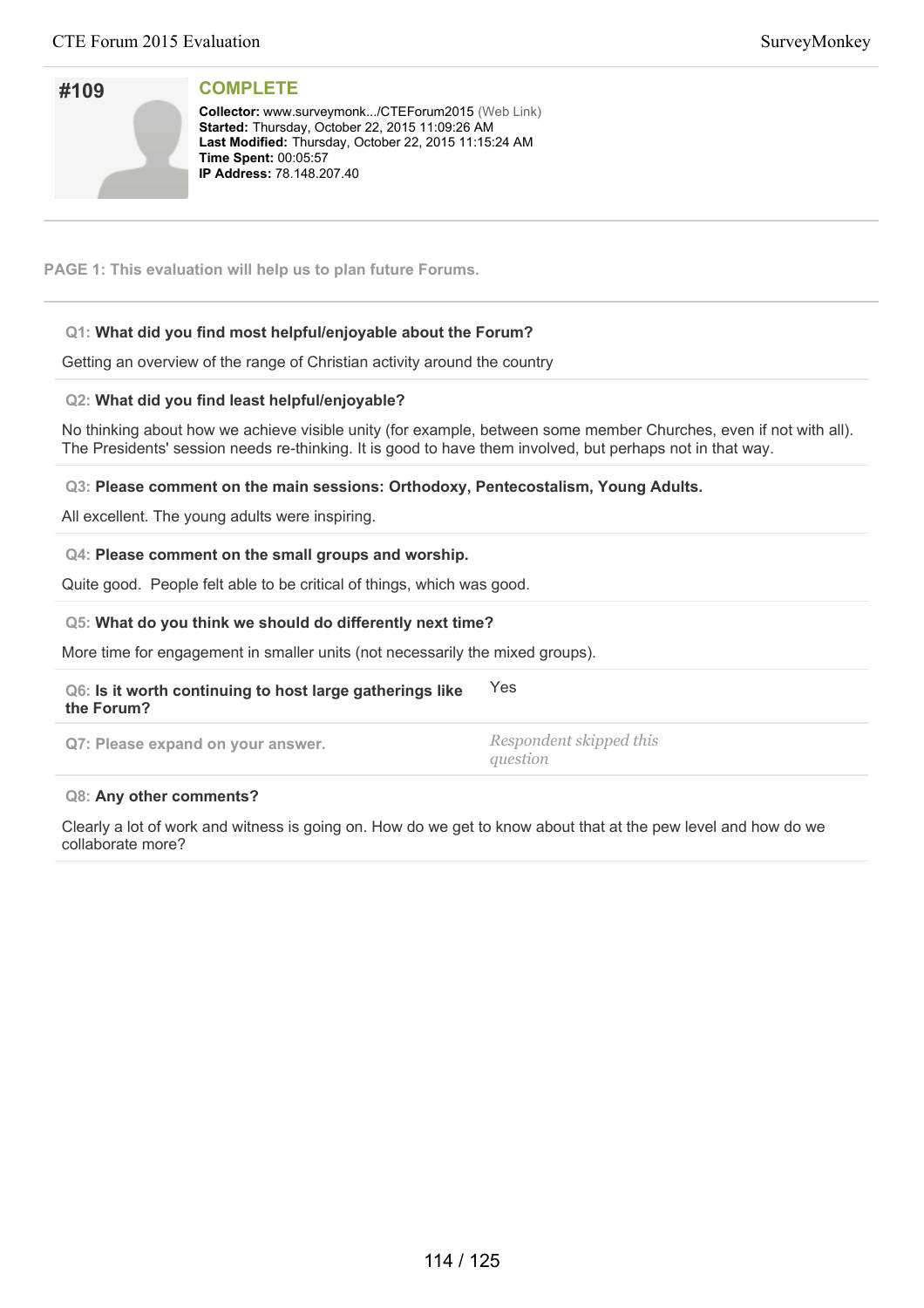## #109

### COMPLETE

**Collector:** www.surveymonk.../CTEForum2015 (Web Link)
**Started:** Thursday, October 22, 2015 11:09:26 AM
**Last Modified:** Thursday, October 22, 2015 11:15:24 AM
**Time Spent:** 00:05:57
**IP Address:** 78.148.207.40

**PAGE 1: This evaluation will help us to plan future Forums.**

**Q1: What did you find most helpful/enjoyable about the Forum?**

Getting an overview of the range of Christian activity around the country

**Q2: What did you find least helpful/enjoyable?**

No thinking about how we achieve visible unity (for example, between some member Churches, even if not with all). The Presidents' session needs re-thinking. It is good to have them involved, but perhaps not in that way.

**Q3: Please comment on the main sessions: Orthodoxy, Pentecostalism, Young Adults.**

All excellent. The young adults were inspiring.

**Q4: Please comment on the small groups and worship.**

Quite good. People felt able to be critical of things, which was good.

**Q5: What do you think we should do differently next time?**

More time for engagement in smaller units (not necessarily the mixed groups).

**Q6: Is it worth continuing to host large gatherings like the Forum?** Yes

**Q7: Please expand on your answer.** *Respondent skipped this question*

**Q8: Any other comments?**

Clearly a lot of work and witness is going on. How do we get to know about that at the pew level and how do we collaborate more?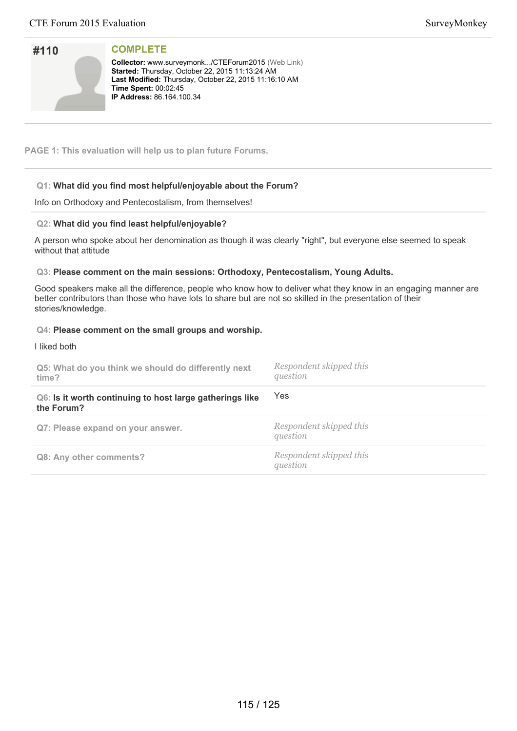## #110

**COMPLETE**

**Collector:** www.surveymonk.../CTEForum2015 (Web Link)
**Started:** Thursday, October 22, 2015 11:13:24 AM
**Last Modified:** Thursday, October 22, 2015 11:16:10 AM
**Time Spent:** 00:02:45
**IP Address:** 86.164.100.34

**PAGE 1: This evaluation will help us to plan future Forums.**

**Q1: What did you find most helpful/enjoyable about the Forum?**

Info on Orthodoxy and Pentecostalism, from themselves!

**Q2: What did you find least helpful/enjoyable?**

A person who spoke about her denomination as though it was clearly "right", but everyone else seemed to speak without that attitude

**Q3: Please comment on the main sessions: Orthodoxy, Pentecostalism, Young Adults.**

Good speakers make all the difference, people who know how to deliver what they know in an engaging manner are better contributors than those who have lots to share but are not so skilled in the presentation of their stories/knowledge.

**Q4: Please comment on the small groups and worship.**

I liked both

**Q5: What do you think we should do differently next time?** *Respondent skipped this question*

**Q6: Is it worth continuing to host large gatherings like the Forum?** Yes

**Q7: Please expand on your answer.** *Respondent skipped this question*

**Q8: Any other comments?** *Respondent skipped this question*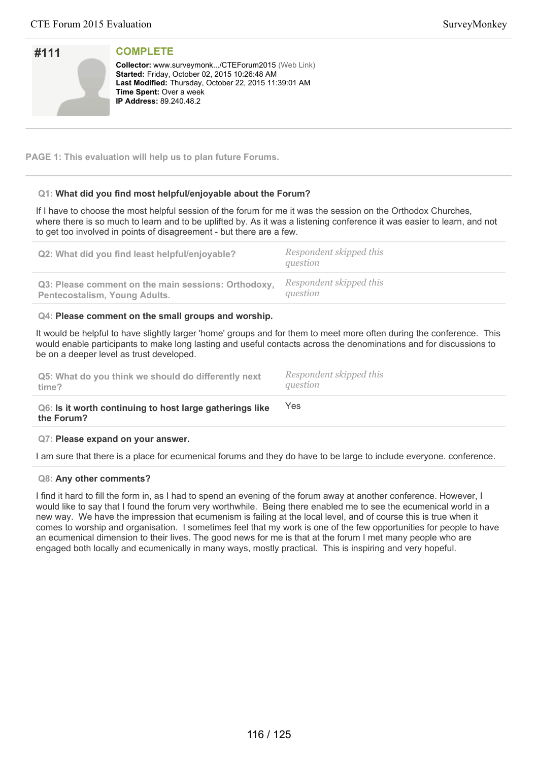# #111

## COMPLETE

**Collector:** www.surveymonk.../CTEForum2015 (Web Link)
**Started:** Friday, October 02, 2015 10:26:48 AM
**Last Modified:** Thursday, October 22, 2015 11:39:01 AM
**Time Spent:** Over a week
**IP Address:** 89.240.48.2

---

**PAGE 1: This evaluation will help us to plan future Forums.**

---

**Q1: What did you find most helpful/enjoyable about the Forum?**

If I have to choose the most helpful session of the forum for me it was the session on the Orthodox Churches, where there is so much to learn and to be uplifted by. As it was a listening conference it was easier to learn, and not to get too involved in points of disagreement - but there are a few.

| | |
|---|---|
| **Q2: What did you find least helpful/enjoyable?** | *Respondent skipped this question* |
| **Q3: Please comment on the main sessions: Orthodoxy, Pentecostalism, Young Adults.** | *Respondent skipped this question* |

**Q4: Please comment on the small groups and worship.**

It would be helpful to have slightly larger 'home' groups and for them to meet more often during the conference. This would enable participants to make long lasting and useful contacts across the denominations and for discussions to be on a deeper level as trust developed.

| | |
|---|---|
| **Q5: What do you think we should do differently next time?** | *Respondent skipped this question* |
| **Q6: Is it worth continuing to host large gatherings like the Forum?** | Yes |

**Q7: Please expand on your answer.**

I am sure that there is a place for ecumenical forums and they do have to be large to include everyone. conference.

**Q8: Any other comments?**

I find it hard to fill the form in, as I had to spend an evening of the forum away at another conference. However, I would like to say that I found the forum very worthwhile. Being there enabled me to see the ecumenical world in a new way. We have the impression that ecumenism is failing at the local level, and of course this is true when it comes to worship and organisation. I sometimes feel that my work is one of the few opportunities for people to have an ecumenical dimension to their lives. The good news for me is that at the forum I met many people who are engaged both locally and ecumenically in many ways, mostly practical. This is inspiring and very hopeful.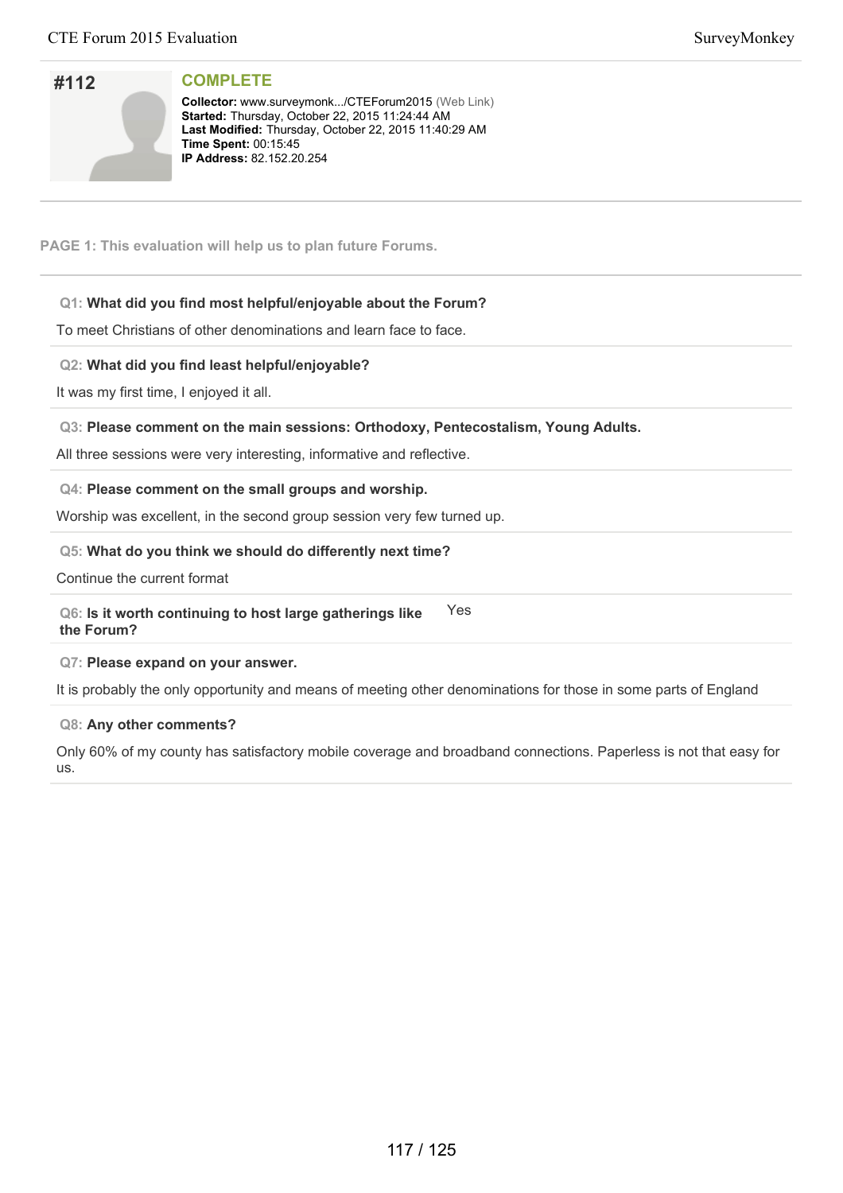# #112

**COMPLETE**

**Collector:** www.surveymonk.../CTEForum2015 (Web Link)
**Started:** Thursday, October 22, 2015 11:24:44 AM
**Last Modified:** Thursday, October 22, 2015 11:40:29 AM
**Time Spent:** 00:15:45
**IP Address:** 82.152.20.254

**PAGE 1: This evaluation will help us to plan future Forums.**

**Q1: What did you find most helpful/enjoyable about the Forum?**

To meet Christians of other denominations and learn face to face.

**Q2: What did you find least helpful/enjoyable?**

It was my first time, I enjoyed it all.

**Q3: Please comment on the main sessions: Orthodoxy, Pentecostalism, Young Adults.**

All three sessions were very interesting, informative and reflective.

**Q4: Please comment on the small groups and worship.**

Worship was excellent, in the second group session very few turned up.

**Q5: What do you think we should do differently next time?**

Continue the current format

**Q6: Is it worth continuing to host large gatherings like the Forum?**

Yes

**Q7: Please expand on your answer.**

It is probably the only opportunity and means of meeting other denominations for those in some parts of England

**Q8: Any other comments?**

Only 60% of my county has satisfactory mobile coverage and broadband connections. Paperless is not that easy for us.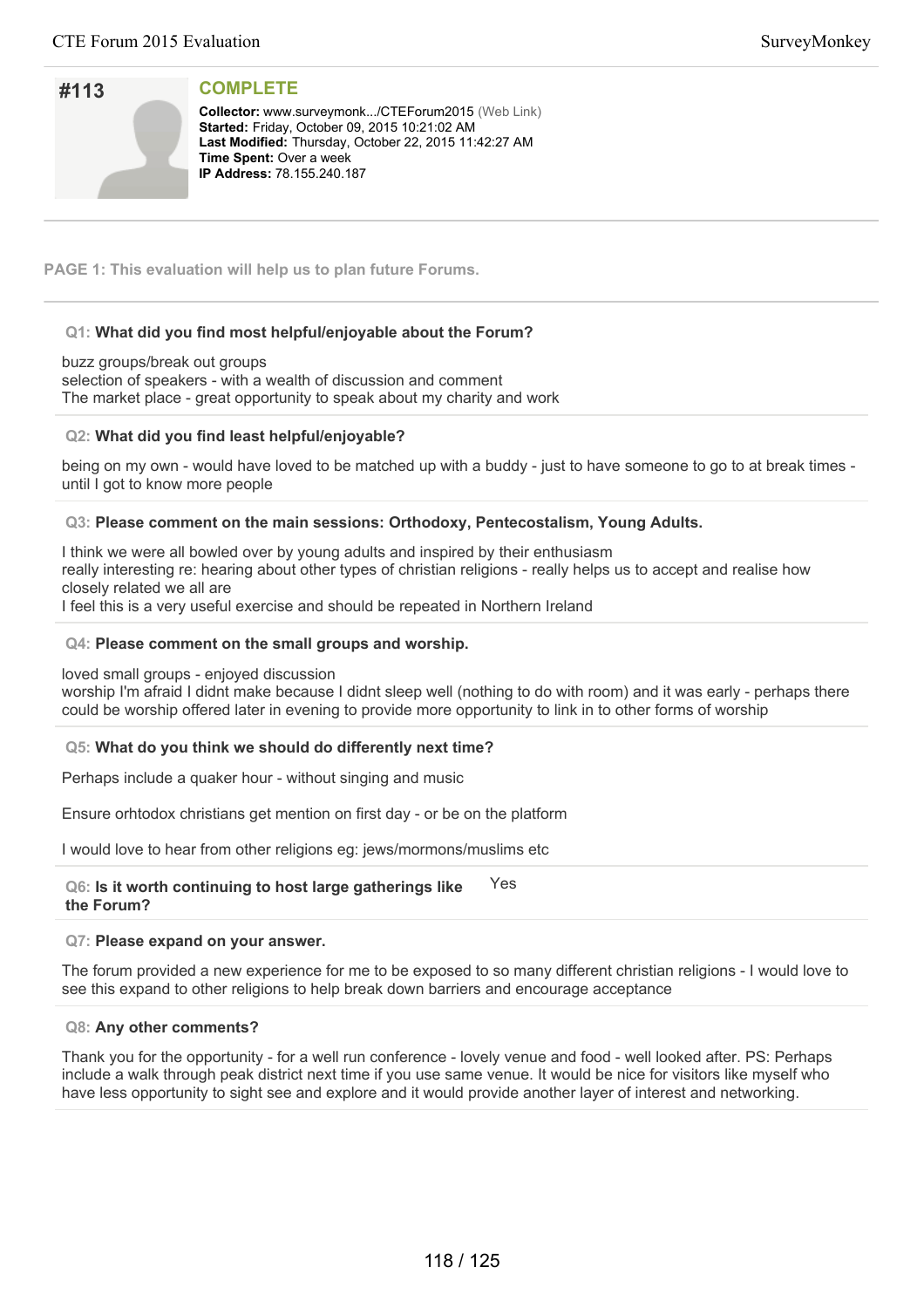# #113

**COMPLETE**

**Collector:** www.surveymonk.../CTEForum2015 (Web Link)
**Started:** Friday, October 09, 2015 10:21:02 AM
**Last Modified:** Thursday, October 22, 2015 11:42:27 AM
**Time Spent:** Over a week
**IP Address:** 78.155.240.187

---

**PAGE 1: This evaluation will help us to plan future Forums.**

---

**Q1: What did you find most helpful/enjoyable about the Forum?**

buzz groups/break out groups
selection of speakers - with a wealth of discussion and comment
The market place - great opportunity to speak about my charity and work

**Q2: What did you find least helpful/enjoyable?**

being on my own - would have loved to be matched up with a buddy - just to have someone to go to at break times - until I got to know more people

**Q3: Please comment on the main sessions: Orthodoxy, Pentecostalism, Young Adults.**

I think we were all bowled over by young adults and inspired by their enthusiasm
really interesting re: hearing about other types of christian religions - really helps us to accept and realise how closely related we all are
I feel this is a very useful exercise and should be repeated in Northern Ireland

**Q4: Please comment on the small groups and worship.**

loved small groups - enjoyed discussion
worship I'm afraid I didnt make because I didnt sleep well (nothing to do with room) and it was early - perhaps there could be worship offered later in evening to provide more opportunity to link in to other forms of worship

**Q5: What do you think we should do differently next time?**

Perhaps include a quaker hour - without singing and music

Ensure orhtodox christians get mention on first day - or be on the platform

I would love to hear from other religions eg: jews/mormons/muslims etc

**Q6: Is it worth continuing to host large gatherings like the Forum?**

Yes

**Q7: Please expand on your answer.**

The forum provided a new experience for me to be exposed to so many different christian religions - I would love to see this expand to other religions to help break down barriers and encourage acceptance

**Q8: Any other comments?**

Thank you for the opportunity - for a well run conference - lovely venue and food - well looked after. PS: Perhaps include a walk through peak district next time if you use same venue. It would be nice for visitors like myself who have less opportunity to sight see and explore and it would provide another layer of interest and networking.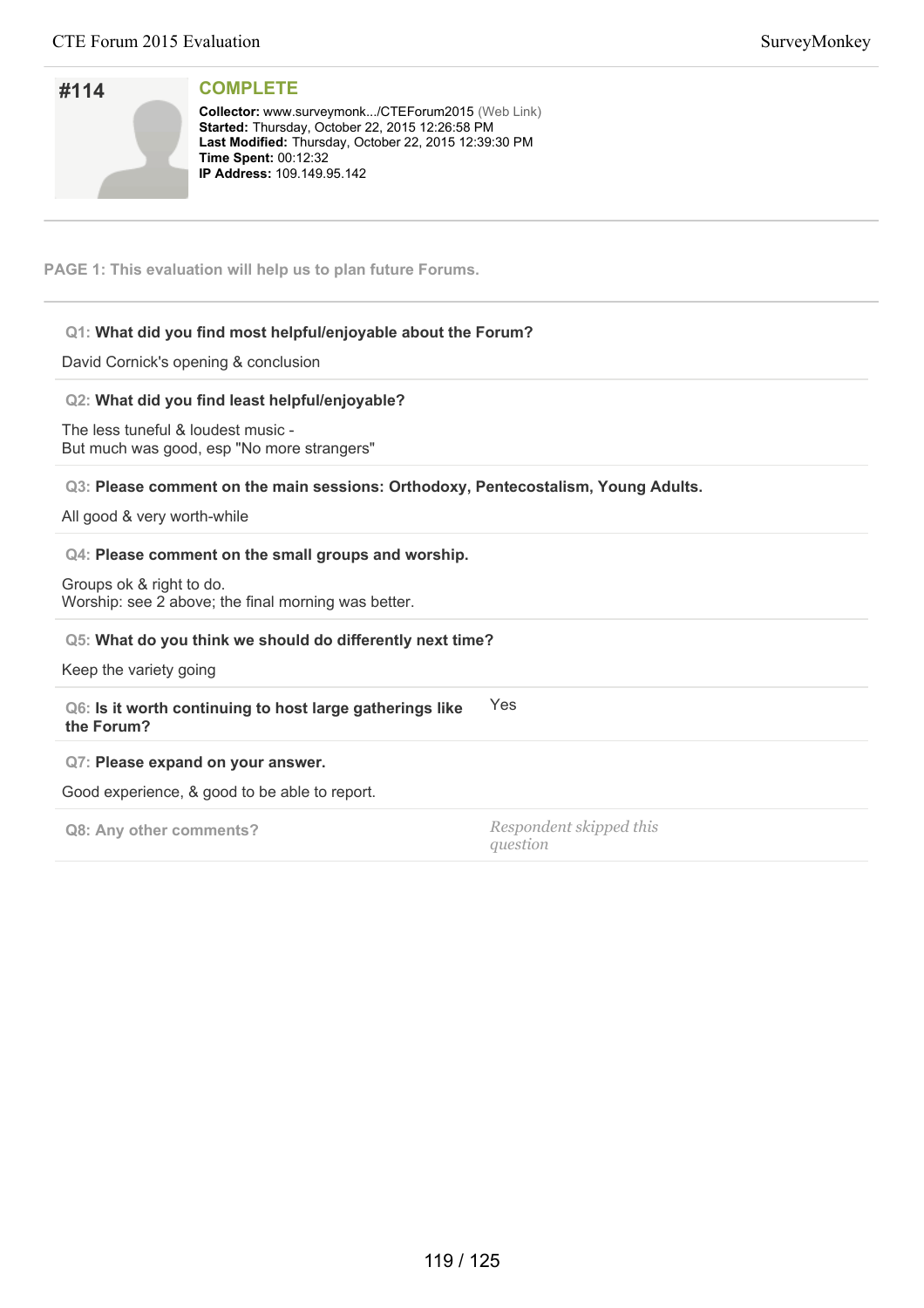# #114

**COMPLETE**

**Collector:** www.surveymonk.../CTEForum2015 (Web Link)
**Started:** Thursday, October 22, 2015 12:26:58 PM
**Last Modified:** Thursday, October 22, 2015 12:39:30 PM
**Time Spent:** 00:12:32
**IP Address:** 109.149.95.142

## PAGE 1: This evaluation will help us to plan future Forums.

**Q1: What did you find most helpful/enjoyable about the Forum?**

David Cornick's opening & conclusion

**Q2: What did you find least helpful/enjoyable?**

The less tuneful & loudest music -
But much was good, esp "No more strangers"

**Q3: Please comment on the main sessions: Orthodoxy, Pentecostalism, Young Adults.**

All good & very worth-while

**Q4: Please comment on the small groups and worship.**

Groups ok & right to do.
Worship: see 2 above; the final morning was better.

**Q5: What do you think we should do differently next time?**

Keep the variety going

**Q6: Is it worth continuing to host large gatherings like the Forum?**

Yes

**Q7: Please expand on your answer.**

Good experience, & good to be able to report.

**Q8: Any other comments?**

*Respondent skipped this question*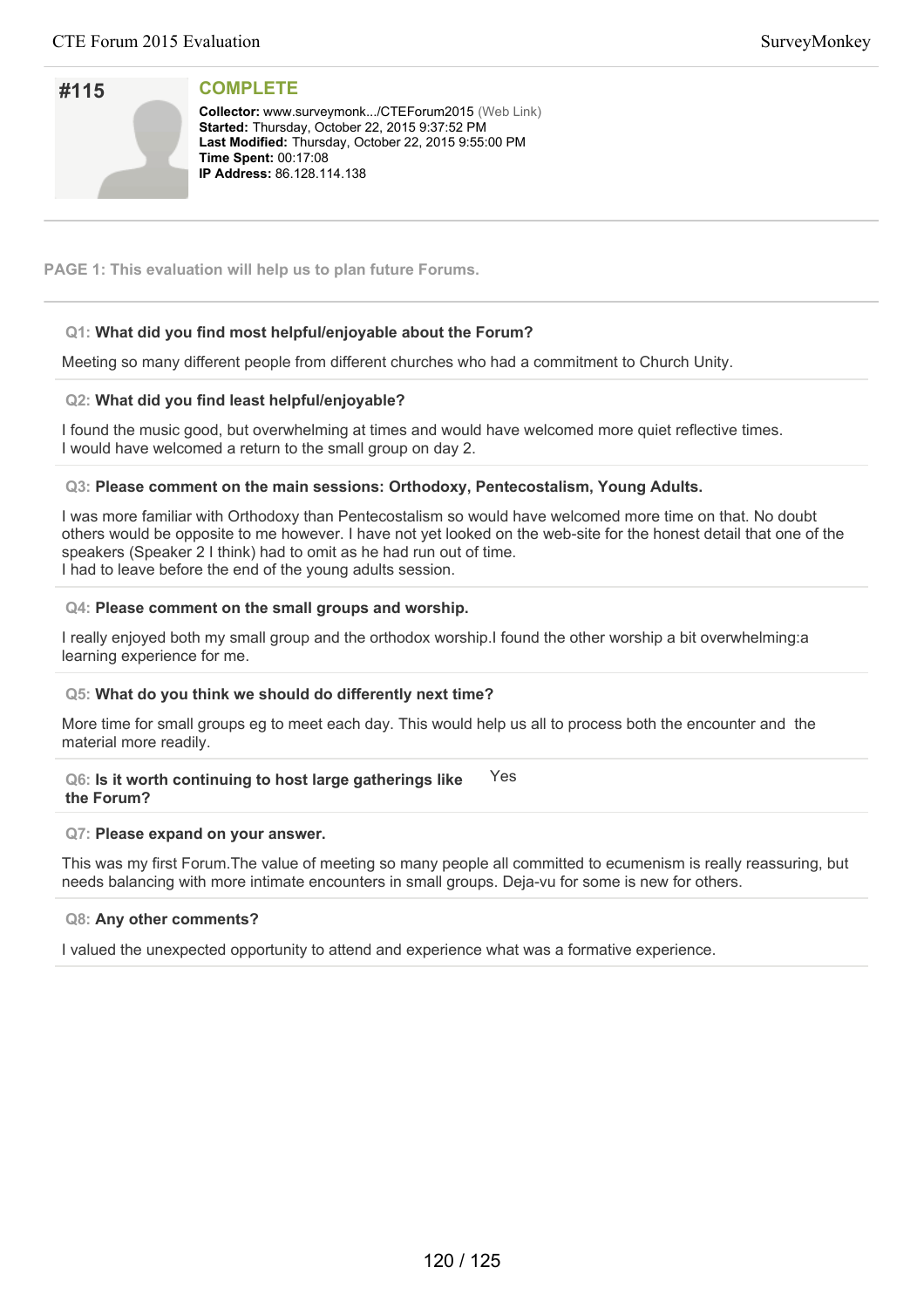## #115

### COMPLETE

**Collector:** www.surveymonk.../CTEForum2015 (Web Link)
**Started:** Thursday, October 22, 2015 9:37:52 PM
**Last Modified:** Thursday, October 22, 2015 9:55:00 PM
**Time Spent:** 00:17:08
**IP Address:** 86.128.114.138

---

**PAGE 1: This evaluation will help us to plan future Forums.**

---

**Q1: What did you find most helpful/enjoyable about the Forum?**

Meeting so many different people from different churches who had a commitment to Church Unity.

**Q2: What did you find least helpful/enjoyable?**

I found the music good, but overwhelming at times and would have welcomed more quiet reflective times.
I would have welcomed a return to the small group on day 2.

**Q3: Please comment on the main sessions: Orthodoxy, Pentecostalism, Young Adults.**

I was more familiar with Orthodoxy than Pentecostalism so would have welcomed more time on that. No doubt others would be opposite to me however. I have not yet looked on the web-site for the honest detail that one of the speakers (Speaker 2 I think) had to omit as he had run out of time.
I had to leave before the end of the young adults session.

**Q4: Please comment on the small groups and worship.**

I really enjoyed both my small group and the orthodox worship.I found the other worship a bit overwhelming:a learning experience for me.

**Q5: What do you think we should do differently next time?**

More time for small groups eg to meet each day. This would help us all to process both the encounter and the material more readily.

**Q6: Is it worth continuing to host large gatherings like the Forum?**

Yes

**Q7: Please expand on your answer.**

This was my first Forum.The value of meeting so many people all committed to ecumenism is really reassuring, but needs balancing with more intimate encounters in small groups. Deja-vu for some is new for others.

**Q8: Any other comments?**

I valued the unexpected opportunity to attend and experience what was a formative experience.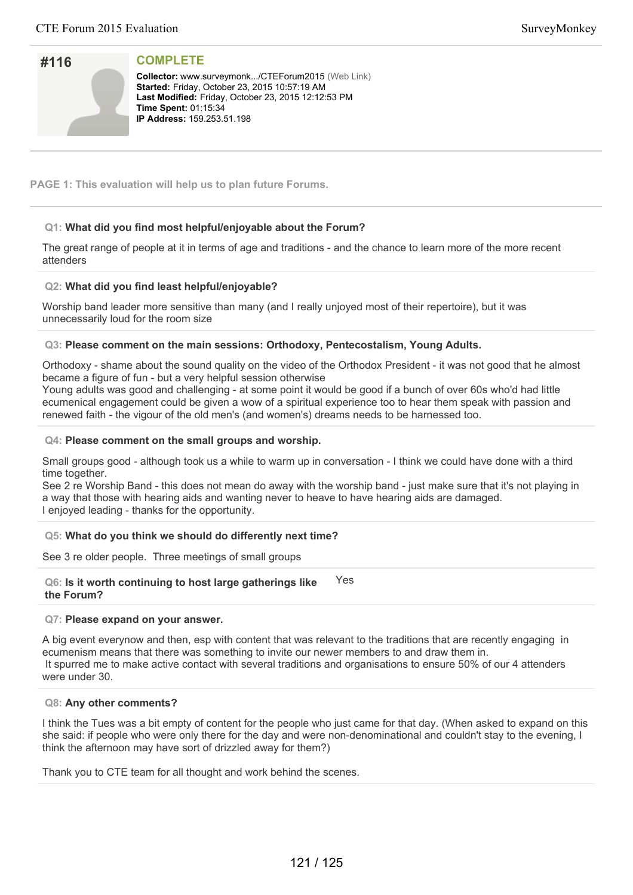# #116

**COMPLETE**

**Collector:** www.surveymonk.../CTEForum2015 (Web Link)
**Started:** Friday, October 23, 2015 10:57:19 AM
**Last Modified:** Friday, October 23, 2015 12:12:53 PM
**Time Spent:** 01:15:34
**IP Address:** 159.253.51.198

**PAGE 1: This evaluation will help us to plan future Forums.**

**Q1: What did you find most helpful/enjoyable about the Forum?**

The great range of people at it in terms of age and traditions - and the chance to learn more of the more recent attenders

**Q2: What did you find least helpful/enjoyable?**

Worship band leader more sensitive than many (and I really unjoyed most of their repertoire), but it was unnecessarily loud for the room size

**Q3: Please comment on the main sessions: Orthodoxy, Pentecostalism, Young Adults.**

Orthodoxy - shame about the sound quality on the video of the Orthodox President - it was not good that he almost became a figure of fun - but a very helpful session otherwise
Young adults was good and challenging - at some point it would be good if a bunch of over 60s who'd had little ecumenical engagement could be given a wow of a spiritual experience too to hear them speak with passion and renewed faith - the vigour of the old men's (and women's) dreams needs to be harnessed too.

**Q4: Please comment on the small groups and worship.**

Small groups good - although took us a while to warm up in conversation - I think we could have done with a third time together.
See 2 re Worship Band - this does not mean do away with the worship band - just make sure that it's not playing in a way that those with hearing aids and wanting never to heave to have hearing aids are damaged.
I enjoyed leading - thanks for the opportunity.

**Q5: What do you think we should do differently next time?**

See 3 re older people. Three meetings of small groups

**Q6: Is it worth continuing to host large gatherings like the Forum?**

Yes

**Q7: Please expand on your answer.**

A big event everynow and then, esp with content that was relevant to the traditions that are recently engaging in ecumenism means that there was something to invite our newer members to and draw them in.
It spurred me to make active contact with several traditions and organisations to ensure 50% of our 4 attenders were under 30.

**Q8: Any other comments?**

I think the Tues was a bit empty of content for the people who just came for that day. (When asked to expand on this she said: if people who were only there for the day and were non-denominational and couldn't stay to the evening, I think the afternoon may have sort of drizzled away for them?)

Thank you to CTE team for all thought and work behind the scenes.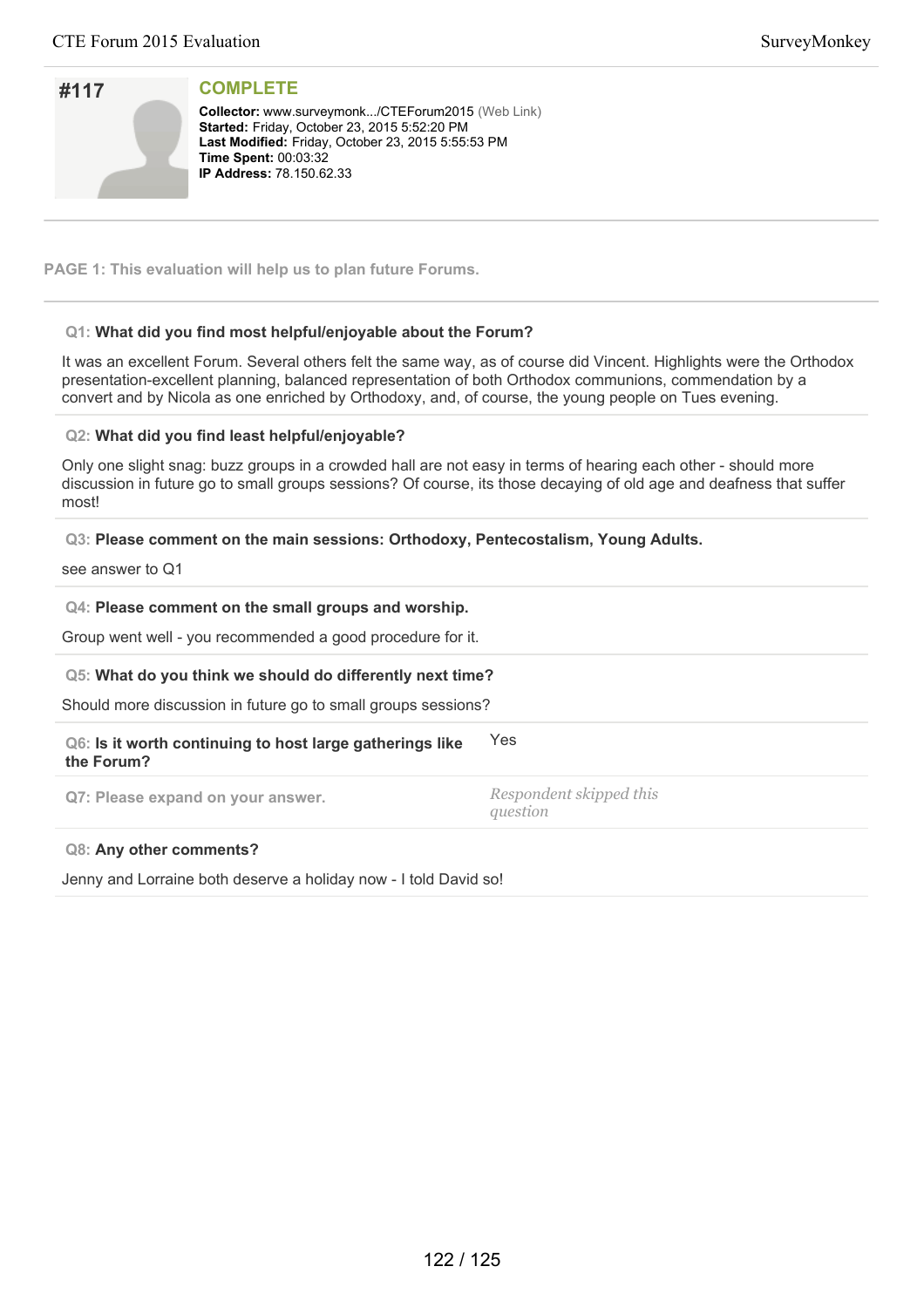## #117

**COMPLETE**

**Collector:** www.surveymonk.../CTEForum2015 (Web Link)
**Started:** Friday, October 23, 2015 5:52:20 PM
**Last Modified:** Friday, October 23, 2015 5:55:53 PM
**Time Spent:** 00:03:32
**IP Address:** 78.150.62.33

---

**PAGE 1: This evaluation will help us to plan future Forums.**

---

**Q1: What did you find most helpful/enjoyable about the Forum?**

It was an excellent Forum. Several others felt the same way, as of course did Vincent. Highlights were the Orthodox presentation-excellent planning, balanced representation of both Orthodox communions, commendation by a convert and by Nicola as one enriched by Orthodoxy, and, of course, the young people on Tues evening.

**Q2: What did you find least helpful/enjoyable?**

Only one slight snag: buzz groups in a crowded hall are not easy in terms of hearing each other - should more discussion in future go to small groups sessions? Of course, its those decaying of old age and deafness that suffer most!

**Q3: Please comment on the main sessions: Orthodoxy, Pentecostalism, Young Adults.**

see answer to Q1

**Q4: Please comment on the small groups and worship.**

Group went well - you recommended a good procedure for it.

**Q5: What do you think we should do differently next time?**

Should more discussion in future go to small groups sessions?

**Q6: Is it worth continuing to host large gatherings like the Forum?**

Yes

**Q7: Please expand on your answer.**

*Respondent skipped this question*

**Q8: Any other comments?**

Jenny and Lorraine both deserve a holiday now - I told David so!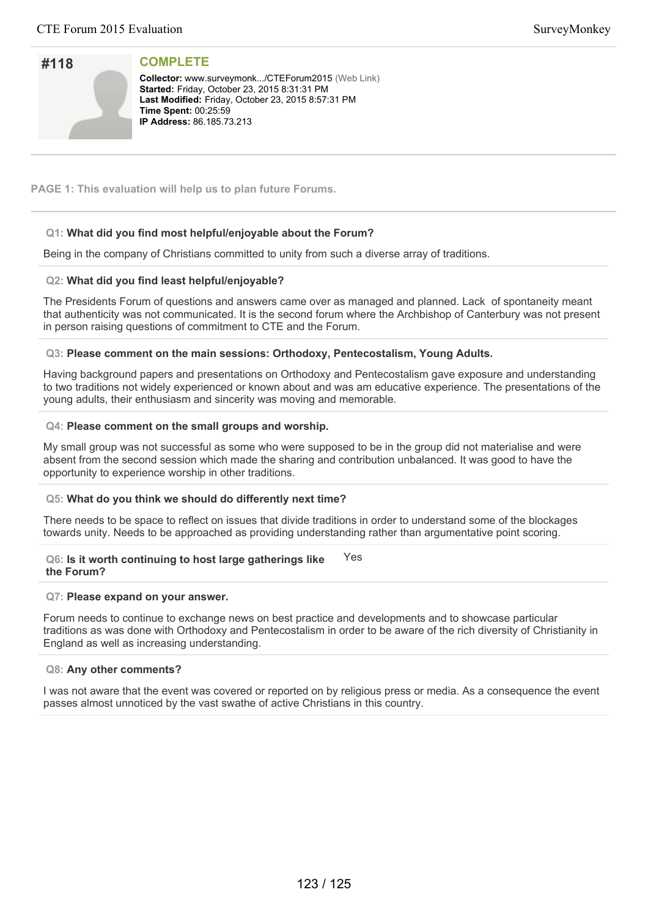## #118

**COMPLETE**

**Collector:** www.surveymonk.../CTEForum2015 (Web Link)
**Started:** Friday, October 23, 2015 8:31:31 PM
**Last Modified:** Friday, October 23, 2015 8:57:31 PM
**Time Spent:** 00:25:59
**IP Address:** 86.185.73.213

---

**PAGE 1: This evaluation will help us to plan future Forums.**

---

**Q1: What did you find most helpful/enjoyable about the Forum?**

Being in the company of Christians committed to unity from such a diverse array of traditions.

**Q2: What did you find least helpful/enjoyable?**

The Presidents Forum of questions and answers came over as managed and planned. Lack  of spontaneity meant that authenticity was not communicated. It is the second forum where the Archbishop of Canterbury was not present in person raising questions of commitment to CTE and the Forum.

**Q3: Please comment on the main sessions: Orthodoxy, Pentecostalism, Young Adults.**

Having background papers and presentations on Orthodoxy and Pentecostalism gave exposure and understanding to two traditions not widely experienced or known about and was am educative experience. The presentations of the young adults, their enthusiasm and sincerity was moving and memorable.

**Q4: Please comment on the small groups and worship.**

My small group was not successful as some who were supposed to be in the group did not materialise and were absent from the second session which made the sharing and contribution unbalanced. It was good to have the opportunity to experience worship in other traditions.

**Q5: What do you think we should do differently next time?**

There needs to be space to reflect on issues that divide traditions in order to understand some of the blockages towards unity. Needs to be approached as providing understanding rather than argumentative point scoring.

**Q6: Is it worth continuing to host large gatherings like the Forum?**

Yes

**Q7: Please expand on your answer.**

Forum needs to continue to exchange news on best practice and developments and to showcase particular traditions as was done with Orthodoxy and Pentecostalism in order to be aware of the rich diversity of Christianity in England as well as increasing understanding.

**Q8: Any other comments?**

I was not aware that the event was covered or reported on by religious press or media. As a consequence the event passes almost unnoticed by the vast swathe of active Christians in this country.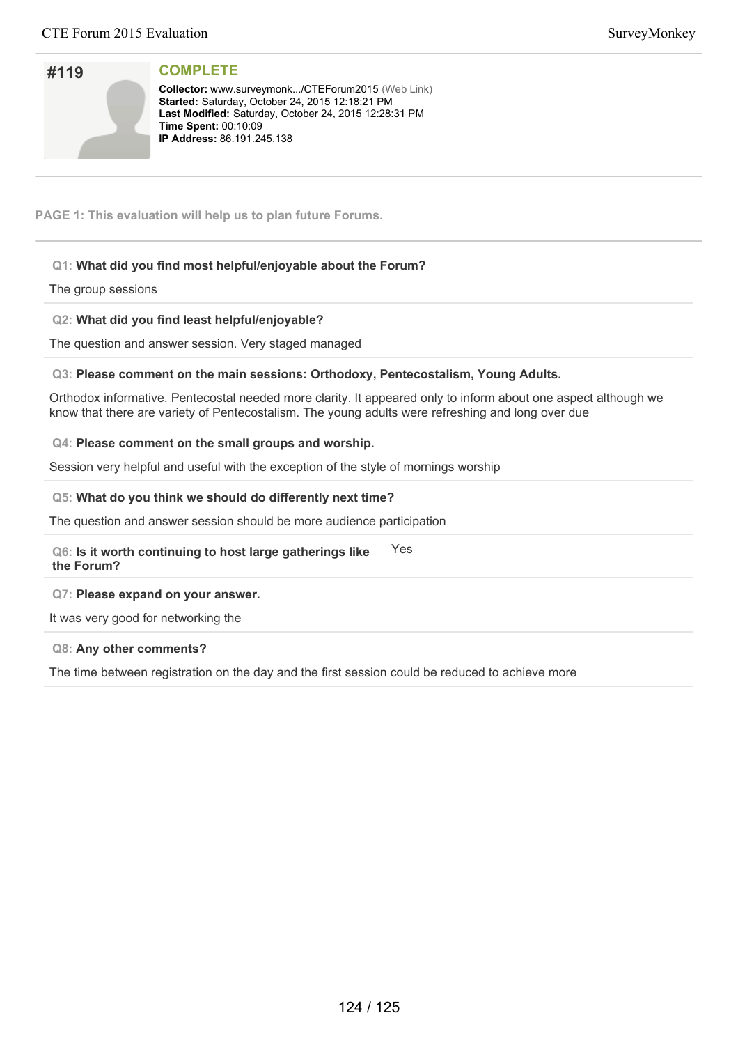## #119

### COMPLETE

**Collector:** www.surveymonk.../CTEForum2015 (Web Link)
**Started:** Saturday, October 24, 2015 12:18:21 PM
**Last Modified:** Saturday, October 24, 2015 12:28:31 PM
**Time Spent:** 00:10:09
**IP Address:** 86.191.245.138

**PAGE 1: This evaluation will help us to plan future Forums.**

**Q1: What did you find most helpful/enjoyable about the Forum?**

The group sessions

**Q2: What did you find least helpful/enjoyable?**

The question and answer session. Very staged managed

**Q3: Please comment on the main sessions: Orthodoxy, Pentecostalism, Young Adults.**

Orthodox informative. Pentecostal needed more clarity. It appeared only to inform about one aspect although we know that there are variety of Pentecostalism. The young adults were refreshing and long over due

**Q4: Please comment on the small groups and worship.**

Session very helpful and useful with the exception of the style of mornings worship

**Q5: What do you think we should do differently next time?**

The question and answer session should be more audience participation

**Q6: Is it worth continuing to host large gatherings like the Forum?** Yes

**Q7: Please expand on your answer.**

It was very good for networking the

**Q8: Any other comments?**

The time between registration on the day and the first session could be reduced to achieve more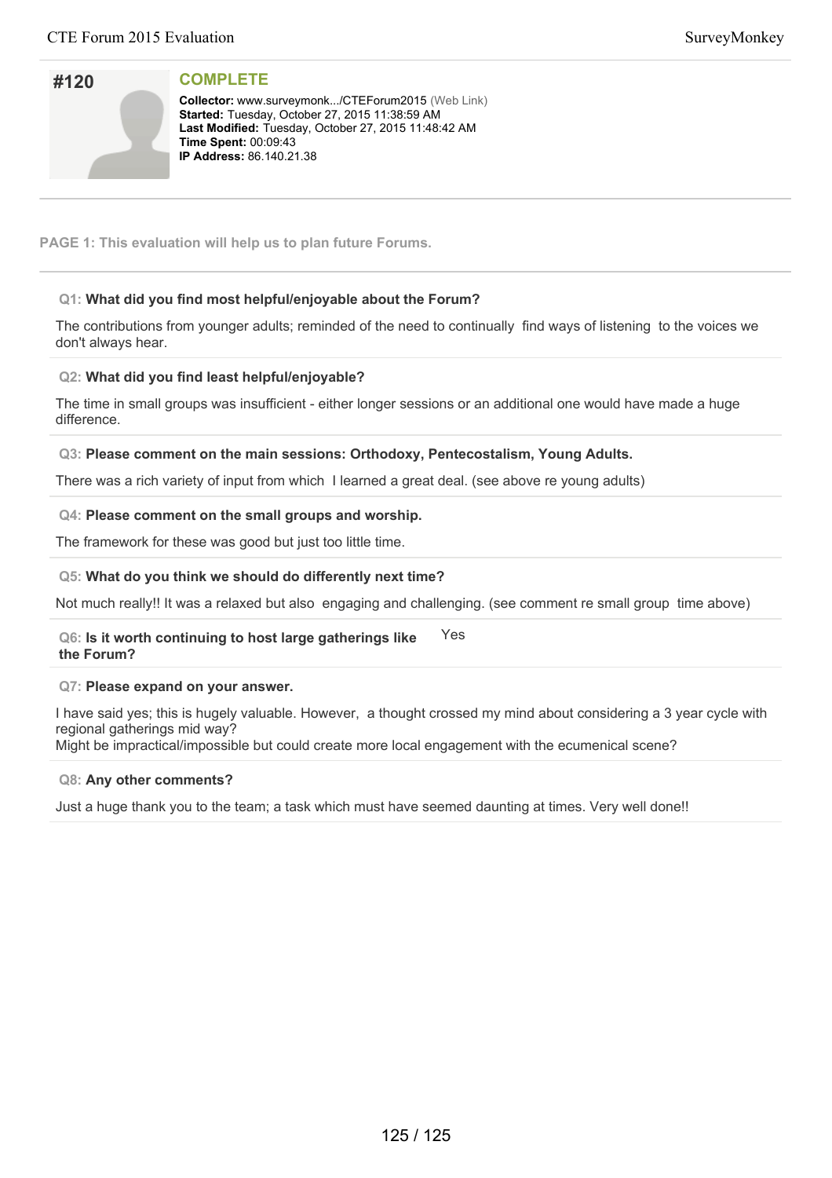## #120

**COMPLETE**

**Collector:** www.surveymonk.../CTEForum2015 (Web Link)
**Started:** Tuesday, October 27, 2015 11:38:59 AM
**Last Modified:** Tuesday, October 27, 2015 11:48:42 AM
**Time Spent:** 00:09:43
**IP Address:** 86.140.21.38

**PAGE 1: This evaluation will help us to plan future Forums.**

**Q1: What did you find most helpful/enjoyable about the Forum?**

The contributions from younger adults; reminded of the need to continually find ways of listening to the voices we don't always hear.

**Q2: What did you find least helpful/enjoyable?**

The time in small groups was insufficient - either longer sessions or an additional one would have made a huge difference.

**Q3: Please comment on the main sessions: Orthodoxy, Pentecostalism, Young Adults.**

There was a rich variety of input from which I learned a great deal. (see above re young adults)

**Q4: Please comment on the small groups and worship.**

The framework for these was good but just too little time.

**Q5: What do you think we should do differently next time?**

Not much really!! It was a relaxed but also engaging and challenging. (see comment re small group time above)

**Q6: Is it worth continuing to host large gatherings like the Forum?** Yes

**Q7: Please expand on your answer.**

I have said yes; this is hugely valuable. However, a thought crossed my mind about considering a 3 year cycle with regional gatherings mid way?
Might be impractical/impossible but could create more local engagement with the ecumenical scene?

**Q8: Any other comments?**

Just a huge thank you to the team; a task which must have seemed daunting at times. Very well done!!